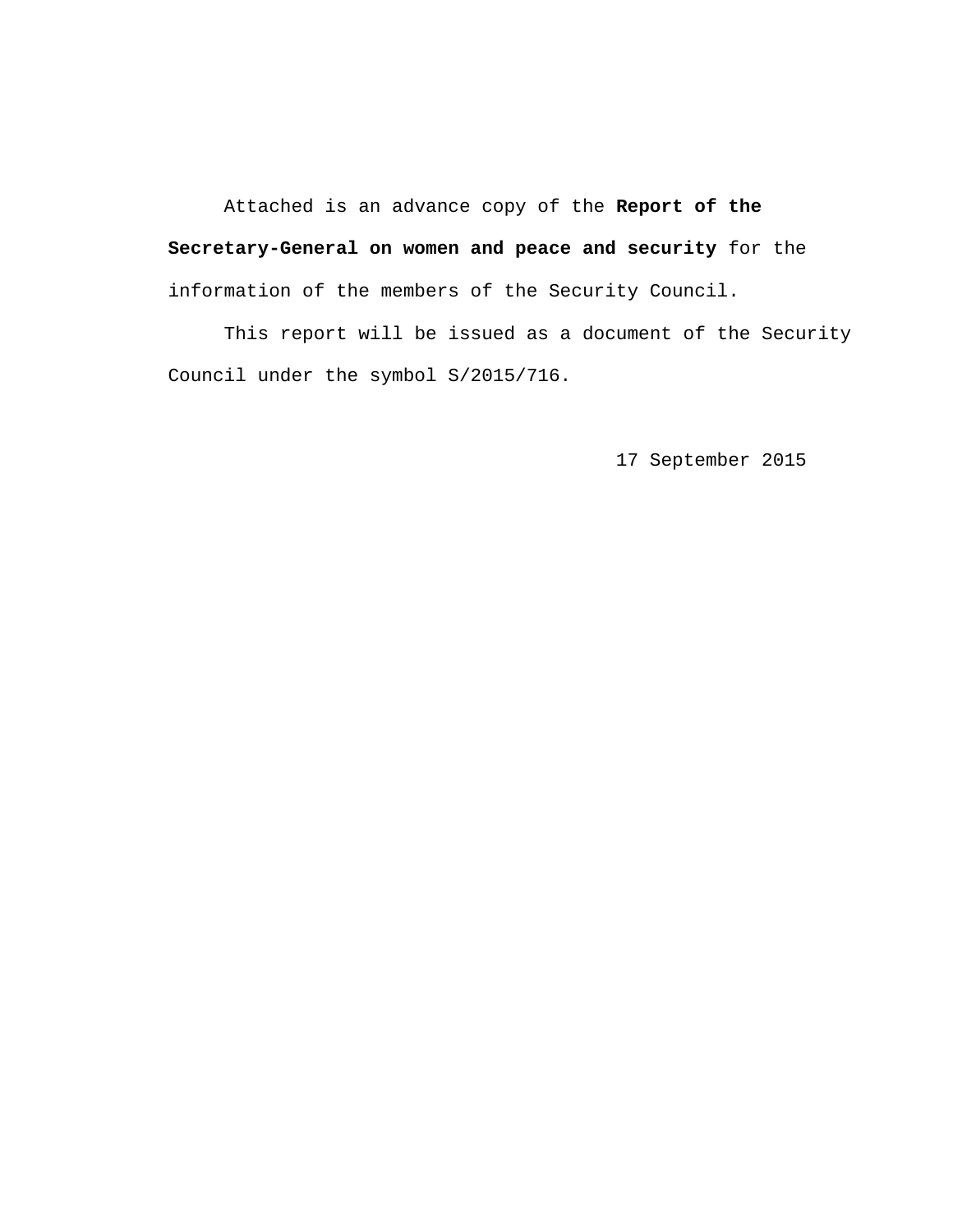Attached is an advance copy of the **Report of the Secretary-General on women and peace and security** for the information of the members of the Security Council.

This report will be issued as a document of the Security Council under the symbol S/2015/716.

17 September 2015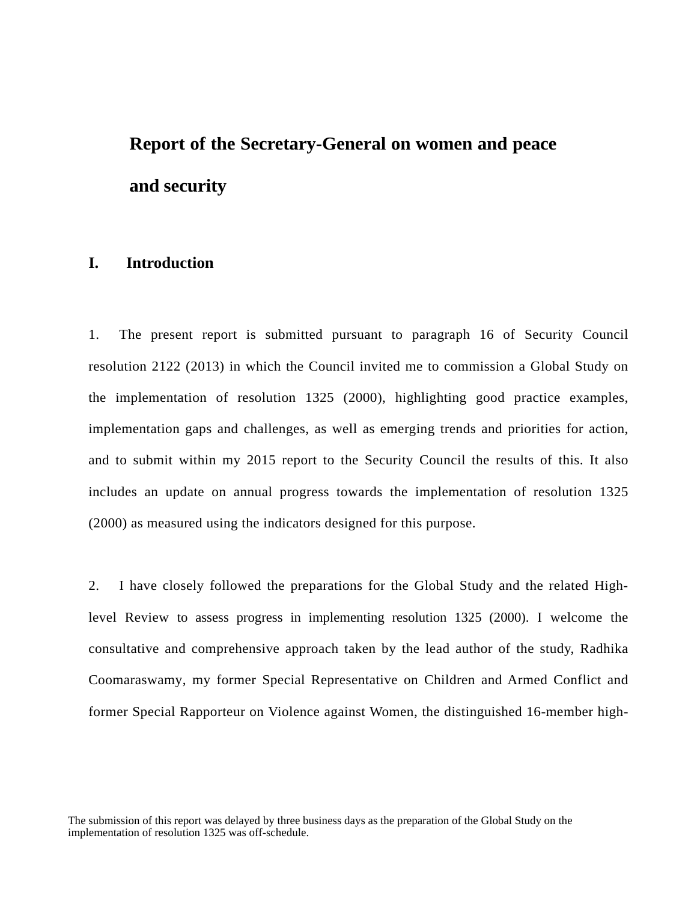# Report of the Secretary-General on women and peace and security

## I. Introduction

1. The present report is submitted pursuant to paragraph 16 of Security Council resolution 2122 (2013) in which the Council invited me to commission a Global Study on the implementation of resolution 1325 (2000), highlighting good practice examples, implementation gaps and challenges, as well as emerging trends and priorities for action, and to submit within my 2015 report to the Security Council the results of this. It also includes an update on annual progress towards the implementation of resolution 1325 (2000) as measured using the indicators designed for this purpose.

2. I have closely followed the preparations for the Global Study and the related High-level Review to assess progress in implementing resolution 1325 (2000). I welcome the consultative and comprehensive approach taken by the lead author of the study, Radhika Coomaraswamy, my former Special Representative on Children and Armed Conflict and former Special Rapporteur on Violence against Women, the distinguished 16-member high-

The submission of this report was delayed by three business days as the preparation of the Global Study on the implementation of resolution 1325 was off-schedule.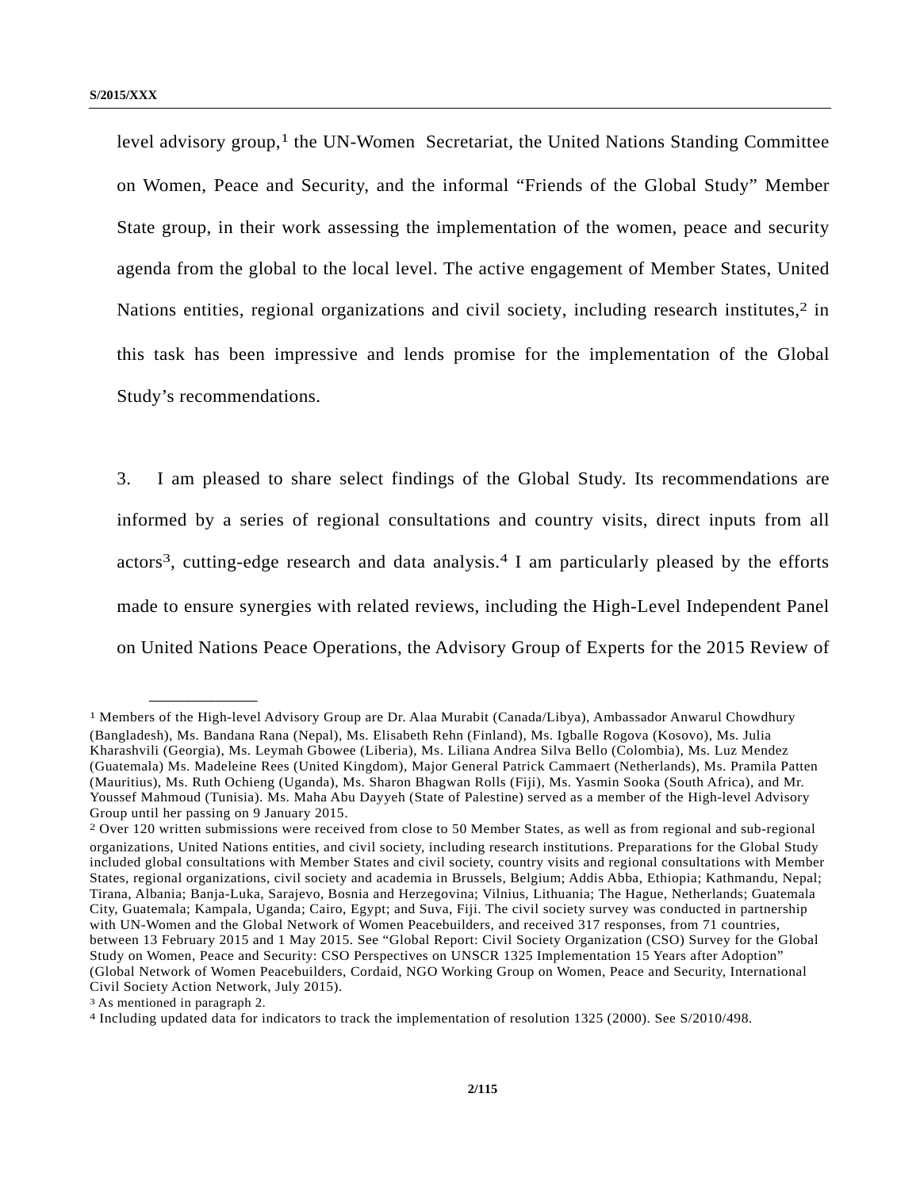level advisory group,[1] the UN-Women Secretariat, the United Nations Standing Committee on Women, Peace and Security, and the informal "Friends of the Global Study" Member State group, in their work assessing the implementation of the women, peace and security agenda from the global to the local level. The active engagement of Member States, United Nations entities, regional organizations and civil society, including research institutes,[2] in this task has been impressive and lends promise for the implementation of the Global Study's recommendations.

3. I am pleased to share select findings of the Global Study. Its recommendations are informed by a series of regional consultations and country visits, direct inputs from all actors[3], cutting-edge research and data analysis.[4] I am particularly pleased by the efforts made to ensure synergies with related reviews, including the High-Level Independent Panel on United Nations Peace Operations, the Advisory Group of Experts for the 2015 Review of

---

[1] Members of the High-level Advisory Group are Dr. Alaa Murabit (Canada/Libya), Ambassador Anwarul Chowdhury (Bangladesh), Ms. Bandana Rana (Nepal), Ms. Elisabeth Rehn (Finland), Ms. Igballe Rogova (Kosovo), Ms. Julia Kharashvili (Georgia), Ms. Leymah Gbowee (Liberia), Ms. Liliana Andrea Silva Bello (Colombia), Ms. Luz Mendez (Guatemala) Ms. Madeleine Rees (United Kingdom), Major General Patrick Cammaert (Netherlands), Ms. Pramila Patten (Mauritius), Ms. Ruth Ochieng (Uganda), Ms. Sharon Bhagwan Rolls (Fiji), Ms. Yasmin Sooka (South Africa), and Mr. Youssef Mahmoud (Tunisia). Ms. Maha Abu Dayyeh (State of Palestine) served as a member of the High-level Advisory Group until her passing on 9 January 2015.

[2] Over 120 written submissions were received from close to 50 Member States, as well as from regional and sub-regional organizations, United Nations entities, and civil society, including research institutions. Preparations for the Global Study included global consultations with Member States and civil society, country visits and regional consultations with Member States, regional organizations, civil society and academia in Brussels, Belgium; Addis Abba, Ethiopia; Kathmandu, Nepal; Tirana, Albania; Banja-Luka, Sarajevo, Bosnia and Herzegovina; Vilnius, Lithuania; The Hague, Netherlands; Guatemala City, Guatemala; Kampala, Uganda; Cairo, Egypt; and Suva, Fiji. The civil society survey was conducted in partnership with UN-Women and the Global Network of Women Peacebuilders, and received 317 responses, from 71 countries, between 13 February 2015 and 1 May 2015. See "Global Report: Civil Society Organization (CSO) Survey for the Global Study on Women, Peace and Security: CSO Perspectives on UNSCR 1325 Implementation 15 Years after Adoption" (Global Network of Women Peacebuilders, Cordaid, NGO Working Group on Women, Peace and Security, International Civil Society Action Network, July 2015).

[3] As mentioned in paragraph 2.

[4] Including updated data for indicators to track the implementation of resolution 1325 (2000). See S/2010/498.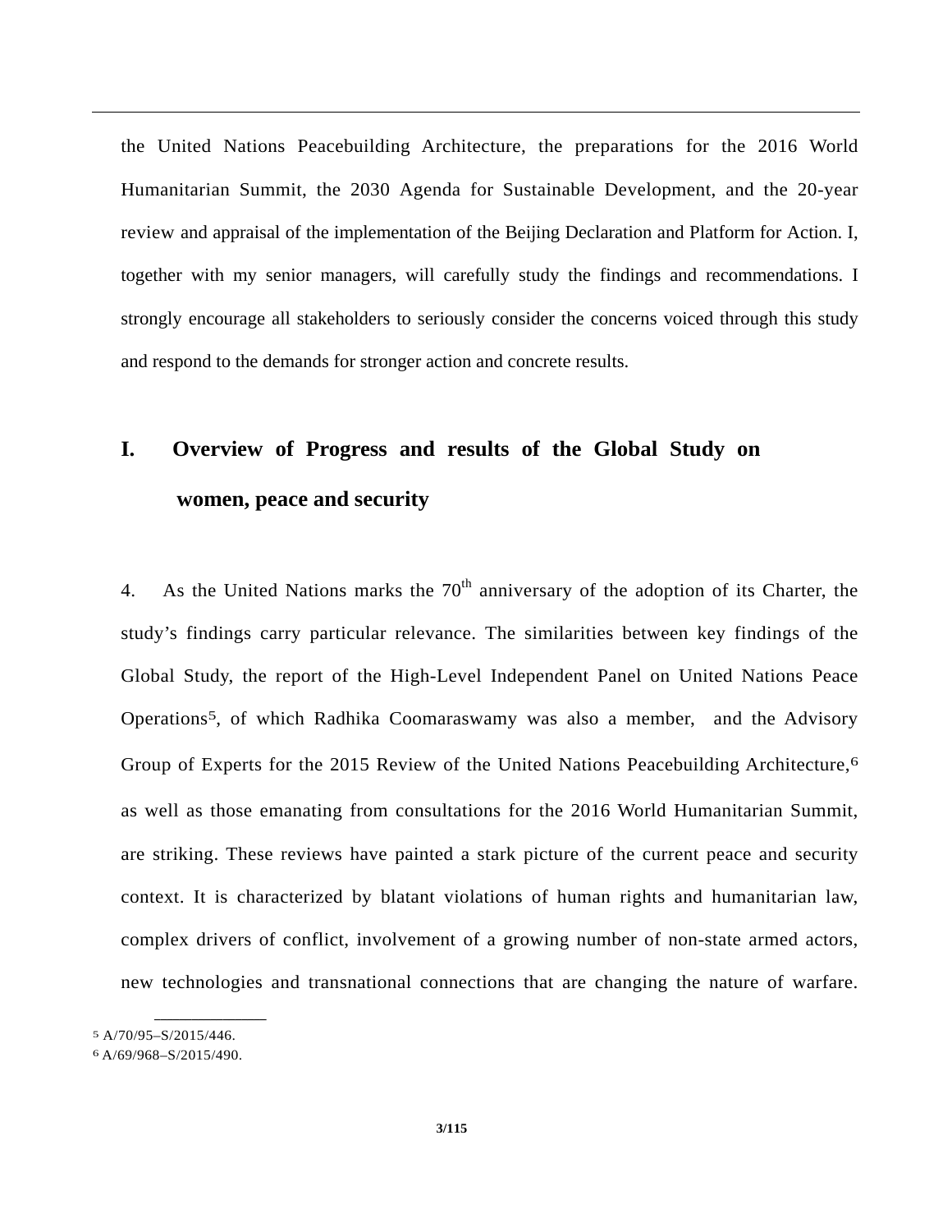the United Nations Peacebuilding Architecture, the preparations for the 2016 World Humanitarian Summit, the 2030 Agenda for Sustainable Development, and the 20-year review and appraisal of the implementation of the Beijing Declaration and Platform for Action. I, together with my senior managers, will carefully study the findings and recommendations. I strongly encourage all stakeholders to seriously consider the concerns voiced through this study and respond to the demands for stronger action and concrete results.

# I. Overview of Progress and results of the Global Study on women, peace and security

4. As the United Nations marks the 70th anniversary of the adoption of its Charter, the study's findings carry particular relevance. The similarities between key findings of the Global Study, the report of the High-Level Independent Panel on United Nations Peace Operations[5], of which Radhika Coomaraswamy was also a member, and the Advisory Group of Experts for the 2015 Review of the United Nations Peacebuilding Architecture,[6] as well as those emanating from consultations for the 2016 World Humanitarian Summit, are striking. These reviews have painted a stark picture of the current peace and security context. It is characterized by blatant violations of human rights and humanitarian law, complex drivers of conflict, involvement of a growing number of non-state armed actors, new technologies and transnational connections that are changing the nature of warfare.

[5] A/70/95–S/2015/446.

[6] A/69/968–S/2015/490.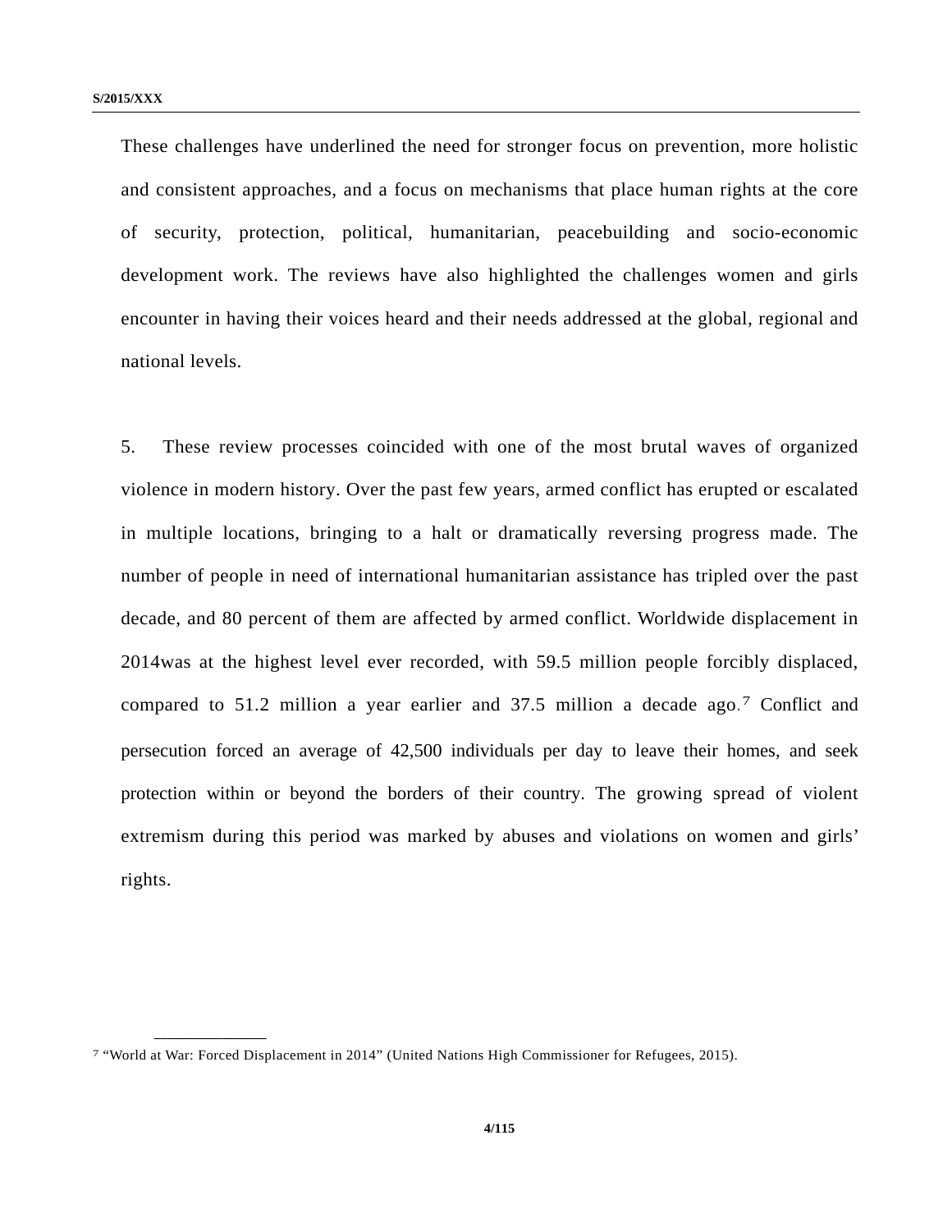These challenges have underlined the need for stronger focus on prevention, more holistic and consistent approaches, and a focus on mechanisms that place human rights at the core of security, protection, political, humanitarian, peacebuilding and socio-economic development work. The reviews have also highlighted the challenges women and girls encounter in having their voices heard and their needs addressed at the global, regional and national levels.

5. These review processes coincided with one of the most brutal waves of organized violence in modern history. Over the past few years, armed conflict has erupted or escalated in multiple locations, bringing to a halt or dramatically reversing progress made. The number of people in need of international humanitarian assistance has tripled over the past decade, and 80 percent of them are affected by armed conflict. Worldwide displacement in 2014was at the highest level ever recorded, with 59.5 million people forcibly displaced, compared to 51.2 million a year earlier and 37.5 million a decade ago.[7] Conflict and persecution forced an average of 42,500 individuals per day to leave their homes, and seek protection within or beyond the borders of their country. The growing spread of violent extremism during this period was marked by abuses and violations on women and girls' rights.

---

[7] "World at War: Forced Displacement in 2014" (United Nations High Commissioner for Refugees, 2015).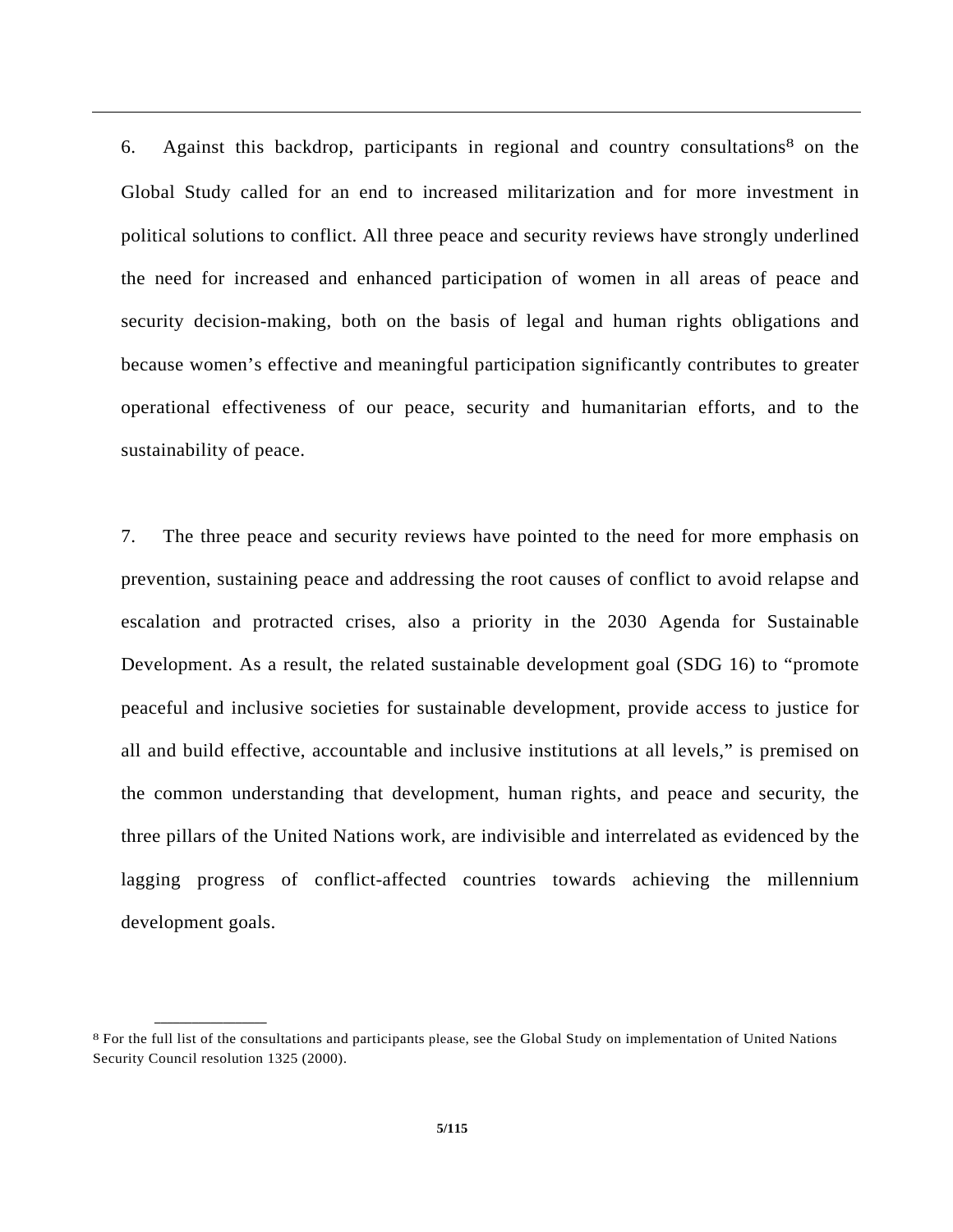6. Against this backdrop, participants in regional and country consultations[8] on the Global Study called for an end to increased militarization and for more investment in political solutions to conflict. All three peace and security reviews have strongly underlined the need for increased and enhanced participation of women in all areas of peace and security decision-making, both on the basis of legal and human rights obligations and because women's effective and meaningful participation significantly contributes to greater operational effectiveness of our peace, security and humanitarian efforts, and to the sustainability of peace.

7. The three peace and security reviews have pointed to the need for more emphasis on prevention, sustaining peace and addressing the root causes of conflict to avoid relapse and escalation and protracted crises, also a priority in the 2030 Agenda for Sustainable Development. As a result, the related sustainable development goal (SDG 16) to "promote peaceful and inclusive societies for sustainable development, provide access to justice for all and build effective, accountable and inclusive institutions at all levels," is premised on the common understanding that development, human rights, and peace and security, the three pillars of the United Nations work, are indivisible and interrelated as evidenced by the lagging progress of conflict-affected countries towards achieving the millennium development goals.

---

[8] For the full list of the consultations and participants please, see the Global Study on implementation of United Nations Security Council resolution 1325 (2000).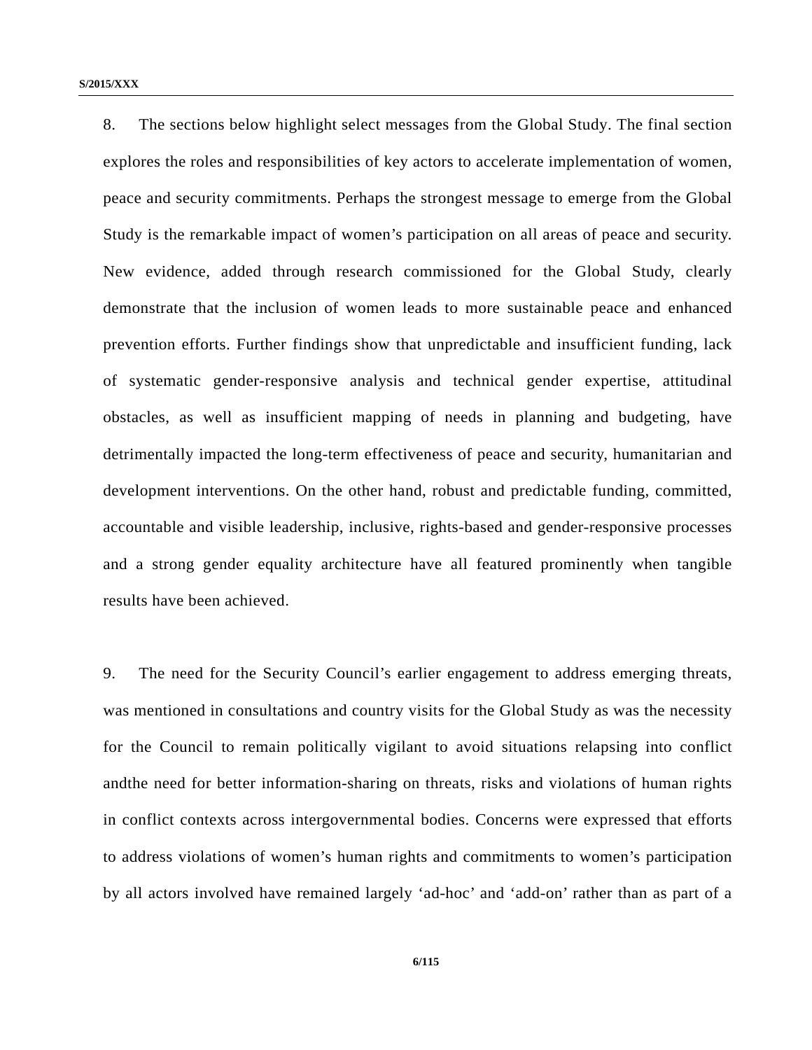8. The sections below highlight select messages from the Global Study. The final section explores the roles and responsibilities of key actors to accelerate implementation of women, peace and security commitments. Perhaps the strongest message to emerge from the Global Study is the remarkable impact of women's participation on all areas of peace and security. New evidence, added through research commissioned for the Global Study, clearly demonstrate that the inclusion of women leads to more sustainable peace and enhanced prevention efforts. Further findings show that unpredictable and insufficient funding, lack of systematic gender-responsive analysis and technical gender expertise, attitudinal obstacles, as well as insufficient mapping of needs in planning and budgeting, have detrimentally impacted the long-term effectiveness of peace and security, humanitarian and development interventions. On the other hand, robust and predictable funding, committed, accountable and visible leadership, inclusive, rights-based and gender-responsive processes and a strong gender equality architecture have all featured prominently when tangible results have been achieved.

9. The need for the Security Council's earlier engagement to address emerging threats, was mentioned in consultations and country visits for the Global Study as was the necessity for the Council to remain politically vigilant to avoid situations relapsing into conflict andthe need for better information-sharing on threats, risks and violations of human rights in conflict contexts across intergovernmental bodies. Concerns were expressed that efforts to address violations of women's human rights and commitments to women's participation by all actors involved have remained largely 'ad-hoc' and 'add-on' rather than as part of a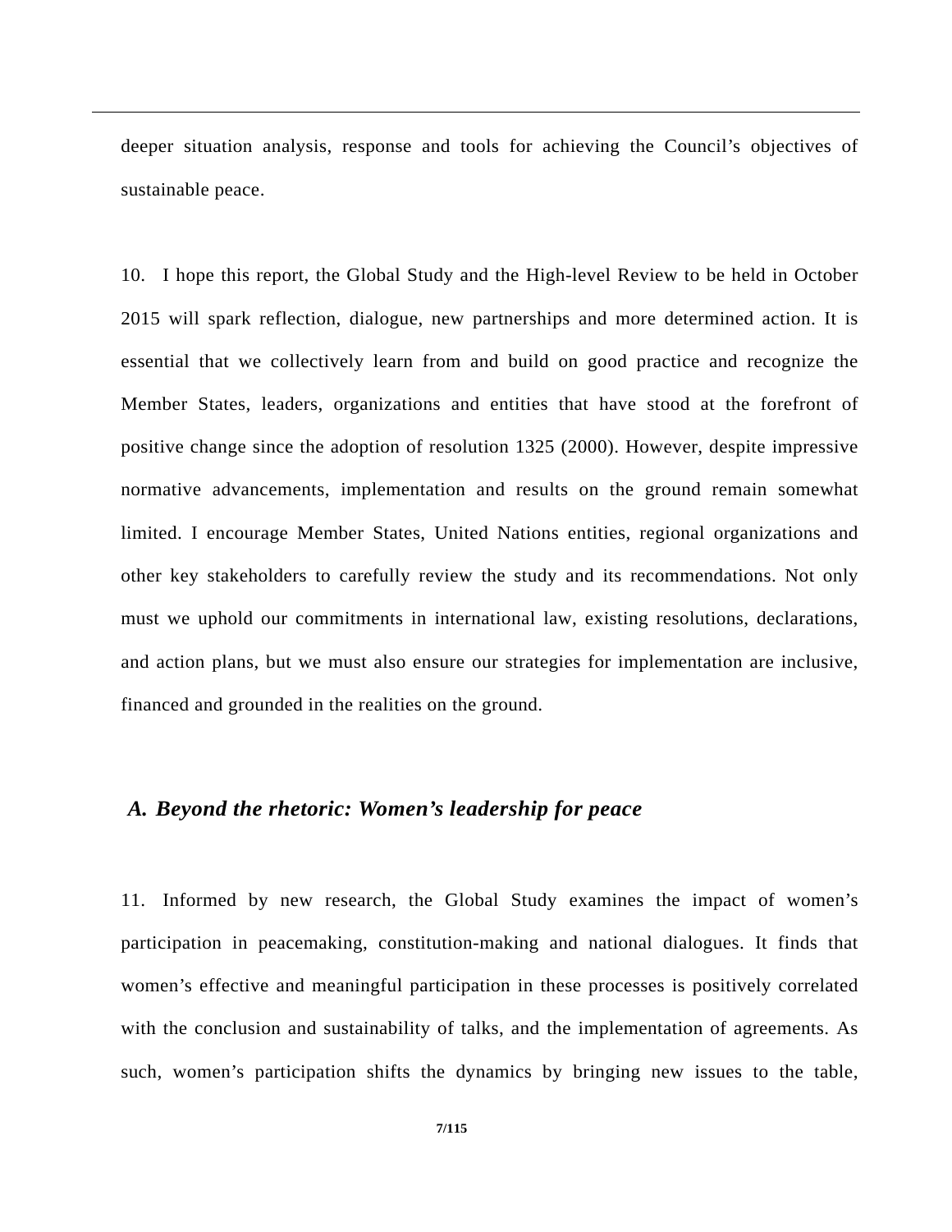deeper situation analysis, response and tools for achieving the Council's objectives of sustainable peace.

10. I hope this report, the Global Study and the High-level Review to be held in October 2015 will spark reflection, dialogue, new partnerships and more determined action. It is essential that we collectively learn from and build on good practice and recognize the Member States, leaders, organizations and entities that have stood at the forefront of positive change since the adoption of resolution 1325 (2000). However, despite impressive normative advancements, implementation and results on the ground remain somewhat limited. I encourage Member States, United Nations entities, regional organizations and other key stakeholders to carefully review the study and its recommendations. Not only must we uphold our commitments in international law, existing resolutions, declarations, and action plans, but we must also ensure our strategies for implementation are inclusive, financed and grounded in the realities on the ground.

## *A. Beyond the rhetoric: Women's leadership for peace*

11. Informed by new research, the Global Study examines the impact of women's participation in peacemaking, constitution-making and national dialogues. It finds that women's effective and meaningful participation in these processes is positively correlated with the conclusion and sustainability of talks, and the implementation of agreements. As such, women's participation shifts the dynamics by bringing new issues to the table,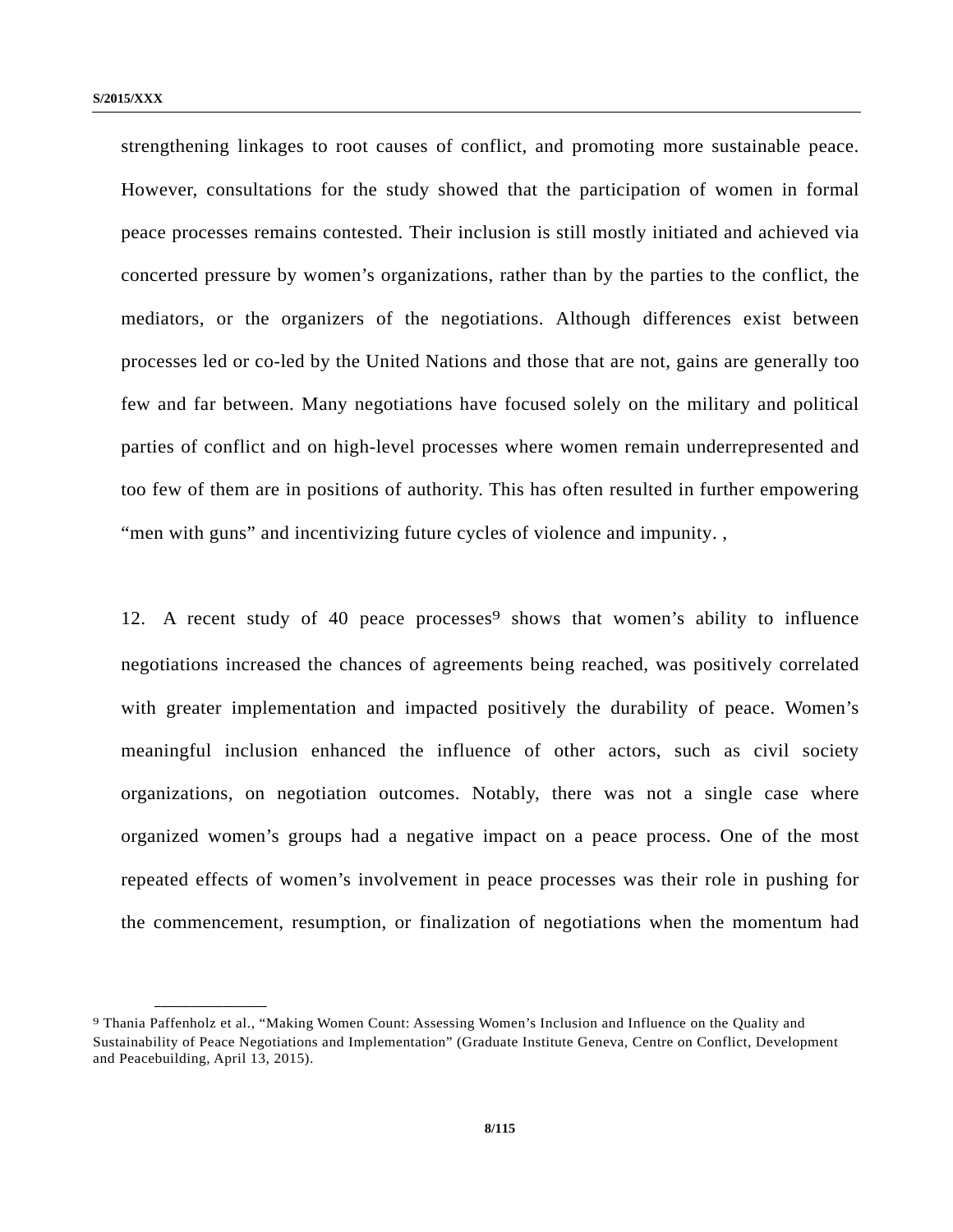strengthening linkages to root causes of conflict, and promoting more sustainable peace. However, consultations for the study showed that the participation of women in formal peace processes remains contested. Their inclusion is still mostly initiated and achieved via concerted pressure by women's organizations, rather than by the parties to the conflict, the mediators, or the organizers of the negotiations. Although differences exist between processes led or co-led by the United Nations and those that are not, gains are generally too few and far between. Many negotiations have focused solely on the military and political parties of conflict and on high-level processes where women remain underrepresented and too few of them are in positions of authority. This has often resulted in further empowering "men with guns" and incentivizing future cycles of violence and impunity. ,

12. A recent study of 40 peace processes[9] shows that women's ability to influence negotiations increased the chances of agreements being reached, was positively correlated with greater implementation and impacted positively the durability of peace. Women's meaningful inclusion enhanced the influence of other actors, such as civil society organizations, on negotiation outcomes. Notably, there was not a single case where organized women's groups had a negative impact on a peace process. One of the most repeated effects of women's involvement in peace processes was their role in pushing for the commencement, resumption, or finalization of negotiations when the momentum had

---

[9] Thania Paffenholz et al., "Making Women Count: Assessing Women's Inclusion and Influence on the Quality and Sustainability of Peace Negotiations and Implementation" (Graduate Institute Geneva, Centre on Conflict, Development and Peacebuilding, April 13, 2015).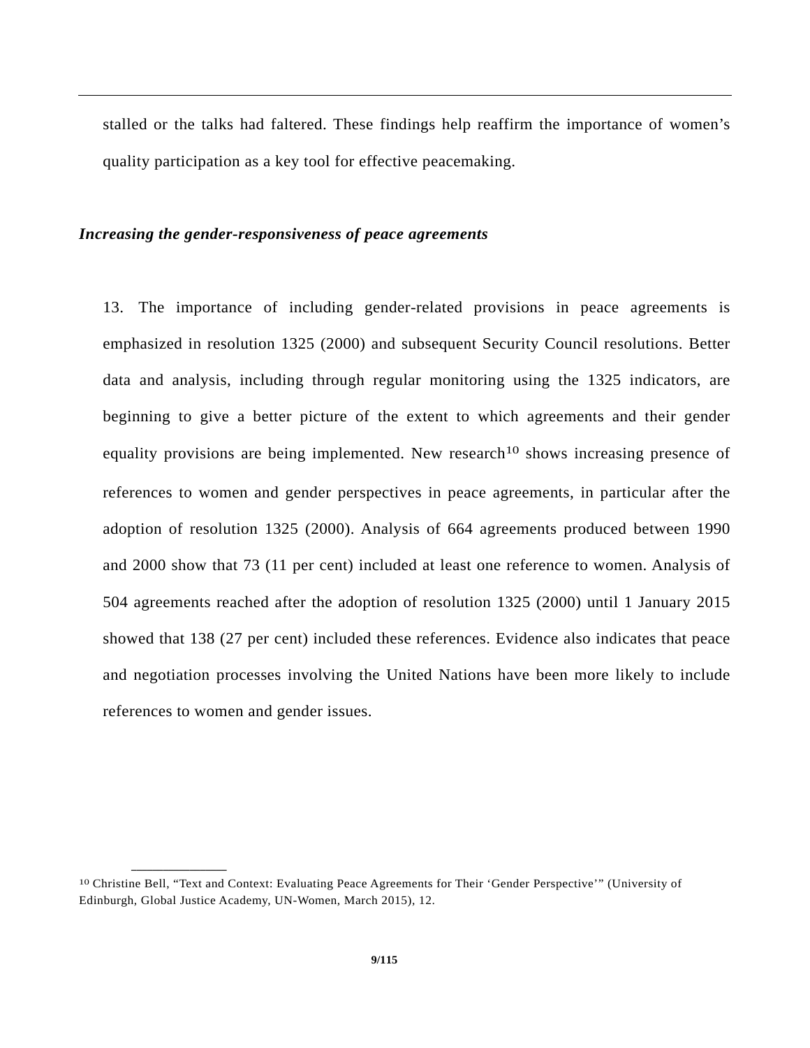stalled or the talks had faltered. These findings help reaffirm the importance of women's quality participation as a key tool for effective peacemaking.

### *Increasing the gender-responsiveness of peace agreements*

13. The importance of including gender-related provisions in peace agreements is emphasized in resolution 1325 (2000) and subsequent Security Council resolutions. Better data and analysis, including through regular monitoring using the 1325 indicators, are beginning to give a better picture of the extent to which agreements and their gender equality provisions are being implemented. New research[10] shows increasing presence of references to women and gender perspectives in peace agreements, in particular after the adoption of resolution 1325 (2000). Analysis of 664 agreements produced between 1990 and 2000 show that 73 (11 per cent) included at least one reference to women. Analysis of 504 agreements reached after the adoption of resolution 1325 (2000) until 1 January 2015 showed that 138 (27 per cent) included these references. Evidence also indicates that peace and negotiation processes involving the United Nations have been more likely to include references to women and gender issues.

---

[10] Christine Bell, "Text and Context: Evaluating Peace Agreements for Their 'Gender Perspective'" (University of Edinburgh, Global Justice Academy, UN-Women, March 2015), 12.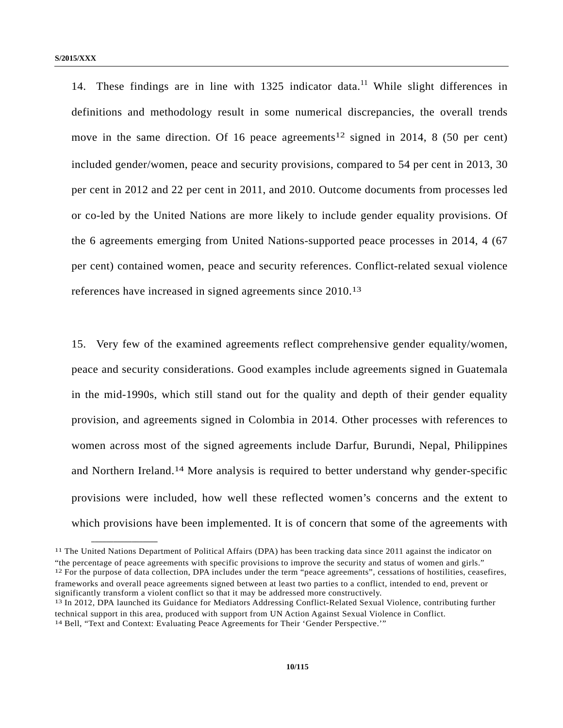14. These findings are in line with 1325 indicator data.[11] While slight differences in definitions and methodology result in some numerical discrepancies, the overall trends move in the same direction. Of 16 peace agreements[12] signed in 2014, 8 (50 per cent) included gender/women, peace and security provisions, compared to 54 per cent in 2013, 30 per cent in 2012 and 22 per cent in 2011, and 2010. Outcome documents from processes led or co-led by the United Nations are more likely to include gender equality provisions. Of the 6 agreements emerging from United Nations-supported peace processes in 2014, 4 (67 per cent) contained women, peace and security references. Conflict-related sexual violence references have increased in signed agreements since 2010.[13]

15. Very few of the examined agreements reflect comprehensive gender equality/women, peace and security considerations. Good examples include agreements signed in Guatemala in the mid-1990s, which still stand out for the quality and depth of their gender equality provision, and agreements signed in Colombia in 2014. Other processes with references to women across most of the signed agreements include Darfur, Burundi, Nepal, Philippines and Northern Ireland.[14] More analysis is required to better understand why gender-specific provisions were included, how well these reflected women's concerns and the extent to which provisions have been implemented. It is of concern that some of the agreements with

---

[11] The United Nations Department of Political Affairs (DPA) has been tracking data since 2011 against the indicator on "the percentage of peace agreements with specific provisions to improve the security and status of women and girls."

[12] For the purpose of data collection, DPA includes under the term "peace agreements", cessations of hostilities, ceasefires, frameworks and overall peace agreements signed between at least two parties to a conflict, intended to end, prevent or significantly transform a violent conflict so that it may be addressed more constructively.

[13] In 2012, DPA launched its Guidance for Mediators Addressing Conflict-Related Sexual Violence, contributing further technical support in this area, produced with support from UN Action Against Sexual Violence in Conflict.

[14] Bell, "Text and Context: Evaluating Peace Agreements for Their 'Gender Perspective.'"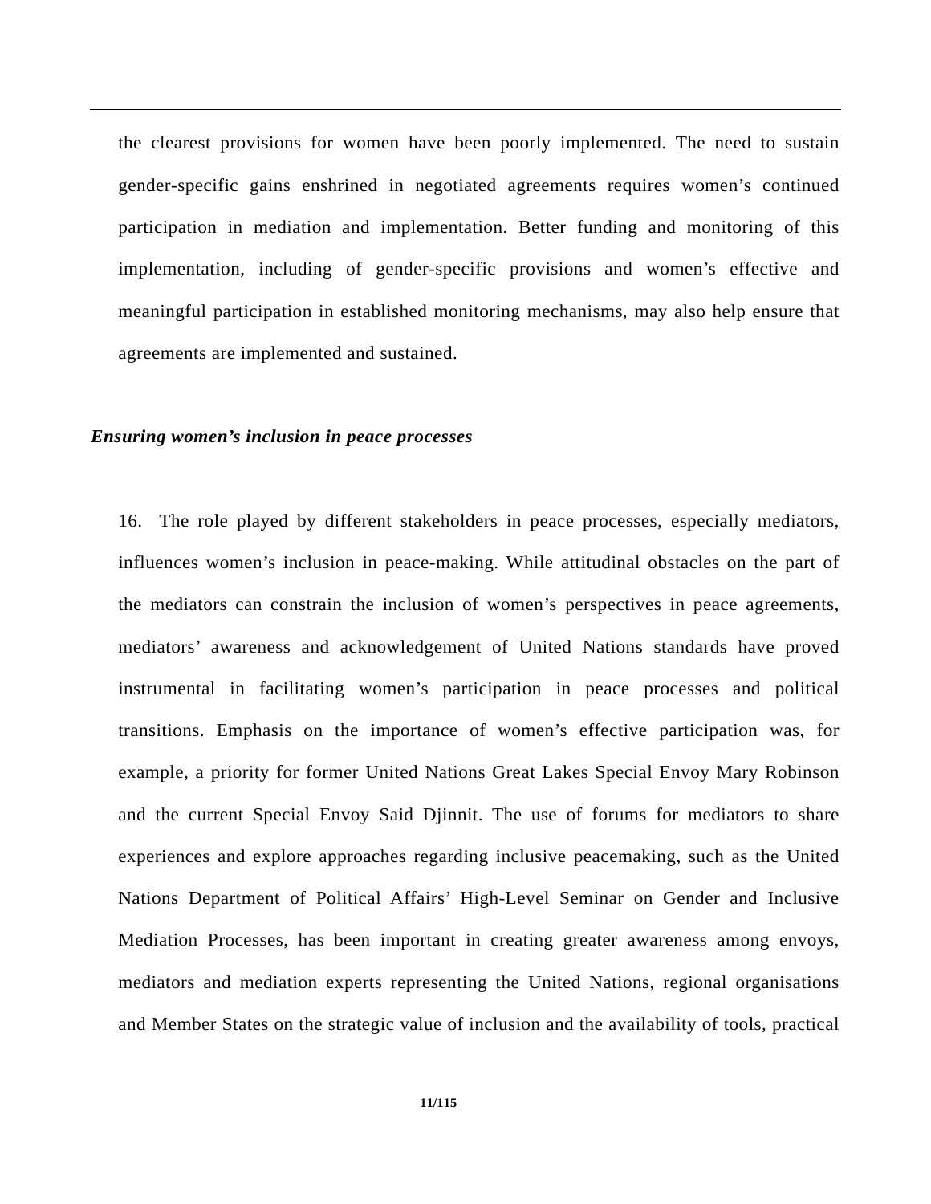the clearest provisions for women have been poorly implemented. The need to sustain gender-specific gains enshrined in negotiated agreements requires women's continued participation in mediation and implementation. Better funding and monitoring of this implementation, including of gender-specific provisions and women's effective and meaningful participation in established monitoring mechanisms, may also help ensure that agreements are implemented and sustained.

***Ensuring women's inclusion in peace processes***

16. The role played by different stakeholders in peace processes, especially mediators, influences women's inclusion in peace-making. While attitudinal obstacles on the part of the mediators can constrain the inclusion of women's perspectives in peace agreements, mediators' awareness and acknowledgement of United Nations standards have proved instrumental in facilitating women's participation in peace processes and political transitions. Emphasis on the importance of women's effective participation was, for example, a priority for former United Nations Great Lakes Special Envoy Mary Robinson and the current Special Envoy Said Djinnit. The use of forums for mediators to share experiences and explore approaches regarding inclusive peacemaking, such as the United Nations Department of Political Affairs' High-Level Seminar on Gender and Inclusive Mediation Processes, has been important in creating greater awareness among envoys, mediators and mediation experts representing the United Nations, regional organisations and Member States on the strategic value of inclusion and the availability of tools, practical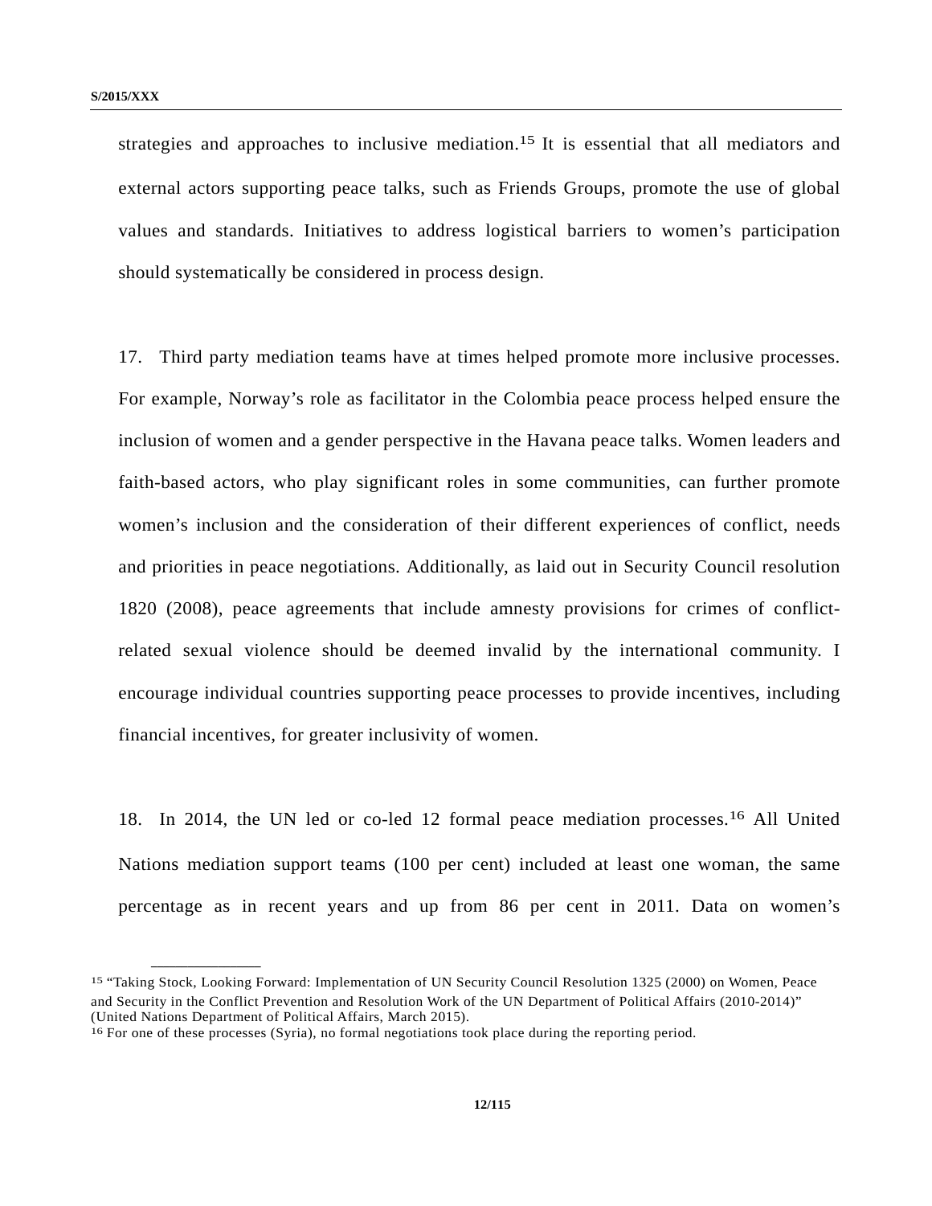strategies and approaches to inclusive mediation.[15] It is essential that all mediators and external actors supporting peace talks, such as Friends Groups, promote the use of global values and standards. Initiatives to address logistical barriers to women's participation should systematically be considered in process design.

17. Third party mediation teams have at times helped promote more inclusive processes. For example, Norway's role as facilitator in the Colombia peace process helped ensure the inclusion of women and a gender perspective in the Havana peace talks. Women leaders and faith-based actors, who play significant roles in some communities, can further promote women's inclusion and the consideration of their different experiences of conflict, needs and priorities in peace negotiations. Additionally, as laid out in Security Council resolution 1820 (2008), peace agreements that include amnesty provisions for crimes of conflict-related sexual violence should be deemed invalid by the international community. I encourage individual countries supporting peace processes to provide incentives, including financial incentives, for greater inclusivity of women.

18. In 2014, the UN led or co-led 12 formal peace mediation processes.[16] All United Nations mediation support teams (100 per cent) included at least one woman, the same percentage as in recent years and up from 86 per cent in 2011. Data on women's

---

[15] "Taking Stock, Looking Forward: Implementation of UN Security Council Resolution 1325 (2000) on Women, Peace and Security in the Conflict Prevention and Resolution Work of the UN Department of Political Affairs (2010-2014)" (United Nations Department of Political Affairs, March 2015).

[16] For one of these processes (Syria), no formal negotiations took place during the reporting period.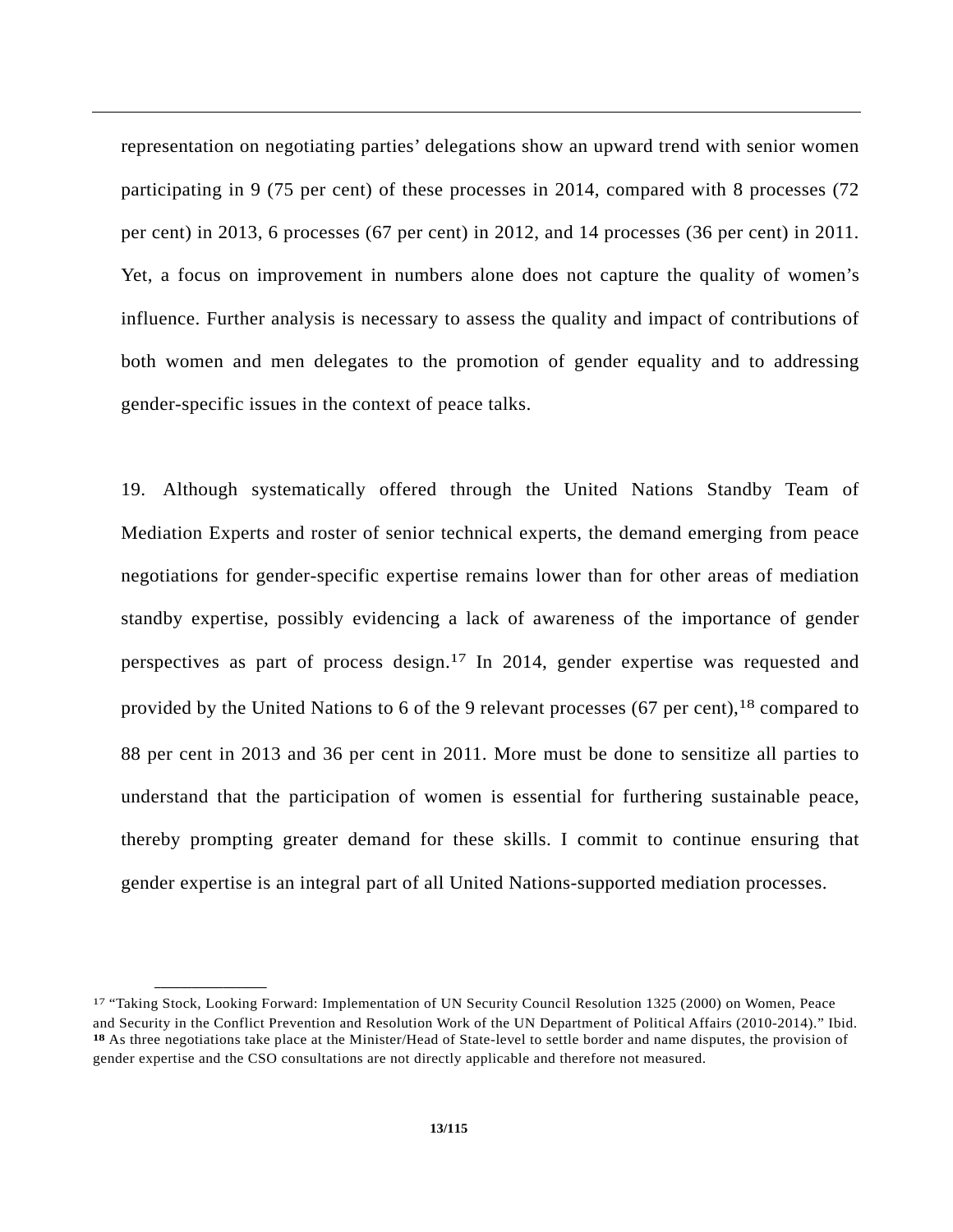representation on negotiating parties' delegations show an upward trend with senior women participating in 9 (75 per cent) of these processes in 2014, compared with 8 processes (72 per cent) in 2013, 6 processes (67 per cent) in 2012, and 14 processes (36 per cent) in 2011. Yet, a focus on improvement in numbers alone does not capture the quality of women's influence. Further analysis is necessary to assess the quality and impact of contributions of both women and men delegates to the promotion of gender equality and to addressing gender-specific issues in the context of peace talks.

19. Although systematically offered through the United Nations Standby Team of Mediation Experts and roster of senior technical experts, the demand emerging from peace negotiations for gender-specific expertise remains lower than for other areas of mediation standby expertise, possibly evidencing a lack of awareness of the importance of gender perspectives as part of process design.[17] In 2014, gender expertise was requested and provided by the United Nations to 6 of the 9 relevant processes (67 per cent),[18] compared to 88 per cent in 2013 and 36 per cent in 2011. More must be done to sensitize all parties to understand that the participation of women is essential for furthering sustainable peace, thereby prompting greater demand for these skills. I commit to continue ensuring that gender expertise is an integral part of all United Nations-supported mediation processes.

---

[17] "Taking Stock, Looking Forward: Implementation of UN Security Council Resolution 1325 (2000) on Women, Peace and Security in the Conflict Prevention and Resolution Work of the UN Department of Political Affairs (2010-2014)." Ibid.

[18] As three negotiations take place at the Minister/Head of State-level to settle border and name disputes, the provision of gender expertise and the CSO consultations are not directly applicable and therefore not measured.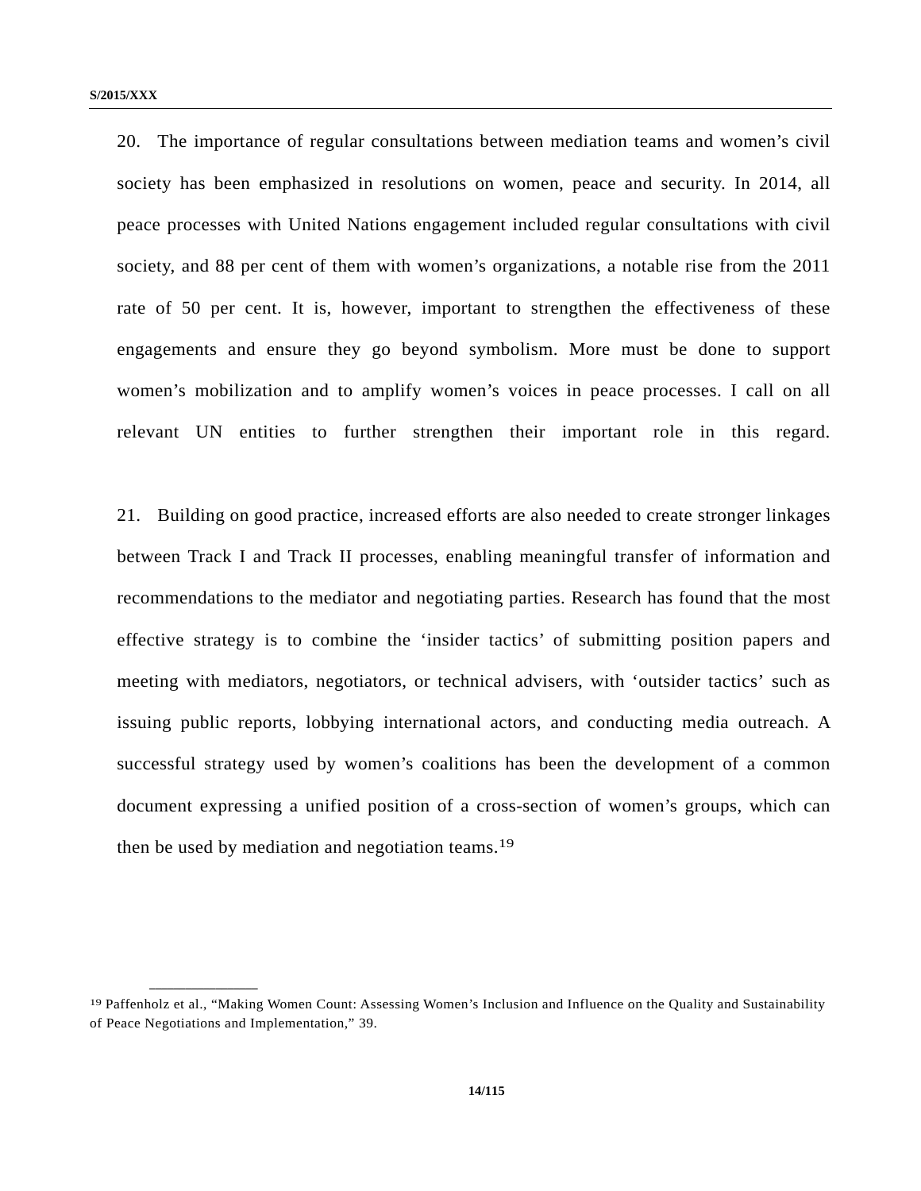20. The importance of regular consultations between mediation teams and women's civil society has been emphasized in resolutions on women, peace and security. In 2014, all peace processes with United Nations engagement included regular consultations with civil society, and 88 per cent of them with women's organizations, a notable rise from the 2011 rate of 50 per cent. It is, however, important to strengthen the effectiveness of these engagements and ensure they go beyond symbolism. More must be done to support women's mobilization and to amplify women's voices in peace processes. I call on all relevant UN entities to further strengthen their important role in this regard.

21. Building on good practice, increased efforts are also needed to create stronger linkages between Track I and Track II processes, enabling meaningful transfer of information and recommendations to the mediator and negotiating parties. Research has found that the most effective strategy is to combine the 'insider tactics' of submitting position papers and meeting with mediators, negotiators, or technical advisers, with 'outsider tactics' such as issuing public reports, lobbying international actors, and conducting media outreach. A successful strategy used by women's coalitions has been the development of a common document expressing a unified position of a cross-section of women's groups, which can then be used by mediation and negotiation teams.[19]

---

[19] Paffenholz et al., "Making Women Count: Assessing Women's Inclusion and Influence on the Quality and Sustainability of Peace Negotiations and Implementation," 39.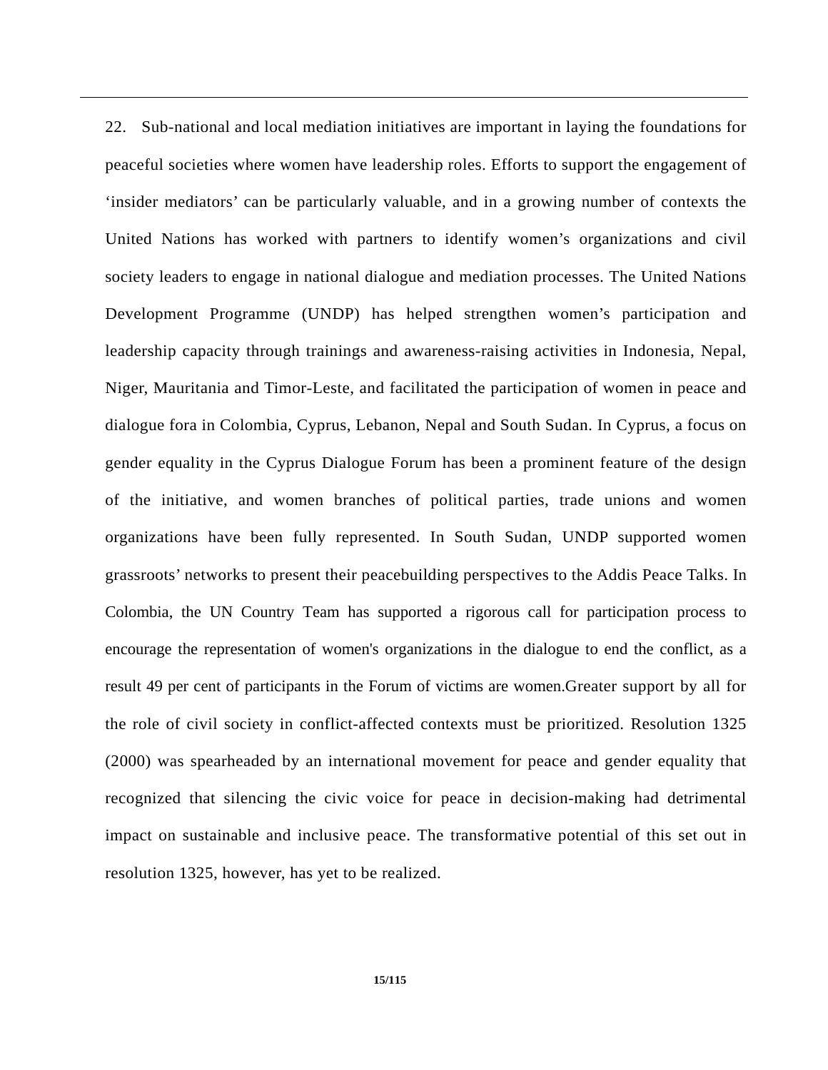22. Sub-national and local mediation initiatives are important in laying the foundations for peaceful societies where women have leadership roles. Efforts to support the engagement of 'insider mediators' can be particularly valuable, and in a growing number of contexts the United Nations has worked with partners to identify women's organizations and civil society leaders to engage in national dialogue and mediation processes. The United Nations Development Programme (UNDP) has helped strengthen women's participation and leadership capacity through trainings and awareness-raising activities in Indonesia, Nepal, Niger, Mauritania and Timor-Leste, and facilitated the participation of women in peace and dialogue fora in Colombia, Cyprus, Lebanon, Nepal and South Sudan. In Cyprus, a focus on gender equality in the Cyprus Dialogue Forum has been a prominent feature of the design of the initiative, and women branches of political parties, trade unions and women organizations have been fully represented. In South Sudan, UNDP supported women grassroots' networks to present their peacebuilding perspectives to the Addis Peace Talks. In Colombia, the UN Country Team has supported a rigorous call for participation process to encourage the representation of women's organizations in the dialogue to end the conflict, as a result 49 per cent of participants in the Forum of victims are women.Greater support by all for the role of civil society in conflict-affected contexts must be prioritized. Resolution 1325 (2000) was spearheaded by an international movement for peace and gender equality that recognized that silencing the civic voice for peace in decision-making had detrimental impact on sustainable and inclusive peace. The transformative potential of this set out in resolution 1325, however, has yet to be realized.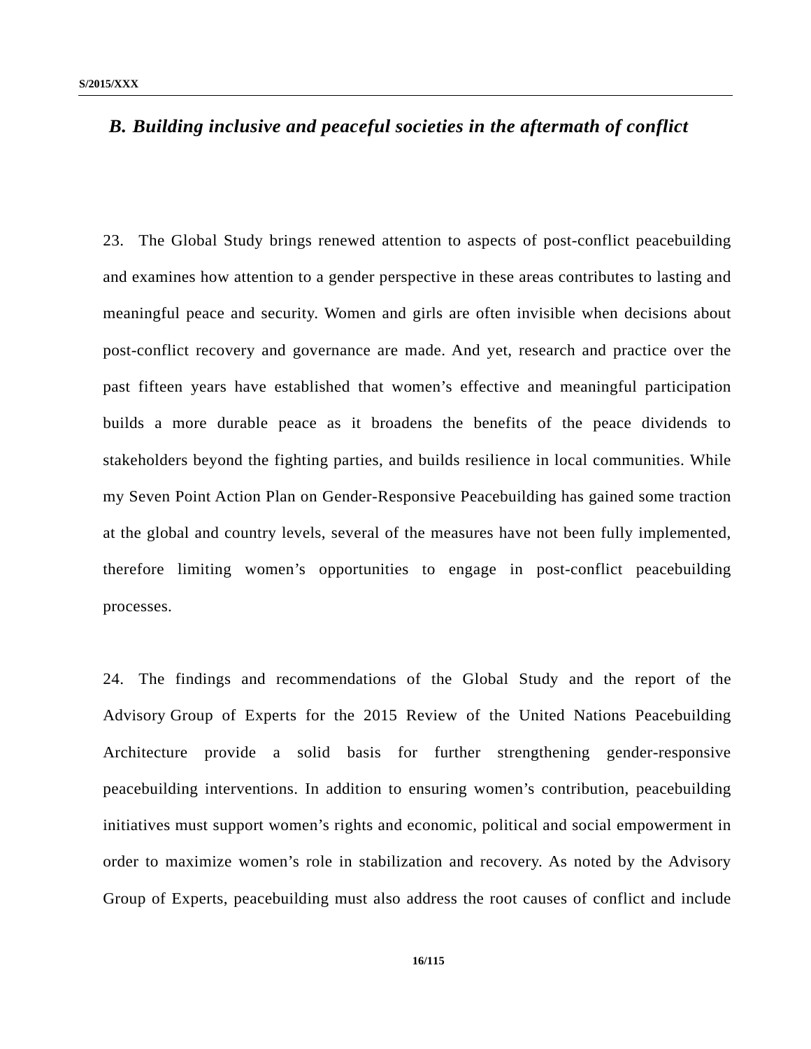### *B. Building inclusive and peaceful societies in the aftermath of conflict*

23. The Global Study brings renewed attention to aspects of post-conflict peacebuilding and examines how attention to a gender perspective in these areas contributes to lasting and meaningful peace and security. Women and girls are often invisible when decisions about post-conflict recovery and governance are made. And yet, research and practice over the past fifteen years have established that women's effective and meaningful participation builds a more durable peace as it broadens the benefits of the peace dividends to stakeholders beyond the fighting parties, and builds resilience in local communities. While my Seven Point Action Plan on Gender-Responsive Peacebuilding has gained some traction at the global and country levels, several of the measures have not been fully implemented, therefore limiting women's opportunities to engage in post-conflict peacebuilding processes.

24. The findings and recommendations of the Global Study and the report of the Advisory Group of Experts for the 2015 Review of the United Nations Peacebuilding Architecture provide a solid basis for further strengthening gender-responsive peacebuilding interventions. In addition to ensuring women's contribution, peacebuilding initiatives must support women's rights and economic, political and social empowerment in order to maximize women's role in stabilization and recovery. As noted by the Advisory Group of Experts, peacebuilding must also address the root causes of conflict and include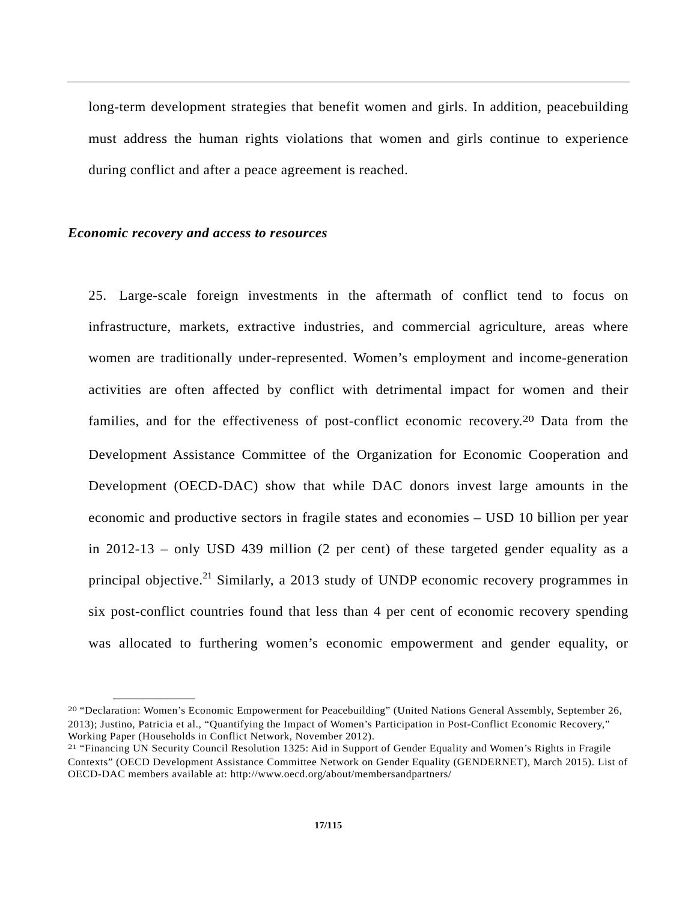long-term development strategies that benefit women and girls. In addition, peacebuilding must address the human rights violations that women and girls continue to experience during conflict and after a peace agreement is reached.

***Economic recovery and access to resources***

25. Large-scale foreign investments in the aftermath of conflict tend to focus on infrastructure, markets, extractive industries, and commercial agriculture, areas where women are traditionally under-represented. Women's employment and income-generation activities are often affected by conflict with detrimental impact for women and their families, and for the effectiveness of post-conflict economic recovery.[20] Data from the Development Assistance Committee of the Organization for Economic Cooperation and Development (OECD-DAC) show that while DAC donors invest large amounts in the economic and productive sectors in fragile states and economies – USD 10 billion per year in 2012-13 – only USD 439 million (2 per cent) of these targeted gender equality as a principal objective.[21] Similarly, a 2013 study of UNDP economic recovery programmes in six post-conflict countries found that less than 4 per cent of economic recovery spending was allocated to furthering women's economic empowerment and gender equality, or

---

[20] "Declaration: Women's Economic Empowerment for Peacebuilding" (United Nations General Assembly, September 26, 2013); Justino, Patricia et al., "Quantifying the Impact of Women's Participation in Post-Conflict Economic Recovery," Working Paper (Households in Conflict Network, November 2012).

[21] "Financing UN Security Council Resolution 1325: Aid in Support of Gender Equality and Women's Rights in Fragile Contexts" (OECD Development Assistance Committee Network on Gender Equality (GENDERNET), March 2015). List of OECD-DAC members available at: http://www.oecd.org/about/membersandpartners/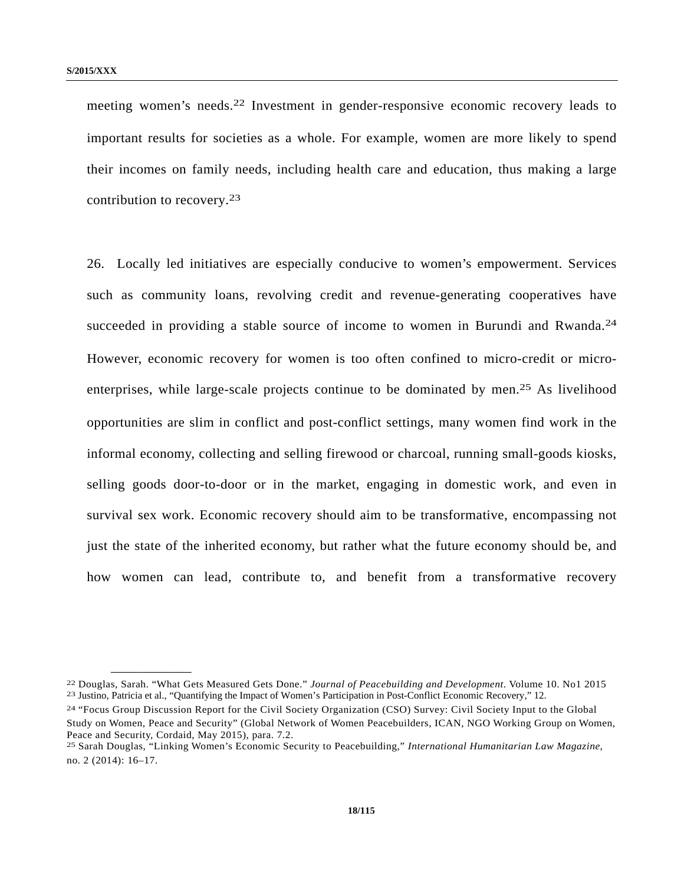meeting women's needs.[22] Investment in gender-responsive economic recovery leads to important results for societies as a whole. For example, women are more likely to spend their incomes on family needs, including health care and education, thus making a large contribution to recovery.[23]

26. Locally led initiatives are especially conducive to women's empowerment. Services such as community loans, revolving credit and revenue-generating cooperatives have succeeded in providing a stable source of income to women in Burundi and Rwanda.[24] However, economic recovery for women is too often confined to micro-credit or micro-enterprises, while large-scale projects continue to be dominated by men.[25] As livelihood opportunities are slim in conflict and post-conflict settings, many women find work in the informal economy, collecting and selling firewood or charcoal, running small-goods kiosks, selling goods door-to-door or in the market, engaging in domestic work, and even in survival sex work. Economic recovery should aim to be transformative, encompassing not just the state of the inherited economy, but rather what the future economy should be, and how women can lead, contribute to, and benefit from a transformative recovery

---

[22] Douglas, Sarah. "What Gets Measured Gets Done." *Journal of Peacebuilding and Development*. Volume 10. No1 2015

[23] Justino, Patricia et al., "Quantifying the Impact of Women's Participation in Post-Conflict Economic Recovery," 12.

[24] "Focus Group Discussion Report for the Civil Society Organization (CSO) Survey: Civil Society Input to the Global Study on Women, Peace and Security" (Global Network of Women Peacebuilders, ICAN, NGO Working Group on Women, Peace and Security, Cordaid, May 2015), para. 7.2.

[25] Sarah Douglas, "Linking Women's Economic Security to Peacebuilding," *International Humanitarian Law Magazine*, no. 2 (2014): 16–17.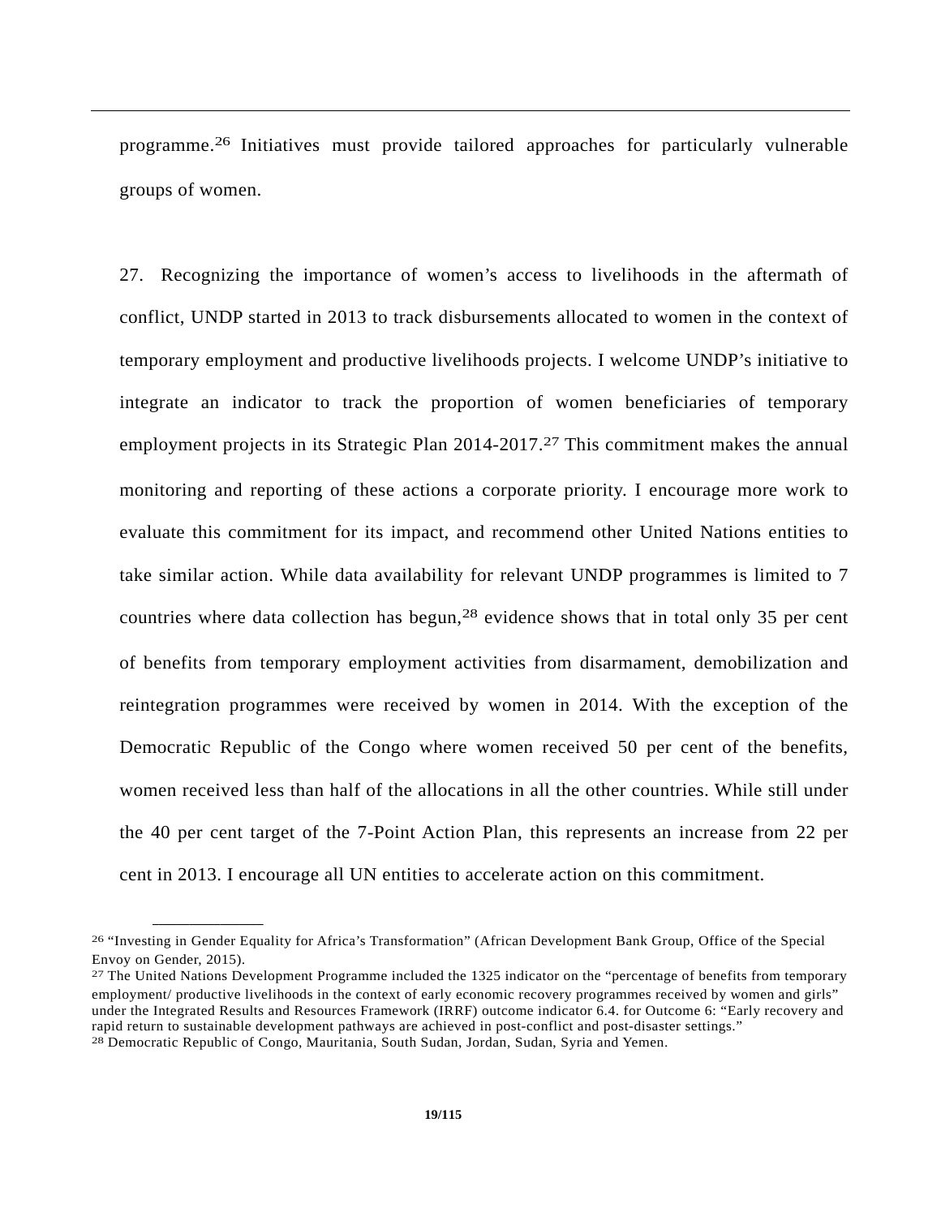programme.[26] Initiatives must provide tailored approaches for particularly vulnerable groups of women.

27. Recognizing the importance of women's access to livelihoods in the aftermath of conflict, UNDP started in 2013 to track disbursements allocated to women in the context of temporary employment and productive livelihoods projects. I welcome UNDP's initiative to integrate an indicator to track the proportion of women beneficiaries of temporary employment projects in its Strategic Plan 2014-2017.[27] This commitment makes the annual monitoring and reporting of these actions a corporate priority. I encourage more work to evaluate this commitment for its impact, and recommend other United Nations entities to take similar action. While data availability for relevant UNDP programmes is limited to 7 countries where data collection has begun,[28] evidence shows that in total only 35 per cent of benefits from temporary employment activities from disarmament, demobilization and reintegration programmes were received by women in 2014. With the exception of the Democratic Republic of the Congo where women received 50 per cent of the benefits, women received less than half of the allocations in all the other countries. While still under the 40 per cent target of the 7-Point Action Plan, this represents an increase from 22 per cent in 2013. I encourage all UN entities to accelerate action on this commitment.

---

[26] "Investing in Gender Equality for Africa's Transformation" (African Development Bank Group, Office of the Special Envoy on Gender, 2015).

[27] The United Nations Development Programme included the 1325 indicator on the "percentage of benefits from temporary employment/ productive livelihoods in the context of early economic recovery programmes received by women and girls" under the Integrated Results and Resources Framework (IRRF) outcome indicator 6.4. for Outcome 6: "Early recovery and rapid return to sustainable development pathways are achieved in post-conflict and post-disaster settings."

[28] Democratic Republic of Congo, Mauritania, South Sudan, Jordan, Sudan, Syria and Yemen.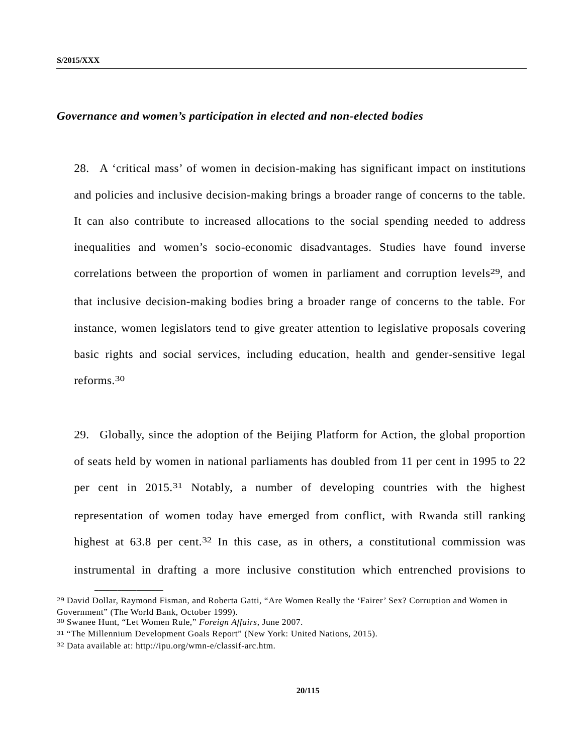***Governance and women's participation in elected and non-elected bodies***

28. A 'critical mass' of women in decision-making has significant impact on institutions and policies and inclusive decision-making brings a broader range of concerns to the table. It can also contribute to increased allocations to the social spending needed to address inequalities and women's socio-economic disadvantages. Studies have found inverse correlations between the proportion of women in parliament and corruption levels[29], and that inclusive decision-making bodies bring a broader range of concerns to the table. For instance, women legislators tend to give greater attention to legislative proposals covering basic rights and social services, including education, health and gender-sensitive legal reforms.[30]

29. Globally, since the adoption of the Beijing Platform for Action, the global proportion of seats held by women in national parliaments has doubled from 11 per cent in 1995 to 22 per cent in 2015.[31] Notably, a number of developing countries with the highest representation of women today have emerged from conflict, with Rwanda still ranking highest at 63.8 per cent.[32] In this case, as in others, a constitutional commission was instrumental in drafting a more inclusive constitution which entrenched provisions to

---

[29] David Dollar, Raymond Fisman, and Roberta Gatti, "Are Women Really the 'Fairer' Sex? Corruption and Women in Government" (The World Bank, October 1999).

[30] Swanee Hunt, "Let Women Rule," *Foreign Affairs*, June 2007.

[31] "The Millennium Development Goals Report" (New York: United Nations, 2015).

[32] Data available at: http://ipu.org/wmn-e/classif-arc.htm.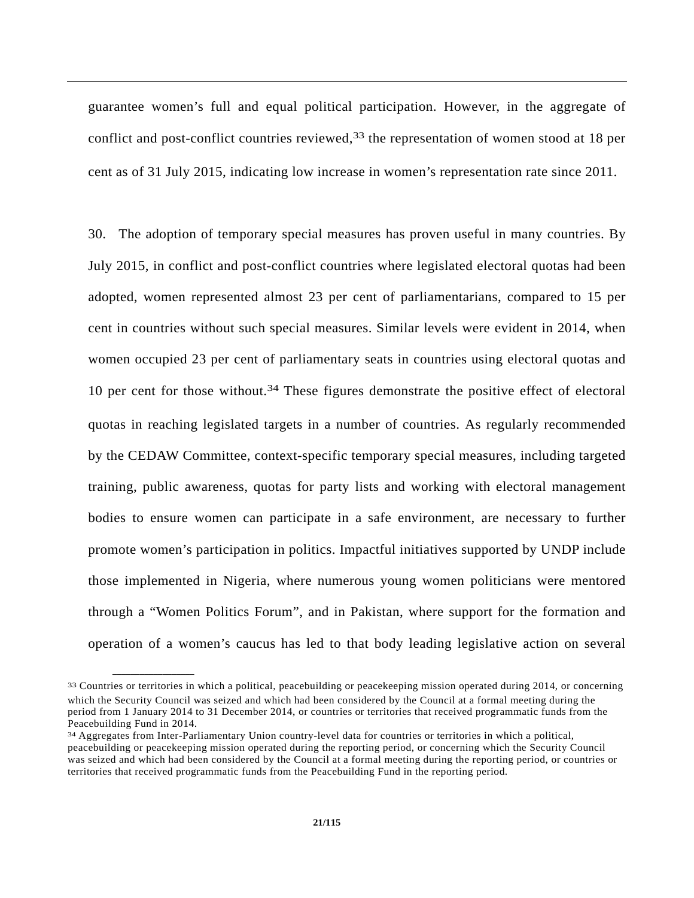guarantee women's full and equal political participation. However, in the aggregate of conflict and post-conflict countries reviewed,[33] the representation of women stood at 18 per cent as of 31 July 2015, indicating low increase in women's representation rate since 2011.

30. The adoption of temporary special measures has proven useful in many countries. By July 2015, in conflict and post-conflict countries where legislated electoral quotas had been adopted, women represented almost 23 per cent of parliamentarians, compared to 15 per cent in countries without such special measures. Similar levels were evident in 2014, when women occupied 23 per cent of parliamentary seats in countries using electoral quotas and 10 per cent for those without.[34] These figures demonstrate the positive effect of electoral quotas in reaching legislated targets in a number of countries. As regularly recommended by the CEDAW Committee, context-specific temporary special measures, including targeted training, public awareness, quotas for party lists and working with electoral management bodies to ensure women can participate in a safe environment, are necessary to further promote women's participation in politics. Impactful initiatives supported by UNDP include those implemented in Nigeria, where numerous young women politicians were mentored through a "Women Politics Forum", and in Pakistan, where support for the formation and operation of a women's caucus has led to that body leading legislative action on several

---

[33] Countries or territories in which a political, peacebuilding or peacekeeping mission operated during 2014, or concerning which the Security Council was seized and which had been considered by the Council at a formal meeting during the period from 1 January 2014 to 31 December 2014, or countries or territories that received programmatic funds from the Peacebuilding Fund in 2014.

[34] Aggregates from Inter-Parliamentary Union country-level data for countries or territories in which a political, peacebuilding or peacekeeping mission operated during the reporting period, or concerning which the Security Council was seized and which had been considered by the Council at a formal meeting during the reporting period, or countries or territories that received programmatic funds from the Peacebuilding Fund in the reporting period.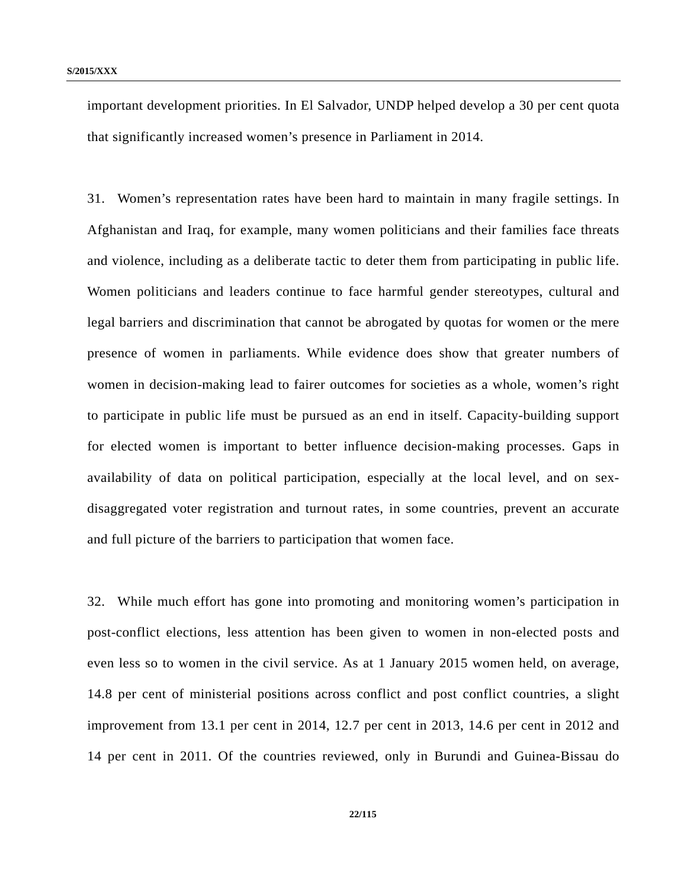important development priorities. In El Salvador, UNDP helped develop a 30 per cent quota that significantly increased women's presence in Parliament in 2014.

31. Women's representation rates have been hard to maintain in many fragile settings. In Afghanistan and Iraq, for example, many women politicians and their families face threats and violence, including as a deliberate tactic to deter them from participating in public life. Women politicians and leaders continue to face harmful gender stereotypes, cultural and legal barriers and discrimination that cannot be abrogated by quotas for women or the mere presence of women in parliaments. While evidence does show that greater numbers of women in decision-making lead to fairer outcomes for societies as a whole, women's right to participate in public life must be pursued as an end in itself. Capacity-building support for elected women is important to better influence decision-making processes. Gaps in availability of data on political participation, especially at the local level, and on sex-disaggregated voter registration and turnout rates, in some countries, prevent an accurate and full picture of the barriers to participation that women face.

32. While much effort has gone into promoting and monitoring women's participation in post-conflict elections, less attention has been given to women in non-elected posts and even less so to women in the civil service. As at 1 January 2015 women held, on average, 14.8 per cent of ministerial positions across conflict and post conflict countries, a slight improvement from 13.1 per cent in 2014, 12.7 per cent in 2013, 14.6 per cent in 2012 and 14 per cent in 2011. Of the countries reviewed, only in Burundi and Guinea-Bissau do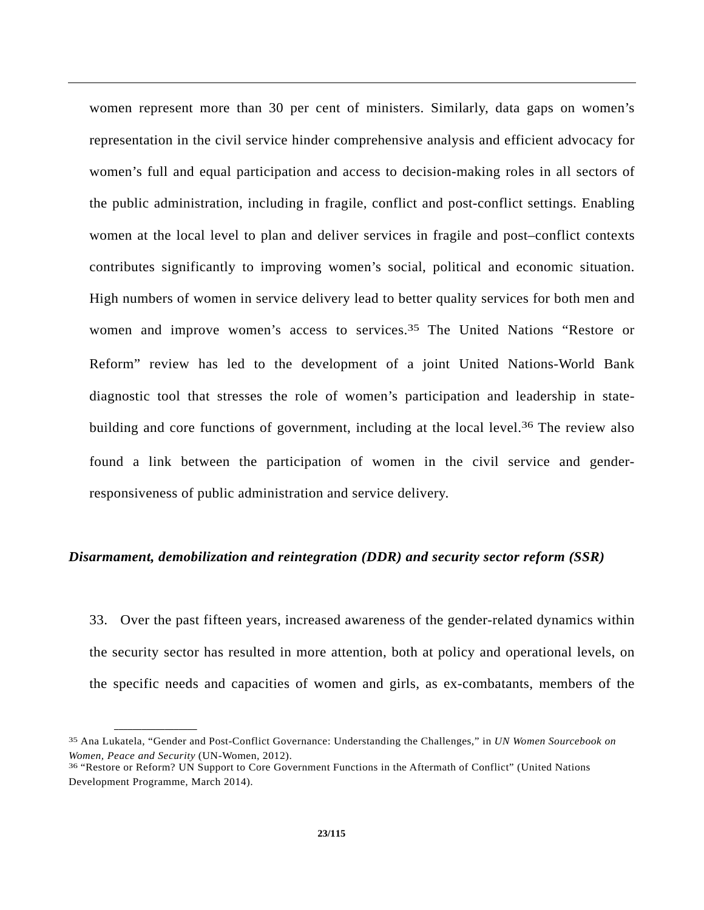women represent more than 30 per cent of ministers. Similarly, data gaps on women's representation in the civil service hinder comprehensive analysis and efficient advocacy for women's full and equal participation and access to decision-making roles in all sectors of the public administration, including in fragile, conflict and post-conflict settings. Enabling women at the local level to plan and deliver services in fragile and post–conflict contexts contributes significantly to improving women's social, political and economic situation. High numbers of women in service delivery lead to better quality services for both men and women and improve women's access to services.[35] The United Nations "Restore or Reform" review has led to the development of a joint United Nations-World Bank diagnostic tool that stresses the role of women's participation and leadership in state-building and core functions of government, including at the local level.[36] The review also found a link between the participation of women in the civil service and gender-responsiveness of public administration and service delivery.

### *Disarmament, demobilization and reintegration (DDR) and security sector reform (SSR)*

33. Over the past fifteen years, increased awareness of the gender-related dynamics within the security sector has resulted in more attention, both at policy and operational levels, on the specific needs and capacities of women and girls, as ex-combatants, members of the

---

[35] Ana Lukatela, "Gender and Post-Conflict Governance: Understanding the Challenges," in *UN Women Sourcebook on Women, Peace and Security* (UN-Women, 2012).

[36] "Restore or Reform? UN Support to Core Government Functions in the Aftermath of Conflict" (United Nations Development Programme, March 2014).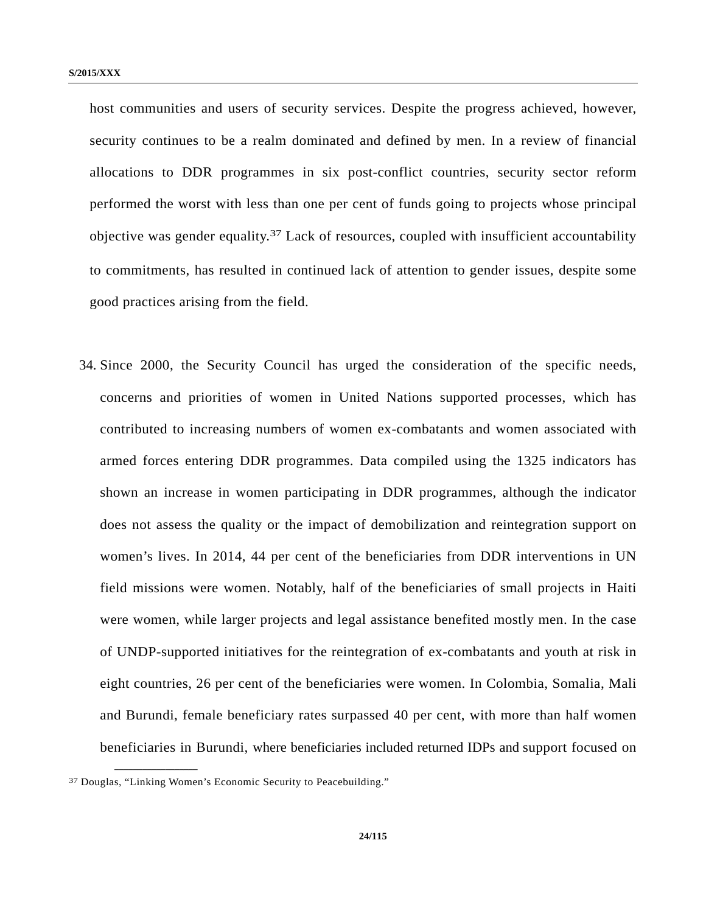host communities and users of security services. Despite the progress achieved, however, security continues to be a realm dominated and defined by men. In a review of financial allocations to DDR programmes in six post-conflict countries, security sector reform performed the worst with less than one per cent of funds going to projects whose principal objective was gender equality.[37] Lack of resources, coupled with insufficient accountability to commitments, has resulted in continued lack of attention to gender issues, despite some good practices arising from the field.

34. Since 2000, the Security Council has urged the consideration of the specific needs, concerns and priorities of women in United Nations supported processes, which has contributed to increasing numbers of women ex-combatants and women associated with armed forces entering DDR programmes. Data compiled using the 1325 indicators has shown an increase in women participating in DDR programmes, although the indicator does not assess the quality or the impact of demobilization and reintegration support on women's lives. In 2014, 44 per cent of the beneficiaries from DDR interventions in UN field missions were women. Notably, half of the beneficiaries of small projects in Haiti were women, while larger projects and legal assistance benefited mostly men. In the case of UNDP-supported initiatives for the reintegration of ex-combatants and youth at risk in eight countries, 26 per cent of the beneficiaries were women. In Colombia, Somalia, Mali and Burundi, female beneficiary rates surpassed 40 per cent, with more than half women beneficiaries in Burundi, where beneficiaries included returned IDPs and support focused on

[37] Douglas, "Linking Women's Economic Security to Peacebuilding."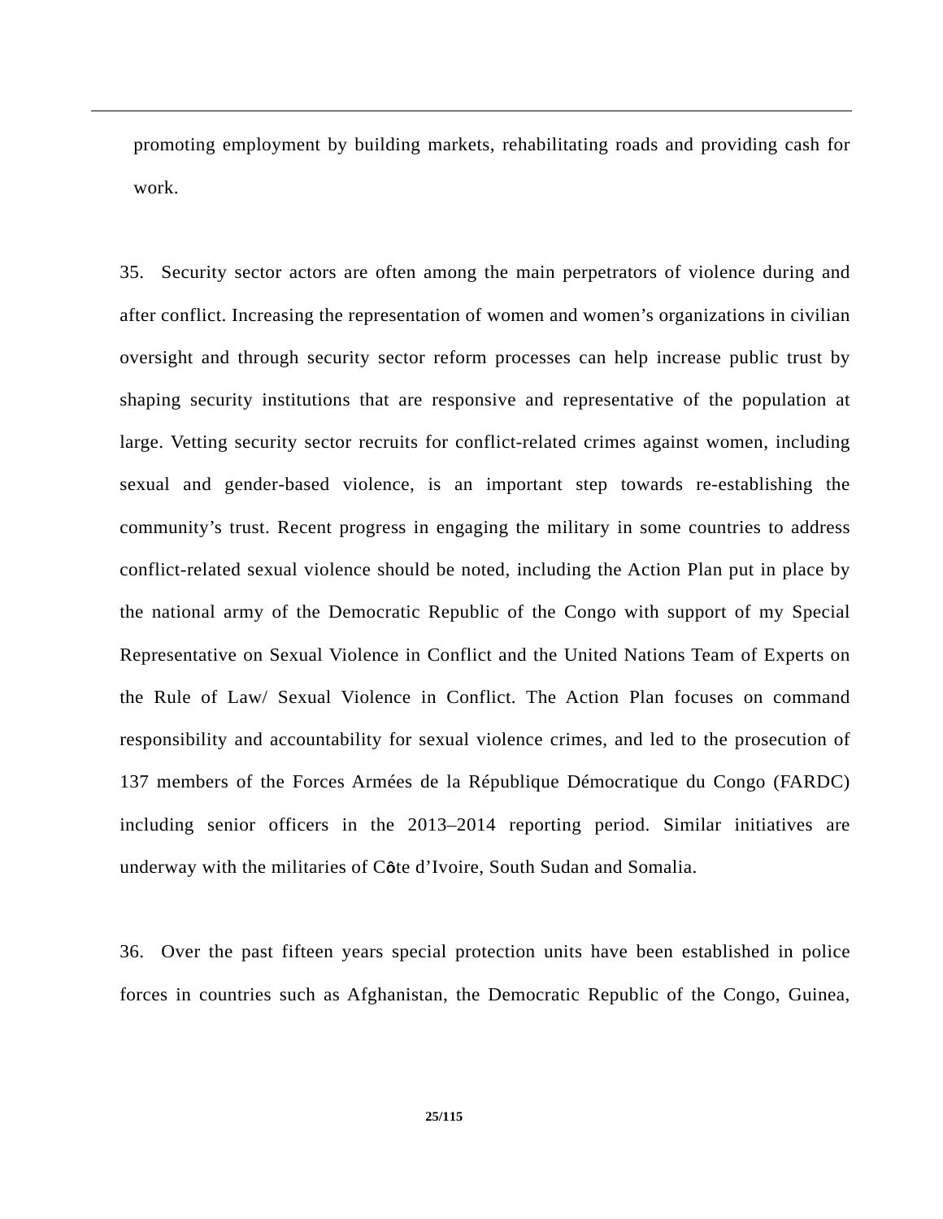promoting employment by building markets, rehabilitating roads and providing cash for work.

35. Security sector actors are often among the main perpetrators of violence during and after conflict. Increasing the representation of women and women's organizations in civilian oversight and through security sector reform processes can help increase public trust by shaping security institutions that are responsive and representative of the population at large. Vetting security sector recruits for conflict-related crimes against women, including sexual and gender-based violence, is an important step towards re-establishing the community's trust. Recent progress in engaging the military in some countries to address conflict-related sexual violence should be noted, including the Action Plan put in place by the national army of the Democratic Republic of the Congo with support of my Special Representative on Sexual Violence in Conflict and the United Nations Team of Experts on the Rule of Law/ Sexual Violence in Conflict. The Action Plan focuses on command responsibility and accountability for sexual violence crimes, and led to the prosecution of 137 members of the Forces Armées de la République Démocratique du Congo (FARDC) including senior officers in the 2013–2014 reporting period. Similar initiatives are underway with the militaries of Côte d'Ivoire, South Sudan and Somalia.

36. Over the past fifteen years special protection units have been established in police forces in countries such as Afghanistan, the Democratic Republic of the Congo, Guinea,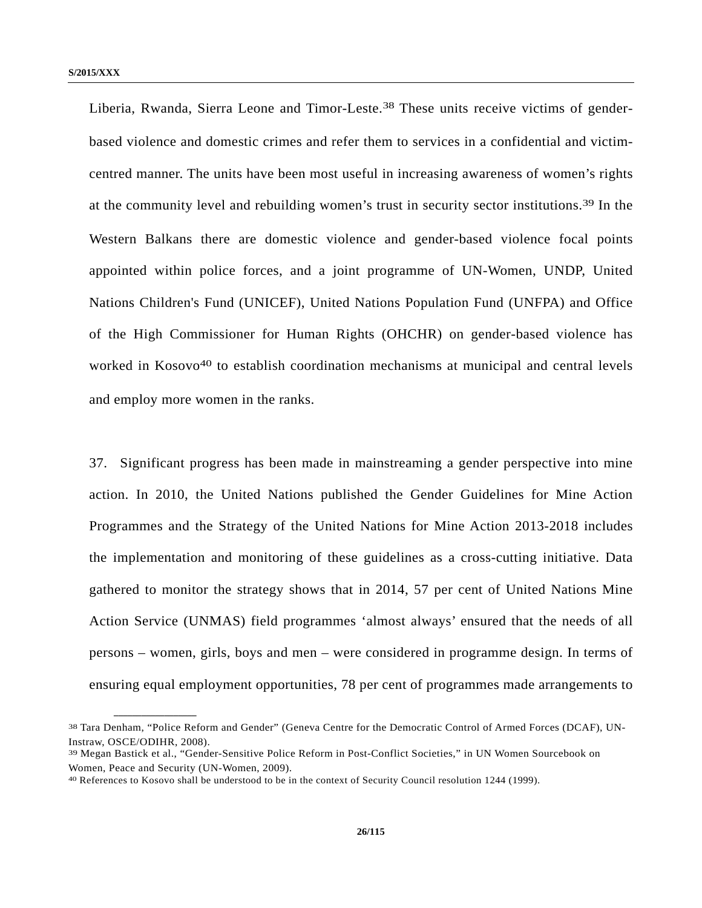Liberia, Rwanda, Sierra Leone and Timor-Leste.[38] These units receive victims of gender-based violence and domestic crimes and refer them to services in a confidential and victim-centred manner. The units have been most useful in increasing awareness of women's rights at the community level and rebuilding women's trust in security sector institutions.[39] In the Western Balkans there are domestic violence and gender-based violence focal points appointed within police forces, and a joint programme of UN-Women, UNDP, United Nations Children's Fund (UNICEF), United Nations Population Fund (UNFPA) and Office of the High Commissioner for Human Rights (OHCHR) on gender-based violence has worked in Kosovo[40] to establish coordination mechanisms at municipal and central levels and employ more women in the ranks.

37. Significant progress has been made in mainstreaming a gender perspective into mine action. In 2010, the United Nations published the Gender Guidelines for Mine Action Programmes and the Strategy of the United Nations for Mine Action 2013-2018 includes the implementation and monitoring of these guidelines as a cross-cutting initiative. Data gathered to monitor the strategy shows that in 2014, 57 per cent of United Nations Mine Action Service (UNMAS) field programmes 'almost always' ensured that the needs of all persons – women, girls, boys and men – were considered in programme design. In terms of ensuring equal employment opportunities, 78 per cent of programmes made arrangements to

---

[38] Tara Denham, "Police Reform and Gender" (Geneva Centre for the Democratic Control of Armed Forces (DCAF), UN-Instraw, OSCE/ODIHR, 2008).

[39] Megan Bastick et al., "Gender-Sensitive Police Reform in Post-Conflict Societies," in UN Women Sourcebook on Women, Peace and Security (UN-Women, 2009).

[40] References to Kosovo shall be understood to be in the context of Security Council resolution 1244 (1999).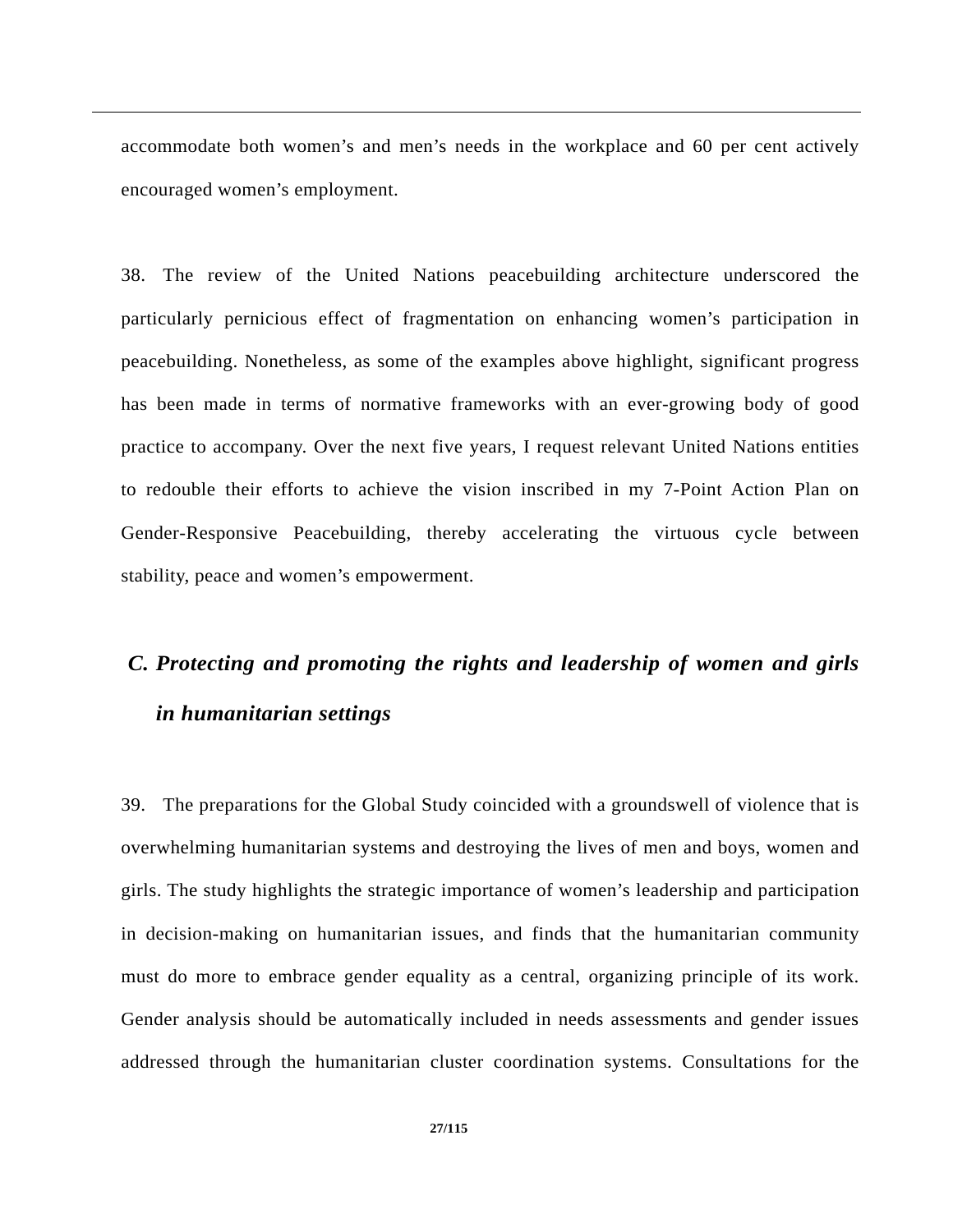accommodate both women’s and men’s needs in the workplace and 60 per cent actively encouraged women’s employment.

38. The review of the United Nations peacebuilding architecture underscored the particularly pernicious effect of fragmentation on enhancing women’s participation in peacebuilding. Nonetheless, as some of the examples above highlight, significant progress has been made in terms of normative frameworks with an ever-growing body of good practice to accompany. Over the next five years, I request relevant United Nations entities to redouble their efforts to achieve the vision inscribed in my 7-Point Action Plan on Gender-Responsive Peacebuilding, thereby accelerating the virtuous cycle between stability, peace and women’s empowerment.

### *C. Protecting and promoting the rights and leadership of women and girls in humanitarian settings*

39. The preparations for the Global Study coincided with a groundswell of violence that is overwhelming humanitarian systems and destroying the lives of men and boys, women and girls. The study highlights the strategic importance of women’s leadership and participation in decision-making on humanitarian issues, and finds that the humanitarian community must do more to embrace gender equality as a central, organizing principle of its work. Gender analysis should be automatically included in needs assessments and gender issues addressed through the humanitarian cluster coordination systems. Consultations for the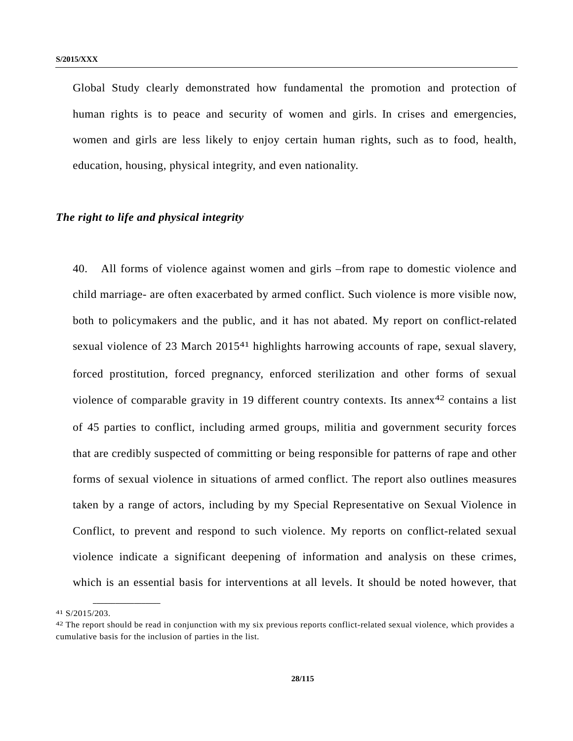Global Study clearly demonstrated how fundamental the promotion and protection of human rights is to peace and security of women and girls. In crises and emergencies, women and girls are less likely to enjoy certain human rights, such as to food, health, education, housing, physical integrity, and even nationality.

***The right to life and physical integrity***

40. All forms of violence against women and girls –from rape to domestic violence and child marriage- are often exacerbated by armed conflict. Such violence is more visible now, both to policymakers and the public, and it has not abated. My report on conflict-related sexual violence of 23 March 2015[41] highlights harrowing accounts of rape, sexual slavery, forced prostitution, forced pregnancy, enforced sterilization and other forms of sexual violence of comparable gravity in 19 different country contexts. Its annex[42] contains a list of 45 parties to conflict, including armed groups, militia and government security forces that are credibly suspected of committing or being responsible for patterns of rape and other forms of sexual violence in situations of armed conflict. The report also outlines measures taken by a range of actors, including by my Special Representative on Sexual Violence in Conflict, to prevent and respond to such violence. My reports on conflict-related sexual violence indicate a significant deepening of information and analysis on these crimes, which is an essential basis for interventions at all levels. It should be noted however, that

[41] S/2015/203.

[42] The report should be read in conjunction with my six previous reports conflict-related sexual violence, which provides a cumulative basis for the inclusion of parties in the list.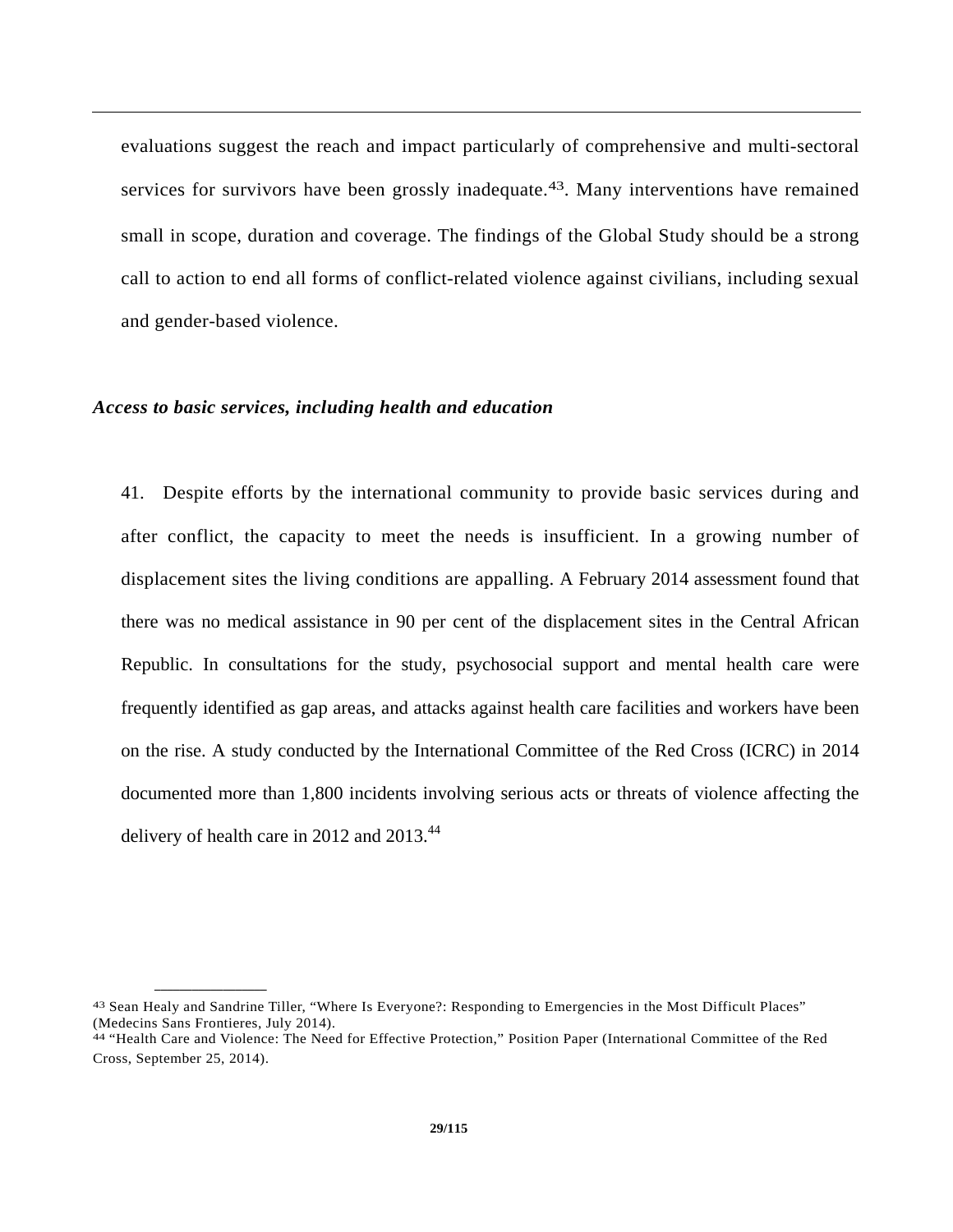evaluations suggest the reach and impact particularly of comprehensive and multi-sectoral services for survivors have been grossly inadequate.[43]. Many interventions have remained small in scope, duration and coverage. The findings of the Global Study should be a strong call to action to end all forms of conflict-related violence against civilians, including sexual and gender-based violence.

### *Access to basic services, including health and education*

41. Despite efforts by the international community to provide basic services during and after conflict, the capacity to meet the needs is insufficient. In a growing number of displacement sites the living conditions are appalling. A February 2014 assessment found that there was no medical assistance in 90 per cent of the displacement sites in the Central African Republic. In consultations for the study, psychosocial support and mental health care were frequently identified as gap areas, and attacks against health care facilities and workers have been on the rise. A study conducted by the International Committee of the Red Cross (ICRC) in 2014 documented more than 1,800 incidents involving serious acts or threats of violence affecting the delivery of health care in 2012 and 2013.[44]

---

[43] Sean Healy and Sandrine Tiller, "Where Is Everyone?: Responding to Emergencies in the Most Difficult Places" (Medecins Sans Frontieres, July 2014).

[44] "Health Care and Violence: The Need for Effective Protection," Position Paper (International Committee of the Red Cross, September 25, 2014).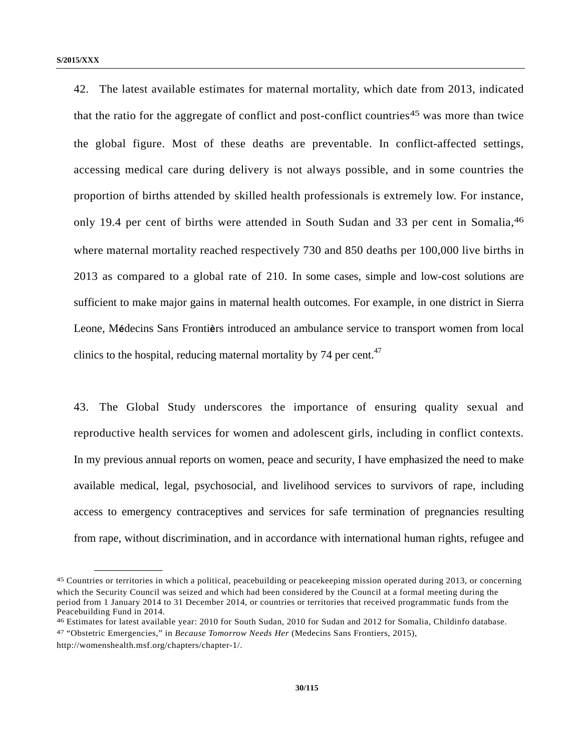42. The latest available estimates for maternal mortality, which date from 2013, indicated that the ratio for the aggregate of conflict and post-conflict countries[45] was more than twice the global figure. Most of these deaths are preventable. In conflict-affected settings, accessing medical care during delivery is not always possible, and in some countries the proportion of births attended by skilled health professionals is extremely low. For instance, only 19.4 per cent of births were attended in South Sudan and 33 per cent in Somalia,[46] where maternal mortality reached respectively 730 and 850 deaths per 100,000 live births in 2013 as compared to a global rate of 210. In some cases, simple and low-cost solutions are sufficient to make major gains in maternal health outcomes. For example, in one district in Sierra Leone, Médecins Sans Frontièrs introduced an ambulance service to transport women from local clinics to the hospital, reducing maternal mortality by 74 per cent.[47]

43. The Global Study underscores the importance of ensuring quality sexual and reproductive health services for women and adolescent girls, including in conflict contexts. In my previous annual reports on women, peace and security, I have emphasized the need to make available medical, legal, psychosocial, and livelihood services to survivors of rape, including access to emergency contraceptives and services for safe termination of pregnancies resulting from rape, without discrimination, and in accordance with international human rights, refugee and

---

[45] Countries or territories in which a political, peacebuilding or peacekeeping mission operated during 2013, or concerning which the Security Council was seized and which had been considered by the Council at a formal meeting during the period from 1 January 2014 to 31 December 2014, or countries or territories that received programmatic funds from the Peacebuilding Fund in 2014.

[46] Estimates for latest available year: 2010 for South Sudan, 2010 for Sudan and 2012 for Somalia, Childinfo database.

[47] "Obstetric Emergencies," in *Because Tomorrow Needs Her* (Medecins Sans Frontiers, 2015), http://womenshealth.msf.org/chapters/chapter-1/.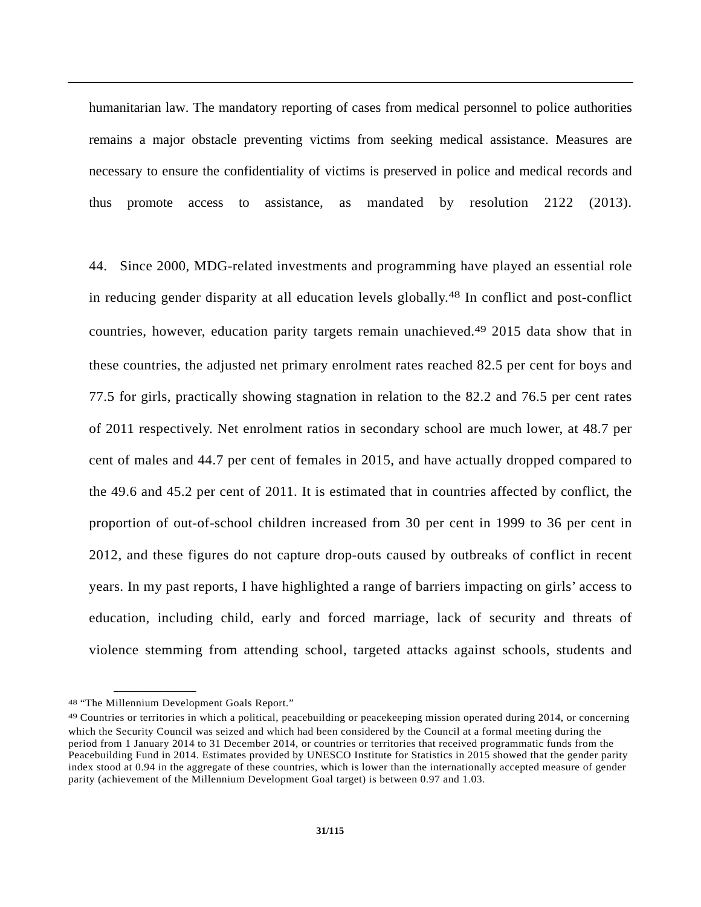humanitarian law. The mandatory reporting of cases from medical personnel to police authorities remains a major obstacle preventing victims from seeking medical assistance. Measures are necessary to ensure the confidentiality of victims is preserved in police and medical records and thus promote access to assistance, as mandated by resolution 2122 (2013).

44. Since 2000, MDG-related investments and programming have played an essential role in reducing gender disparity at all education levels globally.[48] In conflict and post-conflict countries, however, education parity targets remain unachieved.[49] 2015 data show that in these countries, the adjusted net primary enrolment rates reached 82.5 per cent for boys and 77.5 for girls, practically showing stagnation in relation to the 82.2 and 76.5 per cent rates of 2011 respectively. Net enrolment ratios in secondary school are much lower, at 48.7 per cent of males and 44.7 per cent of females in 2015, and have actually dropped compared to the 49.6 and 45.2 per cent of 2011. It is estimated that in countries affected by conflict, the proportion of out-of-school children increased from 30 per cent in 1999 to 36 per cent in 2012, and these figures do not capture drop-outs caused by outbreaks of conflict in recent years. In my past reports, I have highlighted a range of barriers impacting on girls' access to education, including child, early and forced marriage, lack of security and threats of violence stemming from attending school, targeted attacks against schools, students and

---

[48] "The Millennium Development Goals Report."

[49] Countries or territories in which a political, peacebuilding or peacekeeping mission operated during 2014, or concerning which the Security Council was seized and which had been considered by the Council at a formal meeting during the period from 1 January 2014 to 31 December 2014, or countries or territories that received programmatic funds from the Peacebuilding Fund in 2014. Estimates provided by UNESCO Institute for Statistics in 2015 showed that the gender parity index stood at 0.94 in the aggregate of these countries, which is lower than the internationally accepted measure of gender parity (achievement of the Millennium Development Goal target) is between 0.97 and 1.03.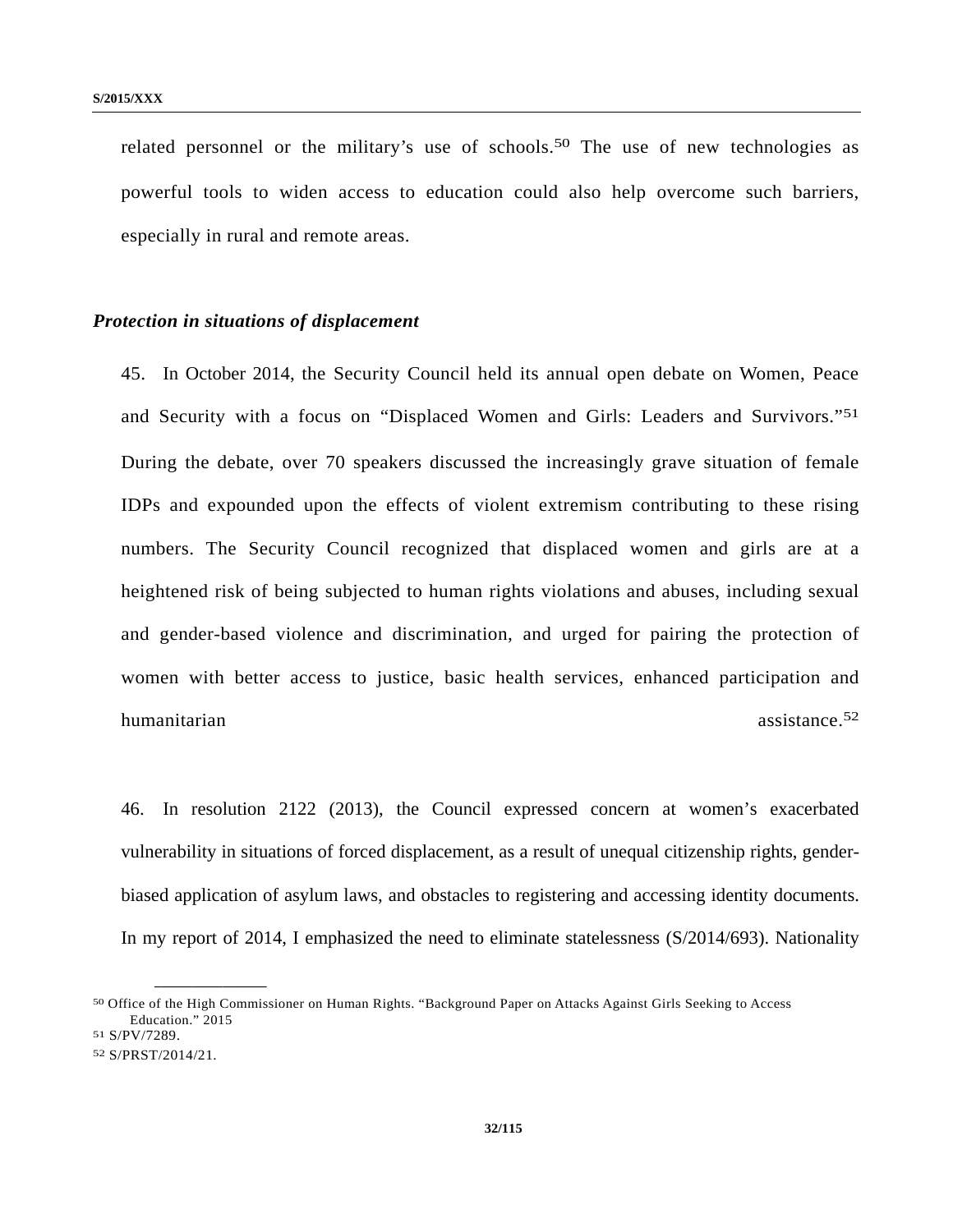related personnel or the military's use of schools.[50] The use of new technologies as powerful tools to widen access to education could also help overcome such barriers, especially in rural and remote areas.

***Protection in situations of displacement***

45. In October 2014, the Security Council held its annual open debate on Women, Peace and Security with a focus on "Displaced Women and Girls: Leaders and Survivors."[51] During the debate, over 70 speakers discussed the increasingly grave situation of female IDPs and expounded upon the effects of violent extremism contributing to these rising numbers. The Security Council recognized that displaced women and girls are at a heightened risk of being subjected to human rights violations and abuses, including sexual and gender-based violence and discrimination, and urged for pairing the protection of women with better access to justice, basic health services, enhanced participation and humanitarian assistance.[52]

46. In resolution 2122 (2013), the Council expressed concern at women's exacerbated vulnerability in situations of forced displacement, as a result of unequal citizenship rights, gender-biased application of asylum laws, and obstacles to registering and accessing identity documents. In my report of 2014, I emphasized the need to eliminate statelessness (S/2014/693). Nationality

---

[50] Office of the High Commissioner on Human Rights. "Background Paper on Attacks Against Girls Seeking to Access Education." 2015

[51] S/PV/7289.

[52] S/PRST/2014/21.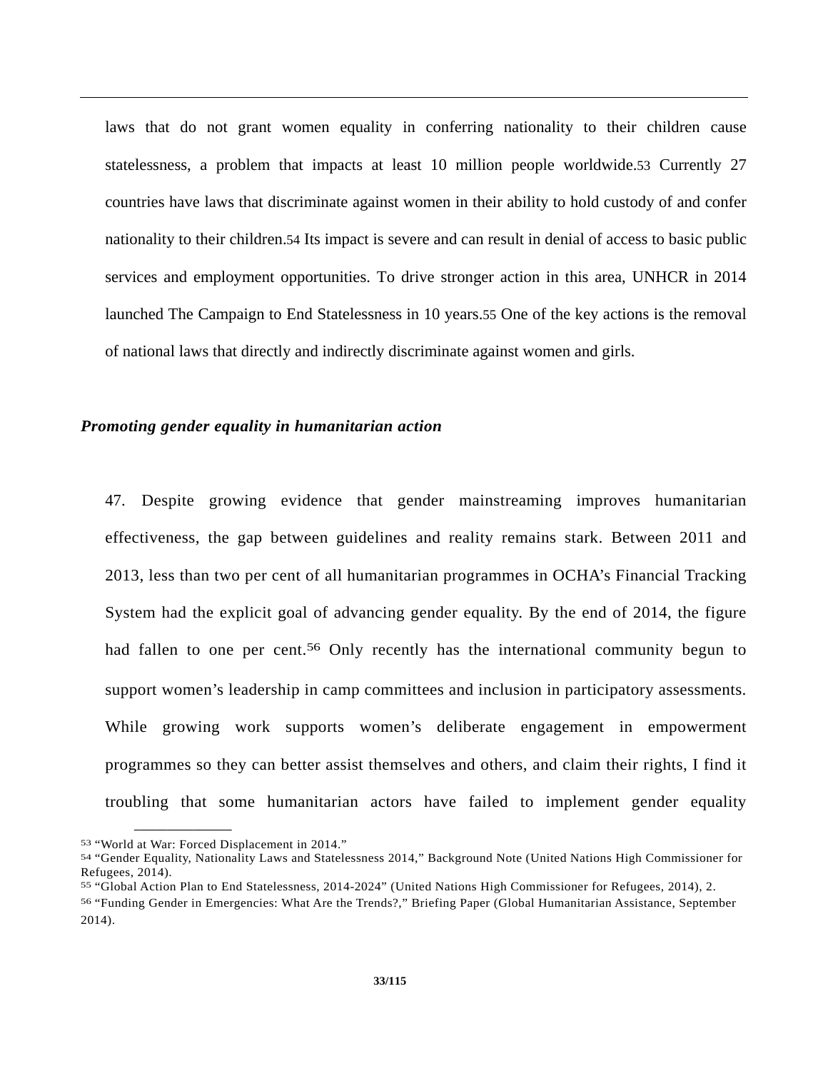laws that do not grant women equality in conferring nationality to their children cause statelessness, a problem that impacts at least 10 million people worldwide.[53] Currently 27 countries have laws that discriminate against women in their ability to hold custody of and confer nationality to their children.[54] Its impact is severe and can result in denial of access to basic public services and employment opportunities. To drive stronger action in this area, UNHCR in 2014 launched The Campaign to End Statelessness in 10 years.[55] One of the key actions is the removal of national laws that directly and indirectly discriminate against women and girls.

***Promoting gender equality in humanitarian action***

47. Despite growing evidence that gender mainstreaming improves humanitarian effectiveness, the gap between guidelines and reality remains stark. Between 2011 and 2013, less than two per cent of all humanitarian programmes in OCHA's Financial Tracking System had the explicit goal of advancing gender equality. By the end of 2014, the figure had fallen to one per cent.[56] Only recently has the international community begun to support women's leadership in camp committees and inclusion in participatory assessments. While growing work supports women's deliberate engagement in empowerment programmes so they can better assist themselves and others, and claim their rights, I find it troubling that some humanitarian actors have failed to implement gender equality

---

[53] "World at War: Forced Displacement in 2014."

[54] "Gender Equality, Nationality Laws and Statelessness 2014," Background Note (United Nations High Commissioner for Refugees, 2014).

[55] "Global Action Plan to End Statelessness, 2014-2024" (United Nations High Commissioner for Refugees, 2014), 2.

[56] "Funding Gender in Emergencies: What Are the Trends?," Briefing Paper (Global Humanitarian Assistance, September 2014).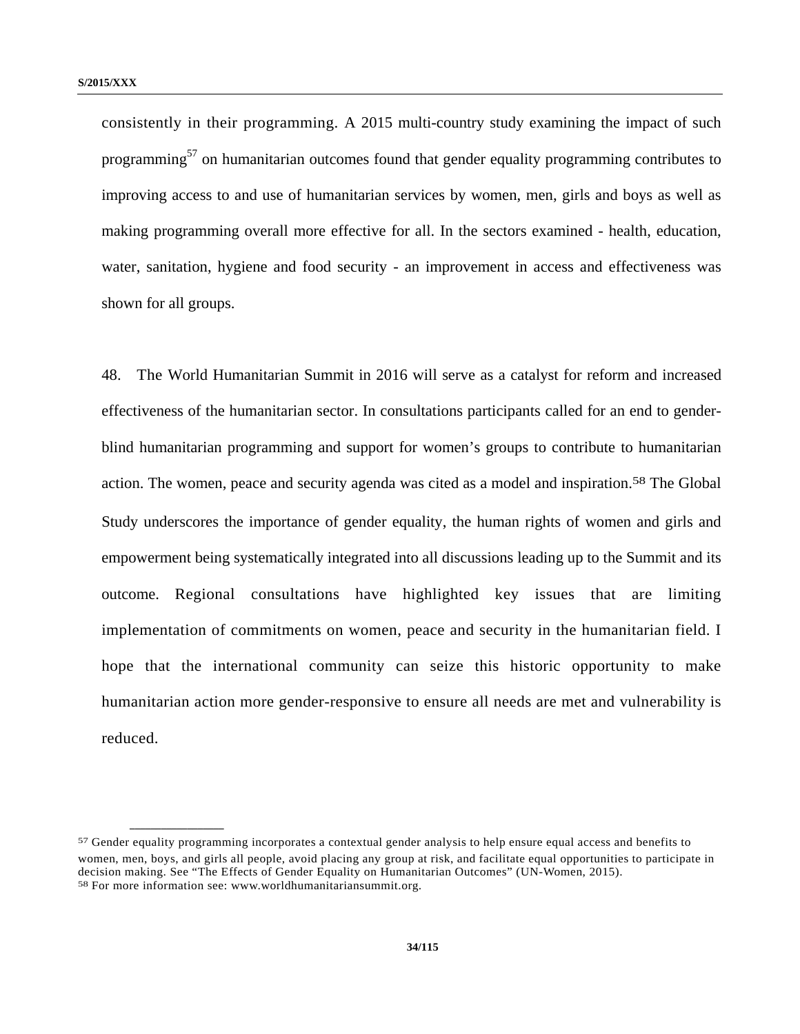consistently in their programming. A 2015 multi-country study examining the impact of such programming[57] on humanitarian outcomes found that gender equality programming contributes to improving access to and use of humanitarian services by women, men, girls and boys as well as making programming overall more effective for all. In the sectors examined - health, education, water, sanitation, hygiene and food security - an improvement in access and effectiveness was shown for all groups.

48. The World Humanitarian Summit in 2016 will serve as a catalyst for reform and increased effectiveness of the humanitarian sector. In consultations participants called for an end to gender-blind humanitarian programming and support for women's groups to contribute to humanitarian action. The women, peace and security agenda was cited as a model and inspiration.[58] The Global Study underscores the importance of gender equality, the human rights of women and girls and empowerment being systematically integrated into all discussions leading up to the Summit and its outcome. Regional consultations have highlighted key issues that are limiting implementation of commitments on women, peace and security in the humanitarian field. I hope that the international community can seize this historic opportunity to make humanitarian action more gender-responsive to ensure all needs are met and vulnerability is reduced.

---

[57] Gender equality programming incorporates a contextual gender analysis to help ensure equal access and benefits to women, men, boys, and girls all people, avoid placing any group at risk, and facilitate equal opportunities to participate in decision making. See "The Effects of Gender Equality on Humanitarian Outcomes" (UN-Women, 2015).

[58] For more information see: www.worldhumanitariansummit.org.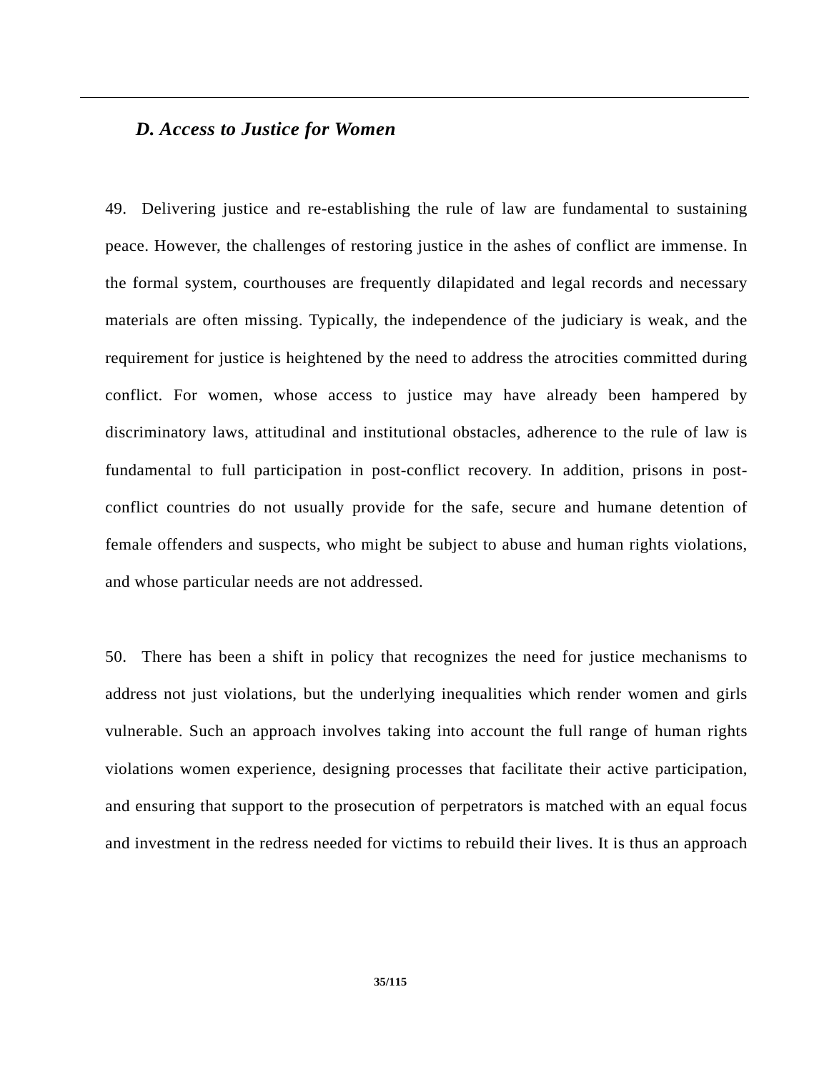### *D. Access to Justice for Women*

49. Delivering justice and re-establishing the rule of law are fundamental to sustaining peace. However, the challenges of restoring justice in the ashes of conflict are immense. In the formal system, courthouses are frequently dilapidated and legal records and necessary materials are often missing. Typically, the independence of the judiciary is weak, and the requirement for justice is heightened by the need to address the atrocities committed during conflict. For women, whose access to justice may have already been hampered by discriminatory laws, attitudinal and institutional obstacles, adherence to the rule of law is fundamental to full participation in post-conflict recovery. In addition, prisons in post-conflict countries do not usually provide for the safe, secure and humane detention of female offenders and suspects, who might be subject to abuse and human rights violations, and whose particular needs are not addressed.

50. There has been a shift in policy that recognizes the need for justice mechanisms to address not just violations, but the underlying inequalities which render women and girls vulnerable. Such an approach involves taking into account the full range of human rights violations women experience, designing processes that facilitate their active participation, and ensuring that support to the prosecution of perpetrators is matched with an equal focus and investment in the redress needed for victims to rebuild their lives. It is thus an approach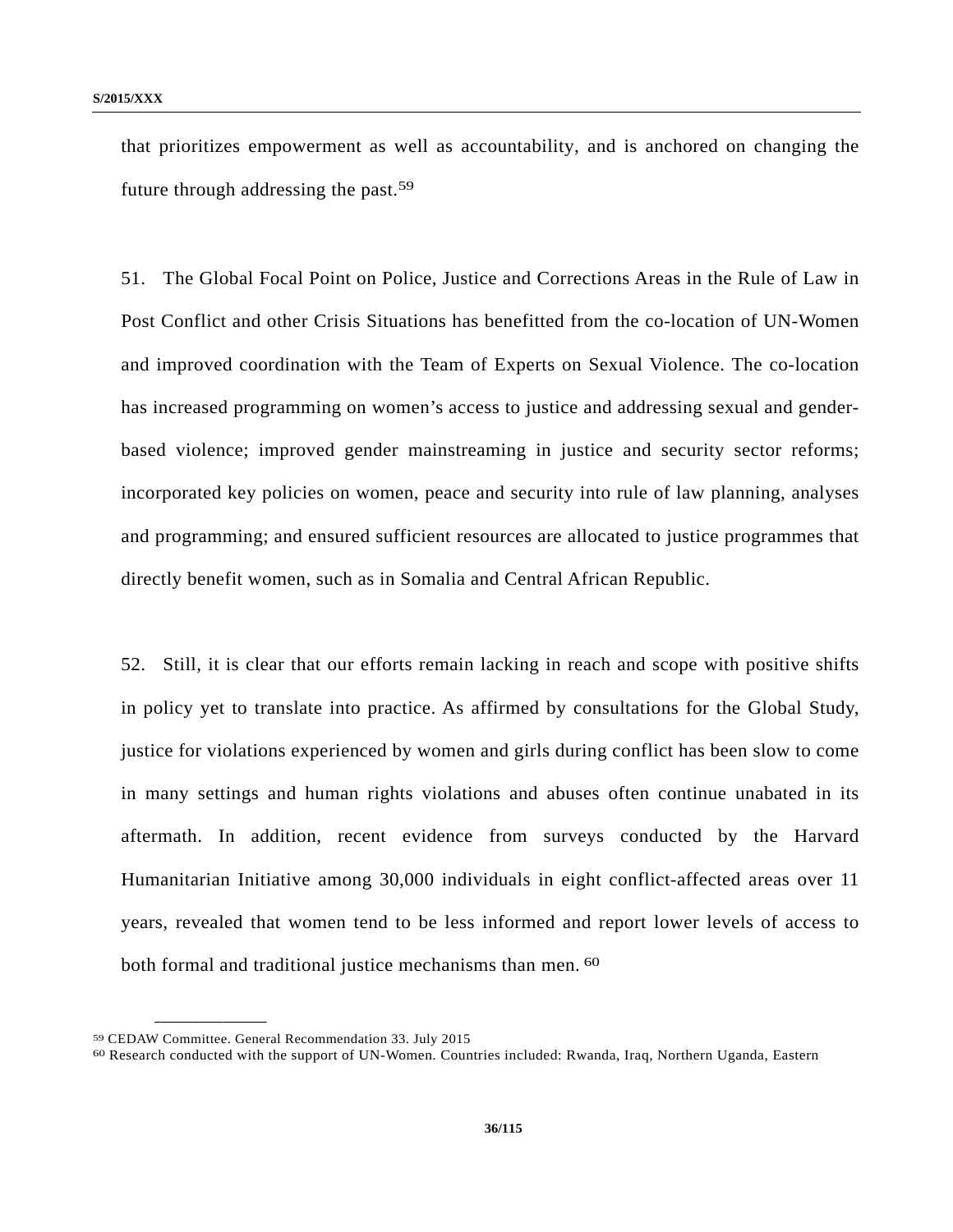that prioritizes empowerment as well as accountability, and is anchored on changing the future through addressing the past.[59]

51. The Global Focal Point on Police, Justice and Corrections Areas in the Rule of Law in Post Conflict and other Crisis Situations has benefitted from the co-location of UN-Women and improved coordination with the Team of Experts on Sexual Violence. The co-location has increased programming on women's access to justice and addressing sexual and gender-based violence; improved gender mainstreaming in justice and security sector reforms; incorporated key policies on women, peace and security into rule of law planning, analyses and programming; and ensured sufficient resources are allocated to justice programmes that directly benefit women, such as in Somalia and Central African Republic.

52. Still, it is clear that our efforts remain lacking in reach and scope with positive shifts in policy yet to translate into practice. As affirmed by consultations for the Global Study, justice for violations experienced by women and girls during conflict has been slow to come in many settings and human rights violations and abuses often continue unabated in its aftermath. In addition, recent evidence from surveys conducted by the Harvard Humanitarian Initiative among 30,000 individuals in eight conflict-affected areas over 11 years, revealed that women tend to be less informed and report lower levels of access to both formal and traditional justice mechanisms than men. [60]

---

[59] CEDAW Committee. General Recommendation 33. July 2015

[60] Research conducted with the support of UN-Women. Countries included: Rwanda, Iraq, Northern Uganda, Eastern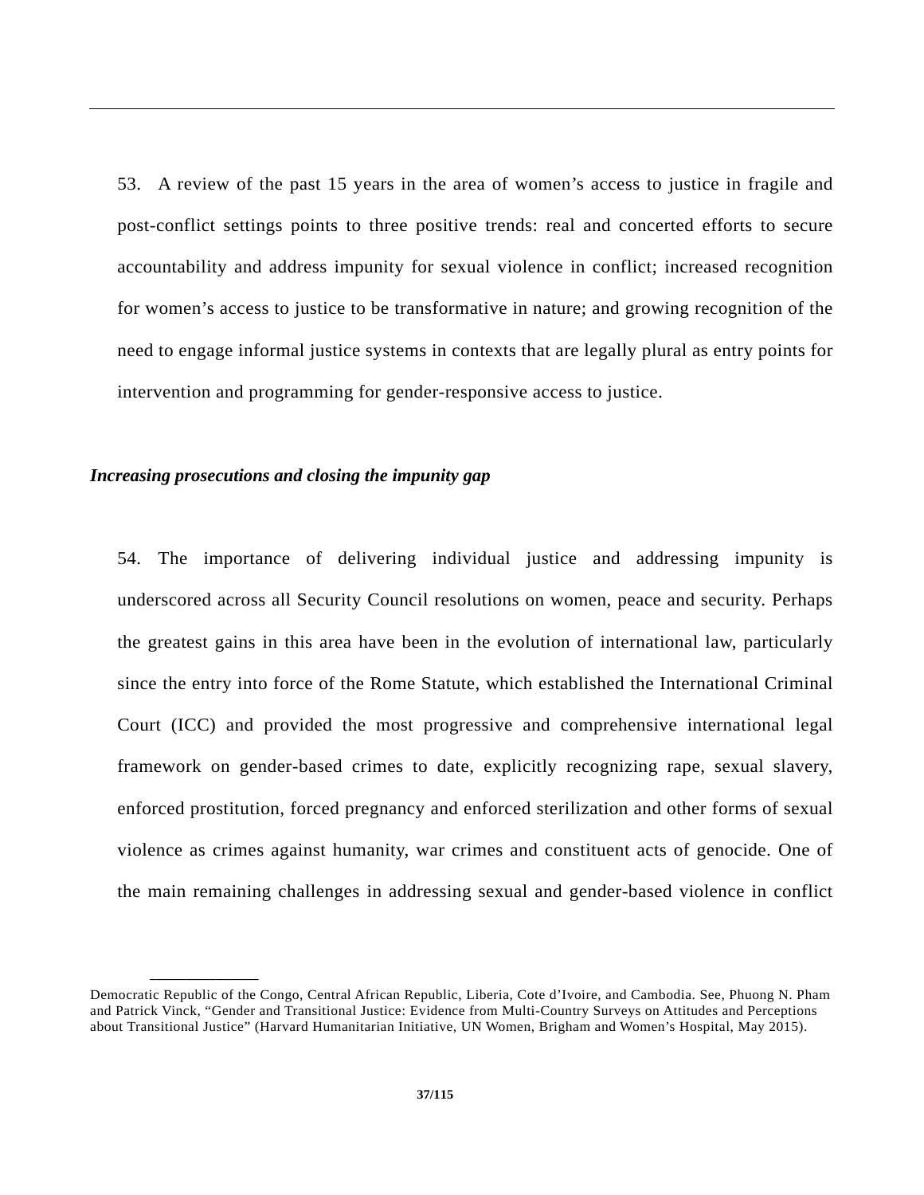53. A review of the past 15 years in the area of women's access to justice in fragile and post-conflict settings points to three positive trends: real and concerted efforts to secure accountability and address impunity for sexual violence in conflict; increased recognition for women's access to justice to be transformative in nature; and growing recognition of the need to engage informal justice systems in contexts that are legally plural as entry points for intervention and programming for gender-responsive access to justice.

***Increasing prosecutions and closing the impunity gap***

54. The importance of delivering individual justice and addressing impunity is underscored across all Security Council resolutions on women, peace and security. Perhaps the greatest gains in this area have been in the evolution of international law, particularly since the entry into force of the Rome Statute, which established the International Criminal Court (ICC) and provided the most progressive and comprehensive international legal framework on gender-based crimes to date, explicitly recognizing rape, sexual slavery, enforced prostitution, forced pregnancy and enforced sterilization and other forms of sexual violence as crimes against humanity, war crimes and constituent acts of genocide. One of the main remaining challenges in addressing sexual and gender-based violence in conflict

---

Democratic Republic of the Congo, Central African Republic, Liberia, Cote d'Ivoire, and Cambodia. See, Phuong N. Pham and Patrick Vinck, "Gender and Transitional Justice: Evidence from Multi-Country Surveys on Attitudes and Perceptions about Transitional Justice" (Harvard Humanitarian Initiative, UN Women, Brigham and Women's Hospital, May 2015).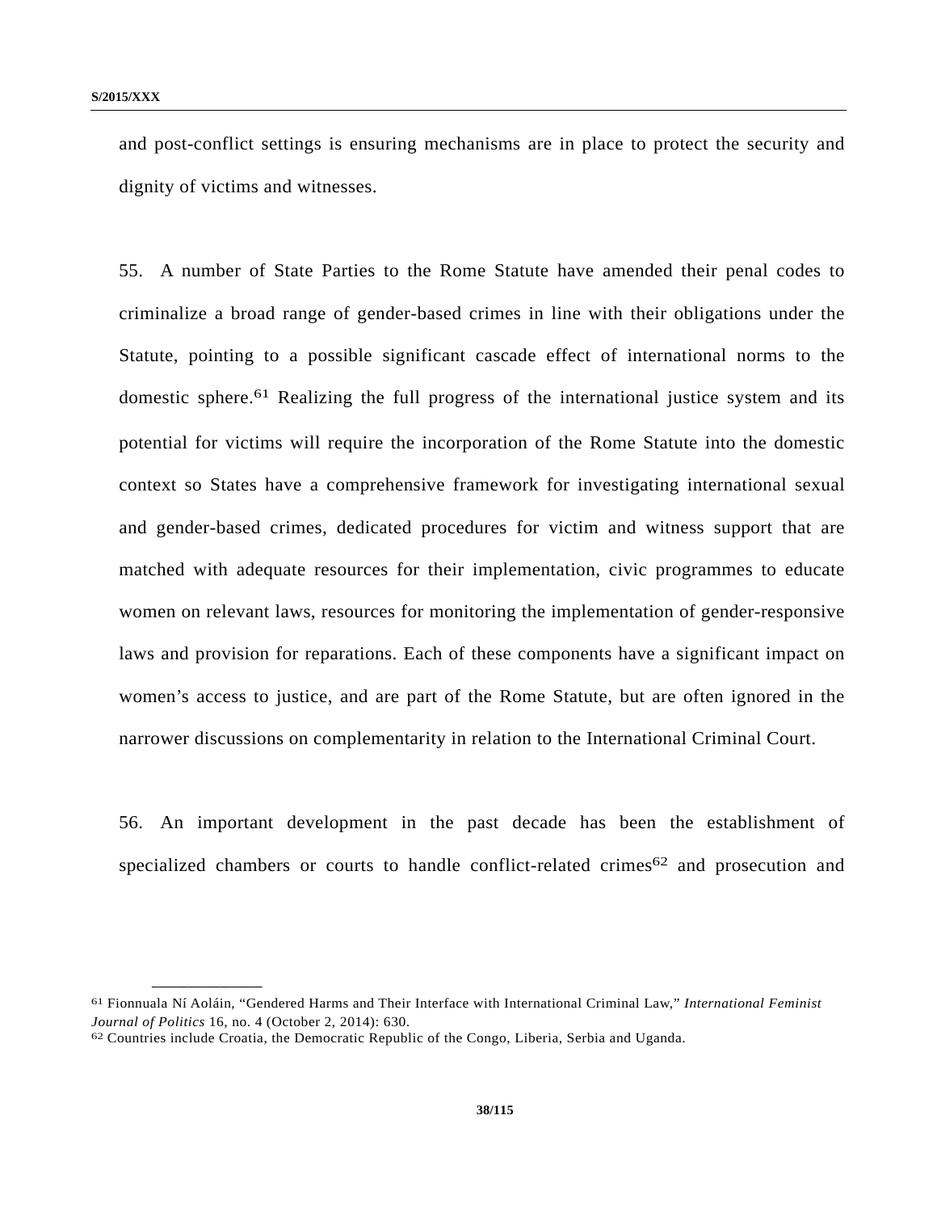and post-conflict settings is ensuring mechanisms are in place to protect the security and dignity of victims and witnesses.

55. A number of State Parties to the Rome Statute have amended their penal codes to criminalize a broad range of gender-based crimes in line with their obligations under the Statute, pointing to a possible significant cascade effect of international norms to the domestic sphere.[61] Realizing the full progress of the international justice system and its potential for victims will require the incorporation of the Rome Statute into the domestic context so States have a comprehensive framework for investigating international sexual and gender-based crimes, dedicated procedures for victim and witness support that are matched with adequate resources for their implementation, civic programmes to educate women on relevant laws, resources for monitoring the implementation of gender-responsive laws and provision for reparations. Each of these components have a significant impact on women's access to justice, and are part of the Rome Statute, but are often ignored in the narrower discussions on complementarity in relation to the International Criminal Court.

56. An important development in the past decade has been the establishment of specialized chambers or courts to handle conflict-related crimes[62] and prosecution and

---

[61] Fionnuala Ní Aoláin, "Gendered Harms and Their Interface with International Criminal Law," *International Feminist Journal of Politics* 16, no. 4 (October 2, 2014): 630.

[62] Countries include Croatia, the Democratic Republic of the Congo, Liberia, Serbia and Uganda.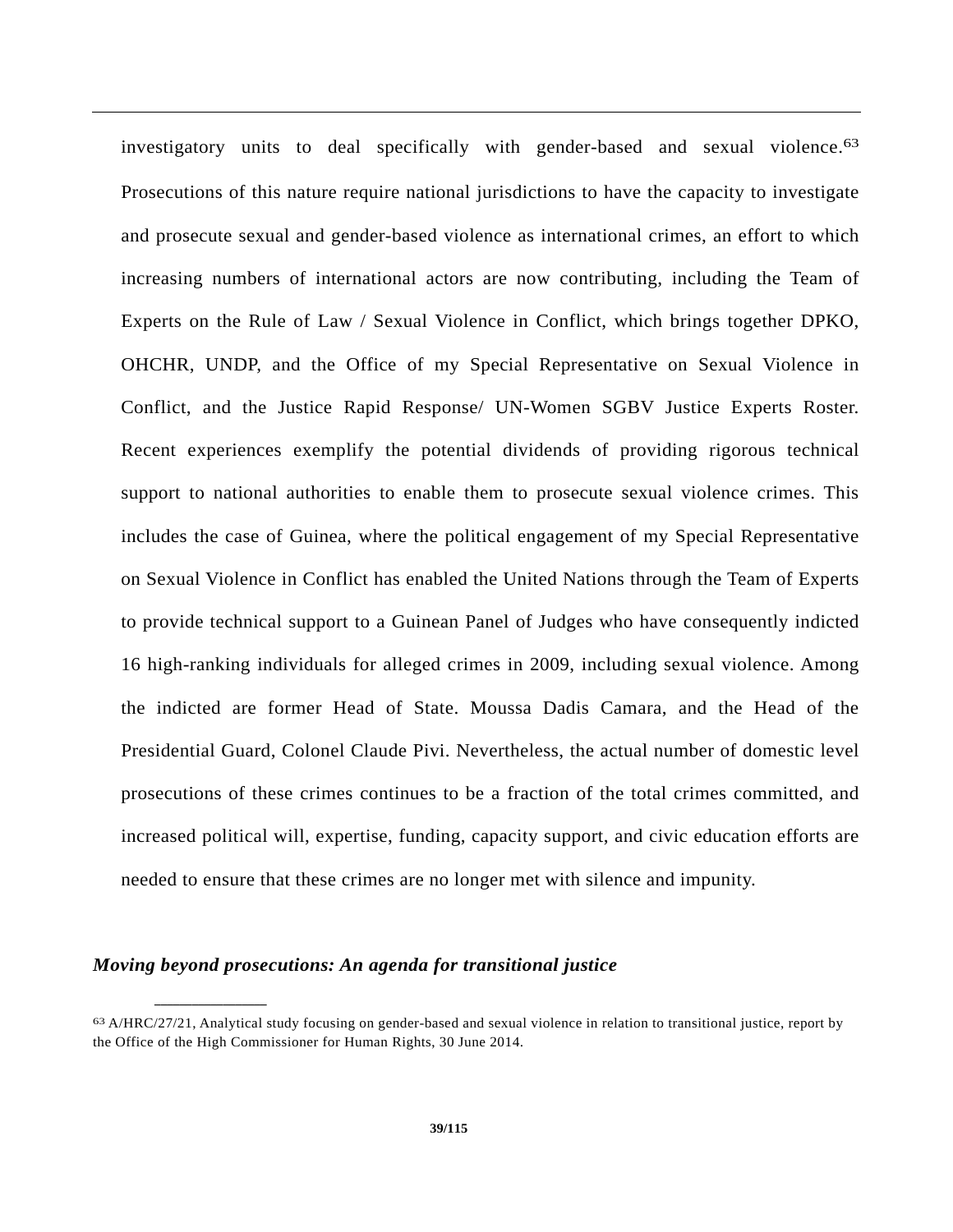investigatory units to deal specifically with gender-based and sexual violence.[63] Prosecutions of this nature require national jurisdictions to have the capacity to investigate and prosecute sexual and gender-based violence as international crimes, an effort to which increasing numbers of international actors are now contributing, including the Team of Experts on the Rule of Law / Sexual Violence in Conflict, which brings together DPKO, OHCHR, UNDP, and the Office of my Special Representative on Sexual Violence in Conflict, and the Justice Rapid Response/ UN-Women SGBV Justice Experts Roster. Recent experiences exemplify the potential dividends of providing rigorous technical support to national authorities to enable them to prosecute sexual violence crimes. This includes the case of Guinea, where the political engagement of my Special Representative on Sexual Violence in Conflict has enabled the United Nations through the Team of Experts to provide technical support to a Guinean Panel of Judges who have consequently indicted 16 high-ranking individuals for alleged crimes in 2009, including sexual violence. Among the indicted are former Head of State. Moussa Dadis Camara, and the Head of the Presidential Guard, Colonel Claude Pivi. Nevertheless, the actual number of domestic level prosecutions of these crimes continues to be a fraction of the total crimes committed, and increased political will, expertise, funding, capacity support, and civic education efforts are needed to ensure that these crimes are no longer met with silence and impunity.

***Moving beyond prosecutions: An agenda for transitional justice***

[63] A/HRC/27/21, Analytical study focusing on gender-based and sexual violence in relation to transitional justice, report by the Office of the High Commissioner for Human Rights, 30 June 2014.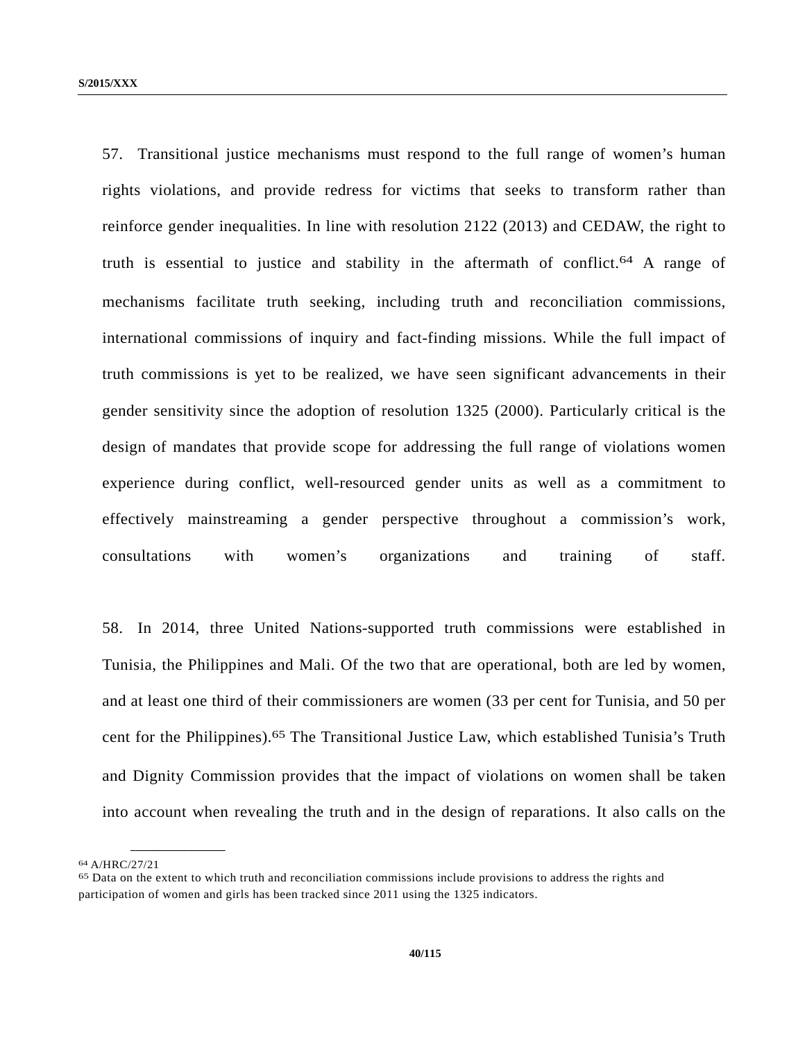57. Transitional justice mechanisms must respond to the full range of women's human rights violations, and provide redress for victims that seeks to transform rather than reinforce gender inequalities. In line with resolution 2122 (2013) and CEDAW, the right to truth is essential to justice and stability in the aftermath of conflict.[64] A range of mechanisms facilitate truth seeking, including truth and reconciliation commissions, international commissions of inquiry and fact-finding missions. While the full impact of truth commissions is yet to be realized, we have seen significant advancements in their gender sensitivity since the adoption of resolution 1325 (2000). Particularly critical is the design of mandates that provide scope for addressing the full range of violations women experience during conflict, well-resourced gender units as well as a commitment to effectively mainstreaming a gender perspective throughout a commission's work, consultations with women's organizations and training of staff.

58. In 2014, three United Nations-supported truth commissions were established in Tunisia, the Philippines and Mali. Of the two that are operational, both are led by women, and at least one third of their commissioners are women (33 per cent for Tunisia, and 50 per cent for the Philippines).[65] The Transitional Justice Law, which established Tunisia's Truth and Dignity Commission provides that the impact of violations on women shall be taken into account when revealing the truth and in the design of reparations. It also calls on the

---

[64] A/HRC/27/21

[65] Data on the extent to which truth and reconciliation commissions include provisions to address the rights and participation of women and girls has been tracked since 2011 using the 1325 indicators.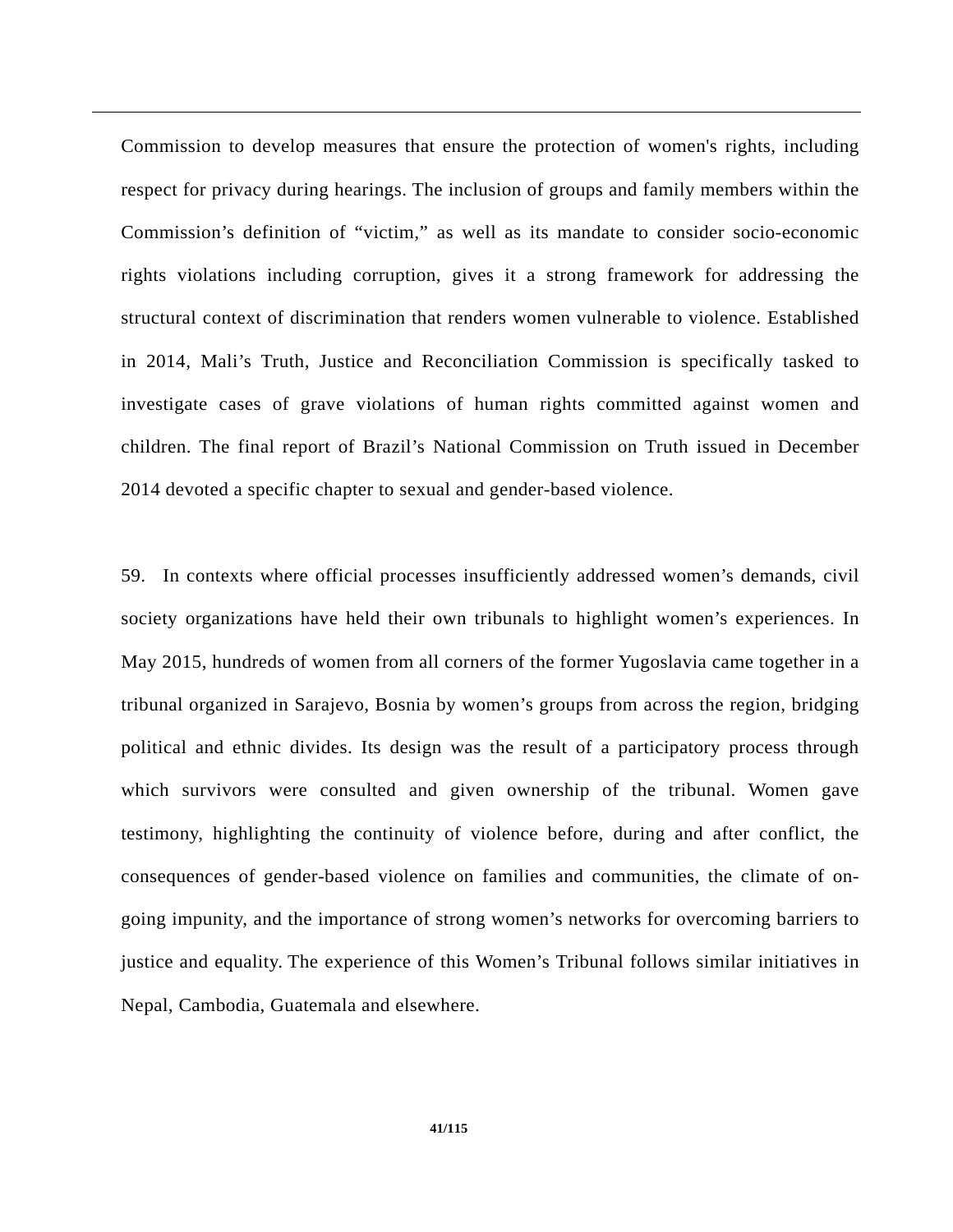Commission to develop measures that ensure the protection of women's rights, including respect for privacy during hearings. The inclusion of groups and family members within the Commission's definition of "victim," as well as its mandate to consider socio-economic rights violations including corruption, gives it a strong framework for addressing the structural context of discrimination that renders women vulnerable to violence. Established in 2014, Mali's Truth, Justice and Reconciliation Commission is specifically tasked to investigate cases of grave violations of human rights committed against women and children. The final report of Brazil's National Commission on Truth issued in December 2014 devoted a specific chapter to sexual and gender-based violence.

59. In contexts where official processes insufficiently addressed women's demands, civil society organizations have held their own tribunals to highlight women's experiences. In May 2015, hundreds of women from all corners of the former Yugoslavia came together in a tribunal organized in Sarajevo, Bosnia by women's groups from across the region, bridging political and ethnic divides. Its design was the result of a participatory process through which survivors were consulted and given ownership of the tribunal. Women gave testimony, highlighting the continuity of violence before, during and after conflict, the consequences of gender-based violence on families and communities, the climate of on-going impunity, and the importance of strong women's networks for overcoming barriers to justice and equality. The experience of this Women's Tribunal follows similar initiatives in Nepal, Cambodia, Guatemala and elsewhere.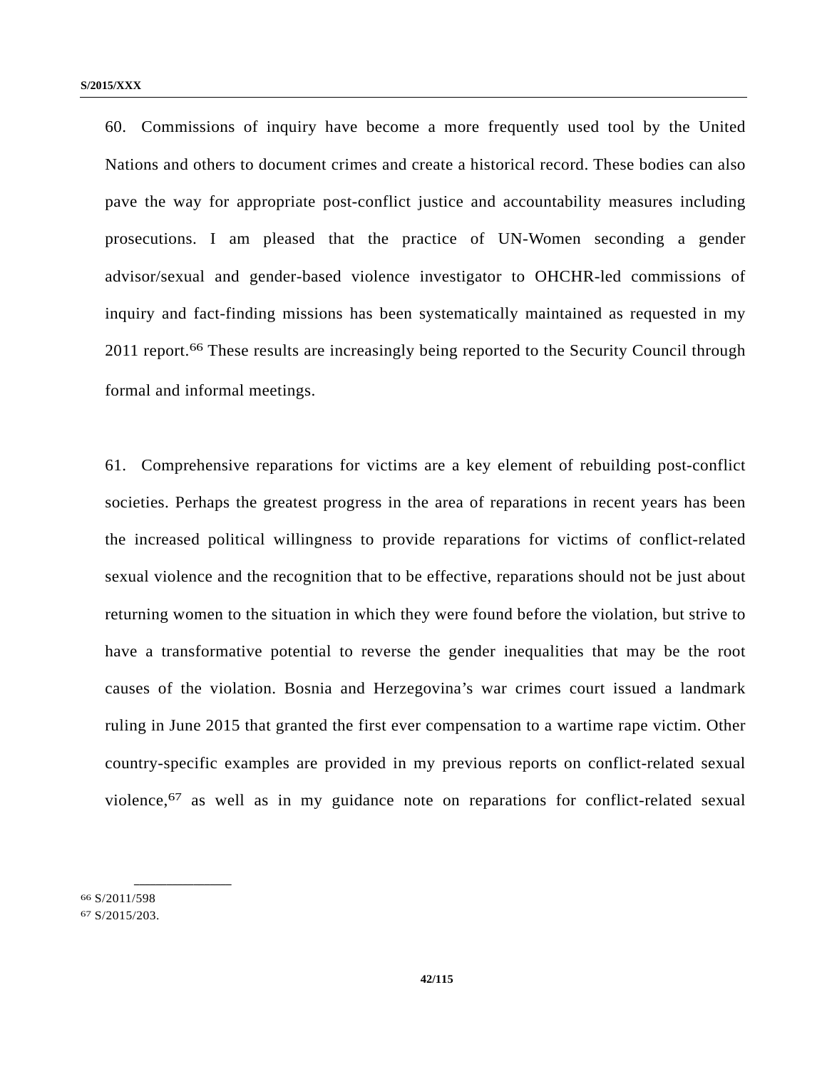60. Commissions of inquiry have become a more frequently used tool by the United Nations and others to document crimes and create a historical record. These bodies can also pave the way for appropriate post-conflict justice and accountability measures including prosecutions. I am pleased that the practice of UN-Women seconding a gender advisor/sexual and gender-based violence investigator to OHCHR-led commissions of inquiry and fact-finding missions has been systematically maintained as requested in my 2011 report.[66] These results are increasingly being reported to the Security Council through formal and informal meetings.

61. Comprehensive reparations for victims are a key element of rebuilding post-conflict societies. Perhaps the greatest progress in the area of reparations in recent years has been the increased political willingness to provide reparations for victims of conflict-related sexual violence and the recognition that to be effective, reparations should not be just about returning women to the situation in which they were found before the violation, but strive to have a transformative potential to reverse the gender inequalities that may be the root causes of the violation. Bosnia and Herzegovina's war crimes court issued a landmark ruling in June 2015 that granted the first ever compensation to a wartime rape victim. Other country-specific examples are provided in my previous reports on conflict-related sexual violence,[67] as well as in my guidance note on reparations for conflict-related sexual

---

[66] S/2011/598

[67] S/2015/203.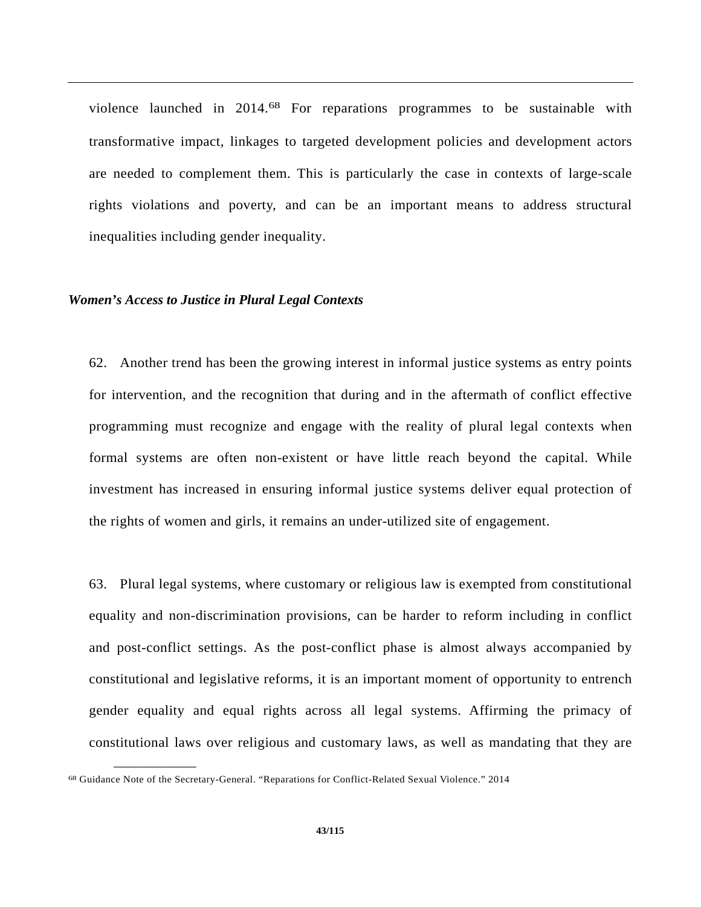violence launched in 2014.[68] For reparations programmes to be sustainable with transformative impact, linkages to targeted development policies and development actors are needed to complement them. This is particularly the case in contexts of large-scale rights violations and poverty, and can be an important means to address structural inequalities including gender inequality.

***Women's Access to Justice in Plural Legal Contexts***

62. Another trend has been the growing interest in informal justice systems as entry points for intervention, and the recognition that during and in the aftermath of conflict effective programming must recognize and engage with the reality of plural legal contexts when formal systems are often non-existent or have little reach beyond the capital. While investment has increased in ensuring informal justice systems deliver equal protection of the rights of women and girls, it remains an under-utilized site of engagement.

63. Plural legal systems, where customary or religious law is exempted from constitutional equality and non-discrimination provisions, can be harder to reform including in conflict and post-conflict settings. As the post-conflict phase is almost always accompanied by constitutional and legislative reforms, it is an important moment of opportunity to entrench gender equality and equal rights across all legal systems. Affirming the primacy of constitutional laws over religious and customary laws, as well as mandating that they are

[68] Guidance Note of the Secretary-General. "Reparations for Conflict-Related Sexual Violence." 2014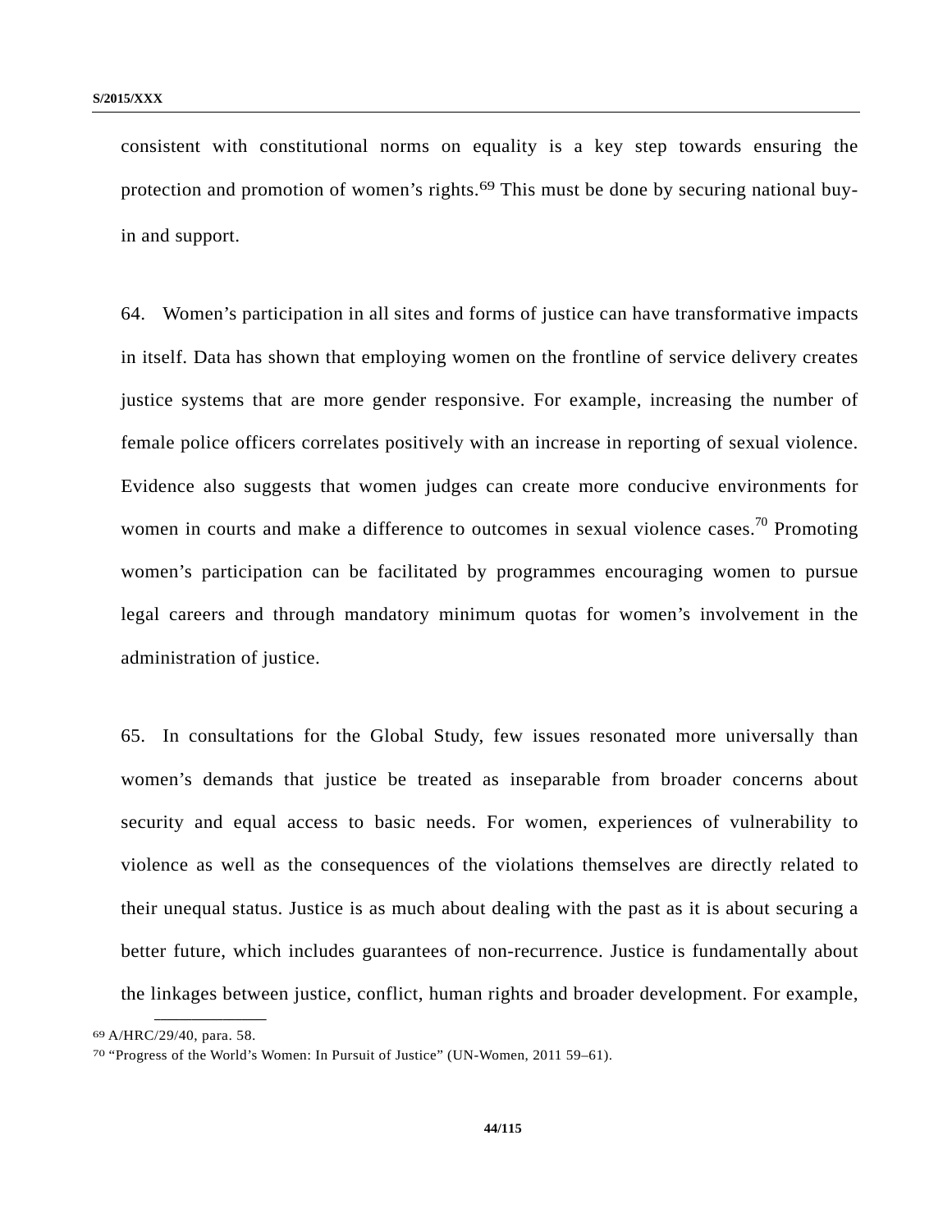consistent with constitutional norms on equality is a key step towards ensuring the protection and promotion of women's rights.[69] This must be done by securing national buy-in and support.

64. Women's participation in all sites and forms of justice can have transformative impacts in itself. Data has shown that employing women on the frontline of service delivery creates justice systems that are more gender responsive. For example, increasing the number of female police officers correlates positively with an increase in reporting of sexual violence. Evidence also suggests that women judges can create more conducive environments for women in courts and make a difference to outcomes in sexual violence cases.[70] Promoting women's participation can be facilitated by programmes encouraging women to pursue legal careers and through mandatory minimum quotas for women's involvement in the administration of justice.

65. In consultations for the Global Study, few issues resonated more universally than women's demands that justice be treated as inseparable from broader concerns about security and equal access to basic needs. For women, experiences of vulnerability to violence as well as the consequences of the violations themselves are directly related to their unequal status. Justice is as much about dealing with the past as it is about securing a better future, which includes guarantees of non-recurrence. Justice is fundamentally about the linkages between justice, conflict, human rights and broader development. For example,

---

[69] A/HRC/29/40, para. 58.

[70] "Progress of the World's Women: In Pursuit of Justice" (UN-Women, 2011 59–61).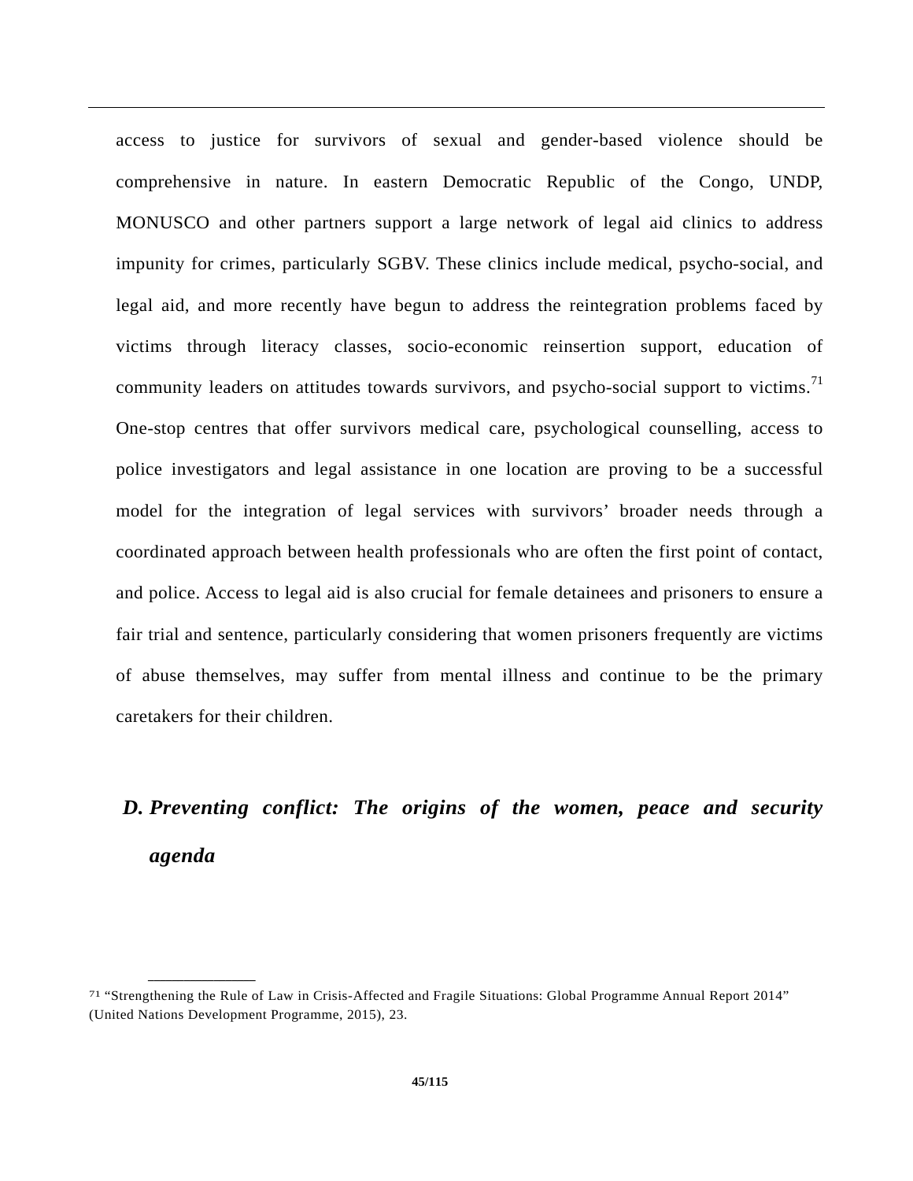access to justice for survivors of sexual and gender-based violence should be comprehensive in nature. In eastern Democratic Republic of the Congo, UNDP, MONUSCO and other partners support a large network of legal aid clinics to address impunity for crimes, particularly SGBV. These clinics include medical, psycho-social, and legal aid, and more recently have begun to address the reintegration problems faced by victims through literacy classes, socio-economic reinsertion support, education of community leaders on attitudes towards survivors, and psycho-social support to victims.[71] One-stop centres that offer survivors medical care, psychological counselling, access to police investigators and legal assistance in one location are proving to be a successful model for the integration of legal services with survivors' broader needs through a coordinated approach between health professionals who are often the first point of contact, and police. Access to legal aid is also crucial for female detainees and prisoners to ensure a fair trial and sentence, particularly considering that women prisoners frequently are victims of abuse themselves, may suffer from mental illness and continue to be the primary caretakers for their children.

### *D. Preventing conflict: The origins of the women, peace and security agenda*

---

[71] "Strengthening the Rule of Law in Crisis-Affected and Fragile Situations: Global Programme Annual Report 2014" (United Nations Development Programme, 2015), 23.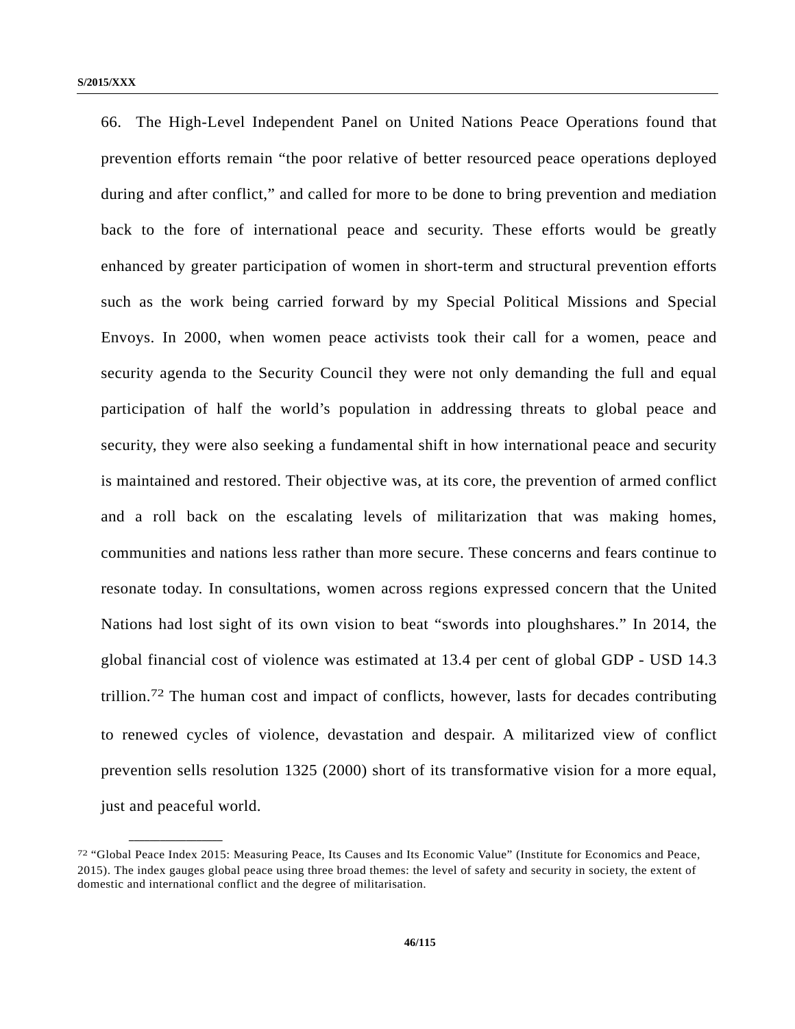66. The High-Level Independent Panel on United Nations Peace Operations found that prevention efforts remain "the poor relative of better resourced peace operations deployed during and after conflict," and called for more to be done to bring prevention and mediation back to the fore of international peace and security. These efforts would be greatly enhanced by greater participation of women in short-term and structural prevention efforts such as the work being carried forward by my Special Political Missions and Special Envoys. In 2000, when women peace activists took their call for a women, peace and security agenda to the Security Council they were not only demanding the full and equal participation of half the world's population in addressing threats to global peace and security, they were also seeking a fundamental shift in how international peace and security is maintained and restored. Their objective was, at its core, the prevention of armed conflict and a roll back on the escalating levels of militarization that was making homes, communities and nations less rather than more secure. These concerns and fears continue to resonate today. In consultations, women across regions expressed concern that the United Nations had lost sight of its own vision to beat "swords into ploughshares." In 2014, the global financial cost of violence was estimated at 13.4 per cent of global GDP - USD 14.3 trillion.[72] The human cost and impact of conflicts, however, lasts for decades contributing to renewed cycles of violence, devastation and despair. A militarized view of conflict prevention sells resolution 1325 (2000) short of its transformative vision for a more equal, just and peaceful world.

---

[72] "Global Peace Index 2015: Measuring Peace, Its Causes and Its Economic Value" (Institute for Economics and Peace, 2015). The index gauges global peace using three broad themes: the level of safety and security in society, the extent of domestic and international conflict and the degree of militarisation.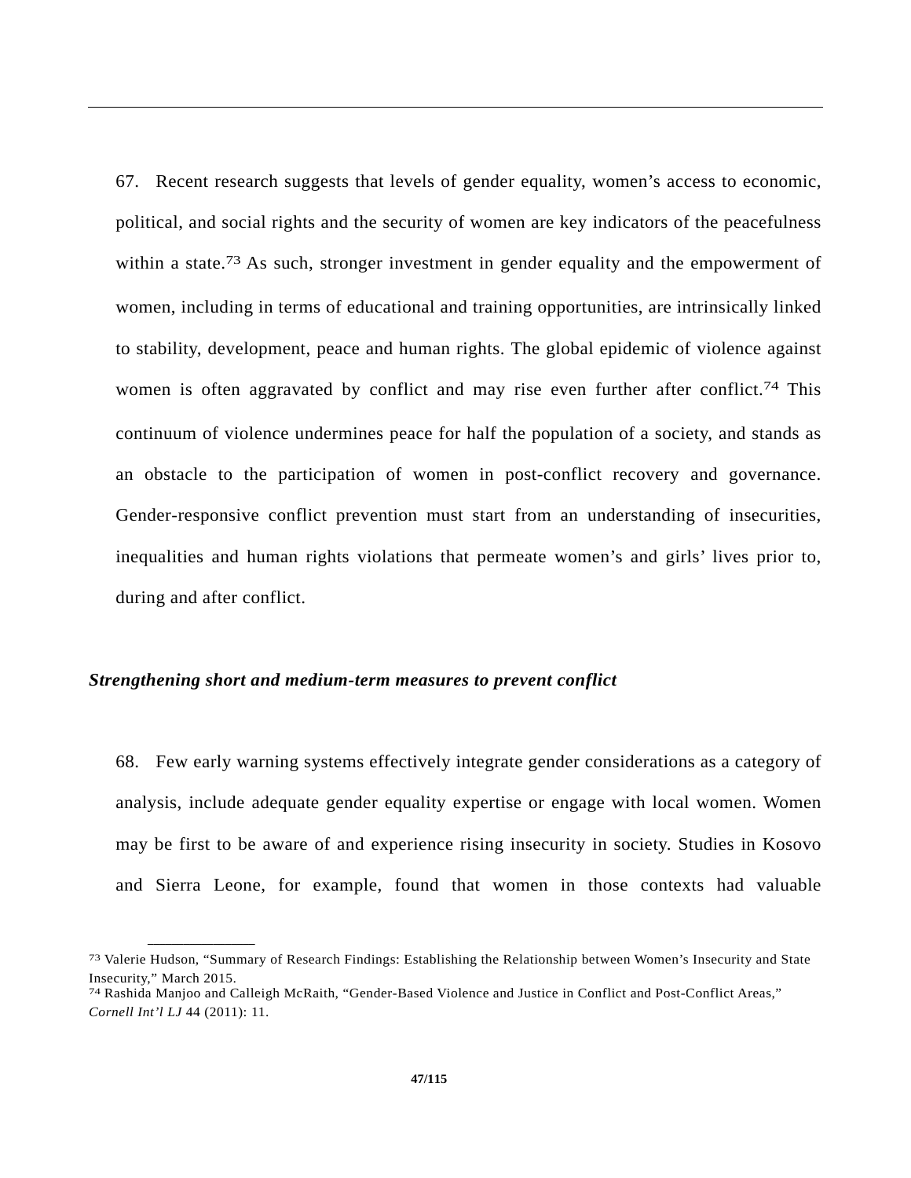67. Recent research suggests that levels of gender equality, women's access to economic, political, and social rights and the security of women are key indicators of the peacefulness within a state.[73] As such, stronger investment in gender equality and the empowerment of women, including in terms of educational and training opportunities, are intrinsically linked to stability, development, peace and human rights. The global epidemic of violence against women is often aggravated by conflict and may rise even further after conflict.[74] This continuum of violence undermines peace for half the population of a society, and stands as an obstacle to the participation of women in post-conflict recovery and governance. Gender-responsive conflict prevention must start from an understanding of insecurities, inequalities and human rights violations that permeate women's and girls' lives prior to, during and after conflict.

***Strengthening short and medium-term measures to prevent conflict***

68. Few early warning systems effectively integrate gender considerations as a category of analysis, include adequate gender equality expertise or engage with local women. Women may be first to be aware of and experience rising insecurity in society. Studies in Kosovo and Sierra Leone, for example, found that women in those contexts had valuable

---

[73] Valerie Hudson, "Summary of Research Findings: Establishing the Relationship between Women's Insecurity and State Insecurity," March 2015.

[74] Rashida Manjoo and Calleigh McRaith, "Gender-Based Violence and Justice in Conflict and Post-Conflict Areas," *Cornell Int'l LJ* 44 (2011): 11.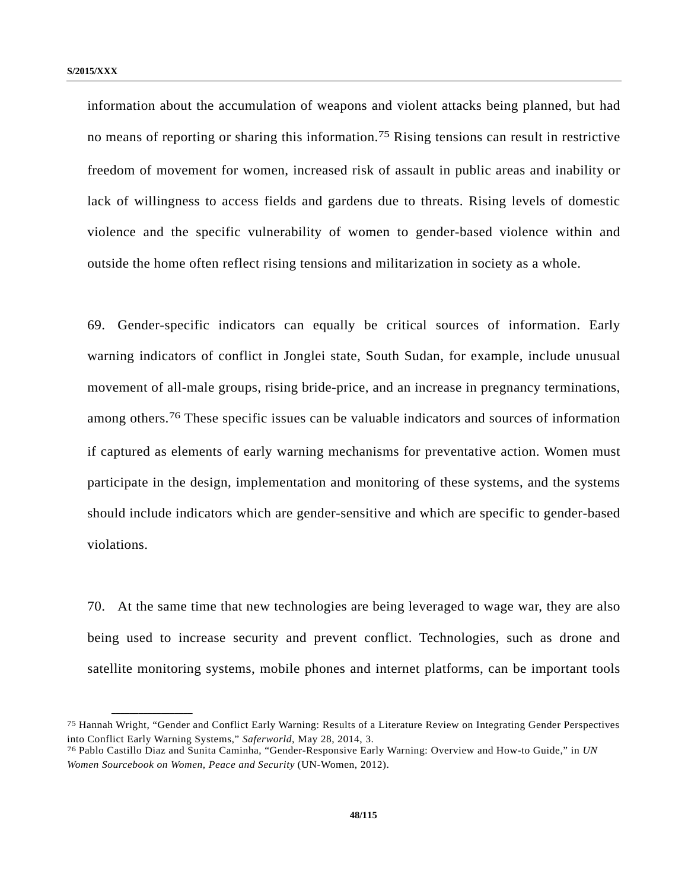information about the accumulation of weapons and violent attacks being planned, but had no means of reporting or sharing this information.[75] Rising tensions can result in restrictive freedom of movement for women, increased risk of assault in public areas and inability or lack of willingness to access fields and gardens due to threats. Rising levels of domestic violence and the specific vulnerability of women to gender-based violence within and outside the home often reflect rising tensions and militarization in society as a whole.

69. Gender-specific indicators can equally be critical sources of information. Early warning indicators of conflict in Jonglei state, South Sudan, for example, include unusual movement of all-male groups, rising bride-price, and an increase in pregnancy terminations, among others.[76] These specific issues can be valuable indicators and sources of information if captured as elements of early warning mechanisms for preventative action. Women must participate in the design, implementation and monitoring of these systems, and the systems should include indicators which are gender-sensitive and which are specific to gender-based violations.

70. At the same time that new technologies are being leveraged to wage war, they are also being used to increase security and prevent conflict. Technologies, such as drone and satellite monitoring systems, mobile phones and internet platforms, can be important tools

---

[75] Hannah Wright, "Gender and Conflict Early Warning: Results of a Literature Review on Integrating Gender Perspectives into Conflict Early Warning Systems," *Saferworld*, May 28, 2014, 3.

[76] Pablo Castillo Diaz and Sunita Caminha, "Gender-Responsive Early Warning: Overview and How-to Guide," in *UN Women Sourcebook on Women, Peace and Security* (UN-Women, 2012).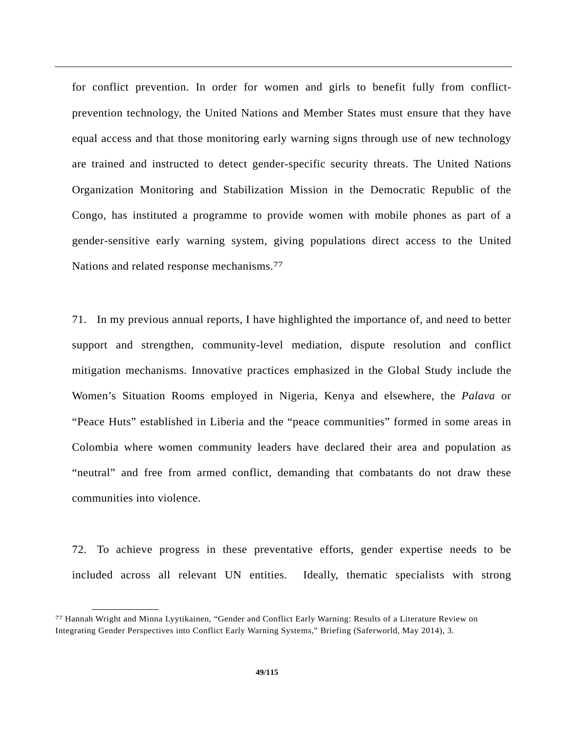for conflict prevention. In order for women and girls to benefit fully from conflict-prevention technology, the United Nations and Member States must ensure that they have equal access and that those monitoring early warning signs through use of new technology are trained and instructed to detect gender-specific security threats. The United Nations Organization Monitoring and Stabilization Mission in the Democratic Republic of the Congo, has instituted a programme to provide women with mobile phones as part of a gender-sensitive early warning system, giving populations direct access to the United Nations and related response mechanisms.[77]

71. In my previous annual reports, I have highlighted the importance of, and need to better support and strengthen, community-level mediation, dispute resolution and conflict mitigation mechanisms. Innovative practices emphasized in the Global Study include the Women's Situation Rooms employed in Nigeria, Kenya and elsewhere, the *Palava* or "Peace Huts" established in Liberia and the "peace communities" formed in some areas in Colombia where women community leaders have declared their area and population as "neutral" and free from armed conflict, demanding that combatants do not draw these communities into violence.

72. To achieve progress in these preventative efforts, gender expertise needs to be included across all relevant UN entities. Ideally, thematic specialists with strong

---

[77] Hannah Wright and Minna Lyytikainen, "Gender and Conflict Early Warning: Results of a Literature Review on Integrating Gender Perspectives into Conflict Early Warning Systems," Briefing (Saferworld, May 2014), 3.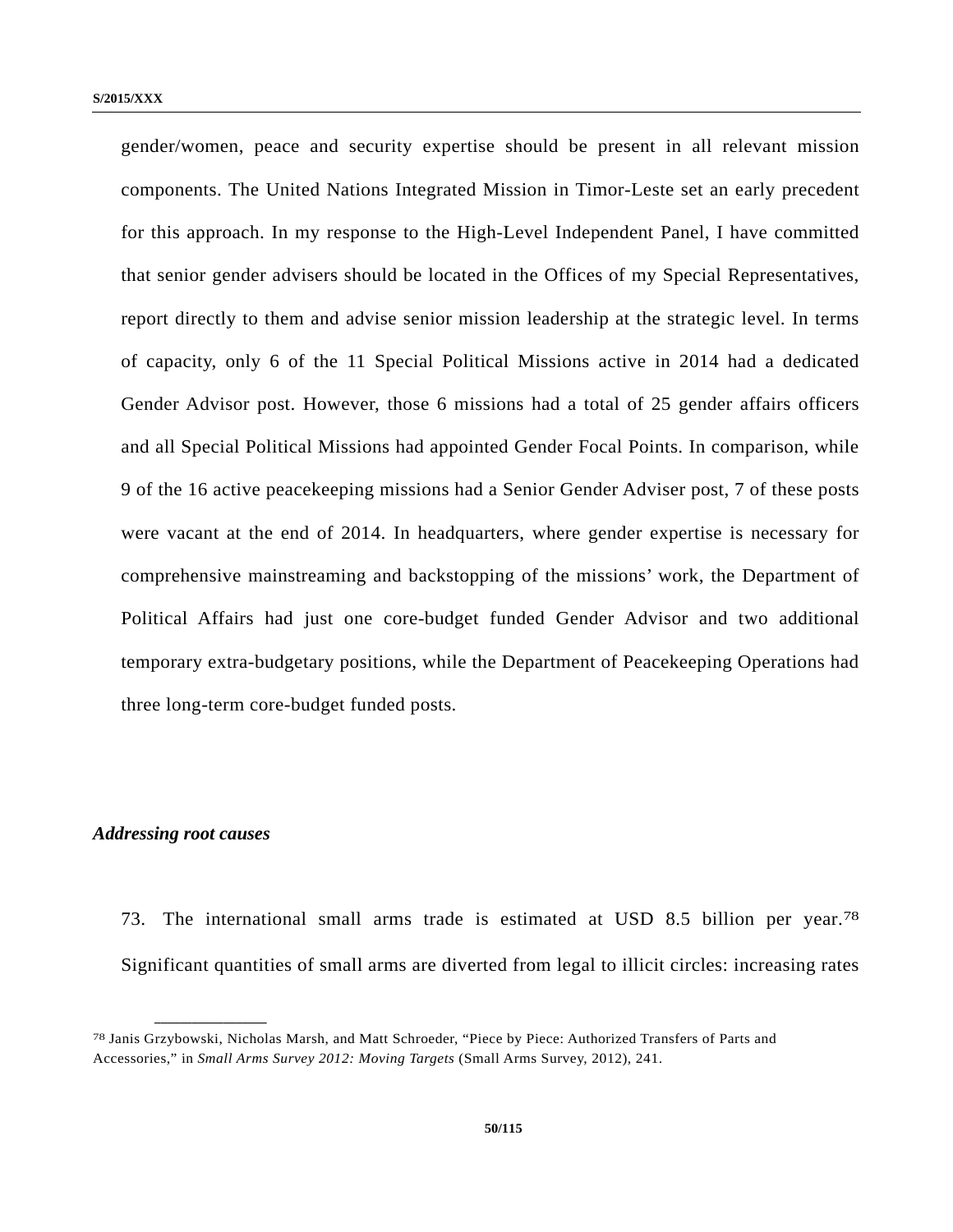gender/women, peace and security expertise should be present in all relevant mission components. The United Nations Integrated Mission in Timor-Leste set an early precedent for this approach. In my response to the High-Level Independent Panel, I have committed that senior gender advisers should be located in the Offices of my Special Representatives, report directly to them and advise senior mission leadership at the strategic level. In terms of capacity, only 6 of the 11 Special Political Missions active in 2014 had a dedicated Gender Advisor post. However, those 6 missions had a total of 25 gender affairs officers and all Special Political Missions had appointed Gender Focal Points. In comparison, while 9 of the 16 active peacekeeping missions had a Senior Gender Adviser post, 7 of these posts were vacant at the end of 2014. In headquarters, where gender expertise is necessary for comprehensive mainstreaming and backstopping of the missions' work, the Department of Political Affairs had just one core-budget funded Gender Advisor and two additional temporary extra-budgetary positions, while the Department of Peacekeeping Operations had three long-term core-budget funded posts.

***Addressing root causes***

73. The international small arms trade is estimated at USD 8.5 billion per year.[78] Significant quantities of small arms are diverted from legal to illicit circles: increasing rates

[78] Janis Grzybowski, Nicholas Marsh, and Matt Schroeder, "Piece by Piece: Authorized Transfers of Parts and Accessories," in *Small Arms Survey 2012: Moving Targets* (Small Arms Survey, 2012), 241.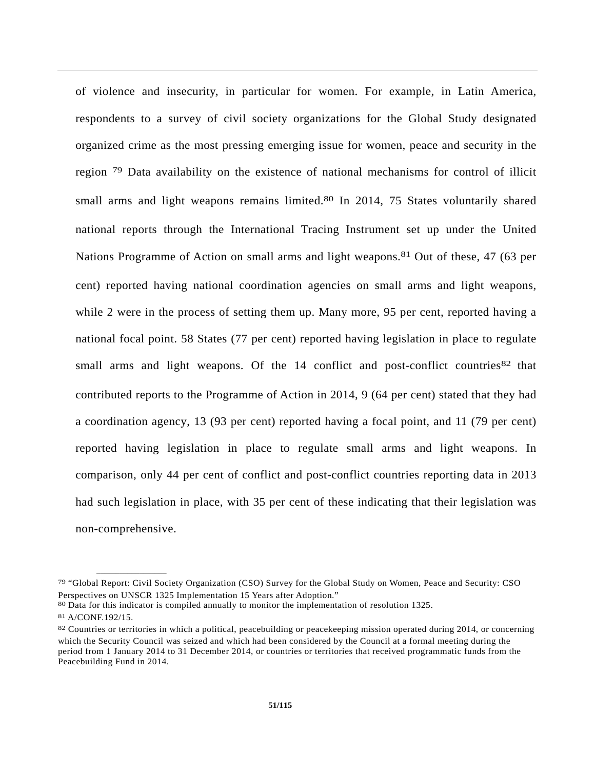of violence and insecurity, in particular for women. For example, in Latin America, respondents to a survey of civil society organizations for the Global Study designated organized crime as the most pressing emerging issue for women, peace and security in the region [79] Data availability on the existence of national mechanisms for control of illicit small arms and light weapons remains limited.[80] In 2014, 75 States voluntarily shared national reports through the International Tracing Instrument set up under the United Nations Programme of Action on small arms and light weapons.[81] Out of these, 47 (63 per cent) reported having national coordination agencies on small arms and light weapons, while 2 were in the process of setting them up. Many more, 95 per cent, reported having a national focal point. 58 States (77 per cent) reported having legislation in place to regulate small arms and light weapons. Of the 14 conflict and post-conflict countries[82] that contributed reports to the Programme of Action in 2014, 9 (64 per cent) stated that they had a coordination agency, 13 (93 per cent) reported having a focal point, and 11 (79 per cent) reported having legislation in place to regulate small arms and light weapons. In comparison, only 44 per cent of conflict and post-conflict countries reporting data in 2013 had such legislation in place, with 35 per cent of these indicating that their legislation was non-comprehensive.

---

[79] "Global Report: Civil Society Organization (CSO) Survey for the Global Study on Women, Peace and Security: CSO Perspectives on UNSCR 1325 Implementation 15 Years after Adoption."

[80] Data for this indicator is compiled annually to monitor the implementation of resolution 1325.

[81] A/CONF.192/15.

[82] Countries or territories in which a political, peacebuilding or peacekeeping mission operated during 2014, or concerning which the Security Council was seized and which had been considered by the Council at a formal meeting during the period from 1 January 2014 to 31 December 2014, or countries or territories that received programmatic funds from the Peacebuilding Fund in 2014.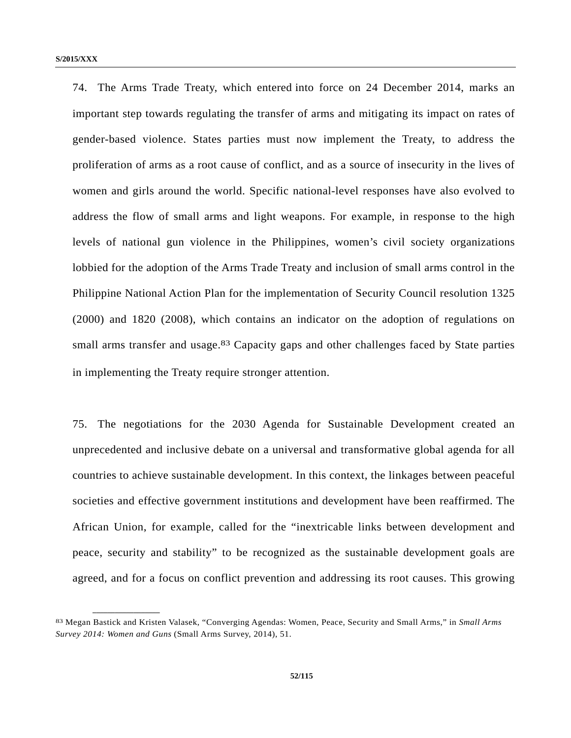74. The Arms Trade Treaty, which entered into force on 24 December 2014, marks an important step towards regulating the transfer of arms and mitigating its impact on rates of gender-based violence. States parties must now implement the Treaty, to address the proliferation of arms as a root cause of conflict, and as a source of insecurity in the lives of women and girls around the world. Specific national-level responses have also evolved to address the flow of small arms and light weapons. For example, in response to the high levels of national gun violence in the Philippines, women's civil society organizations lobbied for the adoption of the Arms Trade Treaty and inclusion of small arms control in the Philippine National Action Plan for the implementation of Security Council resolution 1325 (2000) and 1820 (2008), which contains an indicator on the adoption of regulations on small arms transfer and usage.[83] Capacity gaps and other challenges faced by State parties in implementing the Treaty require stronger attention.

75. The negotiations for the 2030 Agenda for Sustainable Development created an unprecedented and inclusive debate on a universal and transformative global agenda for all countries to achieve sustainable development. In this context, the linkages between peaceful societies and effective government institutions and development have been reaffirmed. The African Union, for example, called for the "inextricable links between development and peace, security and stability" to be recognized as the sustainable development goals are agreed, and for a focus on conflict prevention and addressing its root causes. This growing

---

[83] Megan Bastick and Kristen Valasek, "Converging Agendas: Women, Peace, Security and Small Arms," in *Small Arms Survey 2014: Women and Guns* (Small Arms Survey, 2014), 51.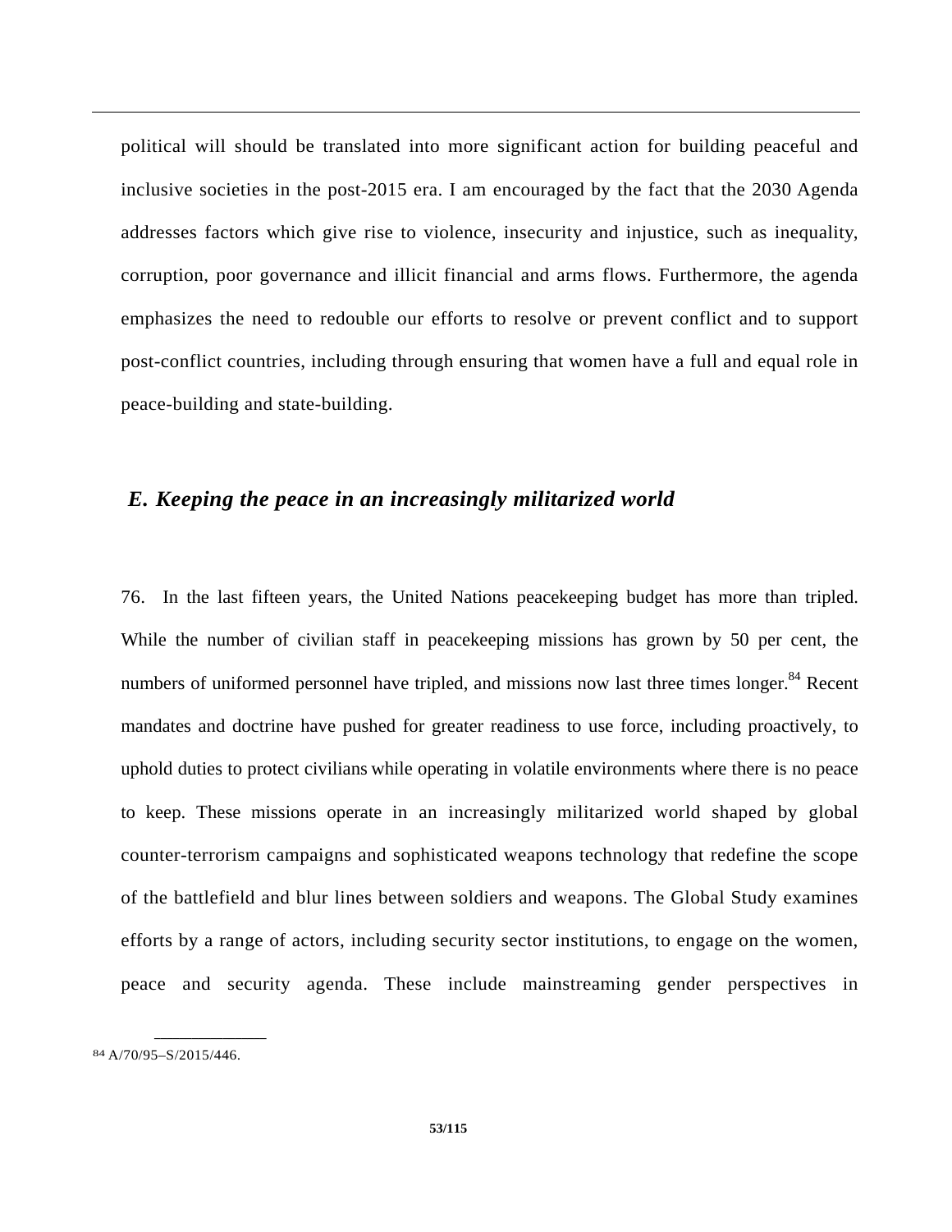political will should be translated into more significant action for building peaceful and inclusive societies in the post-2015 era. I am encouraged by the fact that the 2030 Agenda addresses factors which give rise to violence, insecurity and injustice, such as inequality, corruption, poor governance and illicit financial and arms flows. Furthermore, the agenda emphasizes the need to redouble our efforts to resolve or prevent conflict and to support post-conflict countries, including through ensuring that women have a full and equal role in peace-building and state-building.

### *E. Keeping the peace in an increasingly militarized world*

76. In the last fifteen years, the United Nations peacekeeping budget has more than tripled. While the number of civilian staff in peacekeeping missions has grown by 50 per cent, the numbers of uniformed personnel have tripled, and missions now last three times longer.[84] Recent mandates and doctrine have pushed for greater readiness to use force, including proactively, to uphold duties to protect civilians while operating in volatile environments where there is no peace to keep. These missions operate in an increasingly militarized world shaped by global counter-terrorism campaigns and sophisticated weapons technology that redefine the scope of the battlefield and blur lines between soldiers and weapons. The Global Study examines efforts by a range of actors, including security sector institutions, to engage on the women, peace and security agenda. These include mainstreaming gender perspectives in

---

[84] A/70/95–S/2015/446.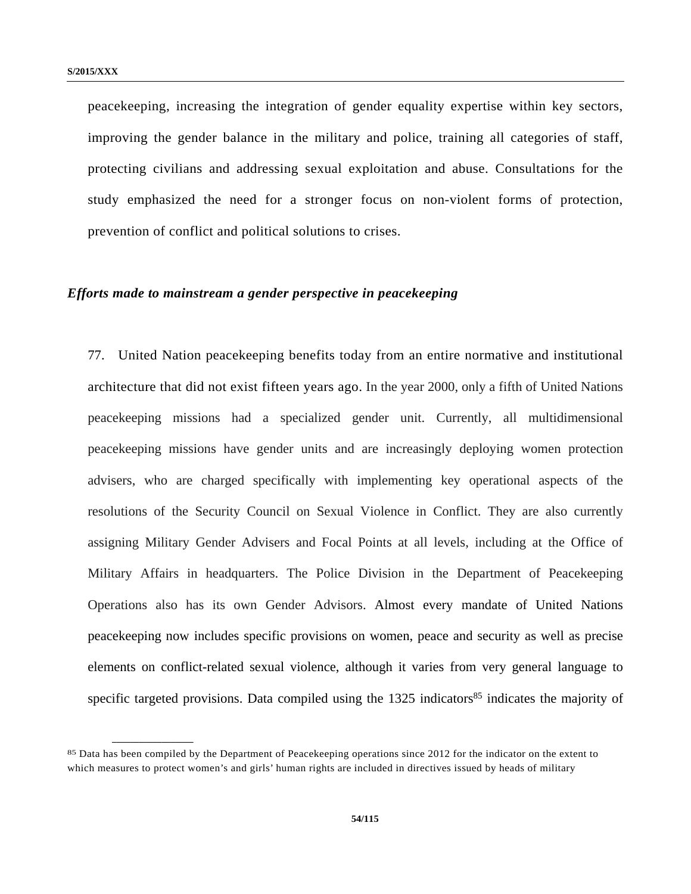peacekeeping, increasing the integration of gender equality expertise within key sectors, improving the gender balance in the military and police, training all categories of staff, protecting civilians and addressing sexual exploitation and abuse. Consultations for the study emphasized the need for a stronger focus on non-violent forms of protection, prevention of conflict and political solutions to crises.

### *Efforts made to mainstream a gender perspective in peacekeeping*

77. United Nation peacekeeping benefits today from an entire normative and institutional architecture that did not exist fifteen years ago. In the year 2000, only a fifth of United Nations peacekeeping missions had a specialized gender unit. Currently, all multidimensional peacekeeping missions have gender units and are increasingly deploying women protection advisers, who are charged specifically with implementing key operational aspects of the resolutions of the Security Council on Sexual Violence in Conflict. They are also currently assigning Military Gender Advisers and Focal Points at all levels, including at the Office of Military Affairs in headquarters. The Police Division in the Department of Peacekeeping Operations also has its own Gender Advisors. Almost every mandate of United Nations peacekeeping now includes specific provisions on women, peace and security as well as precise elements on conflict-related sexual violence, although it varies from very general language to specific targeted provisions. Data compiled using the 1325 indicators[85] indicates the majority of

---

[85] Data has been compiled by the Department of Peacekeeping operations since 2012 for the indicator on the extent to which measures to protect women's and girls' human rights are included in directives issued by heads of military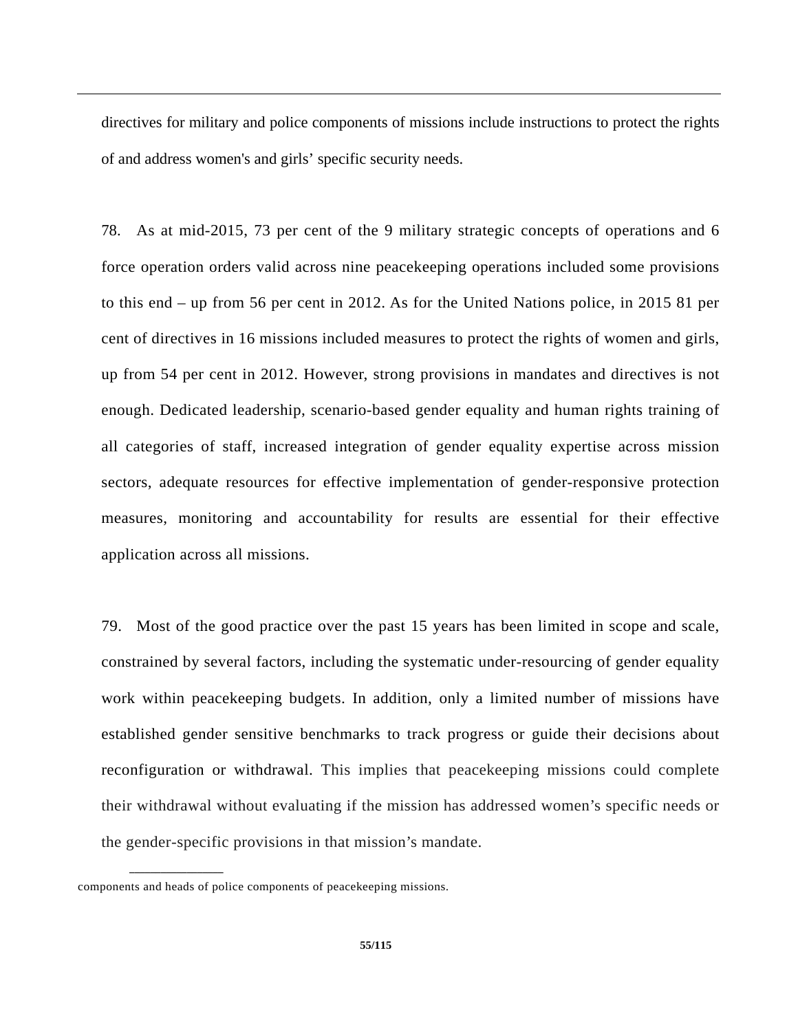directives for military and police components of missions include instructions to protect the rights of and address women's and girls' specific security needs.

78. As at mid-2015, 73 per cent of the 9 military strategic concepts of operations and 6 force operation orders valid across nine peacekeeping operations included some provisions to this end – up from 56 per cent in 2012. As for the United Nations police, in 2015 81 per cent of directives in 16 missions included measures to protect the rights of women and girls, up from 54 per cent in 2012. However, strong provisions in mandates and directives is not enough. Dedicated leadership, scenario-based gender equality and human rights training of all categories of staff, increased integration of gender equality expertise across mission sectors, adequate resources for effective implementation of gender-responsive protection measures, monitoring and accountability for results are essential for their effective application across all missions.

79. Most of the good practice over the past 15 years has been limited in scope and scale, constrained by several factors, including the systematic under-resourcing of gender equality work within peacekeeping budgets. In addition, only a limited number of missions have established gender sensitive benchmarks to track progress or guide their decisions about reconfiguration or withdrawal. This implies that peacekeeping missions could complete their withdrawal without evaluating if the mission has addressed women's specific needs or the gender-specific provisions in that mission's mandate.

---

components and heads of police components of peacekeeping missions.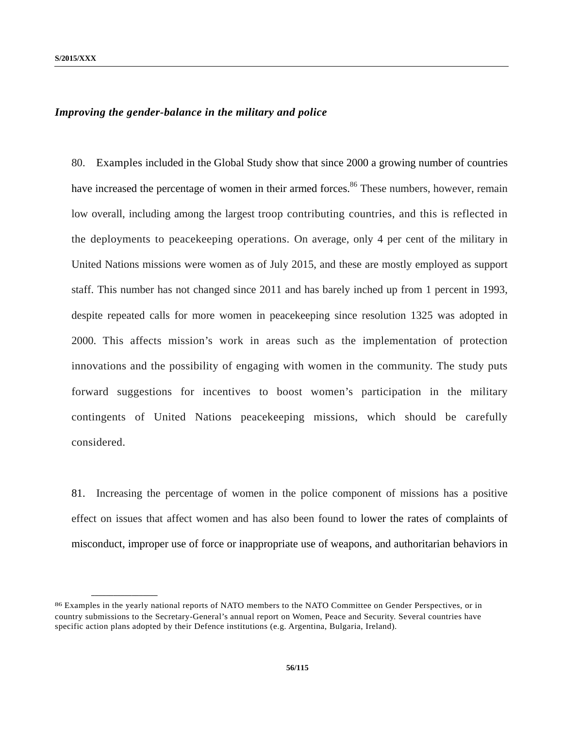### *Improving the gender-balance in the military and police*

80. Examples included in the Global Study show that since 2000 a growing number of countries have increased the percentage of women in their armed forces.[86] These numbers, however, remain low overall, including among the largest troop contributing countries, and this is reflected in the deployments to peacekeeping operations. On average, only 4 per cent of the military in United Nations missions were women as of July 2015, and these are mostly employed as support staff. This number has not changed since 2011 and has barely inched up from 1 percent in 1993, despite repeated calls for more women in peacekeeping since resolution 1325 was adopted in 2000. This affects mission's work in areas such as the implementation of protection innovations and the possibility of engaging with women in the community. The study puts forward suggestions for incentives to boost women's participation in the military contingents of United Nations peacekeeping missions, which should be carefully considered.

81. Increasing the percentage of women in the police component of missions has a positive effect on issues that affect women and has also been found to lower the rates of complaints of misconduct, improper use of force or inappropriate use of weapons, and authoritarian behaviors in

---

[86] Examples in the yearly national reports of NATO members to the NATO Committee on Gender Perspectives, or in country submissions to the Secretary-General's annual report on Women, Peace and Security. Several countries have specific action plans adopted by their Defence institutions (e.g. Argentina, Bulgaria, Ireland).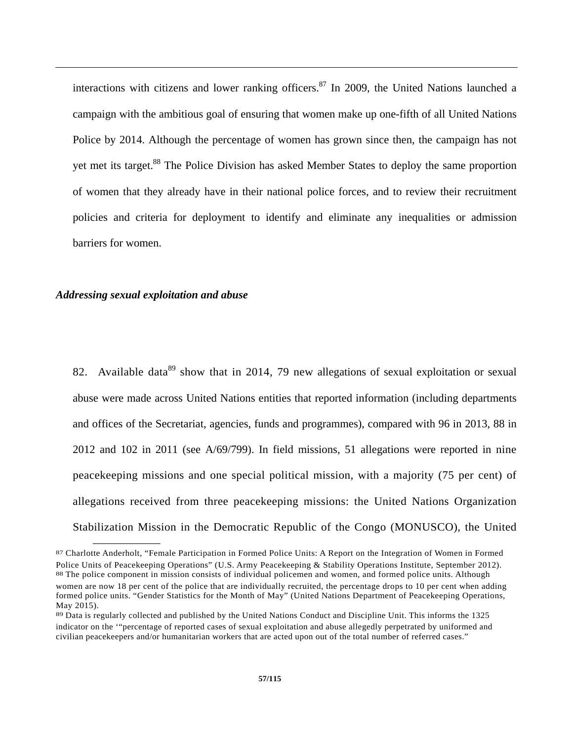interactions with citizens and lower ranking officers.[87] In 2009, the United Nations launched a campaign with the ambitious goal of ensuring that women make up one-fifth of all United Nations Police by 2014. Although the percentage of women has grown since then, the campaign has not yet met its target.[88] The Police Division has asked Member States to deploy the same proportion of women that they already have in their national police forces, and to review their recruitment policies and criteria for deployment to identify and eliminate any inequalities or admission barriers for women.

***Addressing sexual exploitation and abuse***

82. Available data[89] show that in 2014, 79 new allegations of sexual exploitation or sexual abuse were made across United Nations entities that reported information (including departments and offices of the Secretariat, agencies, funds and programmes), compared with 96 in 2013, 88 in 2012 and 102 in 2011 (see A/69/799). In field missions, 51 allegations were reported in nine peacekeeping missions and one special political mission, with a majority (75 per cent) of allegations received from three peacekeeping missions: the United Nations Organization Stabilization Mission in the Democratic Republic of the Congo (MONUSCO), the United

---

[87] Charlotte Anderholt, "Female Participation in Formed Police Units: A Report on the Integration of Women in Formed Police Units of Peacekeeping Operations" (U.S. Army Peacekeeping & Stability Operations Institute, September 2012).

[88] The police component in mission consists of individual policemen and women, and formed police units. Although women are now 18 per cent of the police that are individually recruited, the percentage drops to 10 per cent when adding formed police units. "Gender Statistics for the Month of May" (United Nations Department of Peacekeeping Operations, May 2015).

[89] Data is regularly collected and published by the United Nations Conduct and Discipline Unit. This informs the 1325 indicator on the '"percentage of reported cases of sexual exploitation and abuse allegedly perpetrated by uniformed and civilian peacekeepers and/or humanitarian workers that are acted upon out of the total number of referred cases."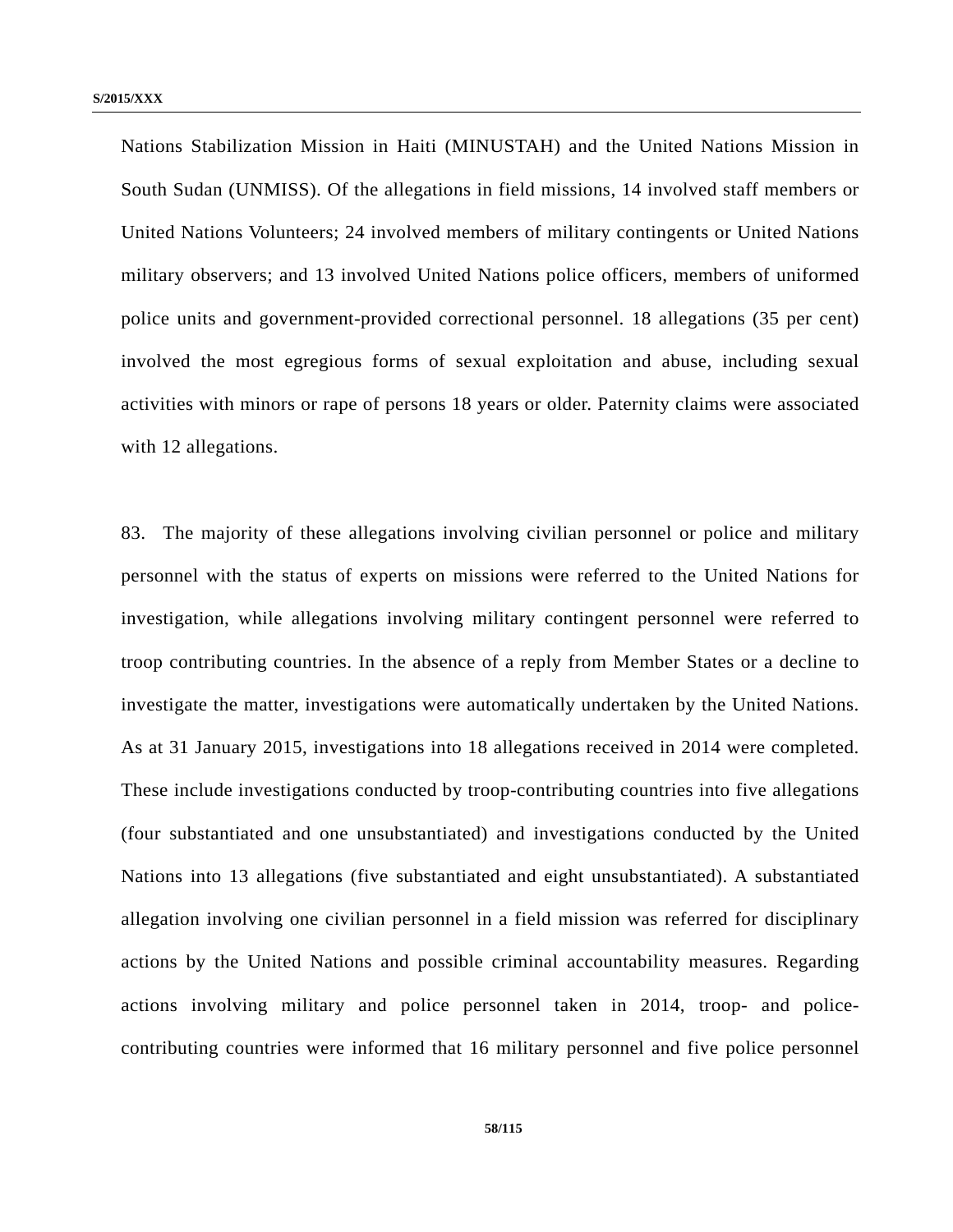Nations Stabilization Mission in Haiti (MINUSTAH) and the United Nations Mission in South Sudan (UNMISS). Of the allegations in field missions, 14 involved staff members or United Nations Volunteers; 24 involved members of military contingents or United Nations military observers; and 13 involved United Nations police officers, members of uniformed police units and government-provided correctional personnel. 18 allegations (35 per cent) involved the most egregious forms of sexual exploitation and abuse, including sexual activities with minors or rape of persons 18 years or older. Paternity claims were associated with 12 allegations.

83. The majority of these allegations involving civilian personnel or police and military personnel with the status of experts on missions were referred to the United Nations for investigation, while allegations involving military contingent personnel were referred to troop contributing countries. In the absence of a reply from Member States or a decline to investigate the matter, investigations were automatically undertaken by the United Nations. As at 31 January 2015, investigations into 18 allegations received in 2014 were completed. These include investigations conducted by troop-contributing countries into five allegations (four substantiated and one unsubstantiated) and investigations conducted by the United Nations into 13 allegations (five substantiated and eight unsubstantiated). A substantiated allegation involving one civilian personnel in a field mission was referred for disciplinary actions by the United Nations and possible criminal accountability measures. Regarding actions involving military and police personnel taken in 2014, troop- and police-contributing countries were informed that 16 military personnel and five police personnel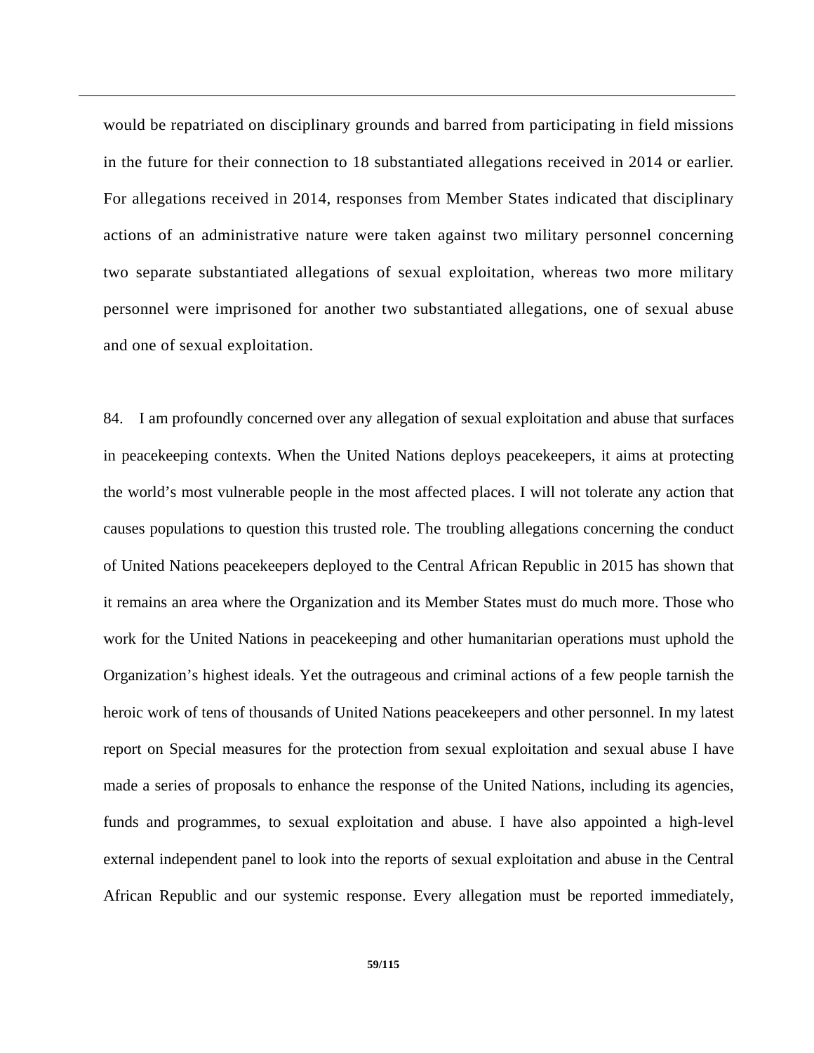would be repatriated on disciplinary grounds and barred from participating in field missions in the future for their connection to 18 substantiated allegations received in 2014 or earlier. For allegations received in 2014, responses from Member States indicated that disciplinary actions of an administrative nature were taken against two military personnel concerning two separate substantiated allegations of sexual exploitation, whereas two more military personnel were imprisoned for another two substantiated allegations, one of sexual abuse and one of sexual exploitation.

84. I am profoundly concerned over any allegation of sexual exploitation and abuse that surfaces in peacekeeping contexts. When the United Nations deploys peacekeepers, it aims at protecting the world's most vulnerable people in the most affected places. I will not tolerate any action that causes populations to question this trusted role. The troubling allegations concerning the conduct of United Nations peacekeepers deployed to the Central African Republic in 2015 has shown that it remains an area where the Organization and its Member States must do much more. Those who work for the United Nations in peacekeeping and other humanitarian operations must uphold the Organization's highest ideals. Yet the outrageous and criminal actions of a few people tarnish the heroic work of tens of thousands of United Nations peacekeepers and other personnel. In my latest report on Special measures for the protection from sexual exploitation and sexual abuse I have made a series of proposals to enhance the response of the United Nations, including its agencies, funds and programmes, to sexual exploitation and abuse. I have also appointed a high-level external independent panel to look into the reports of sexual exploitation and abuse in the Central African Republic and our systemic response. Every allegation must be reported immediately,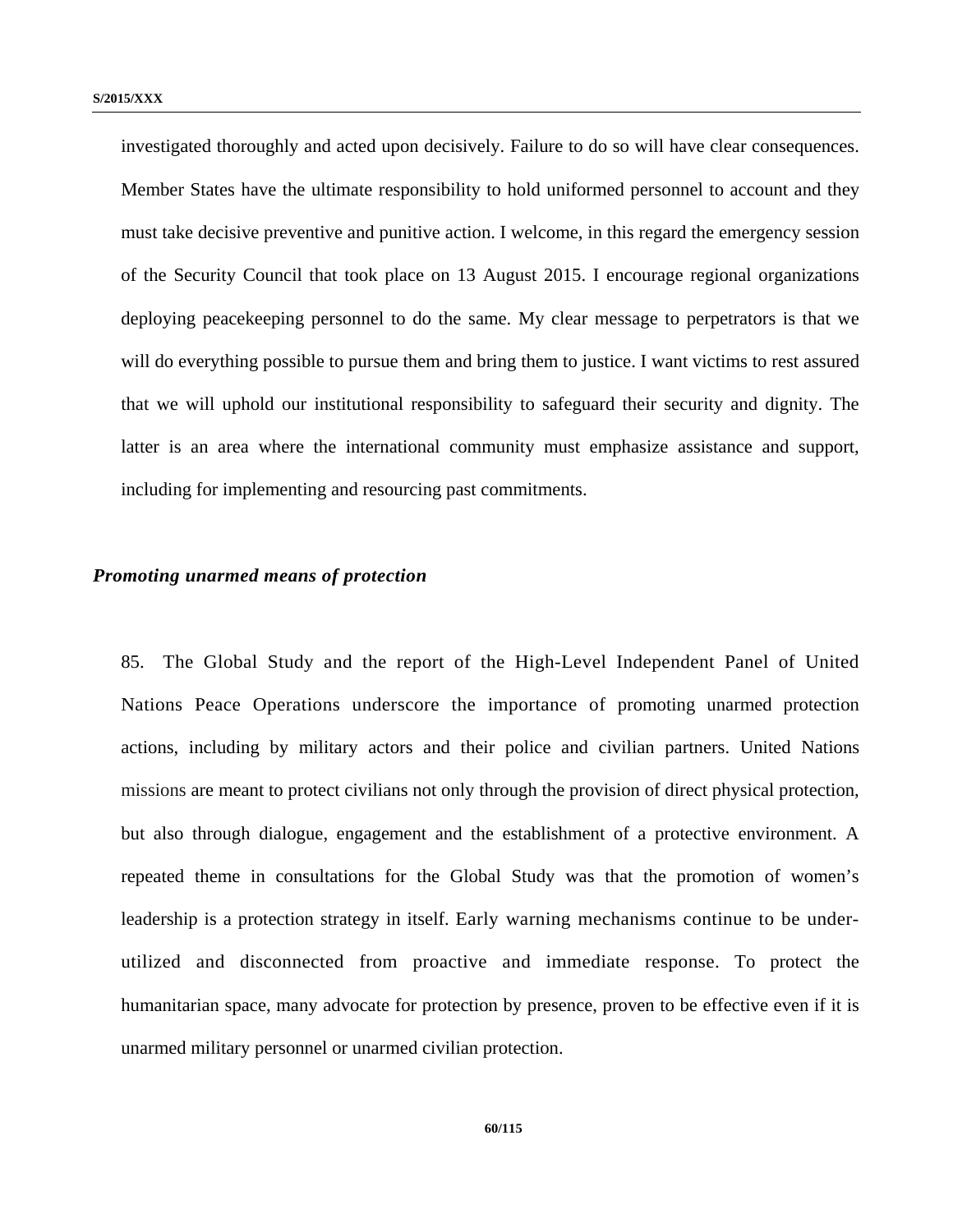investigated thoroughly and acted upon decisively. Failure to do so will have clear consequences. Member States have the ultimate responsibility to hold uniformed personnel to account and they must take decisive preventive and punitive action. I welcome, in this regard the emergency session of the Security Council that took place on 13 August 2015. I encourage regional organizations deploying peacekeeping personnel to do the same. My clear message to perpetrators is that we will do everything possible to pursue them and bring them to justice. I want victims to rest assured that we will uphold our institutional responsibility to safeguard their security and dignity. The latter is an area where the international community must emphasize assistance and support, including for implementing and resourcing past commitments.

***Promoting unarmed means of protection***

85. The Global Study and the report of the High-Level Independent Panel of United Nations Peace Operations underscore the importance of promoting unarmed protection actions, including by military actors and their police and civilian partners. United Nations missions are meant to protect civilians not only through the provision of direct physical protection, but also through dialogue, engagement and the establishment of a protective environment. A repeated theme in consultations for the Global Study was that the promotion of women's leadership is a protection strategy in itself. Early warning mechanisms continue to be under-utilized and disconnected from proactive and immediate response. To protect the humanitarian space, many advocate for protection by presence, proven to be effective even if it is unarmed military personnel or unarmed civilian protection.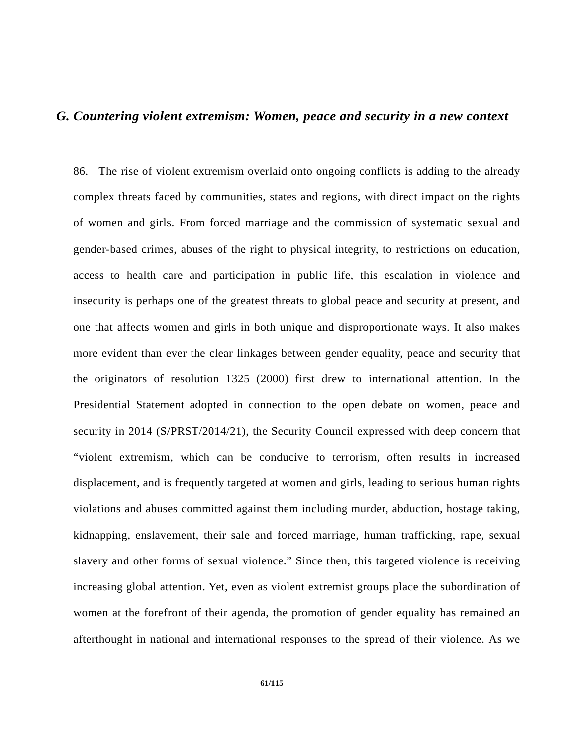## *G. Countering violent extremism: Women, peace and security in a new context*

86. The rise of violent extremism overlaid onto ongoing conflicts is adding to the already complex threats faced by communities, states and regions, with direct impact on the rights of women and girls. From forced marriage and the commission of systematic sexual and gender-based crimes, abuses of the right to physical integrity, to restrictions on education, access to health care and participation in public life, this escalation in violence and insecurity is perhaps one of the greatest threats to global peace and security at present, and one that affects women and girls in both unique and disproportionate ways. It also makes more evident than ever the clear linkages between gender equality, peace and security that the originators of resolution 1325 (2000) first drew to international attention. In the Presidential Statement adopted in connection to the open debate on women, peace and security in 2014 (S/PRST/2014/21), the Security Council expressed with deep concern that "violent extremism, which can be conducive to terrorism, often results in increased displacement, and is frequently targeted at women and girls, leading to serious human rights violations and abuses committed against them including murder, abduction, hostage taking, kidnapping, enslavement, their sale and forced marriage, human trafficking, rape, sexual slavery and other forms of sexual violence." Since then, this targeted violence is receiving increasing global attention. Yet, even as violent extremist groups place the subordination of women at the forefront of their agenda, the promotion of gender equality has remained an afterthought in national and international responses to the spread of their violence. As we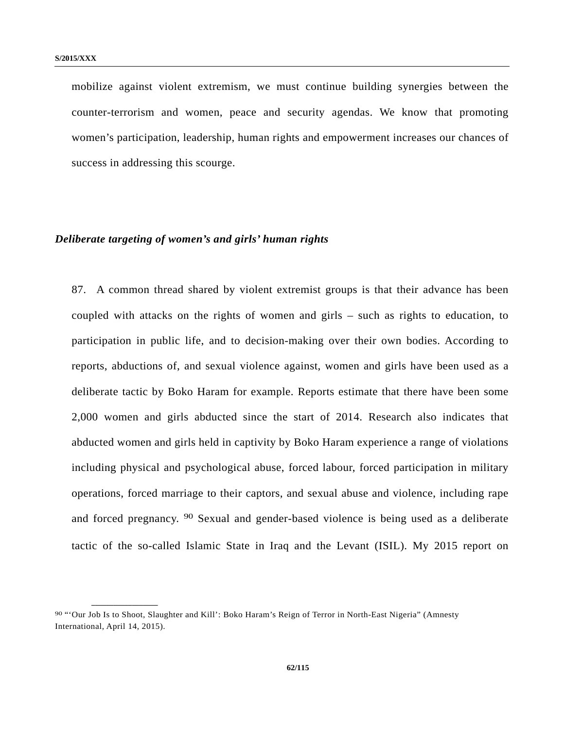mobilize against violent extremism, we must continue building synergies between the counter-terrorism and women, peace and security agendas. We know that promoting women's participation, leadership, human rights and empowerment increases our chances of success in addressing this scourge.

***Deliberate targeting of women's and girls' human rights***

87. A common thread shared by violent extremist groups is that their advance has been coupled with attacks on the rights of women and girls – such as rights to education, to participation in public life, and to decision-making over their own bodies. According to reports, abductions of, and sexual violence against, women and girls have been used as a deliberate tactic by Boko Haram for example. Reports estimate that there have been some 2,000 women and girls abducted since the start of 2014. Research also indicates that abducted women and girls held in captivity by Boko Haram experience a range of violations including physical and psychological abuse, forced labour, forced participation in military operations, forced marriage to their captors, and sexual abuse and violence, including rape and forced pregnancy. [90] Sexual and gender-based violence is being used as a deliberate tactic of the so-called Islamic State in Iraq and the Levant (ISIL). My 2015 report on

---

[90] "'Our Job Is to Shoot, Slaughter and Kill': Boko Haram's Reign of Terror in North-East Nigeria" (Amnesty International, April 14, 2015).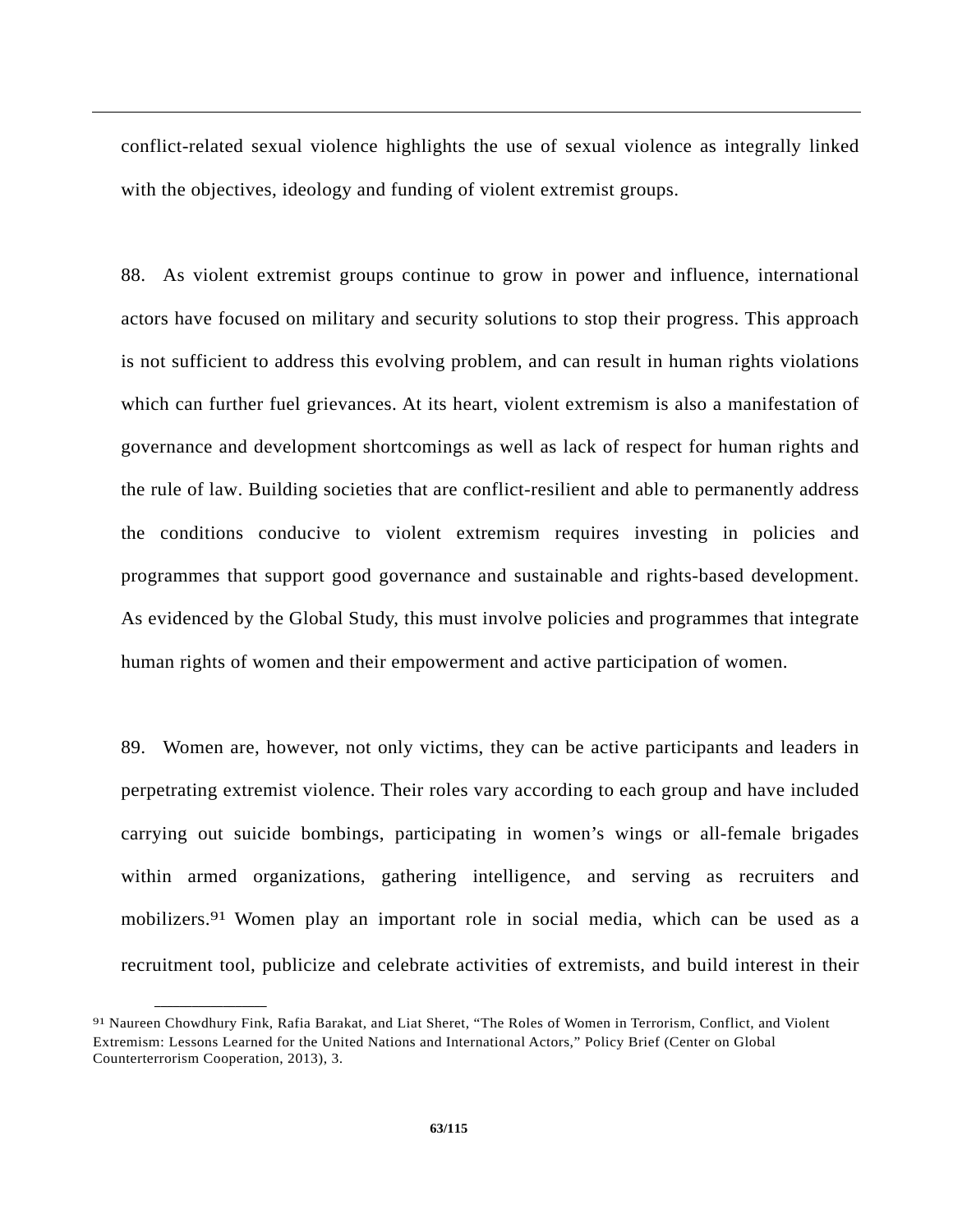conflict-related sexual violence highlights the use of sexual violence as integrally linked with the objectives, ideology and funding of violent extremist groups.

88. As violent extremist groups continue to grow in power and influence, international actors have focused on military and security solutions to stop their progress. This approach is not sufficient to address this evolving problem, and can result in human rights violations which can further fuel grievances. At its heart, violent extremism is also a manifestation of governance and development shortcomings as well as lack of respect for human rights and the rule of law. Building societies that are conflict-resilient and able to permanently address the conditions conducive to violent extremism requires investing in policies and programmes that support good governance and sustainable and rights-based development. As evidenced by the Global Study, this must involve policies and programmes that integrate human rights of women and their empowerment and active participation of women.

89. Women are, however, not only victims, they can be active participants and leaders in perpetrating extremist violence. Their roles vary according to each group and have included carrying out suicide bombings, participating in women's wings or all-female brigades within armed organizations, gathering intelligence, and serving as recruiters and mobilizers.[91] Women play an important role in social media, which can be used as a recruitment tool, publicize and celebrate activities of extremists, and build interest in their

---

[91] Naureen Chowdhury Fink, Rafia Barakat, and Liat Sheret, "The Roles of Women in Terrorism, Conflict, and Violent Extremism: Lessons Learned for the United Nations and International Actors," Policy Brief (Center on Global Counterterrorism Cooperation, 2013), 3.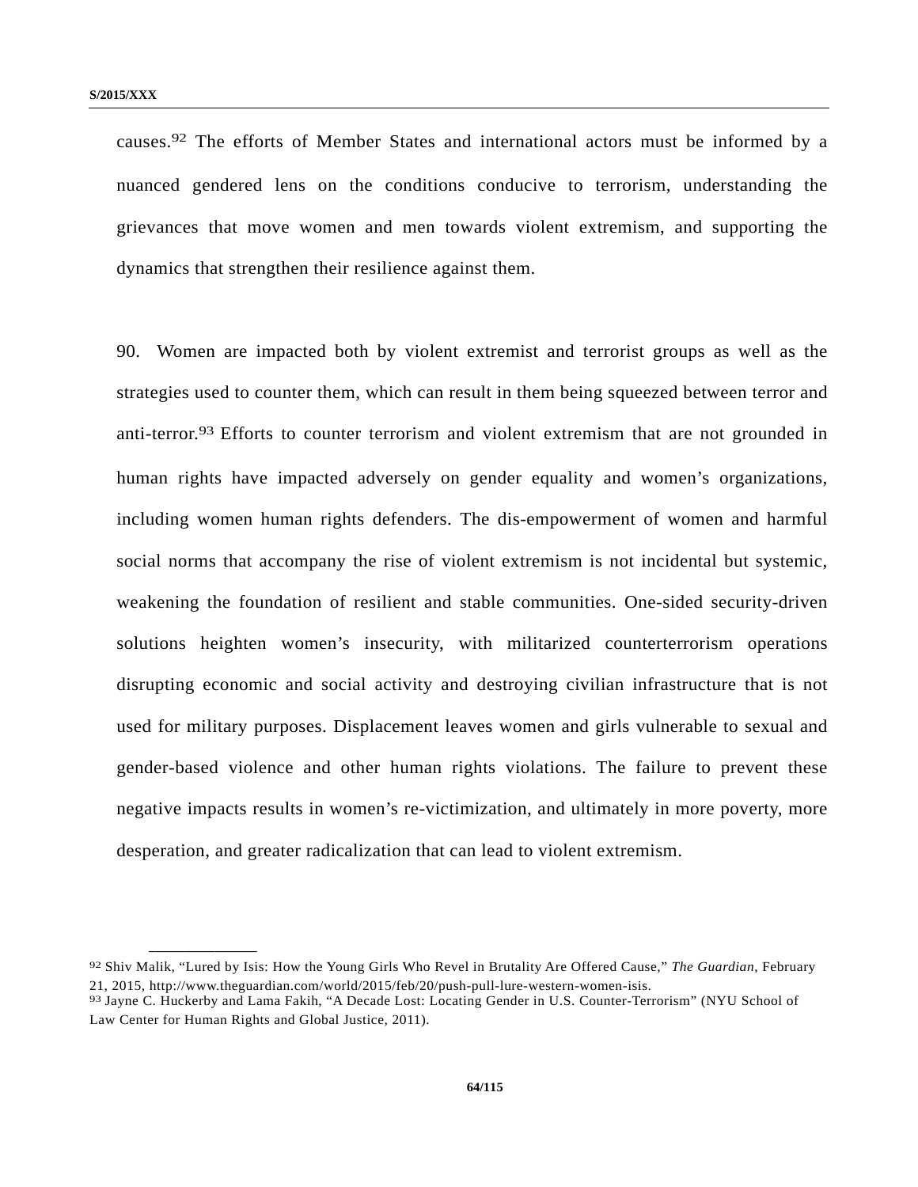causes.[92] The efforts of Member States and international actors must be informed by a nuanced gendered lens on the conditions conducive to terrorism, understanding the grievances that move women and men towards violent extremism, and supporting the dynamics that strengthen their resilience against them.

90. Women are impacted both by violent extremist and terrorist groups as well as the strategies used to counter them, which can result in them being squeezed between terror and anti-terror.[93] Efforts to counter terrorism and violent extremism that are not grounded in human rights have impacted adversely on gender equality and women's organizations, including women human rights defenders. The dis-empowerment of women and harmful social norms that accompany the rise of violent extremism is not incidental but systemic, weakening the foundation of resilient and stable communities. One-sided security-driven solutions heighten women's insecurity, with militarized counterterrorism operations disrupting economic and social activity and destroying civilian infrastructure that is not used for military purposes. Displacement leaves women and girls vulnerable to sexual and gender-based violence and other human rights violations. The failure to prevent these negative impacts results in women's re-victimization, and ultimately in more poverty, more desperation, and greater radicalization that can lead to violent extremism.

---

[92] Shiv Malik, "Lured by Isis: How the Young Girls Who Revel in Brutality Are Offered Cause," *The Guardian*, February 21, 2015, http://www.theguardian.com/world/2015/feb/20/push-pull-lure-western-women-isis.

[93] Jayne C. Huckerby and Lama Fakih, "A Decade Lost: Locating Gender in U.S. Counter-Terrorism" (NYU School of Law Center for Human Rights and Global Justice, 2011).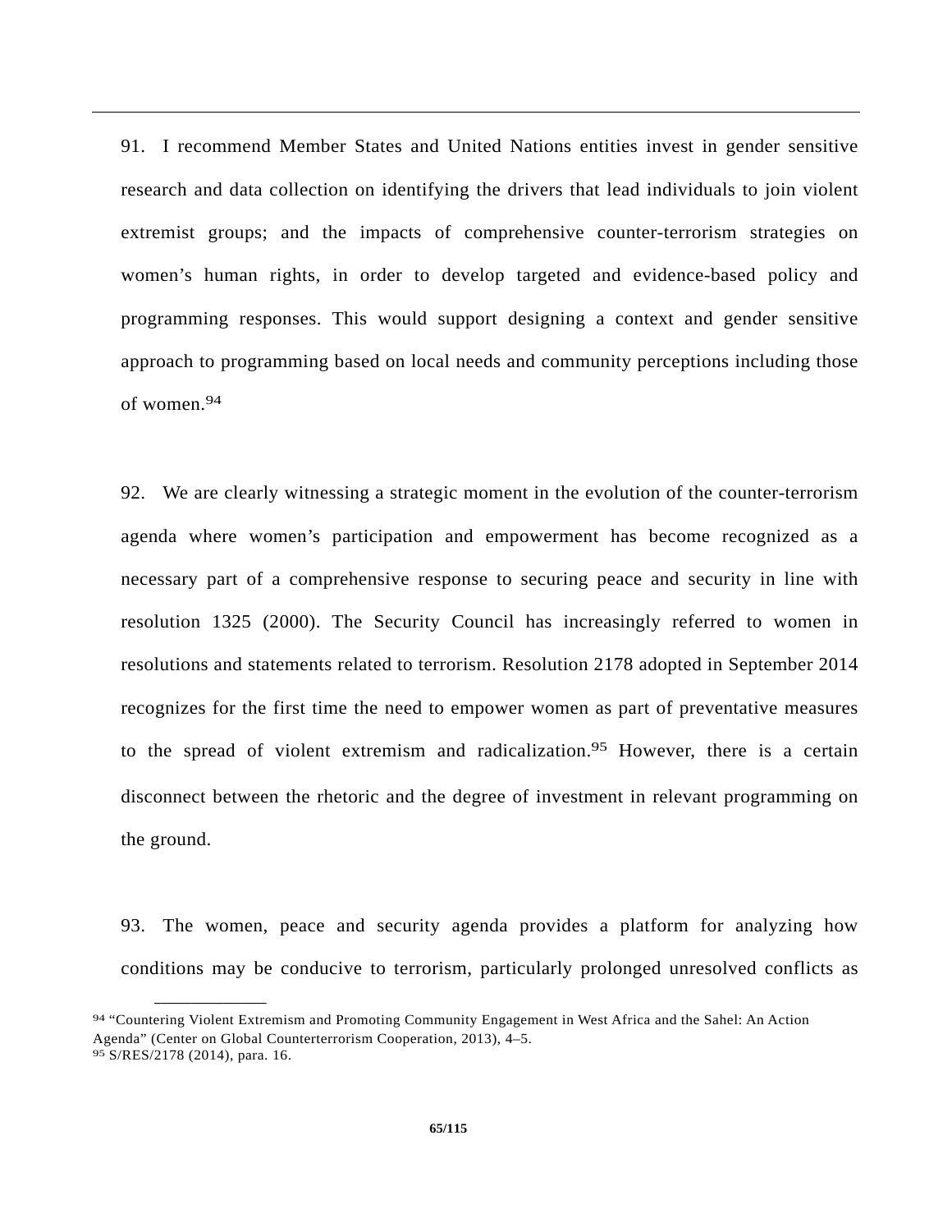91. I recommend Member States and United Nations entities invest in gender sensitive research and data collection on identifying the drivers that lead individuals to join violent extremist groups; and the impacts of comprehensive counter-terrorism strategies on women's human rights, in order to develop targeted and evidence-based policy and programming responses. This would support designing a context and gender sensitive approach to programming based on local needs and community perceptions including those of women.[94]

92. We are clearly witnessing a strategic moment in the evolution of the counter-terrorism agenda where women's participation and empowerment has become recognized as a necessary part of a comprehensive response to securing peace and security in line with resolution 1325 (2000). The Security Council has increasingly referred to women in resolutions and statements related to terrorism. Resolution 2178 adopted in September 2014 recognizes for the first time the need to empower women as part of preventative measures to the spread of violent extremism and radicalization.[95] However, there is a certain disconnect between the rhetoric and the degree of investment in relevant programming on the ground.

93. The women, peace and security agenda provides a platform for analyzing how conditions may be conducive to terrorism, particularly prolonged unresolved conflicts as

---

[94] "Countering Violent Extremism and Promoting Community Engagement in West Africa and the Sahel: An Action Agenda" (Center on Global Counterterrorism Cooperation, 2013), 4–5.

[95] S/RES/2178 (2014), para. 16.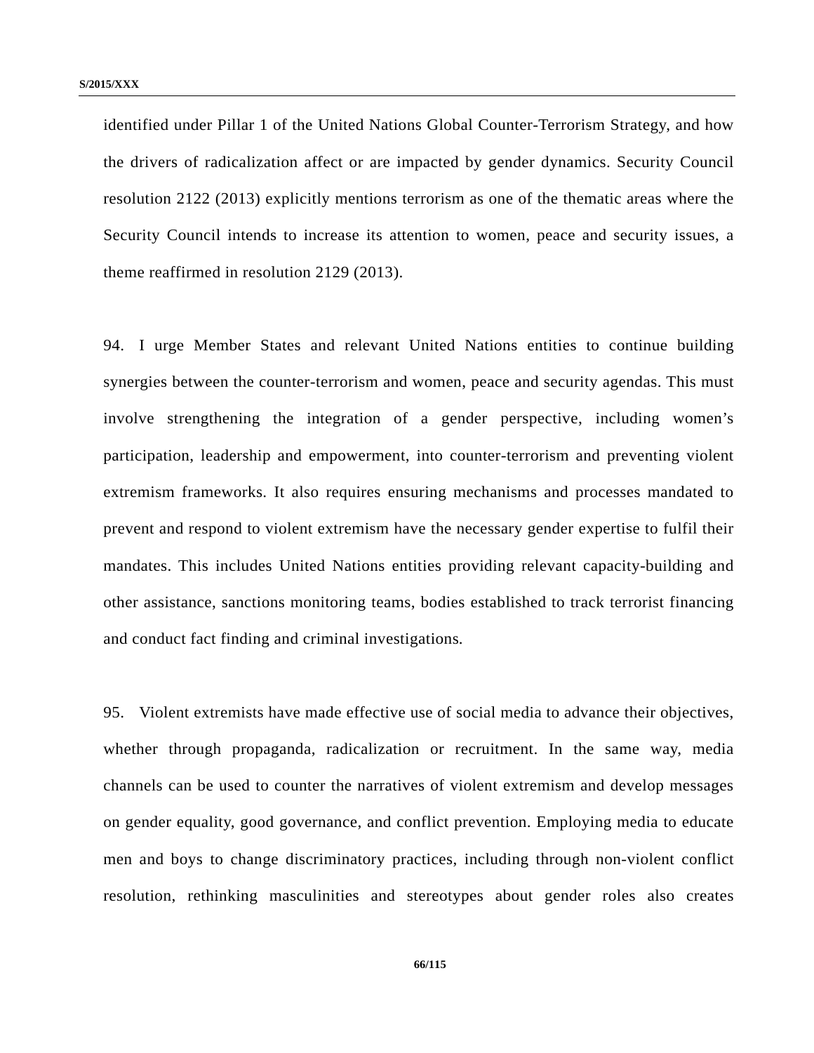identified under Pillar 1 of the United Nations Global Counter-Terrorism Strategy, and how the drivers of radicalization affect or are impacted by gender dynamics. Security Council resolution 2122 (2013) explicitly mentions terrorism as one of the thematic areas where the Security Council intends to increase its attention to women, peace and security issues, a theme reaffirmed in resolution 2129 (2013).

94. I urge Member States and relevant United Nations entities to continue building synergies between the counter-terrorism and women, peace and security agendas. This must involve strengthening the integration of a gender perspective, including women's participation, leadership and empowerment, into counter-terrorism and preventing violent extremism frameworks. It also requires ensuring mechanisms and processes mandated to prevent and respond to violent extremism have the necessary gender expertise to fulfil their mandates. This includes United Nations entities providing relevant capacity-building and other assistance, sanctions monitoring teams, bodies established to track terrorist financing and conduct fact finding and criminal investigations.

95. Violent extremists have made effective use of social media to advance their objectives, whether through propaganda, radicalization or recruitment. In the same way, media channels can be used to counter the narratives of violent extremism and develop messages on gender equality, good governance, and conflict prevention. Employing media to educate men and boys to change discriminatory practices, including through non-violent conflict resolution, rethinking masculinities and stereotypes about gender roles also creates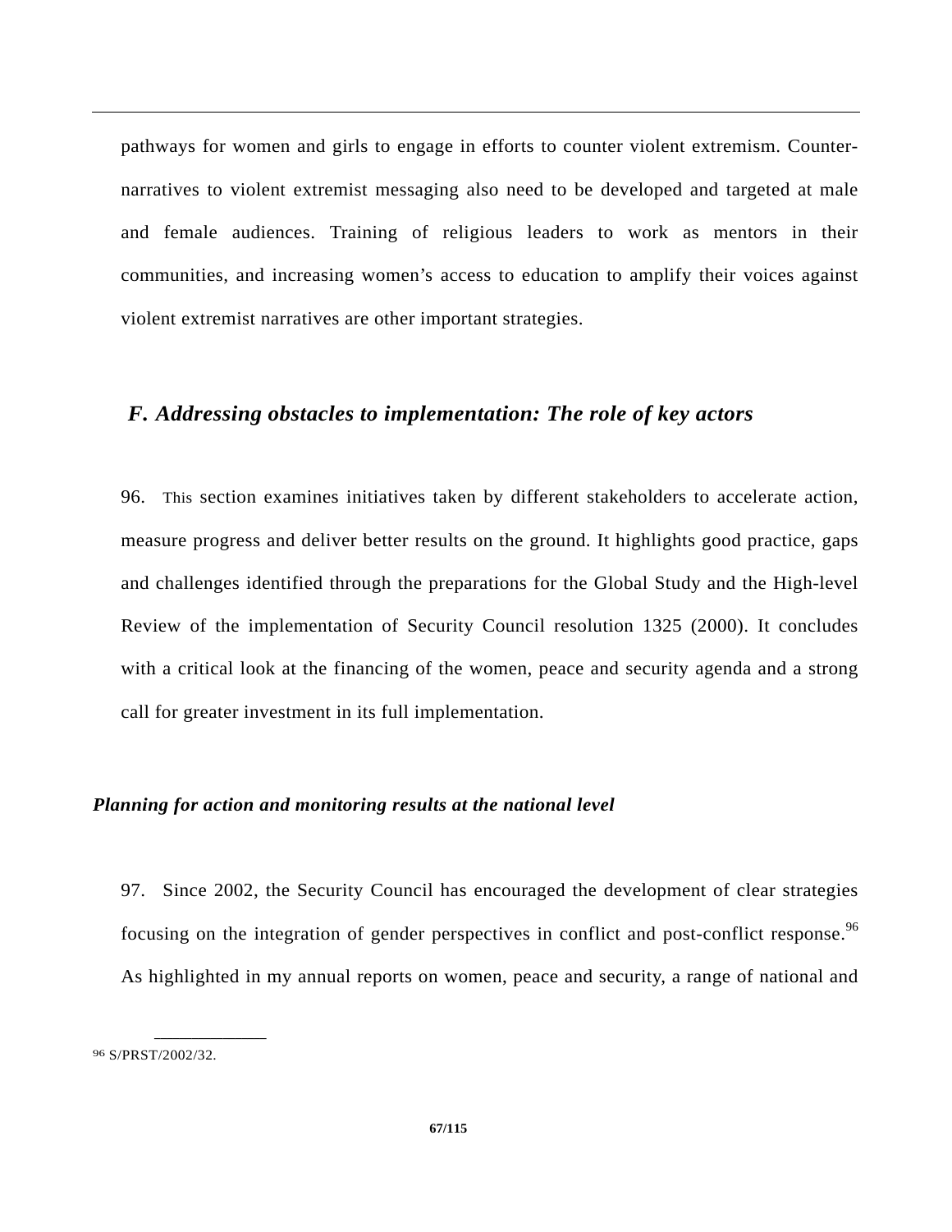pathways for women and girls to engage in efforts to counter violent extremism. Counter-narratives to violent extremist messaging also need to be developed and targeted at male and female audiences. Training of religious leaders to work as mentors in their communities, and increasing women's access to education to amplify their voices against violent extremist narratives are other important strategies.

## F. Addressing obstacles to implementation: The role of key actors

96. This section examines initiatives taken by different stakeholders to accelerate action, measure progress and deliver better results on the ground. It highlights good practice, gaps and challenges identified through the preparations for the Global Study and the High-level Review of the implementation of Security Council resolution 1325 (2000). It concludes with a critical look at the financing of the women, peace and security agenda and a strong call for greater investment in its full implementation.

### *Planning for action and monitoring results at the national level*

97. Since 2002, the Security Council has encouraged the development of clear strategies focusing on the integration of gender perspectives in conflict and post-conflict response.[96] As highlighted in my annual reports on women, peace and security, a range of national and

[96] S/PRST/2002/32.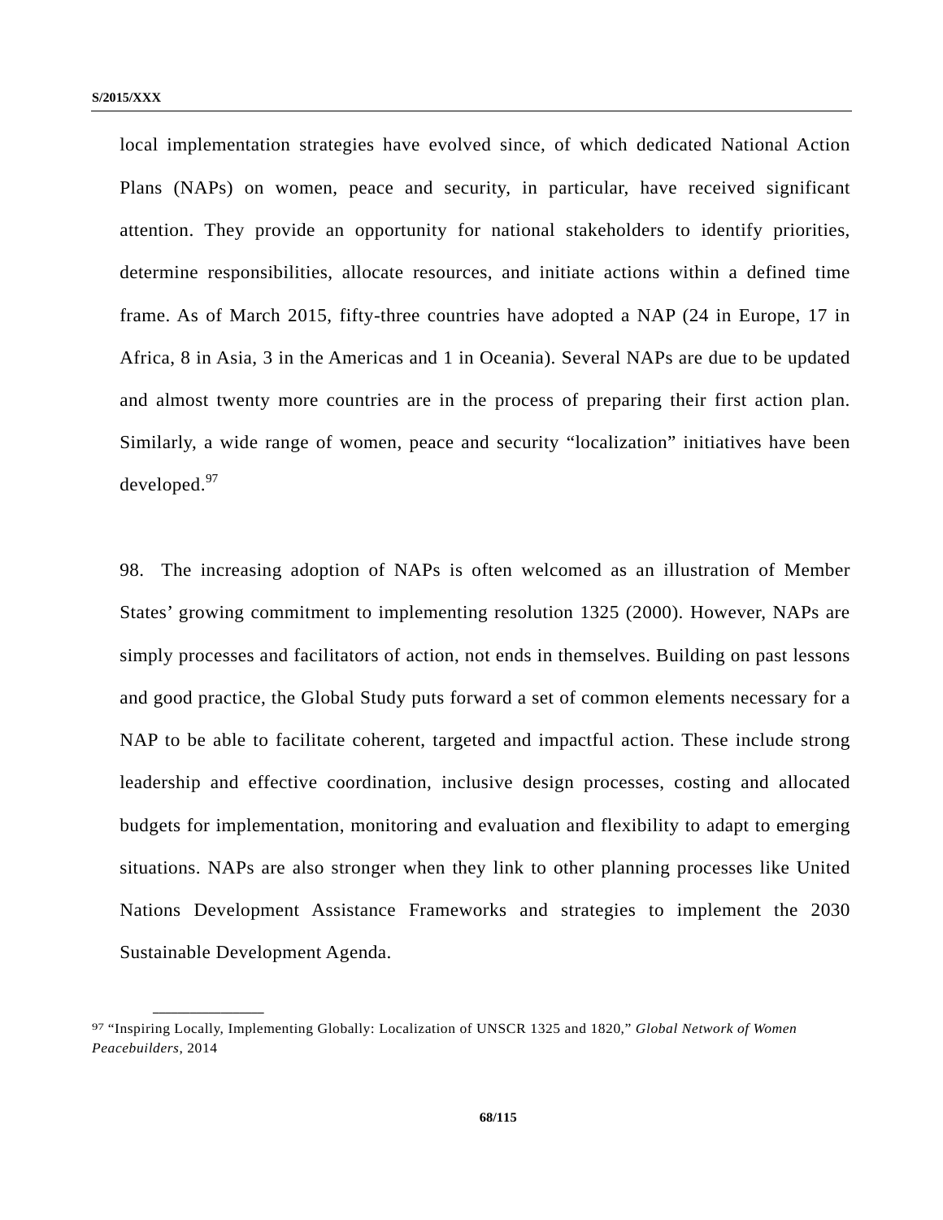local implementation strategies have evolved since, of which dedicated National Action Plans (NAPs) on women, peace and security, in particular, have received significant attention. They provide an opportunity for national stakeholders to identify priorities, determine responsibilities, allocate resources, and initiate actions within a defined time frame. As of March 2015, fifty-three countries have adopted a NAP (24 in Europe, 17 in Africa, 8 in Asia, 3 in the Americas and 1 in Oceania). Several NAPs are due to be updated and almost twenty more countries are in the process of preparing their first action plan. Similarly, a wide range of women, peace and security "localization" initiatives have been developed.[97]

98. The increasing adoption of NAPs is often welcomed as an illustration of Member States' growing commitment to implementing resolution 1325 (2000). However, NAPs are simply processes and facilitators of action, not ends in themselves. Building on past lessons and good practice, the Global Study puts forward a set of common elements necessary for a NAP to be able to facilitate coherent, targeted and impactful action. These include strong leadership and effective coordination, inclusive design processes, costing and allocated budgets for implementation, monitoring and evaluation and flexibility to adapt to emerging situations. NAPs are also stronger when they link to other planning processes like United Nations Development Assistance Frameworks and strategies to implement the 2030 Sustainable Development Agenda.

---

[97] "Inspiring Locally, Implementing Globally: Localization of UNSCR 1325 and 1820," *Global Network of Women Peacebuilders*, 2014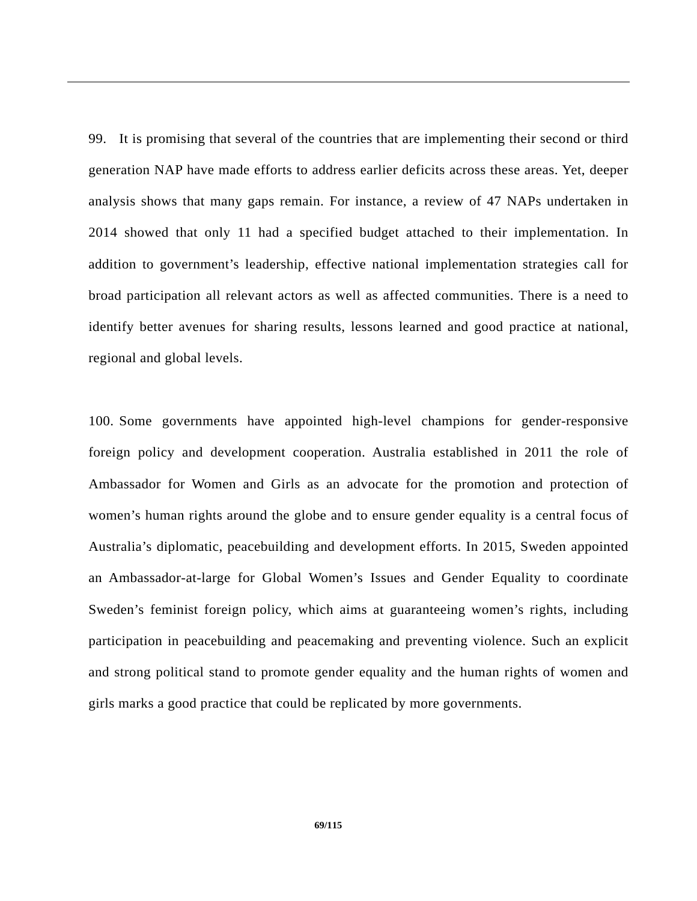99. It is promising that several of the countries that are implementing their second or third generation NAP have made efforts to address earlier deficits across these areas. Yet, deeper analysis shows that many gaps remain. For instance, a review of 47 NAPs undertaken in 2014 showed that only 11 had a specified budget attached to their implementation. In addition to government's leadership, effective national implementation strategies call for broad participation all relevant actors as well as affected communities. There is a need to identify better avenues for sharing results, lessons learned and good practice at national, regional and global levels.

100. Some governments have appointed high-level champions for gender-responsive foreign policy and development cooperation. Australia established in 2011 the role of Ambassador for Women and Girls as an advocate for the promotion and protection of women's human rights around the globe and to ensure gender equality is a central focus of Australia's diplomatic, peacebuilding and development efforts. In 2015, Sweden appointed an Ambassador-at-large for Global Women's Issues and Gender Equality to coordinate Sweden's feminist foreign policy, which aims at guaranteeing women's rights, including participation in peacebuilding and peacemaking and preventing violence. Such an explicit and strong political stand to promote gender equality and the human rights of women and girls marks a good practice that could be replicated by more governments.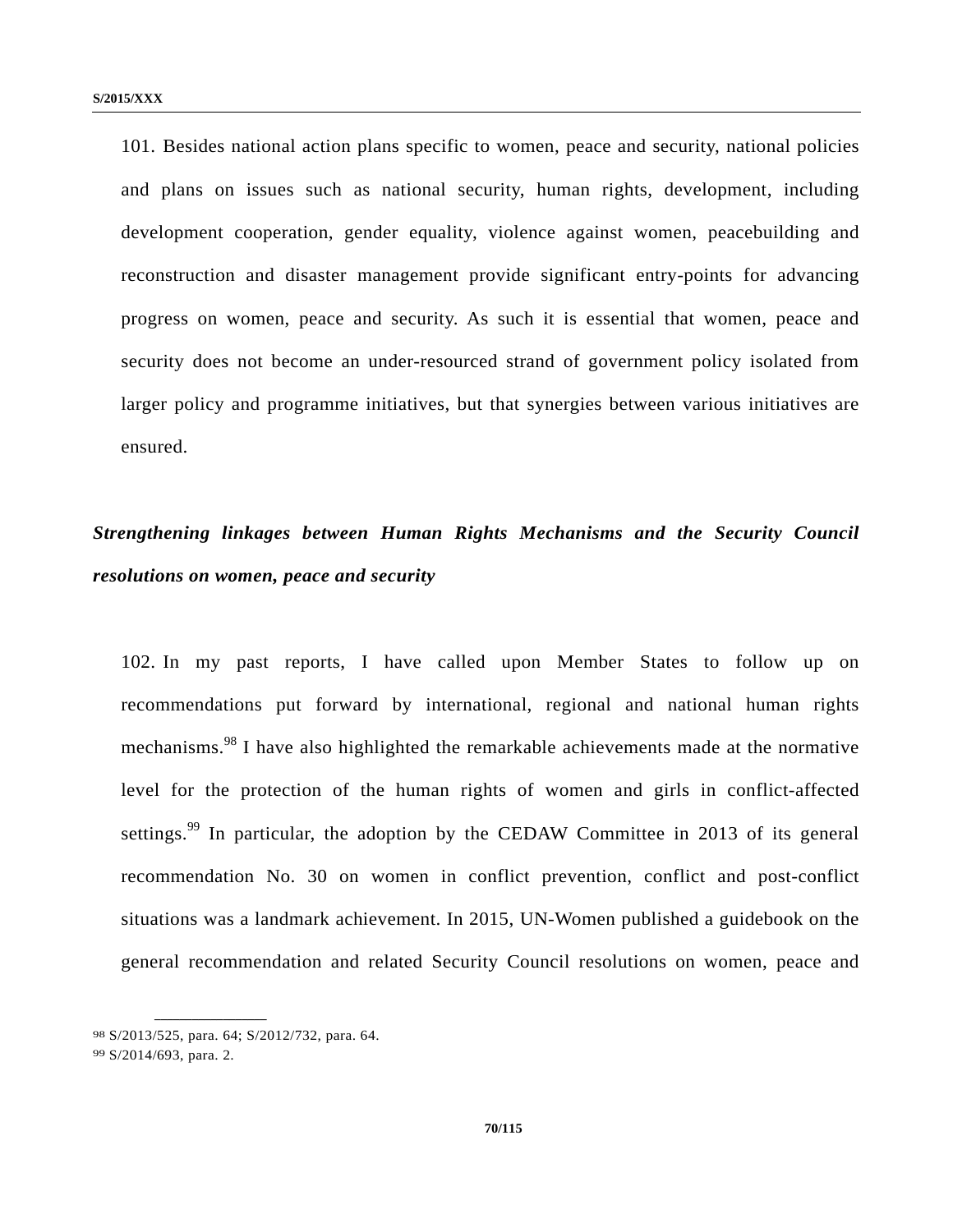101. Besides national action plans specific to women, peace and security, national policies and plans on issues such as national security, human rights, development, including development cooperation, gender equality, violence against women, peacebuilding and reconstruction and disaster management provide significant entry-points for advancing progress on women, peace and security. As such it is essential that women, peace and security does not become an under-resourced strand of government policy isolated from larger policy and programme initiatives, but that synergies between various initiatives are ensured.

***Strengthening linkages between Human Rights Mechanisms and the Security Council resolutions on women, peace and security***

102. In my past reports, I have called upon Member States to follow up on recommendations put forward by international, regional and national human rights mechanisms.[98] I have also highlighted the remarkable achievements made at the normative level for the protection of the human rights of women and girls in conflict-affected settings.[99] In particular, the adoption by the CEDAW Committee in 2013 of its general recommendation No. 30 on women in conflict prevention, conflict and post-conflict situations was a landmark achievement. In 2015, UN-Women published a guidebook on the general recommendation and related Security Council resolutions on women, peace and

---

[98] S/2013/525, para. 64; S/2012/732, para. 64.

[99] S/2014/693, para. 2.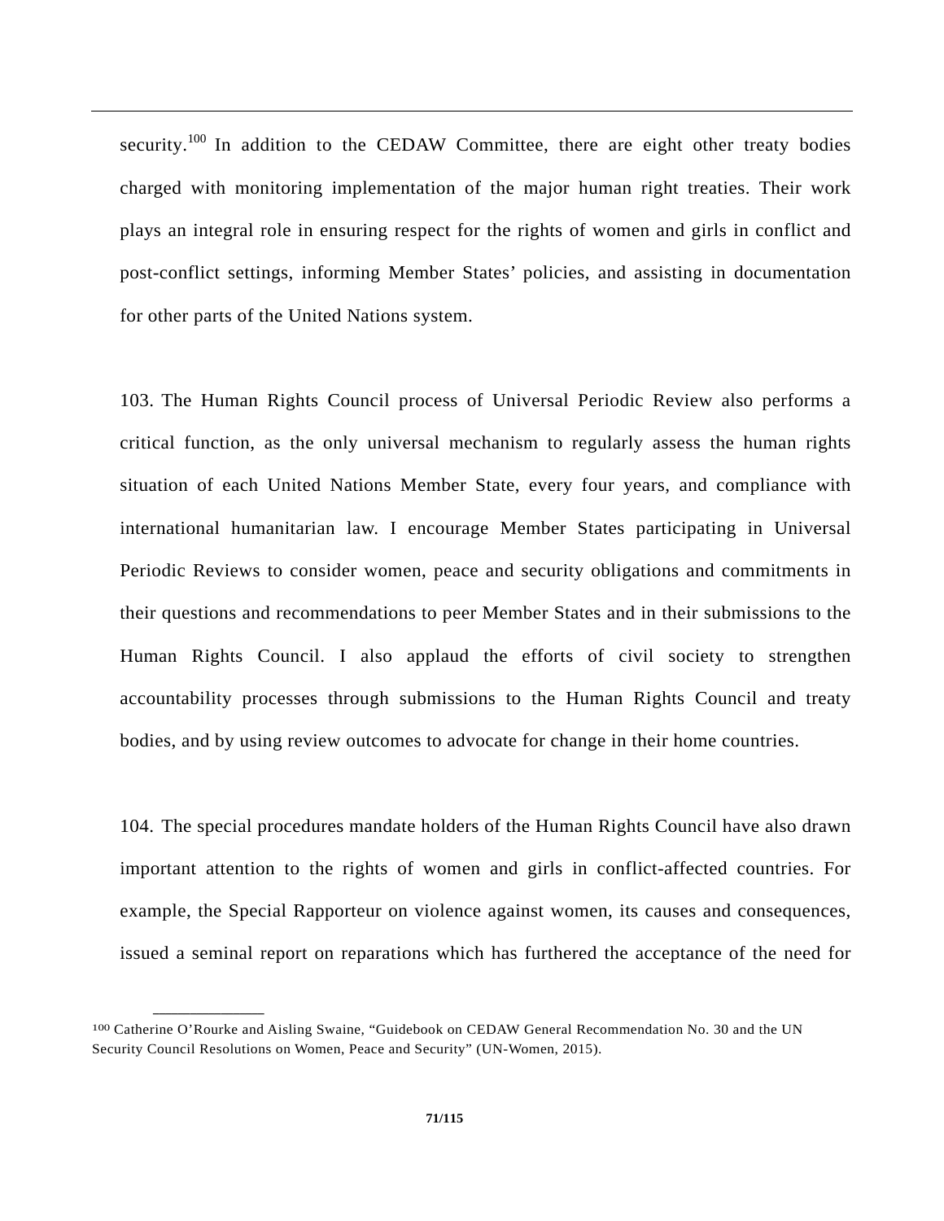security.[100] In addition to the CEDAW Committee, there are eight other treaty bodies charged with monitoring implementation of the major human right treaties. Their work plays an integral role in ensuring respect for the rights of women and girls in conflict and post-conflict settings, informing Member States' policies, and assisting in documentation for other parts of the United Nations system.

103. The Human Rights Council process of Universal Periodic Review also performs a critical function, as the only universal mechanism to regularly assess the human rights situation of each United Nations Member State, every four years, and compliance with international humanitarian law. I encourage Member States participating in Universal Periodic Reviews to consider women, peace and security obligations and commitments in their questions and recommendations to peer Member States and in their submissions to the Human Rights Council. I also applaud the efforts of civil society to strengthen accountability processes through submissions to the Human Rights Council and treaty bodies, and by using review outcomes to advocate for change in their home countries.

104. The special procedures mandate holders of the Human Rights Council have also drawn important attention to the rights of women and girls in conflict-affected countries. For example, the Special Rapporteur on violence against women, its causes and consequences, issued a seminal report on reparations which has furthered the acceptance of the need for

---

[100] Catherine O'Rourke and Aisling Swaine, "Guidebook on CEDAW General Recommendation No. 30 and the UN Security Council Resolutions on Women, Peace and Security" (UN-Women, 2015).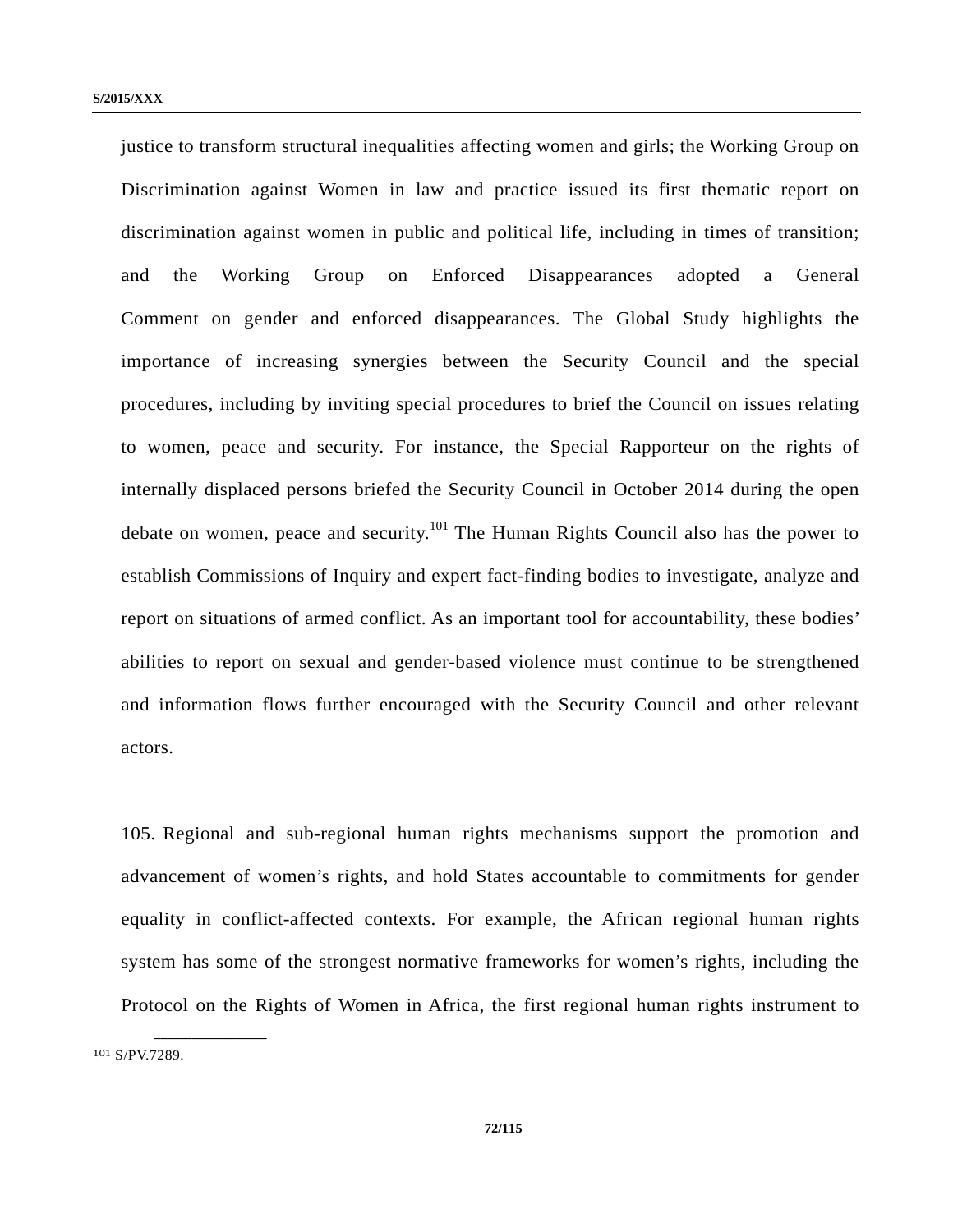justice to transform structural inequalities affecting women and girls; the Working Group on Discrimination against Women in law and practice issued its first thematic report on discrimination against women in public and political life, including in times of transition; and the Working Group on Enforced Disappearances adopted a General Comment on gender and enforced disappearances. The Global Study highlights the importance of increasing synergies between the Security Council and the special procedures, including by inviting special procedures to brief the Council on issues relating to women, peace and security. For instance, the Special Rapporteur on the rights of internally displaced persons briefed the Security Council in October 2014 during the open debate on women, peace and security.[101] The Human Rights Council also has the power to establish Commissions of Inquiry and expert fact-finding bodies to investigate, analyze and report on situations of armed conflict. As an important tool for accountability, these bodies' abilities to report on sexual and gender-based violence must continue to be strengthened and information flows further encouraged with the Security Council and other relevant actors.

105. Regional and sub-regional human rights mechanisms support the promotion and advancement of women's rights, and hold States accountable to commitments for gender equality in conflict-affected contexts. For example, the African regional human rights system has some of the strongest normative frameworks for women's rights, including the Protocol on the Rights of Women in Africa, the first regional human rights instrument to

---

[101] S/PV.7289.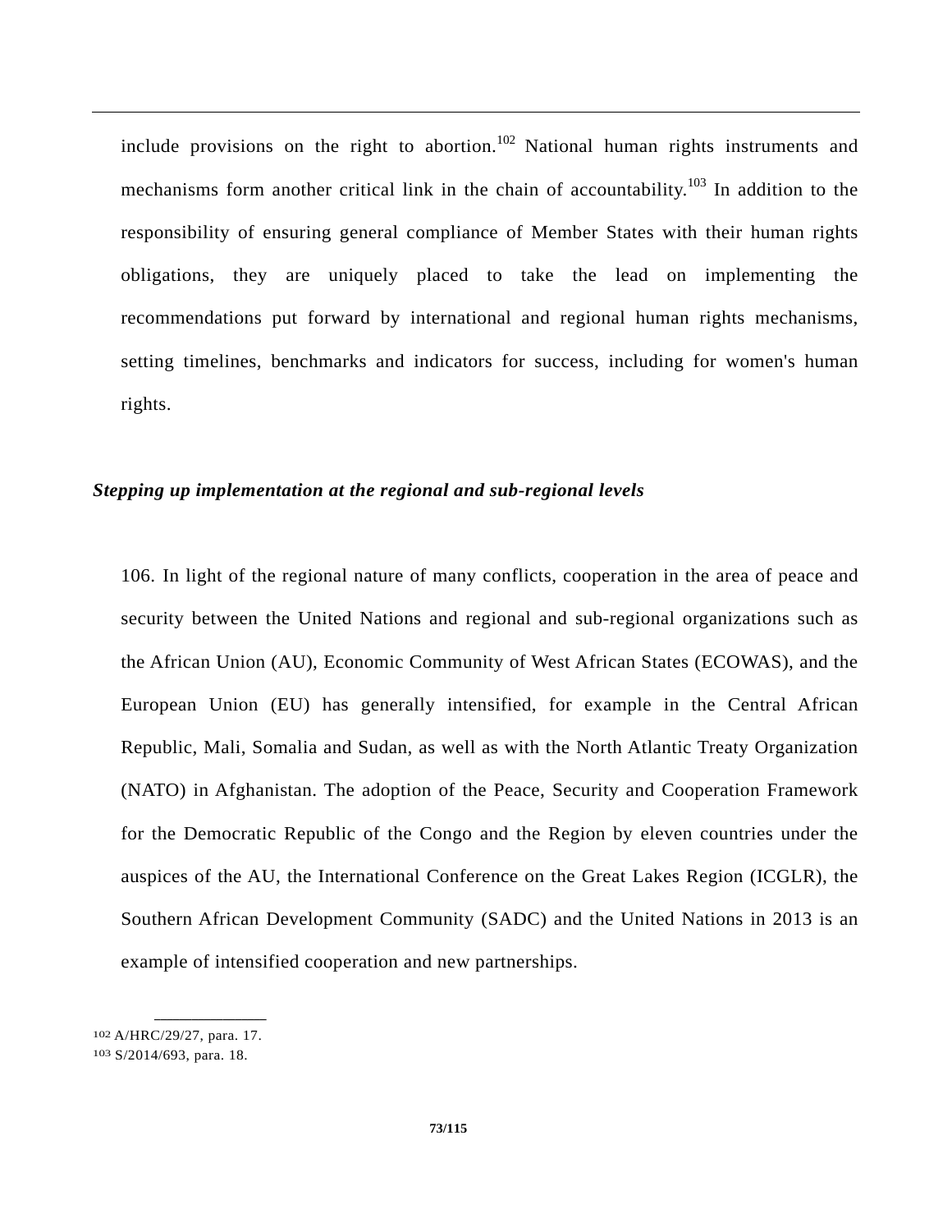include provisions on the right to abortion.[102] National human rights instruments and mechanisms form another critical link in the chain of accountability.[103] In addition to the responsibility of ensuring general compliance of Member States with their human rights obligations, they are uniquely placed to take the lead on implementing the recommendations put forward by international and regional human rights mechanisms, setting timelines, benchmarks and indicators for success, including for women's human rights.

***Stepping up implementation at the regional and sub-regional levels***

106. In light of the regional nature of many conflicts, cooperation in the area of peace and security between the United Nations and regional and sub-regional organizations such as the African Union (AU), Economic Community of West African States (ECOWAS), and the European Union (EU) has generally intensified, for example in the Central African Republic, Mali, Somalia and Sudan, as well as with the North Atlantic Treaty Organization (NATO) in Afghanistan. The adoption of the Peace, Security and Cooperation Framework for the Democratic Republic of the Congo and the Region by eleven countries under the auspices of the AU, the International Conference on the Great Lakes Region (ICGLR), the Southern African Development Community (SADC) and the United Nations in 2013 is an example of intensified cooperation and new partnerships.

---

[102] A/HRC/29/27, para. 17.
[103] S/2014/693, para. 18.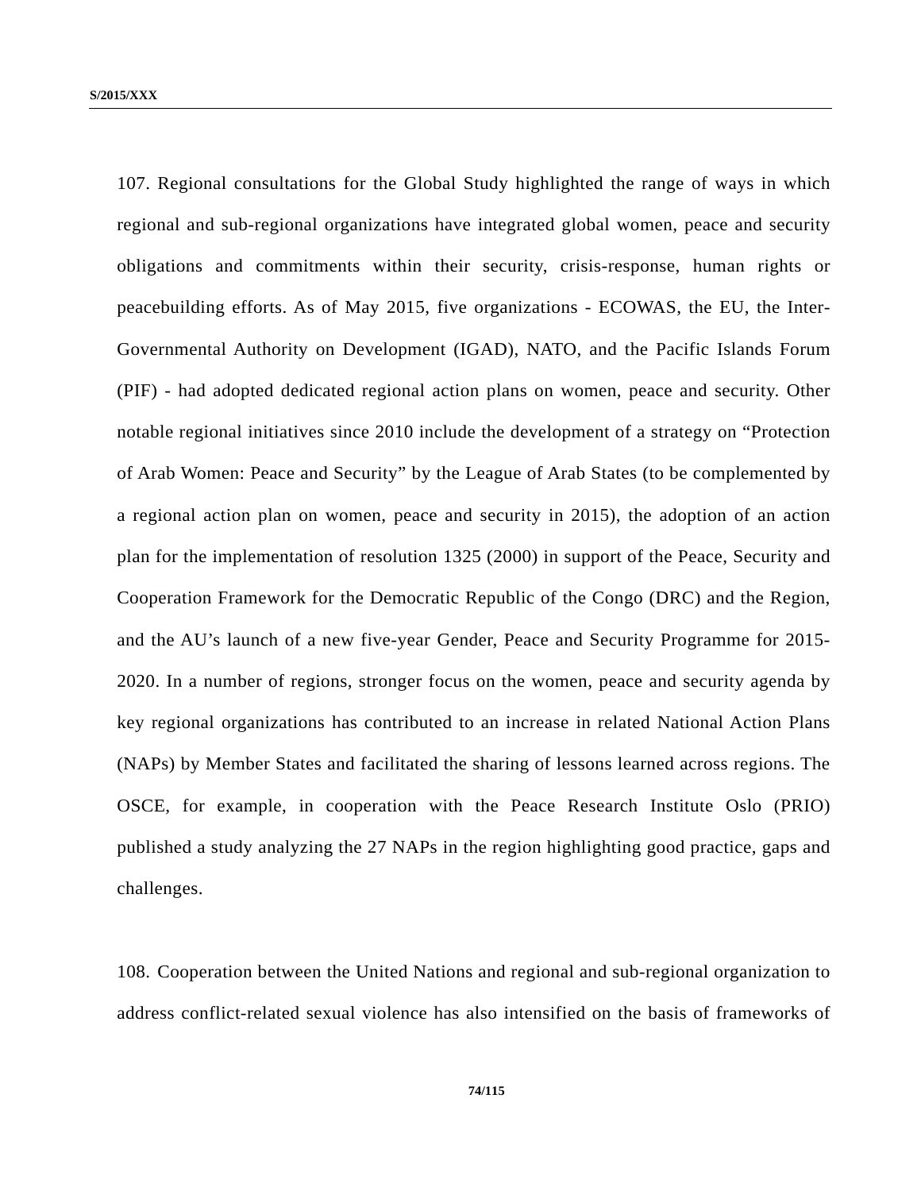107. Regional consultations for the Global Study highlighted the range of ways in which regional and sub-regional organizations have integrated global women, peace and security obligations and commitments within their security, crisis-response, human rights or peacebuilding efforts. As of May 2015, five organizations - ECOWAS, the EU, the Inter-Governmental Authority on Development (IGAD), NATO, and the Pacific Islands Forum (PIF) - had adopted dedicated regional action plans on women, peace and security. Other notable regional initiatives since 2010 include the development of a strategy on "Protection of Arab Women: Peace and Security" by the League of Arab States (to be complemented by a regional action plan on women, peace and security in 2015), the adoption of an action plan for the implementation of resolution 1325 (2000) in support of the Peace, Security and Cooperation Framework for the Democratic Republic of the Congo (DRC) and the Region, and the AU's launch of a new five-year Gender, Peace and Security Programme for 2015-2020. In a number of regions, stronger focus on the women, peace and security agenda by key regional organizations has contributed to an increase in related National Action Plans (NAPs) by Member States and facilitated the sharing of lessons learned across regions. The OSCE, for example, in cooperation with the Peace Research Institute Oslo (PRIO) published a study analyzing the 27 NAPs in the region highlighting good practice, gaps and challenges.

108. Cooperation between the United Nations and regional and sub-regional organization to address conflict-related sexual violence has also intensified on the basis of frameworks of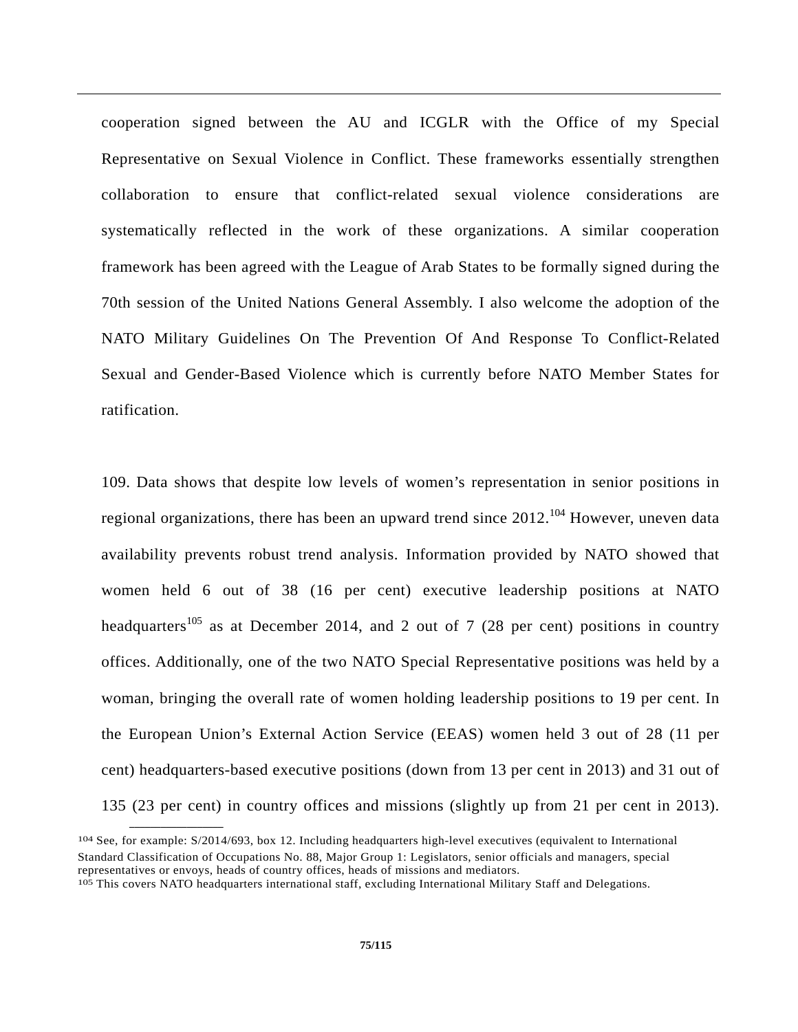cooperation signed between the AU and ICGLR with the Office of my Special Representative on Sexual Violence in Conflict. These frameworks essentially strengthen collaboration to ensure that conflict-related sexual violence considerations are systematically reflected in the work of these organizations. A similar cooperation framework has been agreed with the League of Arab States to be formally signed during the 70th session of the United Nations General Assembly. I also welcome the adoption of the NATO Military Guidelines On The Prevention Of And Response To Conflict-Related Sexual and Gender-Based Violence which is currently before NATO Member States for ratification.

109. Data shows that despite low levels of women's representation in senior positions in regional organizations, there has been an upward trend since 2012.[104] However, uneven data availability prevents robust trend analysis. Information provided by NATO showed that women held 6 out of 38 (16 per cent) executive leadership positions at NATO headquarters[105] as at December 2014, and 2 out of 7 (28 per cent) positions in country offices. Additionally, one of the two NATO Special Representative positions was held by a woman, bringing the overall rate of women holding leadership positions to 19 per cent. In the European Union's External Action Service (EEAS) women held 3 out of 28 (11 per cent) headquarters-based executive positions (down from 13 per cent in 2013) and 31 out of 135 (23 per cent) in country offices and missions (slightly up from 21 per cent in 2013).

---

[104] See, for example: S/2014/693, box 12. Including headquarters high-level executives (equivalent to International Standard Classification of Occupations No. 88, Major Group 1: Legislators, senior officials and managers, special representatives or envoys, heads of country offices, heads of missions and mediators.

[105] This covers NATO headquarters international staff, excluding International Military Staff and Delegations.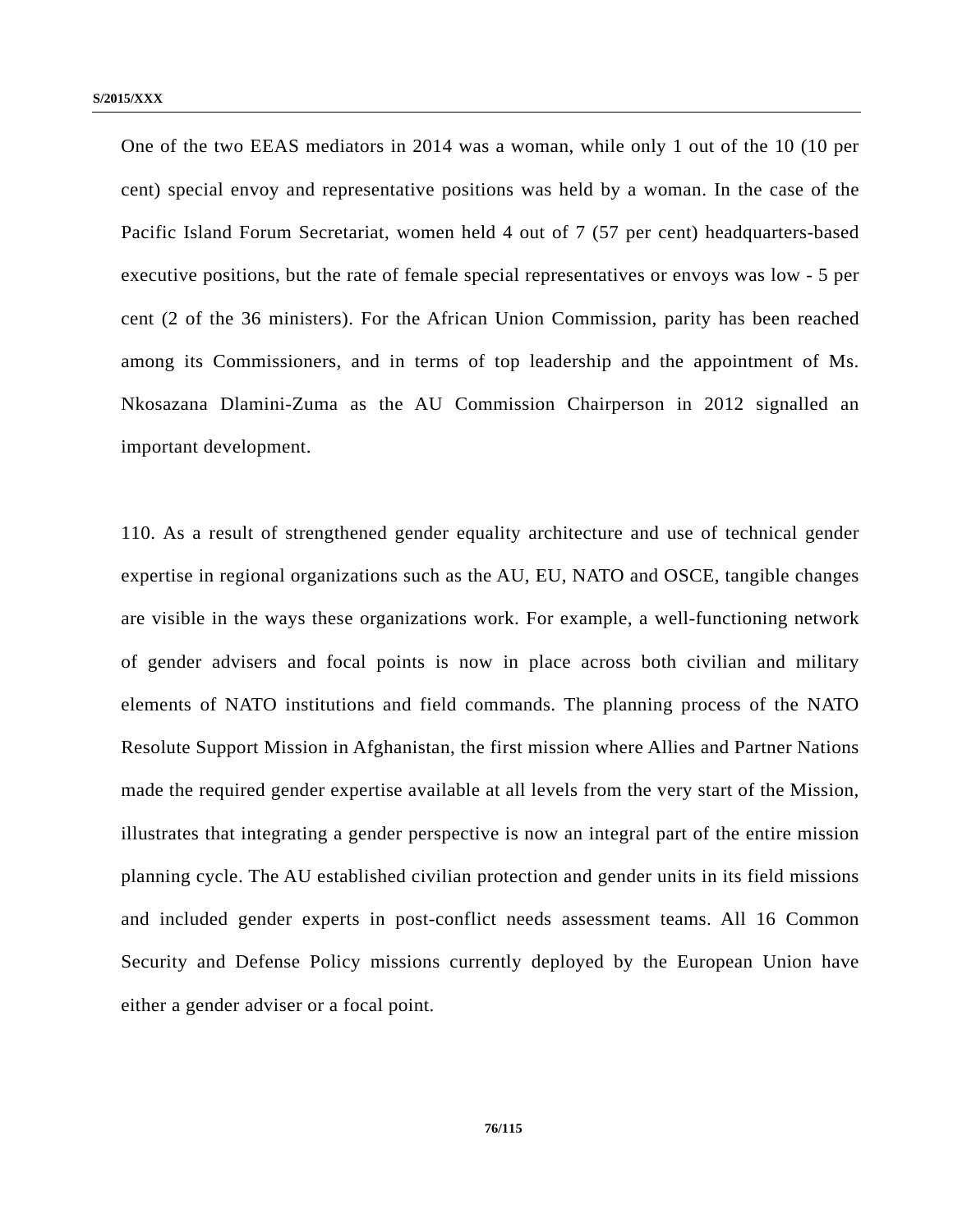One of the two EEAS mediators in 2014 was a woman, while only 1 out of the 10 (10 per cent) special envoy and representative positions was held by a woman. In the case of the Pacific Island Forum Secretariat, women held 4 out of 7 (57 per cent) headquarters-based executive positions, but the rate of female special representatives or envoys was low - 5 per cent (2 of the 36 ministers). For the African Union Commission, parity has been reached among its Commissioners, and in terms of top leadership and the appointment of Ms. Nkosazana Dlamini-Zuma as the AU Commission Chairperson in 2012 signalled an important development.

110. As a result of strengthened gender equality architecture and use of technical gender expertise in regional organizations such as the AU, EU, NATO and OSCE, tangible changes are visible in the ways these organizations work. For example, a well-functioning network of gender advisers and focal points is now in place across both civilian and military elements of NATO institutions and field commands. The planning process of the NATO Resolute Support Mission in Afghanistan, the first mission where Allies and Partner Nations made the required gender expertise available at all levels from the very start of the Mission, illustrates that integrating a gender perspective is now an integral part of the entire mission planning cycle. The AU established civilian protection and gender units in its field missions and included gender experts in post-conflict needs assessment teams. All 16 Common Security and Defense Policy missions currently deployed by the European Union have either a gender adviser or a focal point.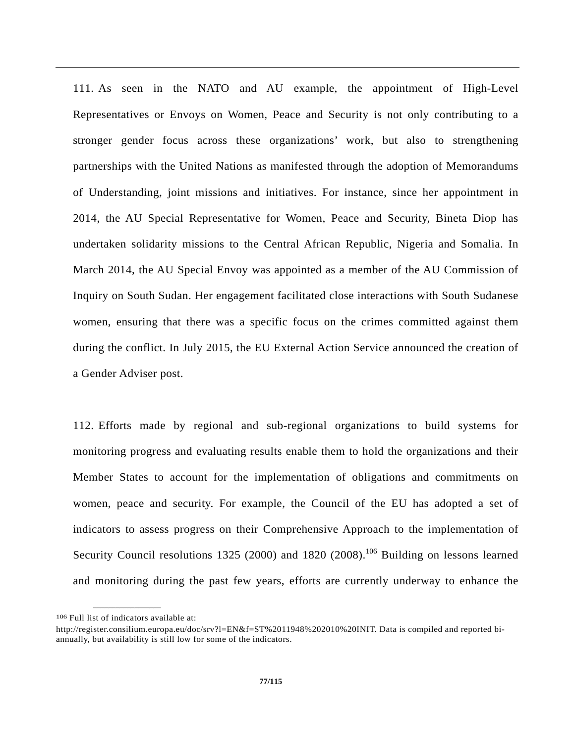111. As seen in the NATO and AU example, the appointment of High-Level Representatives or Envoys on Women, Peace and Security is not only contributing to a stronger gender focus across these organizations' work, but also to strengthening partnerships with the United Nations as manifested through the adoption of Memorandums of Understanding, joint missions and initiatives. For instance, since her appointment in 2014, the AU Special Representative for Women, Peace and Security, Bineta Diop has undertaken solidarity missions to the Central African Republic, Nigeria and Somalia. In March 2014, the AU Special Envoy was appointed as a member of the AU Commission of Inquiry on South Sudan. Her engagement facilitated close interactions with South Sudanese women, ensuring that there was a specific focus on the crimes committed against them during the conflict. In July 2015, the EU External Action Service announced the creation of a Gender Adviser post.

112. Efforts made by regional and sub-regional organizations to build systems for monitoring progress and evaluating results enable them to hold the organizations and their Member States to account for the implementation of obligations and commitments on women, peace and security. For example, the Council of the EU has adopted a set of indicators to assess progress on their Comprehensive Approach to the implementation of Security Council resolutions 1325 (2000) and 1820 (2008).[106] Building on lessons learned and monitoring during the past few years, efforts are currently underway to enhance the

[106] Full list of indicators available at: http://register.consilium.europa.eu/doc/srv?l=EN&f=ST%2011948%202010%20INIT. Data is compiled and reported bi-annually, but availability is still low for some of the indicators.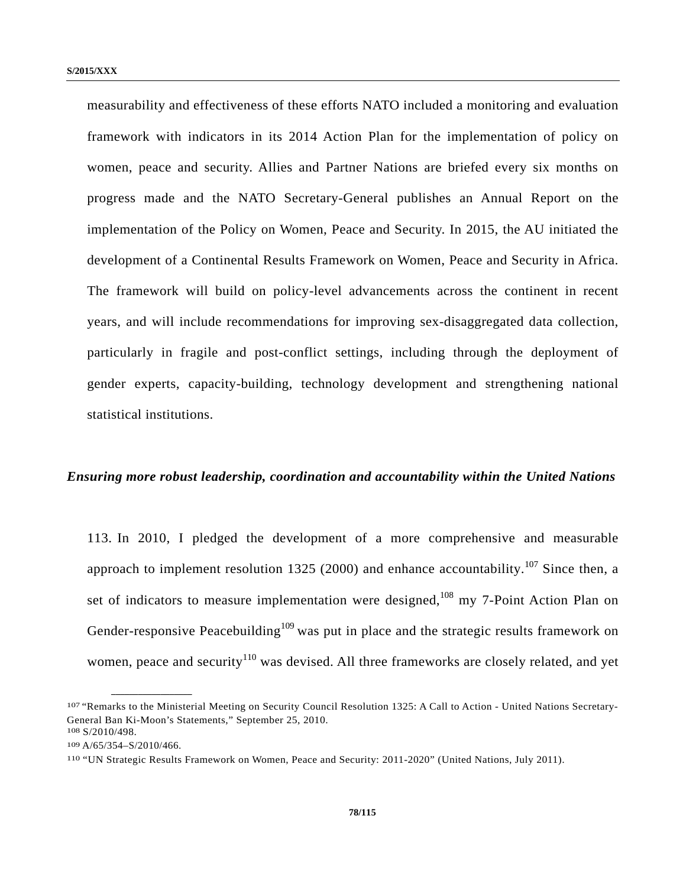measurability and effectiveness of these efforts NATO included a monitoring and evaluation framework with indicators in its 2014 Action Plan for the implementation of policy on women, peace and security. Allies and Partner Nations are briefed every six months on progress made and the NATO Secretary-General publishes an Annual Report on the implementation of the Policy on Women, Peace and Security. In 2015, the AU initiated the development of a Continental Results Framework on Women, Peace and Security in Africa. The framework will build on policy-level advancements across the continent in recent years, and will include recommendations for improving sex-disaggregated data collection, particularly in fragile and post-conflict settings, including through the deployment of gender experts, capacity-building, technology development and strengthening national statistical institutions.

### *Ensuring more robust leadership, coordination and accountability within the United Nations*

113. In 2010, I pledged the development of a more comprehensive and measurable approach to implement resolution 1325 (2000) and enhance accountability.[107] Since then, a set of indicators to measure implementation were designed,[108] my 7-Point Action Plan on Gender-responsive Peacebuilding[109] was put in place and the strategic results framework on women, peace and security[110] was devised. All three frameworks are closely related, and yet

---

[107] "Remarks to the Ministerial Meeting on Security Council Resolution 1325: A Call to Action - United Nations Secretary-General Ban Ki-Moon's Statements," September 25, 2010.

[108] S/2010/498.

[109] A/65/354–S/2010/466.

[110] "UN Strategic Results Framework on Women, Peace and Security: 2011-2020" (United Nations, July 2011).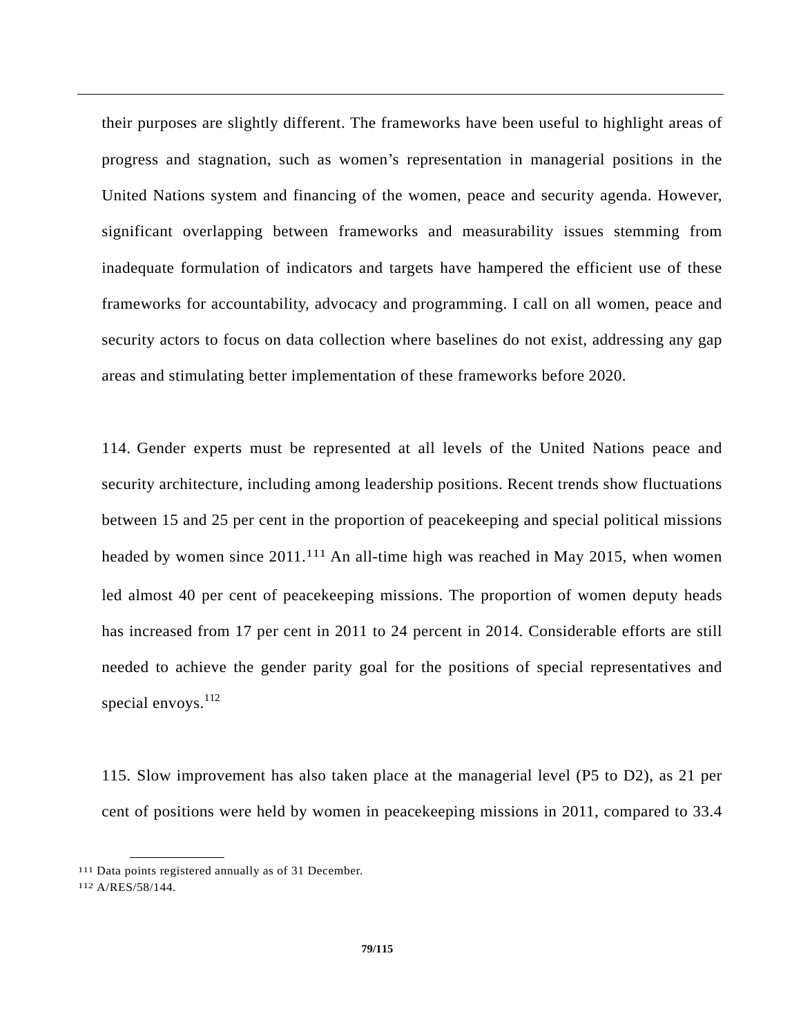their purposes are slightly different. The frameworks have been useful to highlight areas of progress and stagnation, such as women's representation in managerial positions in the United Nations system and financing of the women, peace and security agenda. However, significant overlapping between frameworks and measurability issues stemming from inadequate formulation of indicators and targets have hampered the efficient use of these frameworks for accountability, advocacy and programming. I call on all women, peace and security actors to focus on data collection where baselines do not exist, addressing any gap areas and stimulating better implementation of these frameworks before 2020.

114. Gender experts must be represented at all levels of the United Nations peace and security architecture, including among leadership positions. Recent trends show fluctuations between 15 and 25 per cent in the proportion of peacekeeping and special political missions headed by women since 2011.[111] An all-time high was reached in May 2015, when women led almost 40 per cent of peacekeeping missions. The proportion of women deputy heads has increased from 17 per cent in 2011 to 24 percent in 2014. Considerable efforts are still needed to achieve the gender parity goal for the positions of special representatives and special envoys.[112]

115. Slow improvement has also taken place at the managerial level (P5 to D2), as 21 per cent of positions were held by women in peacekeeping missions in 2011, compared to 33.4

---

[111] Data points registered annually as of 31 December.

[112] A/RES/58/144.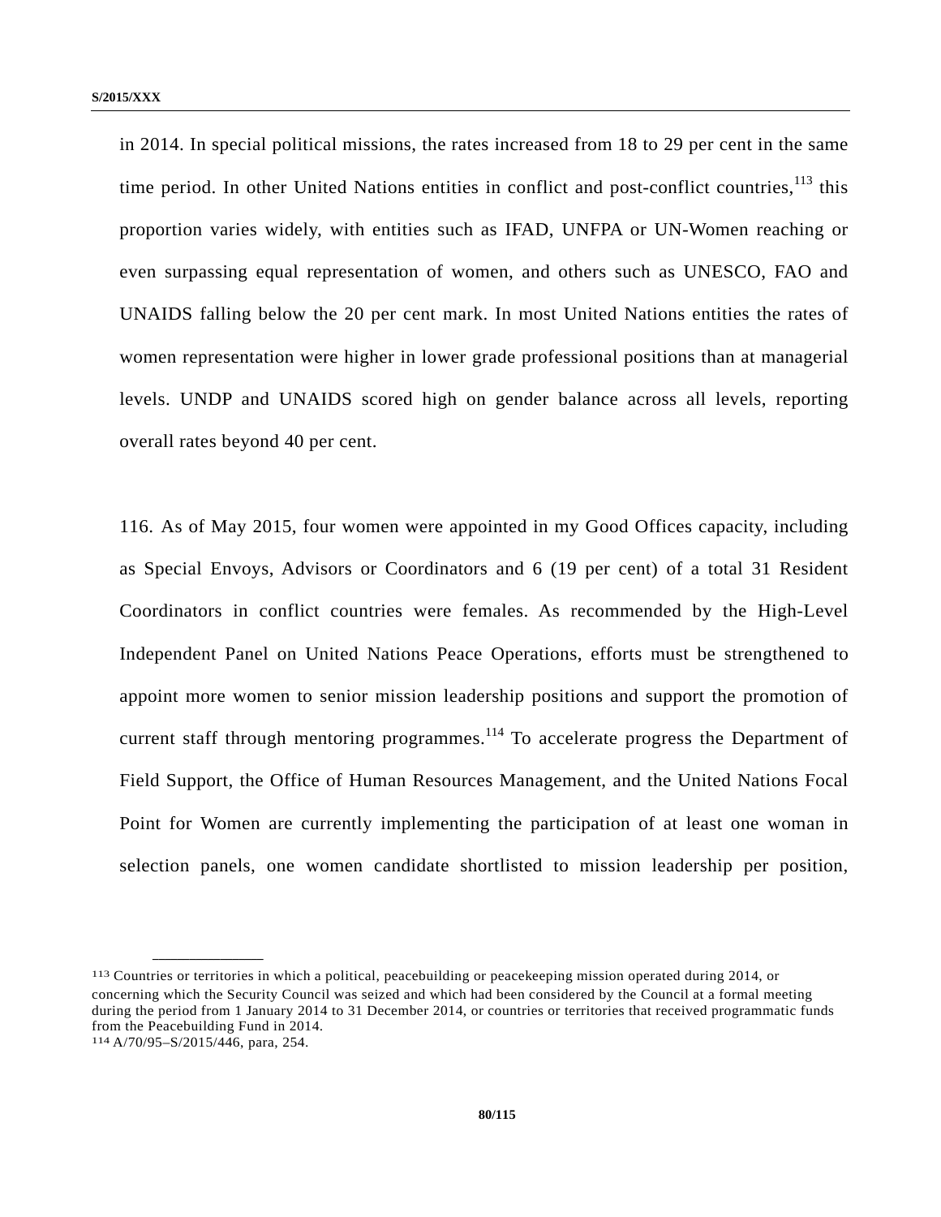in 2014. In special political missions, the rates increased from 18 to 29 per cent in the same time period. In other United Nations entities in conflict and post-conflict countries,[113] this proportion varies widely, with entities such as IFAD, UNFPA or UN-Women reaching or even surpassing equal representation of women, and others such as UNESCO, FAO and UNAIDS falling below the 20 per cent mark. In most United Nations entities the rates of women representation were higher in lower grade professional positions than at managerial levels. UNDP and UNAIDS scored high on gender balance across all levels, reporting overall rates beyond 40 per cent.

116. As of May 2015, four women were appointed in my Good Offices capacity, including as Special Envoys, Advisors or Coordinators and 6 (19 per cent) of a total 31 Resident Coordinators in conflict countries were females. As recommended by the High-Level Independent Panel on United Nations Peace Operations, efforts must be strengthened to appoint more women to senior mission leadership positions and support the promotion of current staff through mentoring programmes.[114] To accelerate progress the Department of Field Support, the Office of Human Resources Management, and the United Nations Focal Point for Women are currently implementing the participation of at least one woman in selection panels, one women candidate shortlisted to mission leadership per position,

---

[113] Countries or territories in which a political, peacebuilding or peacekeeping mission operated during 2014, or concerning which the Security Council was seized and which had been considered by the Council at a formal meeting during the period from 1 January 2014 to 31 December 2014, or countries or territories that received programmatic funds from the Peacebuilding Fund in 2014.

[114] A/70/95–S/2015/446, para, 254.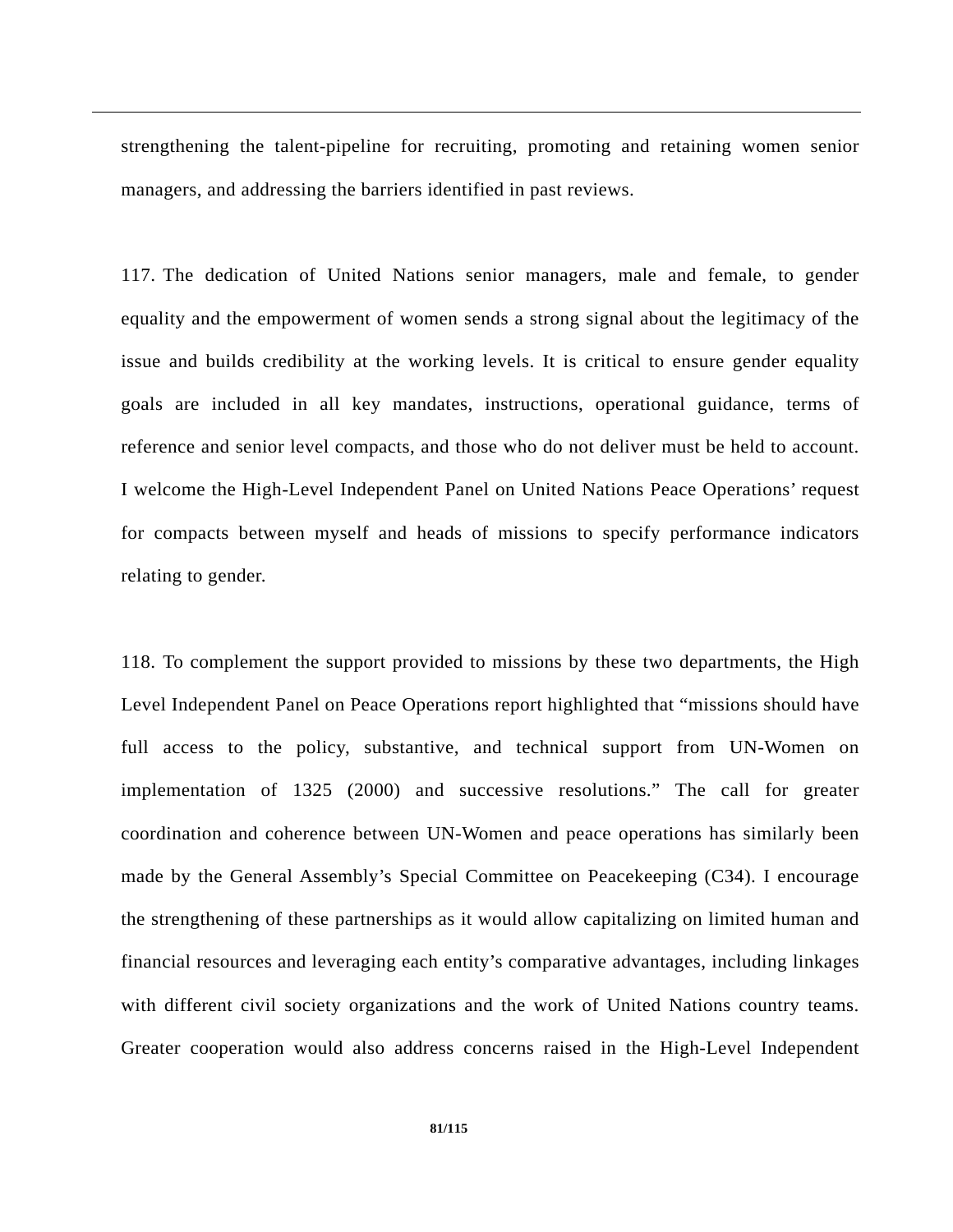strengthening the talent-pipeline for recruiting, promoting and retaining women senior managers, and addressing the barriers identified in past reviews.

117. The dedication of United Nations senior managers, male and female, to gender equality and the empowerment of women sends a strong signal about the legitimacy of the issue and builds credibility at the working levels. It is critical to ensure gender equality goals are included in all key mandates, instructions, operational guidance, terms of reference and senior level compacts, and those who do not deliver must be held to account. I welcome the High-Level Independent Panel on United Nations Peace Operations' request for compacts between myself and heads of missions to specify performance indicators relating to gender.

118. To complement the support provided to missions by these two departments, the High Level Independent Panel on Peace Operations report highlighted that "missions should have full access to the policy, substantive, and technical support from UN-Women on implementation of 1325 (2000) and successive resolutions." The call for greater coordination and coherence between UN-Women and peace operations has similarly been made by the General Assembly's Special Committee on Peacekeeping (C34). I encourage the strengthening of these partnerships as it would allow capitalizing on limited human and financial resources and leveraging each entity's comparative advantages, including linkages with different civil society organizations and the work of United Nations country teams. Greater cooperation would also address concerns raised in the High-Level Independent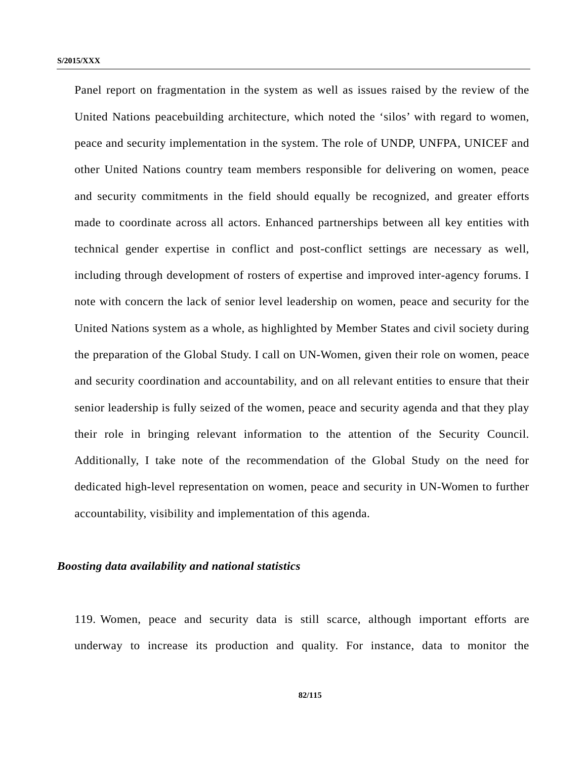Panel report on fragmentation in the system as well as issues raised by the review of the United Nations peacebuilding architecture, which noted the ‘silos’ with regard to women, peace and security implementation in the system. The role of UNDP, UNFPA, UNICEF and other United Nations country team members responsible for delivering on women, peace and security commitments in the field should equally be recognized, and greater efforts made to coordinate across all actors. Enhanced partnerships between all key entities with technical gender expertise in conflict and post-conflict settings are necessary as well, including through development of rosters of expertise and improved inter-agency forums. I note with concern the lack of senior level leadership on women, peace and security for the United Nations system as a whole, as highlighted by Member States and civil society during the preparation of the Global Study. I call on UN-Women, given their role on women, peace and security coordination and accountability, and on all relevant entities to ensure that their senior leadership is fully seized of the women, peace and security agenda and that they play their role in bringing relevant information to the attention of the Security Council. Additionally, I take note of the recommendation of the Global Study on the need for dedicated high-level representation on women, peace and security in UN-Women to further accountability, visibility and implementation of this agenda.

***Boosting data availability and national statistics***

119. Women, peace and security data is still scarce, although important efforts are underway to increase its production and quality. For instance, data to monitor the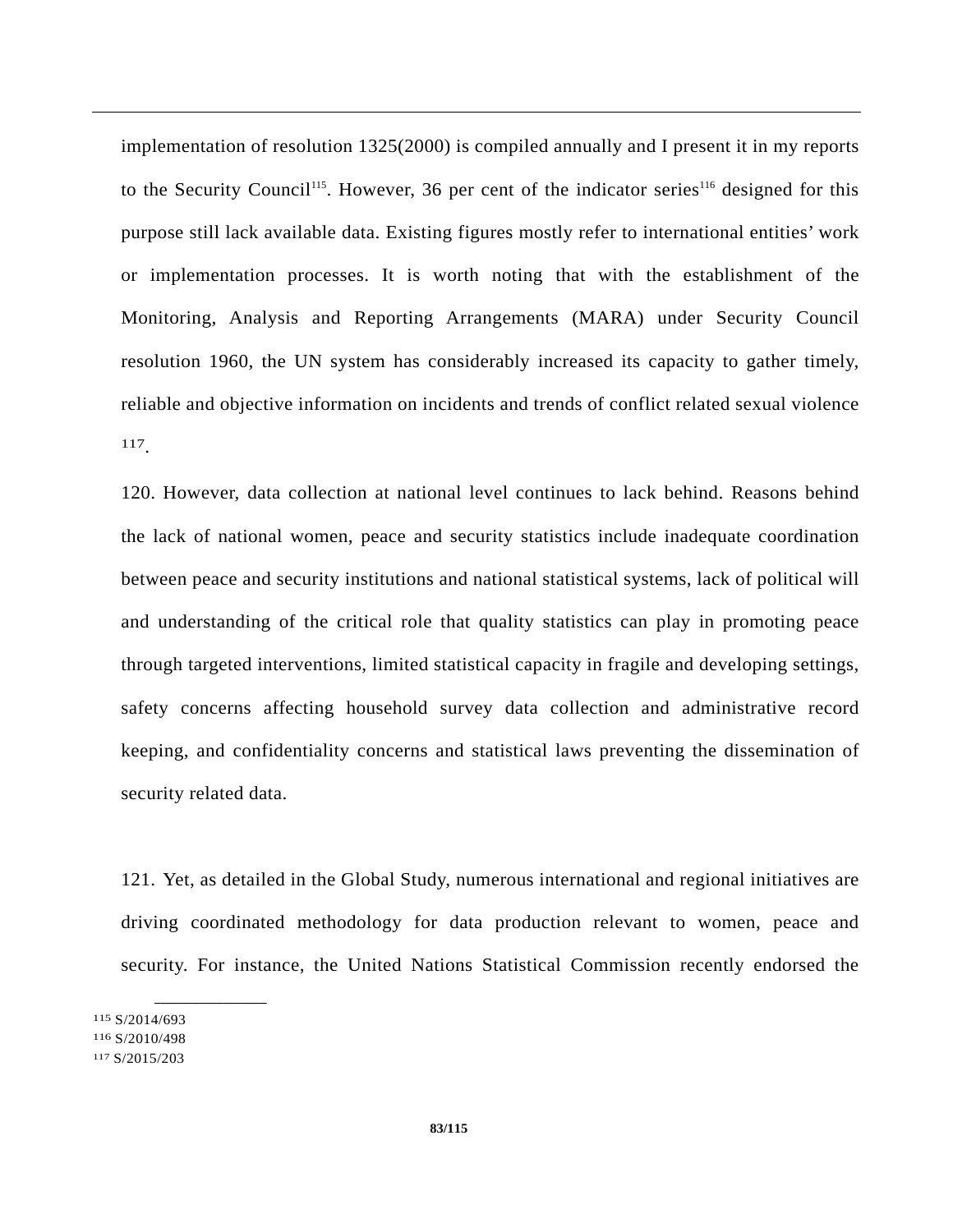implementation of resolution 1325(2000) is compiled annually and I present it in my reports to the Security Council[115]. However, 36 per cent of the indicator series[116] designed for this purpose still lack available data. Existing figures mostly refer to international entities' work or implementation processes. It is worth noting that with the establishment of the Monitoring, Analysis and Reporting Arrangements (MARA) under Security Council resolution 1960, the UN system has considerably increased its capacity to gather timely, reliable and objective information on incidents and trends of conflict related sexual violence [117].

120. However, data collection at national level continues to lack behind. Reasons behind the lack of national women, peace and security statistics include inadequate coordination between peace and security institutions and national statistical systems, lack of political will and understanding of the critical role that quality statistics can play in promoting peace through targeted interventions, limited statistical capacity in fragile and developing settings, safety concerns affecting household survey data collection and administrative record keeping, and confidentiality concerns and statistical laws preventing the dissemination of security related data.

121. Yet, as detailed in the Global Study, numerous international and regional initiatives are driving coordinated methodology for data production relevant to women, peace and security. For instance, the United Nations Statistical Commission recently endorsed the

---

[115] S/2014/693
[116] S/2010/498
[117] S/2015/203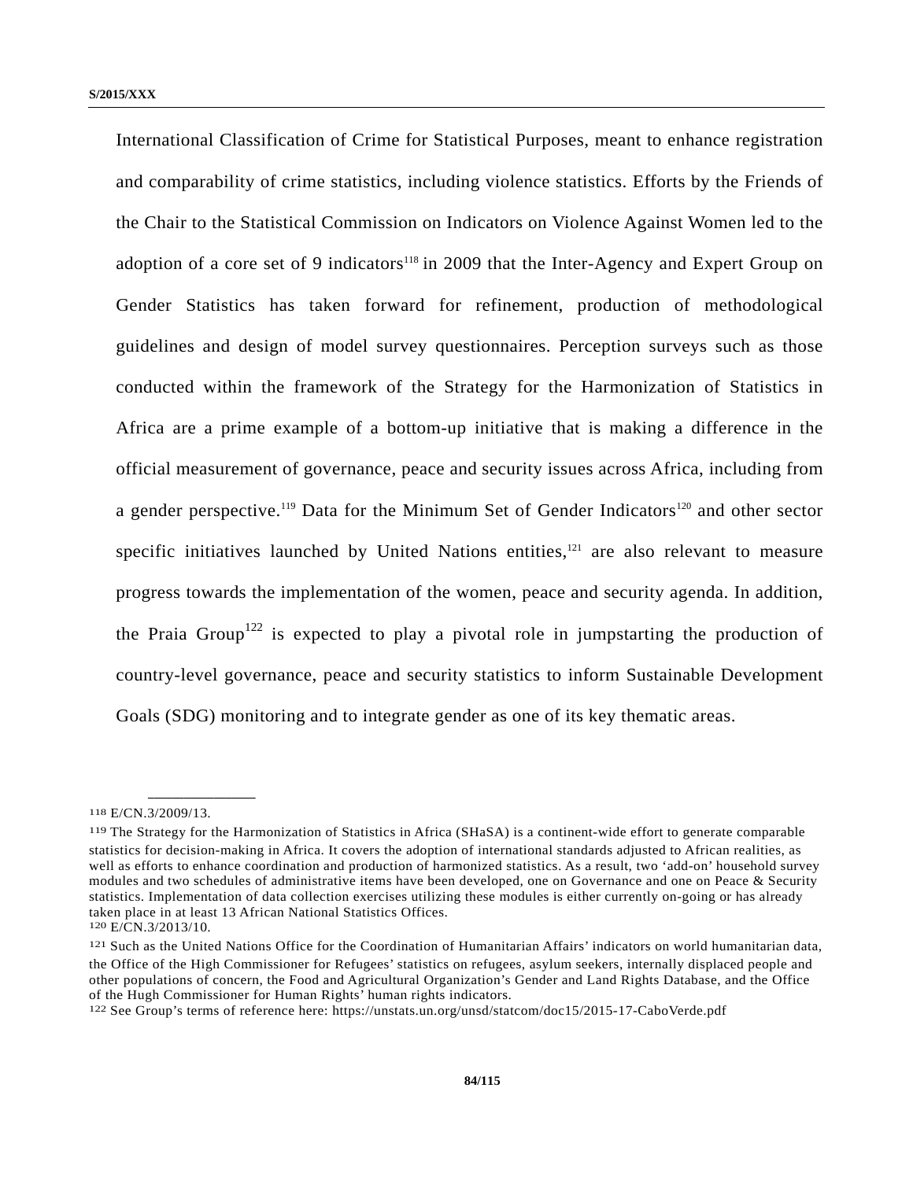International Classification of Crime for Statistical Purposes, meant to enhance registration and comparability of crime statistics, including violence statistics. Efforts by the Friends of the Chair to the Statistical Commission on Indicators on Violence Against Women led to the adoption of a core set of 9 indicators[118] in 2009 that the Inter-Agency and Expert Group on Gender Statistics has taken forward for refinement, production of methodological guidelines and design of model survey questionnaires. Perception surveys such as those conducted within the framework of the Strategy for the Harmonization of Statistics in Africa are a prime example of a bottom-up initiative that is making a difference in the official measurement of governance, peace and security issues across Africa, including from a gender perspective.[119] Data for the Minimum Set of Gender Indicators[120] and other sector specific initiatives launched by United Nations entities,[121] are also relevant to measure progress towards the implementation of the women, peace and security agenda. In addition, the Praia Group[122] is expected to play a pivotal role in jumpstarting the production of country-level governance, peace and security statistics to inform Sustainable Development Goals (SDG) monitoring and to integrate gender as one of its key thematic areas.

---

118 E/CN.3/2009/13.

119 The Strategy for the Harmonization of Statistics in Africa (SHaSA) is a continent-wide effort to generate comparable statistics for decision-making in Africa. It covers the adoption of international standards adjusted to African realities, as well as efforts to enhance coordination and production of harmonized statistics. As a result, two 'add-on' household survey modules and two schedules of administrative items have been developed, one on Governance and one on Peace & Security statistics. Implementation of data collection exercises utilizing these modules is either currently on-going or has already taken place in at least 13 African National Statistics Offices.

120 E/CN.3/2013/10.

121 Such as the United Nations Office for the Coordination of Humanitarian Affairs' indicators on world humanitarian data, the Office of the High Commissioner for Refugees' statistics on refugees, asylum seekers, internally displaced people and other populations of concern, the Food and Agricultural Organization's Gender and Land Rights Database, and the Office of the Hugh Commissioner for Human Rights' human rights indicators.

122 See Group's terms of reference here: https://unstats.un.org/unsd/statcom/doc15/2015-17-CaboVerde.pdf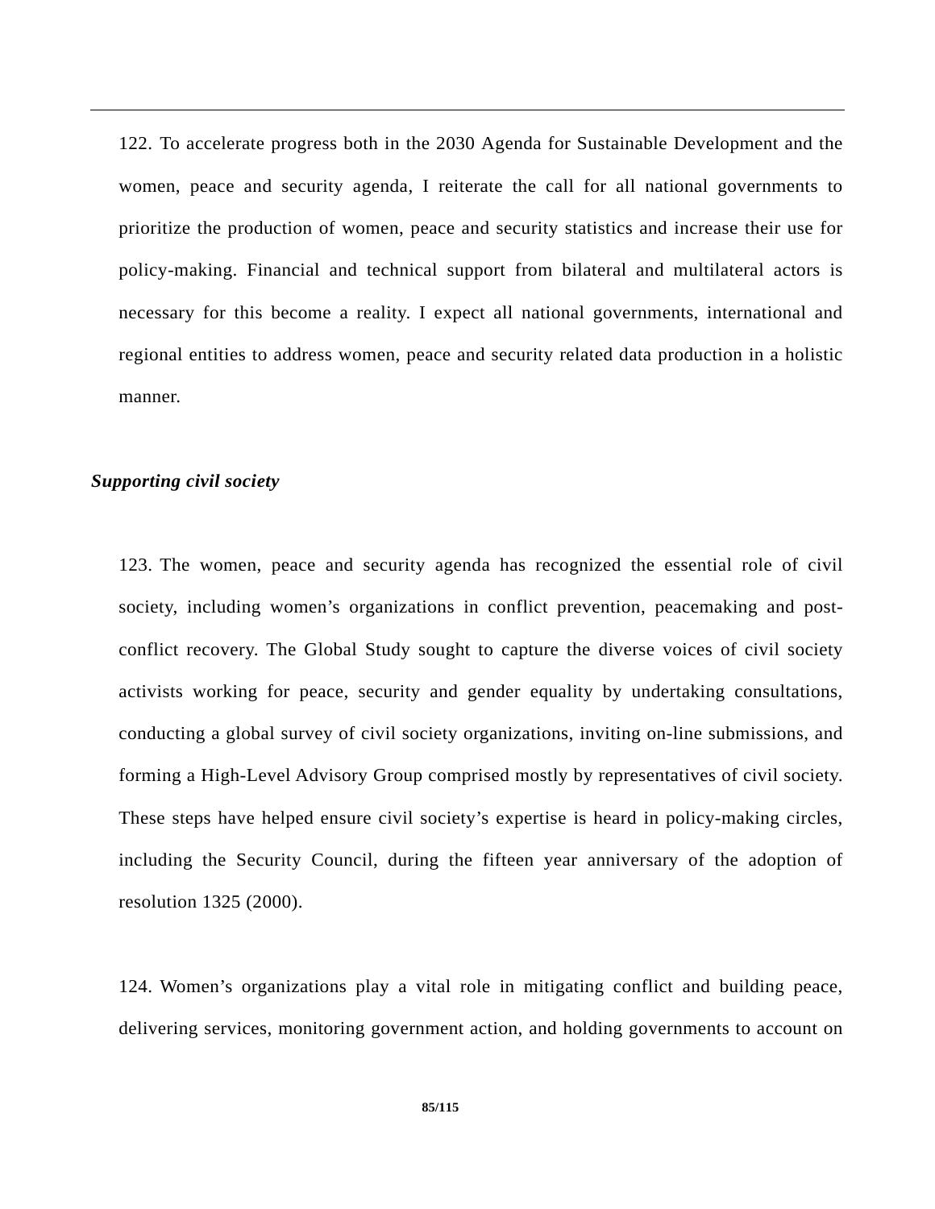122. To accelerate progress both in the 2030 Agenda for Sustainable Development and the women, peace and security agenda, I reiterate the call for all national governments to prioritize the production of women, peace and security statistics and increase their use for policy-making. Financial and technical support from bilateral and multilateral actors is necessary for this become a reality. I expect all national governments, international and regional entities to address women, peace and security related data production in a holistic manner.

***Supporting civil society***

123. The women, peace and security agenda has recognized the essential role of civil society, including women's organizations in conflict prevention, peacemaking and post-conflict recovery. The Global Study sought to capture the diverse voices of civil society activists working for peace, security and gender equality by undertaking consultations, conducting a global survey of civil society organizations, inviting on-line submissions, and forming a High-Level Advisory Group comprised mostly by representatives of civil society. These steps have helped ensure civil society's expertise is heard in policy-making circles, including the Security Council, during the fifteen year anniversary of the adoption of resolution 1325 (2000).

124. Women's organizations play a vital role in mitigating conflict and building peace, delivering services, monitoring government action, and holding governments to account on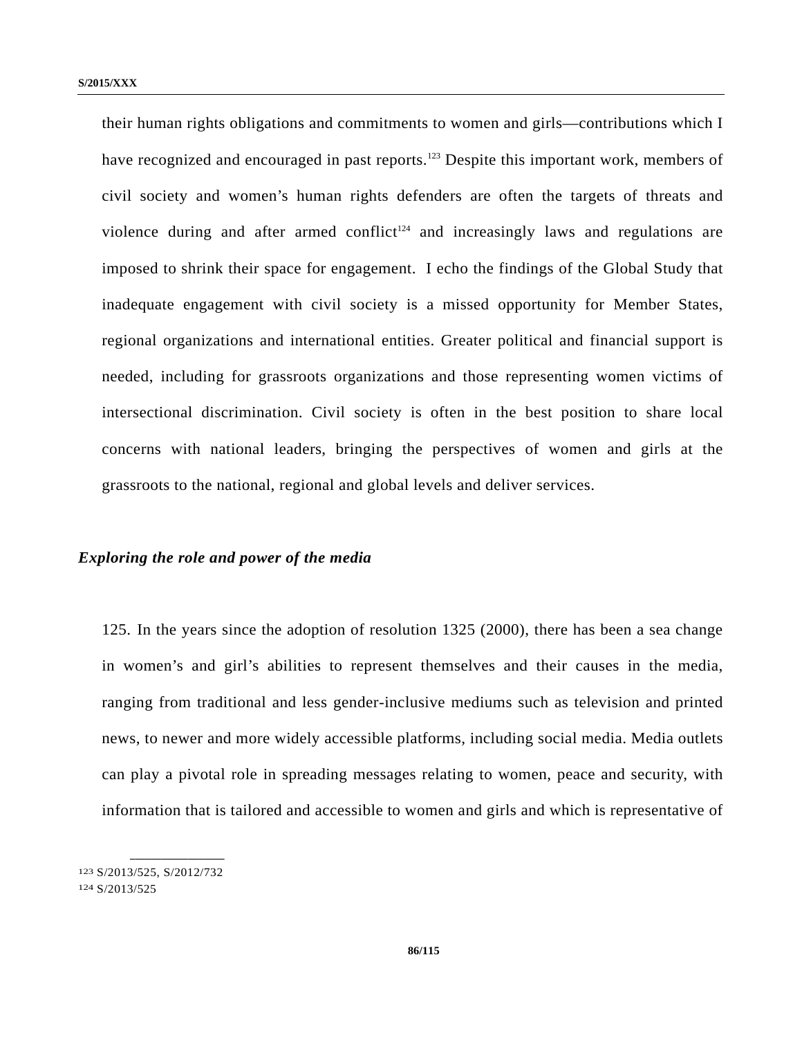their human rights obligations and commitments to women and girls—contributions which I have recognized and encouraged in past reports.[123] Despite this important work, members of civil society and women's human rights defenders are often the targets of threats and violence during and after armed conflict[124] and increasingly laws and regulations are imposed to shrink their space for engagement. I echo the findings of the Global Study that inadequate engagement with civil society is a missed opportunity for Member States, regional organizations and international entities. Greater political and financial support is needed, including for grassroots organizations and those representing women victims of intersectional discrimination. Civil society is often in the best position to share local concerns with national leaders, bringing the perspectives of women and girls at the grassroots to the national, regional and global levels and deliver services.

### *Exploring the role and power of the media*

125. In the years since the adoption of resolution 1325 (2000), there has been a sea change in women's and girl's abilities to represent themselves and their causes in the media, ranging from traditional and less gender-inclusive mediums such as television and printed news, to newer and more widely accessible platforms, including social media. Media outlets can play a pivotal role in spreading messages relating to women, peace and security, with information that is tailored and accessible to women and girls and which is representative of

---

[123] S/2013/525, S/2012/732

[124] S/2013/525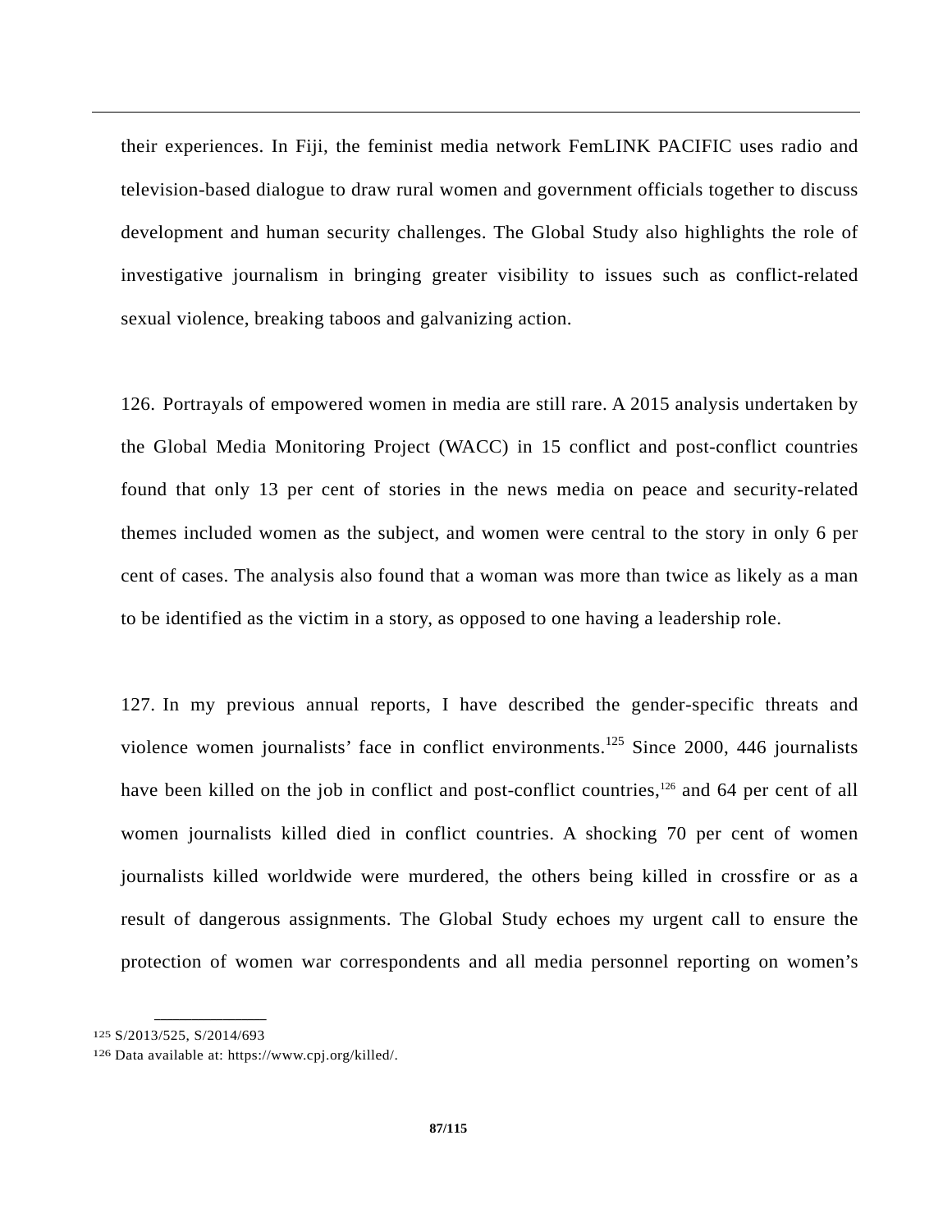their experiences. In Fiji, the feminist media network FemLINK PACIFIC uses radio and television-based dialogue to draw rural women and government officials together to discuss development and human security challenges. The Global Study also highlights the role of investigative journalism in bringing greater visibility to issues such as conflict-related sexual violence, breaking taboos and galvanizing action.

126. Portrayals of empowered women in media are still rare. A 2015 analysis undertaken by the Global Media Monitoring Project (WACC) in 15 conflict and post-conflict countries found that only 13 per cent of stories in the news media on peace and security-related themes included women as the subject, and women were central to the story in only 6 per cent of cases. The analysis also found that a woman was more than twice as likely as a man to be identified as the victim in a story, as opposed to one having a leadership role.

127. In my previous annual reports, I have described the gender-specific threats and violence women journalists' face in conflict environments.[125] Since 2000, 446 journalists have been killed on the job in conflict and post-conflict countries,[126] and 64 per cent of all women journalists killed died in conflict countries. A shocking 70 per cent of women journalists killed worldwide were murdered, the others being killed in crossfire or as a result of dangerous assignments. The Global Study echoes my urgent call to ensure the protection of women war correspondents and all media personnel reporting on women's

---

[125] S/2013/525, S/2014/693

[126] Data available at: https://www.cpj.org/killed/.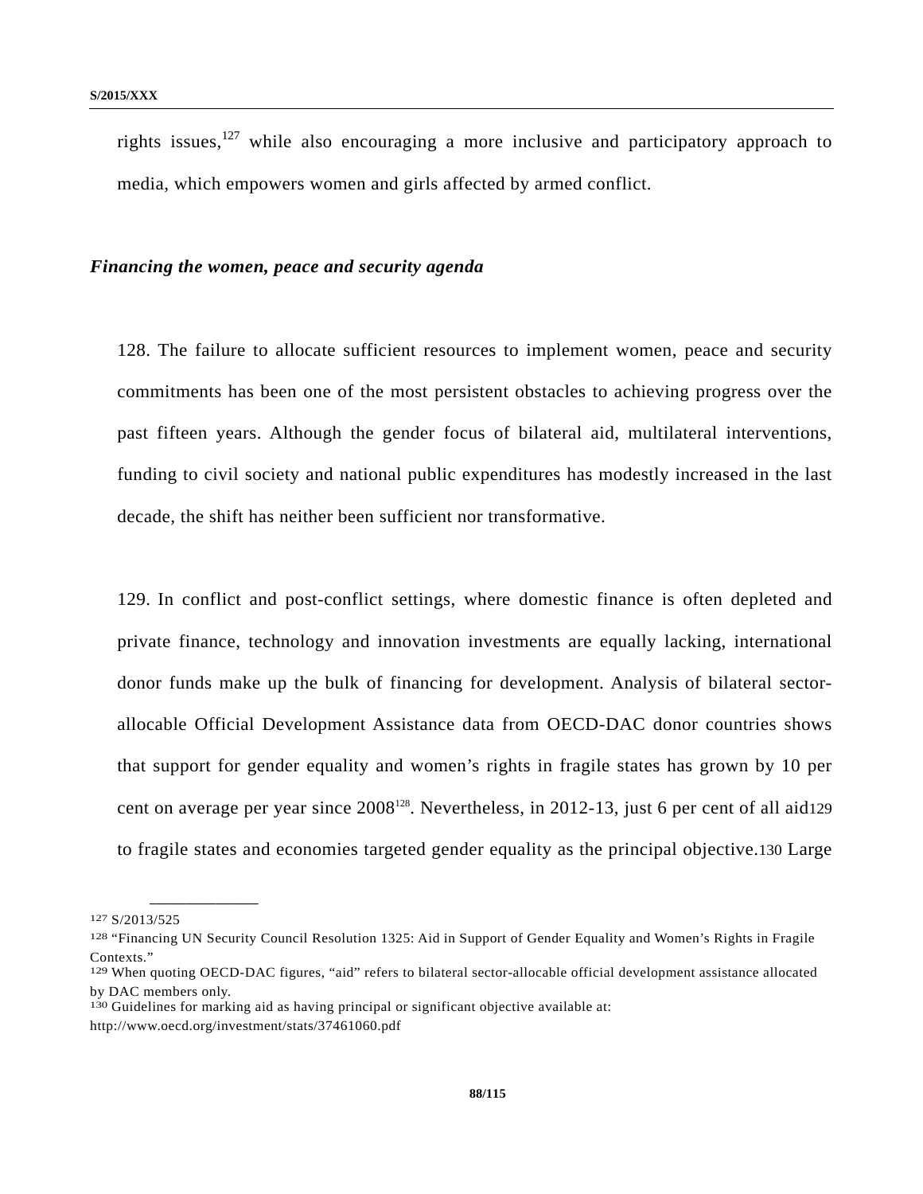rights issues,[127] while also encouraging a more inclusive and participatory approach to media, which empowers women and girls affected by armed conflict.

### *Financing the women, peace and security agenda*

128. The failure to allocate sufficient resources to implement women, peace and security commitments has been one of the most persistent obstacles to achieving progress over the past fifteen years. Although the gender focus of bilateral aid, multilateral interventions, funding to civil society and national public expenditures has modestly increased in the last decade, the shift has neither been sufficient nor transformative.

129. In conflict and post-conflict settings, where domestic finance is often depleted and private finance, technology and innovation investments are equally lacking, international donor funds make up the bulk of financing for development. Analysis of bilateral sector-allocable Official Development Assistance data from OECD-DAC donor countries shows that support for gender equality and women's rights in fragile states has grown by 10 per cent on average per year since 2008[128]. Nevertheless, in 2012-13, just 6 per cent of all aid[129] to fragile states and economies targeted gender equality as the principal objective.[130] Large

---

[127] S/2013/525

[128] "Financing UN Security Council Resolution 1325: Aid in Support of Gender Equality and Women's Rights in Fragile Contexts."

[129] When quoting OECD-DAC figures, "aid" refers to bilateral sector-allocable official development assistance allocated by DAC members only.

[130] Guidelines for marking aid as having principal or significant objective available at: http://www.oecd.org/investment/stats/37461060.pdf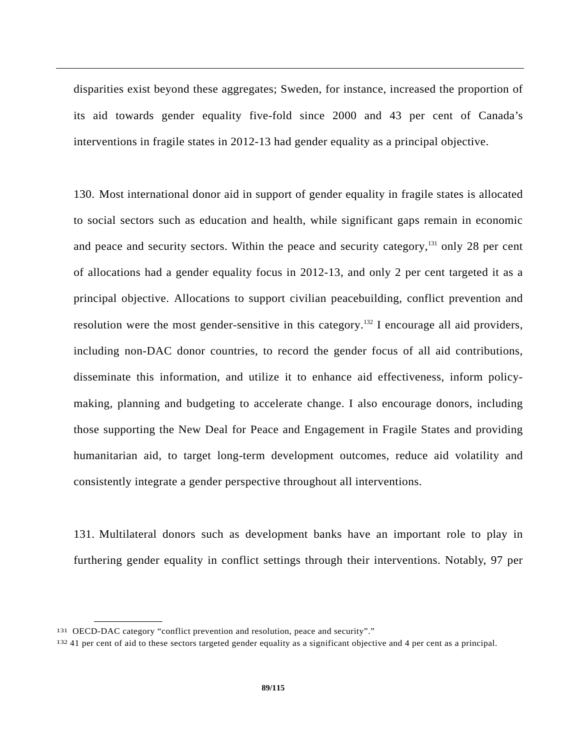disparities exist beyond these aggregates; Sweden, for instance, increased the proportion of its aid towards gender equality five-fold since 2000 and 43 per cent of Canada's interventions in fragile states in 2012-13 had gender equality as a principal objective.

130. Most international donor aid in support of gender equality in fragile states is allocated to social sectors such as education and health, while significant gaps remain in economic and peace and security sectors. Within the peace and security category,[131] only 28 per cent of allocations had a gender equality focus in 2012-13, and only 2 per cent targeted it as a principal objective. Allocations to support civilian peacebuilding, conflict prevention and resolution were the most gender-sensitive in this category.[132] I encourage all aid providers, including non-DAC donor countries, to record the gender focus of all aid contributions, disseminate this information, and utilize it to enhance aid effectiveness, inform policy-making, planning and budgeting to accelerate change. I also encourage donors, including those supporting the New Deal for Peace and Engagement in Fragile States and providing humanitarian aid, to target long-term development outcomes, reduce aid volatility and consistently integrate a gender perspective throughout all interventions.

131. Multilateral donors such as development banks have an important role to play in furthering gender equality in conflict settings through their interventions. Notably, 97 per

---

[131] OECD-DAC category "conflict prevention and resolution, peace and security"."

[132] 41 per cent of aid to these sectors targeted gender equality as a significant objective and 4 per cent as a principal.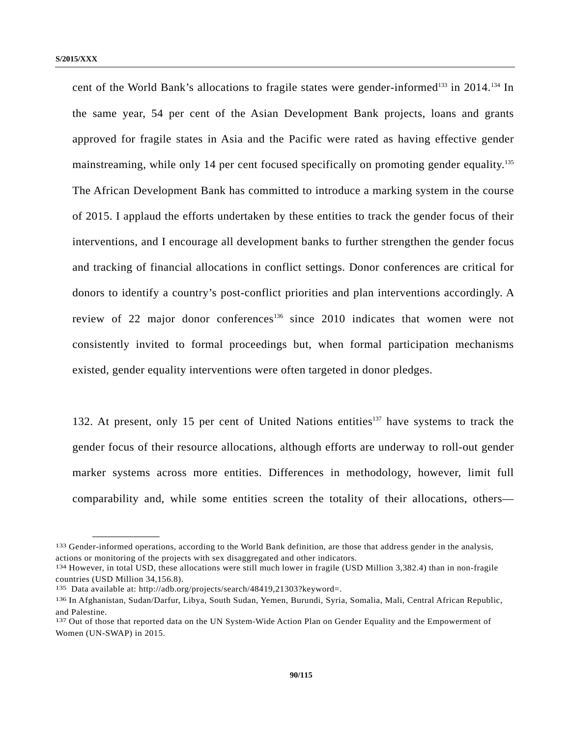cent of the World Bank's allocations to fragile states were gender-informed[133] in 2014.[134] In the same year, 54 per cent of the Asian Development Bank projects, loans and grants approved for fragile states in Asia and the Pacific were rated as having effective gender mainstreaming, while only 14 per cent focused specifically on promoting gender equality.[135] The African Development Bank has committed to introduce a marking system in the course of 2015. I applaud the efforts undertaken by these entities to track the gender focus of their interventions, and I encourage all development banks to further strengthen the gender focus and tracking of financial allocations in conflict settings. Donor conferences are critical for donors to identify a country's post-conflict priorities and plan interventions accordingly. A review of 22 major donor conferences[136] since 2010 indicates that women were not consistently invited to formal proceedings but, when formal participation mechanisms existed, gender equality interventions were often targeted in donor pledges.

132. At present, only 15 per cent of United Nations entities[137] have systems to track the gender focus of their resource allocations, although efforts are underway to roll-out gender marker systems across more entities. Differences in methodology, however, limit full comparability and, while some entities screen the totality of their allocations, others—

---

[133] Gender-informed operations, according to the World Bank definition, are those that address gender in the analysis, actions or monitoring of the projects with sex disaggregated and other indicators.

[134] However, in total USD, these allocations were still much lower in fragile (USD Million 3,382.4) than in non-fragile countries (USD Million 34,156.8).

[135] Data available at: http://adb.org/projects/search/48419,21303?keyword=.

[136] In Afghanistan, Sudan/Darfur, Libya, South Sudan, Yemen, Burundi, Syria, Somalia, Mali, Central African Republic, and Palestine.

[137] Out of those that reported data on the UN System-Wide Action Plan on Gender Equality and the Empowerment of Women (UN-SWAP) in 2015.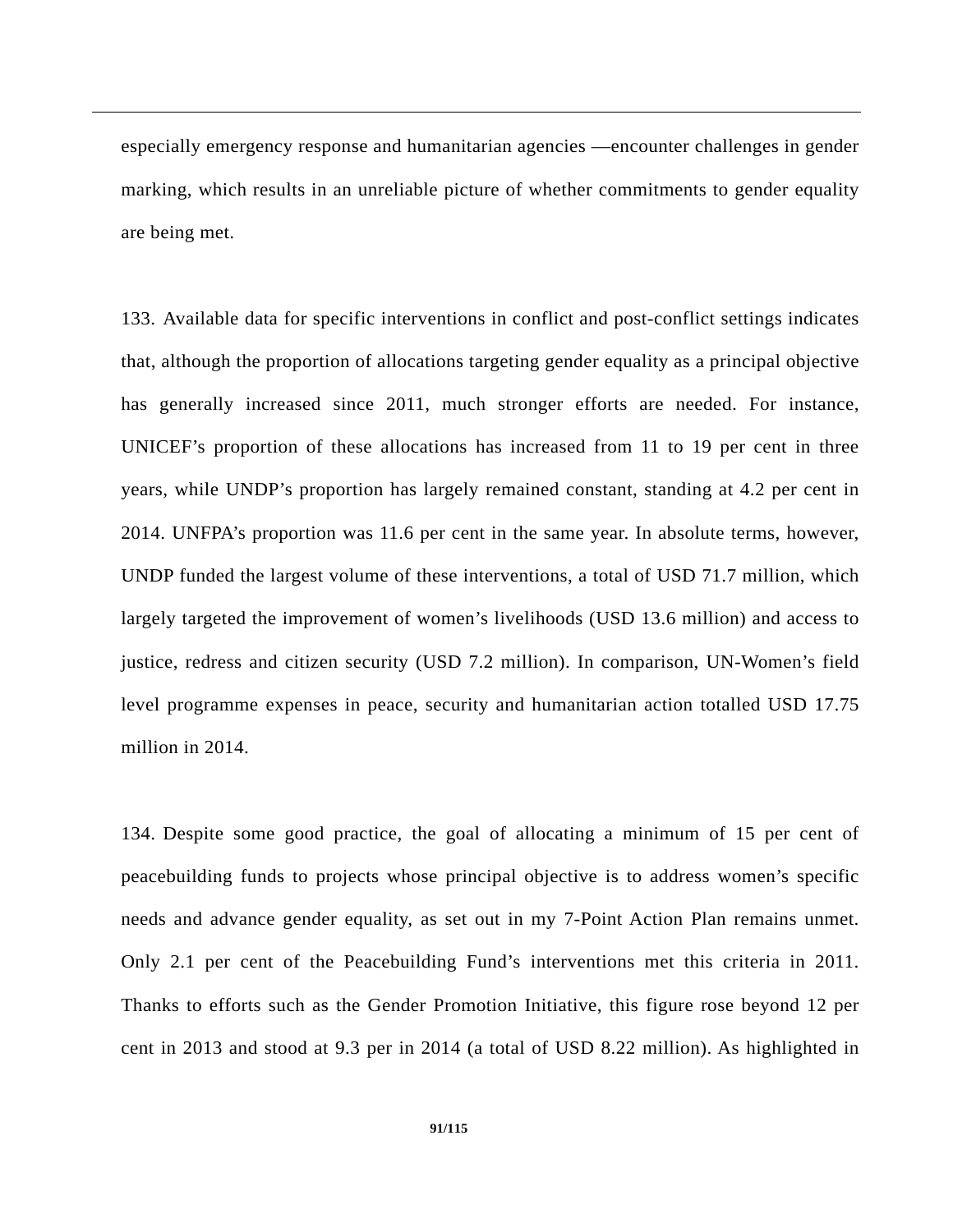especially emergency response and humanitarian agencies —encounter challenges in gender marking, which results in an unreliable picture of whether commitments to gender equality are being met.

133. Available data for specific interventions in conflict and post-conflict settings indicates that, although the proportion of allocations targeting gender equality as a principal objective has generally increased since 2011, much stronger efforts are needed. For instance, UNICEF's proportion of these allocations has increased from 11 to 19 per cent in three years, while UNDP's proportion has largely remained constant, standing at 4.2 per cent in 2014. UNFPA's proportion was 11.6 per cent in the same year. In absolute terms, however, UNDP funded the largest volume of these interventions, a total of USD 71.7 million, which largely targeted the improvement of women's livelihoods (USD 13.6 million) and access to justice, redress and citizen security (USD 7.2 million). In comparison, UN-Women's field level programme expenses in peace, security and humanitarian action totalled USD 17.75 million in 2014.

134. Despite some good practice, the goal of allocating a minimum of 15 per cent of peacebuilding funds to projects whose principal objective is to address women's specific needs and advance gender equality, as set out in my 7-Point Action Plan remains unmet. Only 2.1 per cent of the Peacebuilding Fund's interventions met this criteria in 2011. Thanks to efforts such as the Gender Promotion Initiative, this figure rose beyond 12 per cent in 2013 and stood at 9.3 per in 2014 (a total of USD 8.22 million). As highlighted in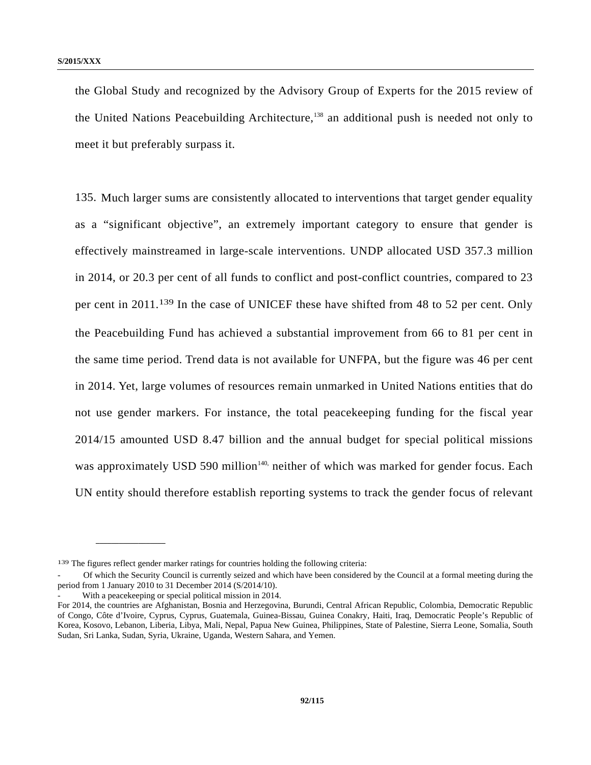the Global Study and recognized by the Advisory Group of Experts for the 2015 review of the United Nations Peacebuilding Architecture,[138] an additional push is needed not only to meet it but preferably surpass it.

135. Much larger sums are consistently allocated to interventions that target gender equality as a "significant objective", an extremely important category to ensure that gender is effectively mainstreamed in large-scale interventions. UNDP allocated USD 357.3 million in 2014, or 20.3 per cent of all funds to conflict and post-conflict countries, compared to 23 per cent in 2011.[139] In the case of UNICEF these have shifted from 48 to 52 per cent. Only the Peacebuilding Fund has achieved a substantial improvement from 66 to 81 per cent in the same time period. Trend data is not available for UNFPA, but the figure was 46 per cent in 2014. Yet, large volumes of resources remain unmarked in United Nations entities that do not use gender markers. For instance, the total peacekeeping funding for the fiscal year 2014/15 amounted USD 8.47 billion and the annual budget for special political missions was approximately USD 590 million[140], neither of which was marked for gender focus. Each UN entity should therefore establish reporting systems to track the gender focus of relevant

---

[139] The figures reflect gender marker ratings for countries holding the following criteria:

- Of which the Security Council is currently seized and which have been considered by the Council at a formal meeting during the period from 1 January 2010 to 31 December 2014 (S/2014/10).
- With a peacekeeping or special political mission in 2014.

For 2014, the countries are Afghanistan, Bosnia and Herzegovina, Burundi, Central African Republic, Colombia, Democratic Republic of Congo, Côte d'Ivoire, Cyprus, Cyprus, Guatemala, Guinea-Bissau, Guinea Conakry, Haiti, Iraq, Democratic People's Republic of Korea, Kosovo, Lebanon, Liberia, Libya, Mali, Nepal, Papua New Guinea, Philippines, State of Palestine, Sierra Leone, Somalia, South Sudan, Sri Lanka, Sudan, Syria, Ukraine, Uganda, Western Sahara, and Yemen.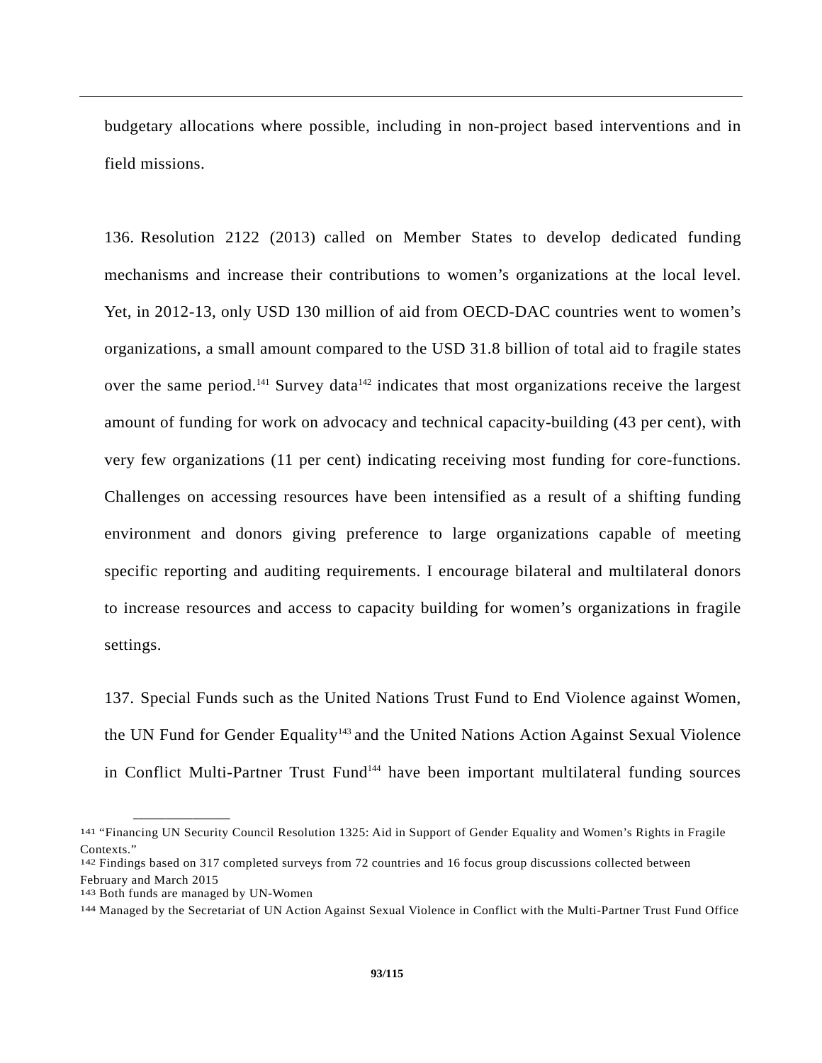budgetary allocations where possible, including in non-project based interventions and in field missions.

136. Resolution 2122 (2013) called on Member States to develop dedicated funding mechanisms and increase their contributions to women's organizations at the local level. Yet, in 2012-13, only USD 130 million of aid from OECD-DAC countries went to women's organizations, a small amount compared to the USD 31.8 billion of total aid to fragile states over the same period.[141] Survey data[142] indicates that most organizations receive the largest amount of funding for work on advocacy and technical capacity-building (43 per cent), with very few organizations (11 per cent) indicating receiving most funding for core-functions. Challenges on accessing resources have been intensified as a result of a shifting funding environment and donors giving preference to large organizations capable of meeting specific reporting and auditing requirements. I encourage bilateral and multilateral donors to increase resources and access to capacity building for women's organizations in fragile settings.

137. Special Funds such as the United Nations Trust Fund to End Violence against Women, the UN Fund for Gender Equality[143] and the United Nations Action Against Sexual Violence in Conflict Multi-Partner Trust Fund[144] have been important multilateral funding sources

---

[141] "Financing UN Security Council Resolution 1325: Aid in Support of Gender Equality and Women's Rights in Fragile Contexts."

[142] Findings based on 317 completed surveys from 72 countries and 16 focus group discussions collected between February and March 2015

[143] Both funds are managed by UN-Women

[144] Managed by the Secretariat of UN Action Against Sexual Violence in Conflict with the Multi-Partner Trust Fund Office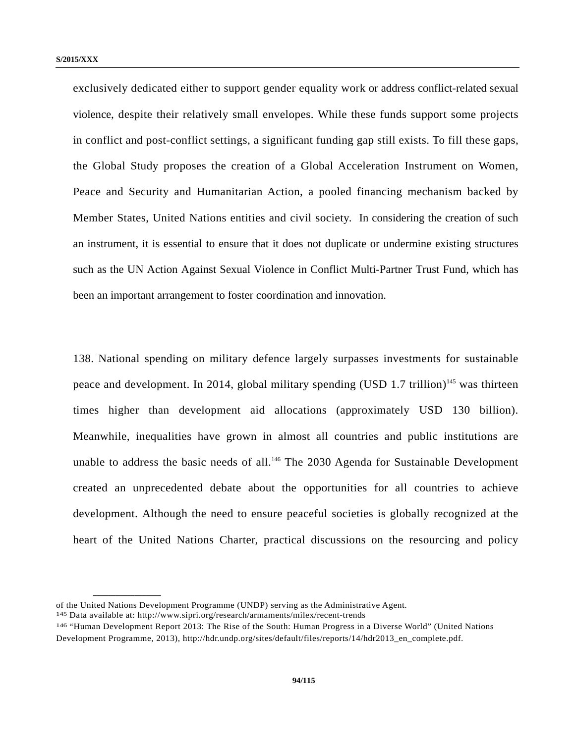exclusively dedicated either to support gender equality work or address conflict-related sexual violence, despite their relatively small envelopes. While these funds support some projects in conflict and post-conflict settings, a significant funding gap still exists. To fill these gaps, the Global Study proposes the creation of a Global Acceleration Instrument on Women, Peace and Security and Humanitarian Action, a pooled financing mechanism backed by Member States, United Nations entities and civil society. In considering the creation of such an instrument, it is essential to ensure that it does not duplicate or undermine existing structures such as the UN Action Against Sexual Violence in Conflict Multi-Partner Trust Fund, which has been an important arrangement to foster coordination and innovation.

138. National spending on military defence largely surpasses investments for sustainable peace and development. In 2014, global military spending (USD 1.7 trillion)[145] was thirteen times higher than development aid allocations (approximately USD 130 billion). Meanwhile, inequalities have grown in almost all countries and public institutions are unable to address the basic needs of all.[146] The 2030 Agenda for Sustainable Development created an unprecedented debate about the opportunities for all countries to achieve development. Although the need to ensure peaceful societies is globally recognized at the heart of the United Nations Charter, practical discussions on the resourcing and policy

---

of the United Nations Development Programme (UNDP) serving as the Administrative Agent.

[145] Data available at: http://www.sipri.org/research/armaments/milex/recent-trends

[146] "Human Development Report 2013: The Rise of the South: Human Progress in a Diverse World" (United Nations Development Programme, 2013), http://hdr.undp.org/sites/default/files/reports/14/hdr2013_en_complete.pdf.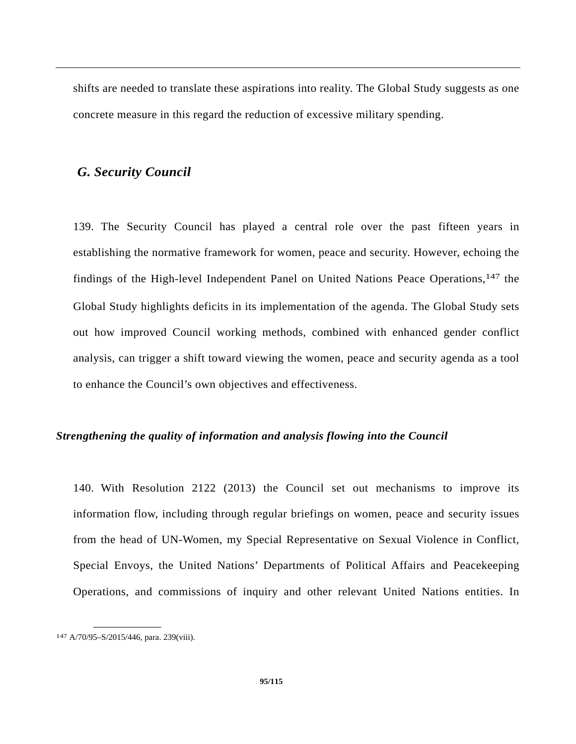shifts are needed to translate these aspirations into reality. The Global Study suggests as one concrete measure in this regard the reduction of excessive military spending.

## *G. Security Council*

139. The Security Council has played a central role over the past fifteen years in establishing the normative framework for women, peace and security. However, echoing the findings of the High-level Independent Panel on United Nations Peace Operations,[147] the Global Study highlights deficits in its implementation of the agenda. The Global Study sets out how improved Council working methods, combined with enhanced gender conflict analysis, can trigger a shift toward viewing the women, peace and security agenda as a tool to enhance the Council's own objectives and effectiveness.

### *Strengthening the quality of information and analysis flowing into the Council*

140. With Resolution 2122 (2013) the Council set out mechanisms to improve its information flow, including through regular briefings on women, peace and security issues from the head of UN-Women, my Special Representative on Sexual Violence in Conflict, Special Envoys, the United Nations' Departments of Political Affairs and Peacekeeping Operations, and commissions of inquiry and other relevant United Nations entities. In

[147] A/70/95–S/2015/446, para. 239(viii).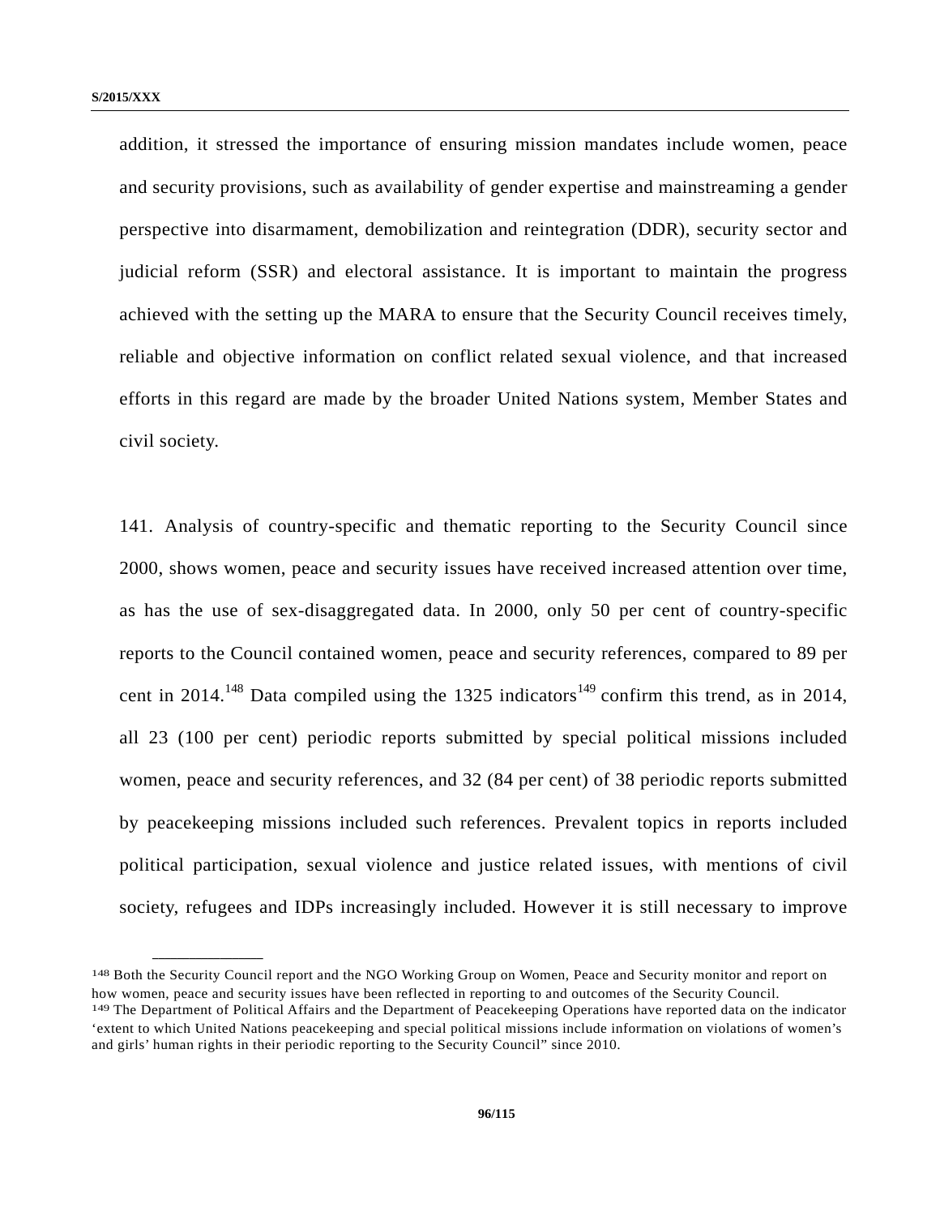addition, it stressed the importance of ensuring mission mandates include women, peace and security provisions, such as availability of gender expertise and mainstreaming a gender perspective into disarmament, demobilization and reintegration (DDR), security sector and judicial reform (SSR) and electoral assistance. It is important to maintain the progress achieved with the setting up the MARA to ensure that the Security Council receives timely, reliable and objective information on conflict related sexual violence, and that increased efforts in this regard are made by the broader United Nations system, Member States and civil society.

141. Analysis of country-specific and thematic reporting to the Security Council since 2000, shows women, peace and security issues have received increased attention over time, as has the use of sex-disaggregated data. In 2000, only 50 per cent of country-specific reports to the Council contained women, peace and security references, compared to 89 per cent in 2014.[148] Data compiled using the 1325 indicators[149] confirm this trend, as in 2014, all 23 (100 per cent) periodic reports submitted by special political missions included women, peace and security references, and 32 (84 per cent) of 38 periodic reports submitted by peacekeeping missions included such references. Prevalent topics in reports included political participation, sexual violence and justice related issues, with mentions of civil society, refugees and IDPs increasingly included. However it is still necessary to improve

---

[148] Both the Security Council report and the NGO Working Group on Women, Peace and Security monitor and report on how women, peace and security issues have been reflected in reporting to and outcomes of the Security Council.

[149] The Department of Political Affairs and the Department of Peacekeeping Operations have reported data on the indicator 'extent to which United Nations peacekeeping and special political missions include information on violations of women's and girls' human rights in their periodic reporting to the Security Council" since 2010.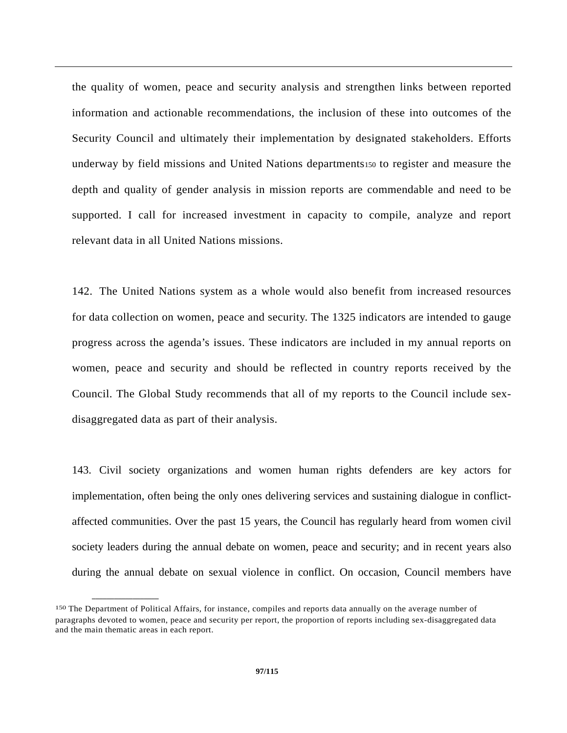the quality of women, peace and security analysis and strengthen links between reported information and actionable recommendations, the inclusion of these into outcomes of the Security Council and ultimately their implementation by designated stakeholders. Efforts underway by field missions and United Nations departments[150] to register and measure the depth and quality of gender analysis in mission reports are commendable and need to be supported. I call for increased investment in capacity to compile, analyze and report relevant data in all United Nations missions.

142. The United Nations system as a whole would also benefit from increased resources for data collection on women, peace and security. The 1325 indicators are intended to gauge progress across the agenda's issues. These indicators are included in my annual reports on women, peace and security and should be reflected in country reports received by the Council. The Global Study recommends that all of my reports to the Council include sex-disaggregated data as part of their analysis.

143. Civil society organizations and women human rights defenders are key actors for implementation, often being the only ones delivering services and sustaining dialogue in conflict-affected communities. Over the past 15 years, the Council has regularly heard from women civil society leaders during the annual debate on women, peace and security; and in recent years also during the annual debate on sexual violence in conflict. On occasion, Council members have

---

[150] The Department of Political Affairs, for instance, compiles and reports data annually on the average number of paragraphs devoted to women, peace and security per report, the proportion of reports including sex-disaggregated data and the main thematic areas in each report.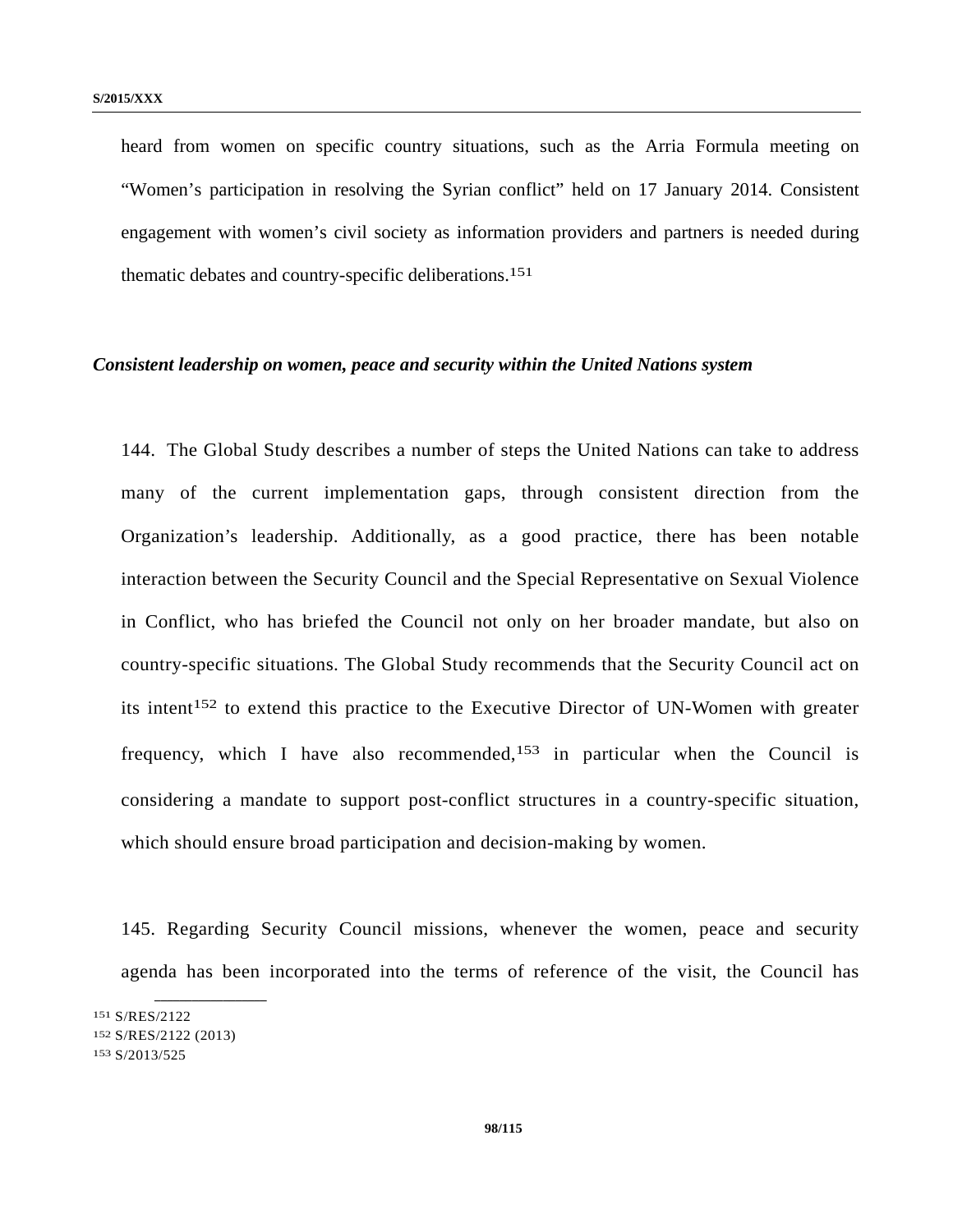heard from women on specific country situations, such as the Arria Formula meeting on "Women's participation in resolving the Syrian conflict" held on 17 January 2014. Consistent engagement with women's civil society as information providers and partners is needed during thematic debates and country-specific deliberations.[151]

*Consistent leadership on women, peace and security within the United Nations system*

144. The Global Study describes a number of steps the United Nations can take to address many of the current implementation gaps, through consistent direction from the Organization's leadership. Additionally, as a good practice, there has been notable interaction between the Security Council and the Special Representative on Sexual Violence in Conflict, who has briefed the Council not only on her broader mandate, but also on country-specific situations. The Global Study recommends that the Security Council act on its intent[152] to extend this practice to the Executive Director of UN-Women with greater frequency, which I have also recommended,[153] in particular when the Council is considering a mandate to support post-conflict structures in a country-specific situation, which should ensure broad participation and decision-making by women.

145. Regarding Security Council missions, whenever the women, peace and security agenda has been incorporated into the terms of reference of the visit, the Council has

[151] S/RES/2122

[152] S/RES/2122 (2013)

[153] S/2013/525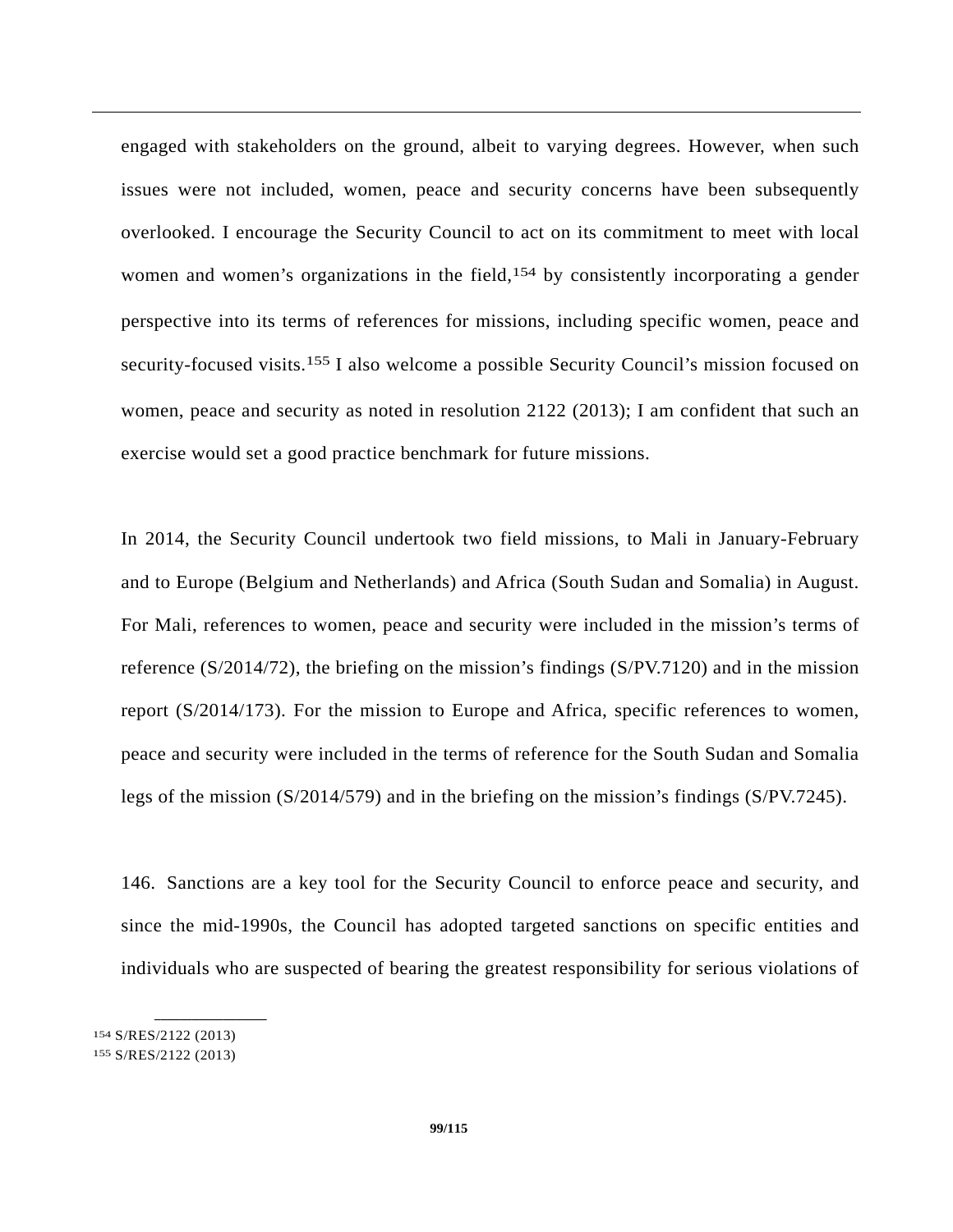engaged with stakeholders on the ground, albeit to varying degrees. However, when such issues were not included, women, peace and security concerns have been subsequently overlooked. I encourage the Security Council to act on its commitment to meet with local women and women's organizations in the field,[154] by consistently incorporating a gender perspective into its terms of references for missions, including specific women, peace and security-focused visits.[155] I also welcome a possible Security Council's mission focused on women, peace and security as noted in resolution 2122 (2013); I am confident that such an exercise would set a good practice benchmark for future missions.

In 2014, the Security Council undertook two field missions, to Mali in January-February and to Europe (Belgium and Netherlands) and Africa (South Sudan and Somalia) in August. For Mali, references to women, peace and security were included in the mission's terms of reference (S/2014/72), the briefing on the mission's findings (S/PV.7120) and in the mission report (S/2014/173). For the mission to Europe and Africa, specific references to women, peace and security were included in the terms of reference for the South Sudan and Somalia legs of the mission (S/2014/579) and in the briefing on the mission's findings (S/PV.7245).

146. Sanctions are a key tool for the Security Council to enforce peace and security, and since the mid-1990s, the Council has adopted targeted sanctions on specific entities and individuals who are suspected of bearing the greatest responsibility for serious violations of

---

[154] S/RES/2122 (2013)

[155] S/RES/2122 (2013)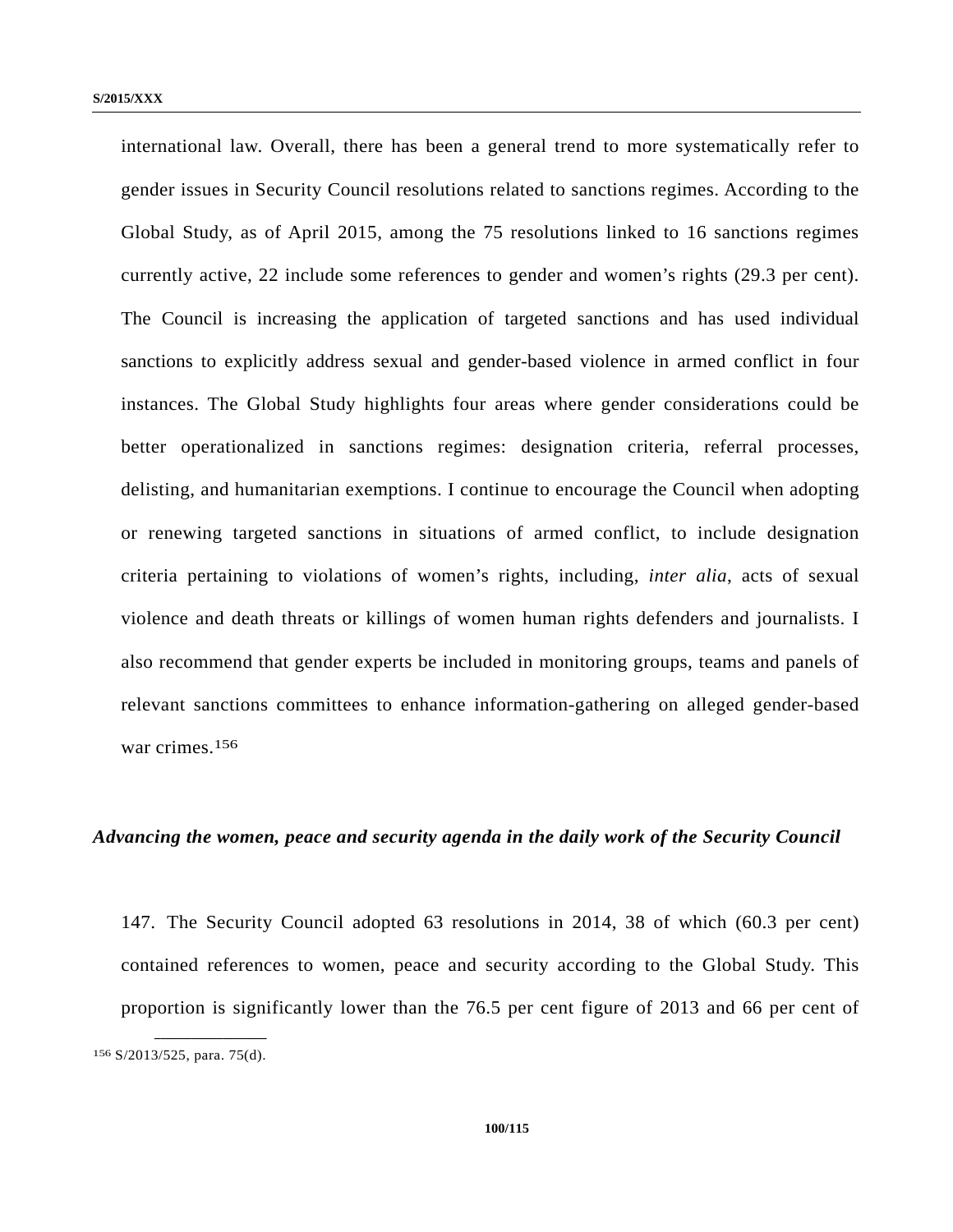international law. Overall, there has been a general trend to more systematically refer to gender issues in Security Council resolutions related to sanctions regimes. According to the Global Study, as of April 2015, among the 75 resolutions linked to 16 sanctions regimes currently active, 22 include some references to gender and women's rights (29.3 per cent). The Council is increasing the application of targeted sanctions and has used individual sanctions to explicitly address sexual and gender-based violence in armed conflict in four instances. The Global Study highlights four areas where gender considerations could be better operationalized in sanctions regimes: designation criteria, referral processes, delisting, and humanitarian exemptions. I continue to encourage the Council when adopting or renewing targeted sanctions in situations of armed conflict, to include designation criteria pertaining to violations of women's rights, including, *inter alia*, acts of sexual violence and death threats or killings of women human rights defenders and journalists. I also recommend that gender experts be included in monitoring groups, teams and panels of relevant sanctions committees to enhance information-gathering on alleged gender-based war crimes.[156]

***Advancing the women, peace and security agenda in the daily work of the Security Council***

147. The Security Council adopted 63 resolutions in 2014, 38 of which (60.3 per cent) contained references to women, peace and security according to the Global Study. This proportion is significantly lower than the 76.5 per cent figure of 2013 and 66 per cent of

[156] S/2013/525, para. 75(d).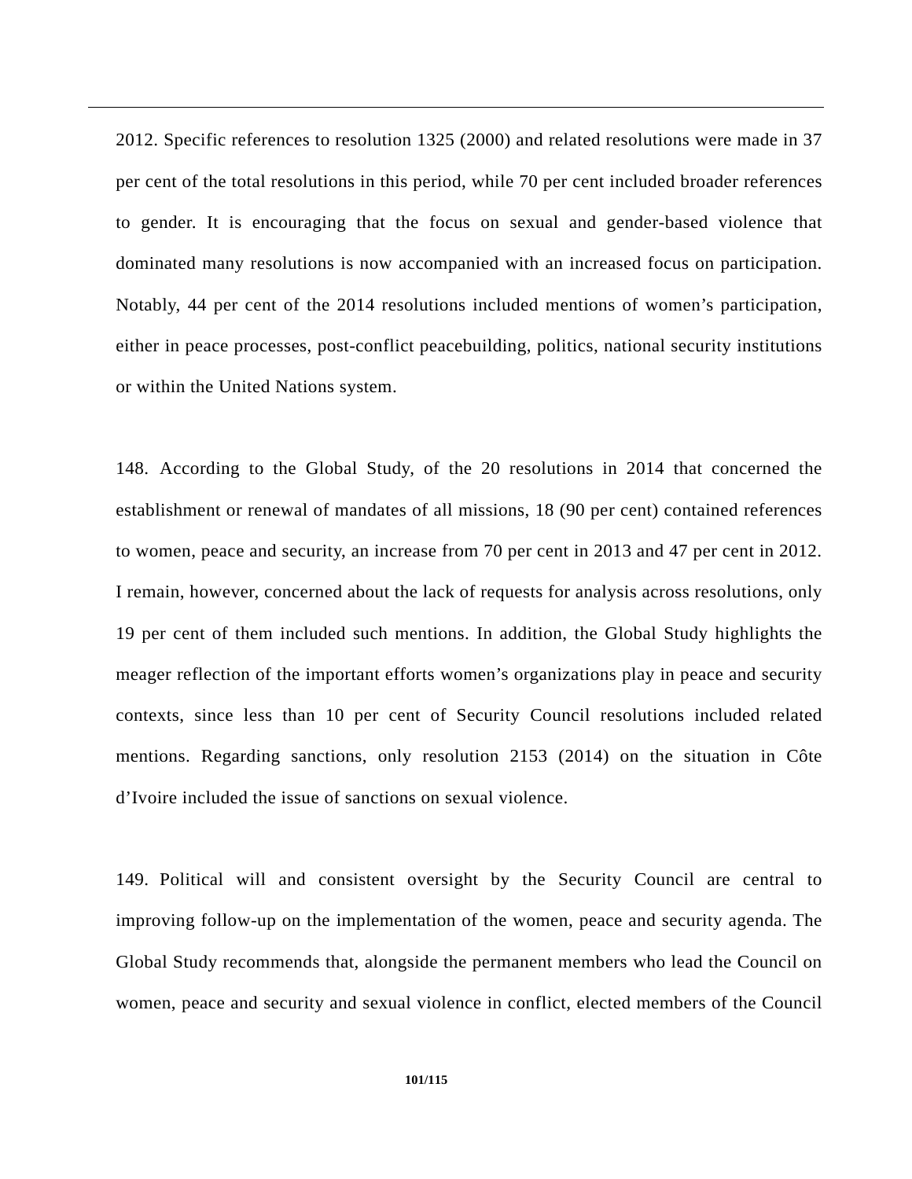2012. Specific references to resolution 1325 (2000) and related resolutions were made in 37 per cent of the total resolutions in this period, while 70 per cent included broader references to gender. It is encouraging that the focus on sexual and gender-based violence that dominated many resolutions is now accompanied with an increased focus on participation. Notably, 44 per cent of the 2014 resolutions included mentions of women's participation, either in peace processes, post-conflict peacebuilding, politics, national security institutions or within the United Nations system.

148. According to the Global Study, of the 20 resolutions in 2014 that concerned the establishment or renewal of mandates of all missions, 18 (90 per cent) contained references to women, peace and security, an increase from 70 per cent in 2013 and 47 per cent in 2012. I remain, however, concerned about the lack of requests for analysis across resolutions, only 19 per cent of them included such mentions. In addition, the Global Study highlights the meager reflection of the important efforts women's organizations play in peace and security contexts, since less than 10 per cent of Security Council resolutions included related mentions. Regarding sanctions, only resolution 2153 (2014) on the situation in Côte d'Ivoire included the issue of sanctions on sexual violence.

149. Political will and consistent oversight by the Security Council are central to improving follow-up on the implementation of the women, peace and security agenda. The Global Study recommends that, alongside the permanent members who lead the Council on women, peace and security and sexual violence in conflict, elected members of the Council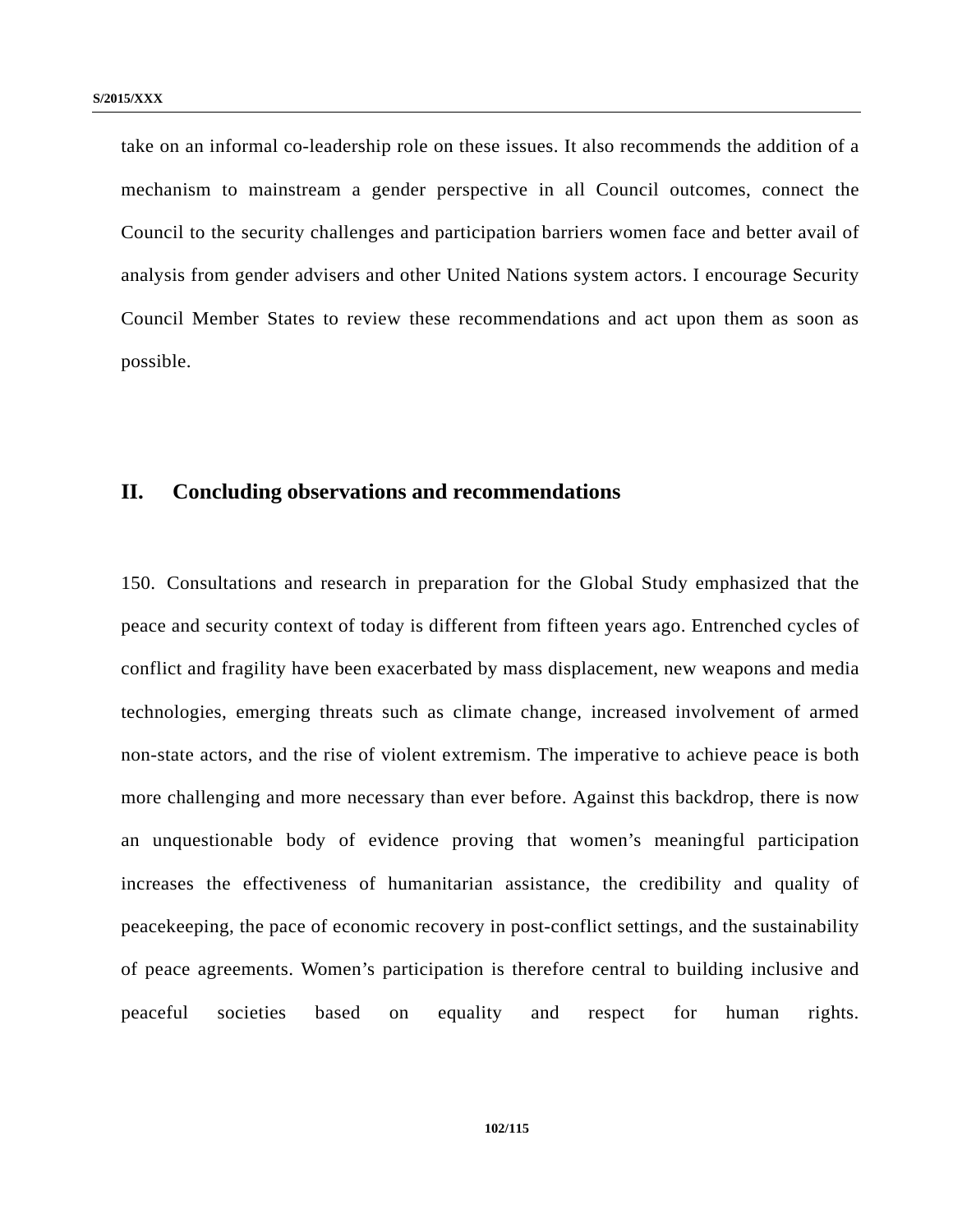take on an informal co-leadership role on these issues. It also recommends the addition of a mechanism to mainstream a gender perspective in all Council outcomes, connect the Council to the security challenges and participation barriers women face and better avail of analysis from gender advisers and other United Nations system actors. I encourage Security Council Member States to review these recommendations and act upon them as soon as possible.

## II. Concluding observations and recommendations

150. Consultations and research in preparation for the Global Study emphasized that the peace and security context of today is different from fifteen years ago. Entrenched cycles of conflict and fragility have been exacerbated by mass displacement, new weapons and media technologies, emerging threats such as climate change, increased involvement of armed non-state actors, and the rise of violent extremism. The imperative to achieve peace is both more challenging and more necessary than ever before. Against this backdrop, there is now an unquestionable body of evidence proving that women's meaningful participation increases the effectiveness of humanitarian assistance, the credibility and quality of peacekeeping, the pace of economic recovery in post-conflict settings, and the sustainability of peace agreements. Women's participation is therefore central to building inclusive and peaceful societies based on equality and respect for human rights.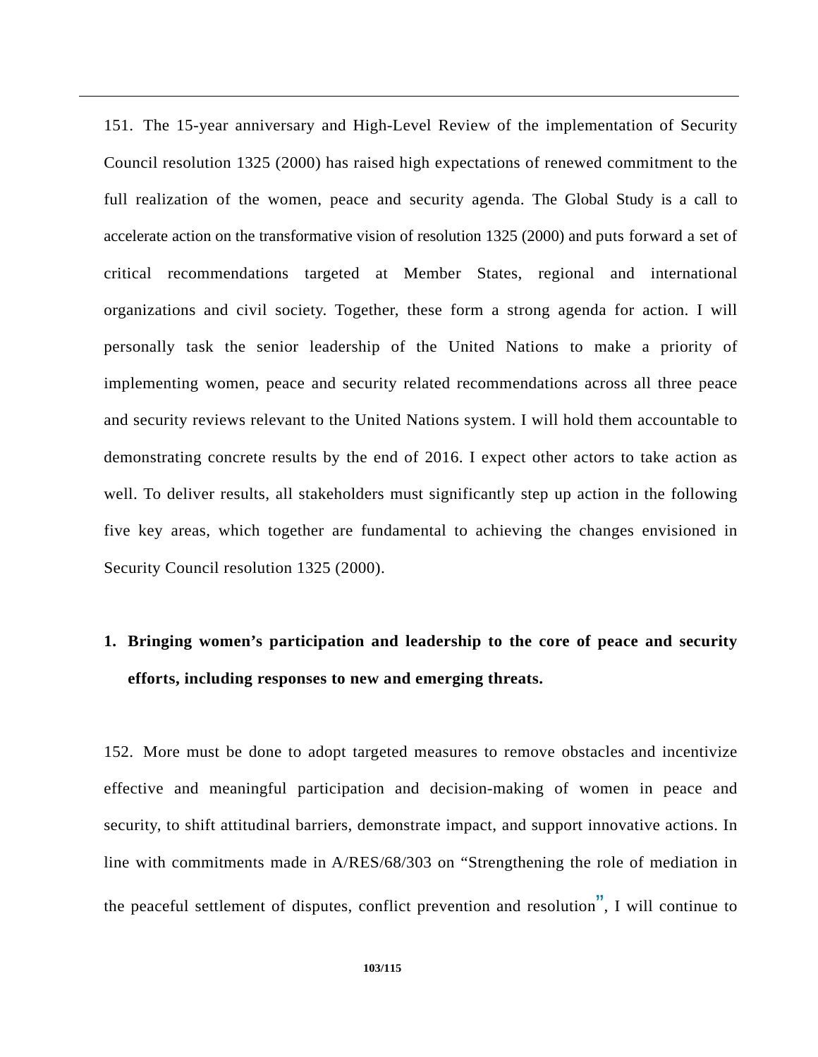151. The 15-year anniversary and High-Level Review of the implementation of Security Council resolution 1325 (2000) has raised high expectations of renewed commitment to the full realization of the women, peace and security agenda. The Global Study is a call to accelerate action on the transformative vision of resolution 1325 (2000) and puts forward a set of critical recommendations targeted at Member States, regional and international organizations and civil society. Together, these form a strong agenda for action. I will personally task the senior leadership of the United Nations to make a priority of implementing women, peace and security related recommendations across all three peace and security reviews relevant to the United Nations system. I will hold them accountable to demonstrating concrete results by the end of 2016. I expect other actors to take action as well. To deliver results, all stakeholders must significantly step up action in the following five key areas, which together are fundamental to achieving the changes envisioned in Security Council resolution 1325 (2000).

1. **Bringing women's participation and leadership to the core of peace and security efforts, including responses to new and emerging threats.**

152. More must be done to adopt targeted measures to remove obstacles and incentivize effective and meaningful participation and decision-making of women in peace and security, to shift attitudinal barriers, demonstrate impact, and support innovative actions. In line with commitments made in A/RES/68/303 on "Strengthening the role of mediation in the peaceful settlement of disputes, conflict prevention and resolution", I will continue to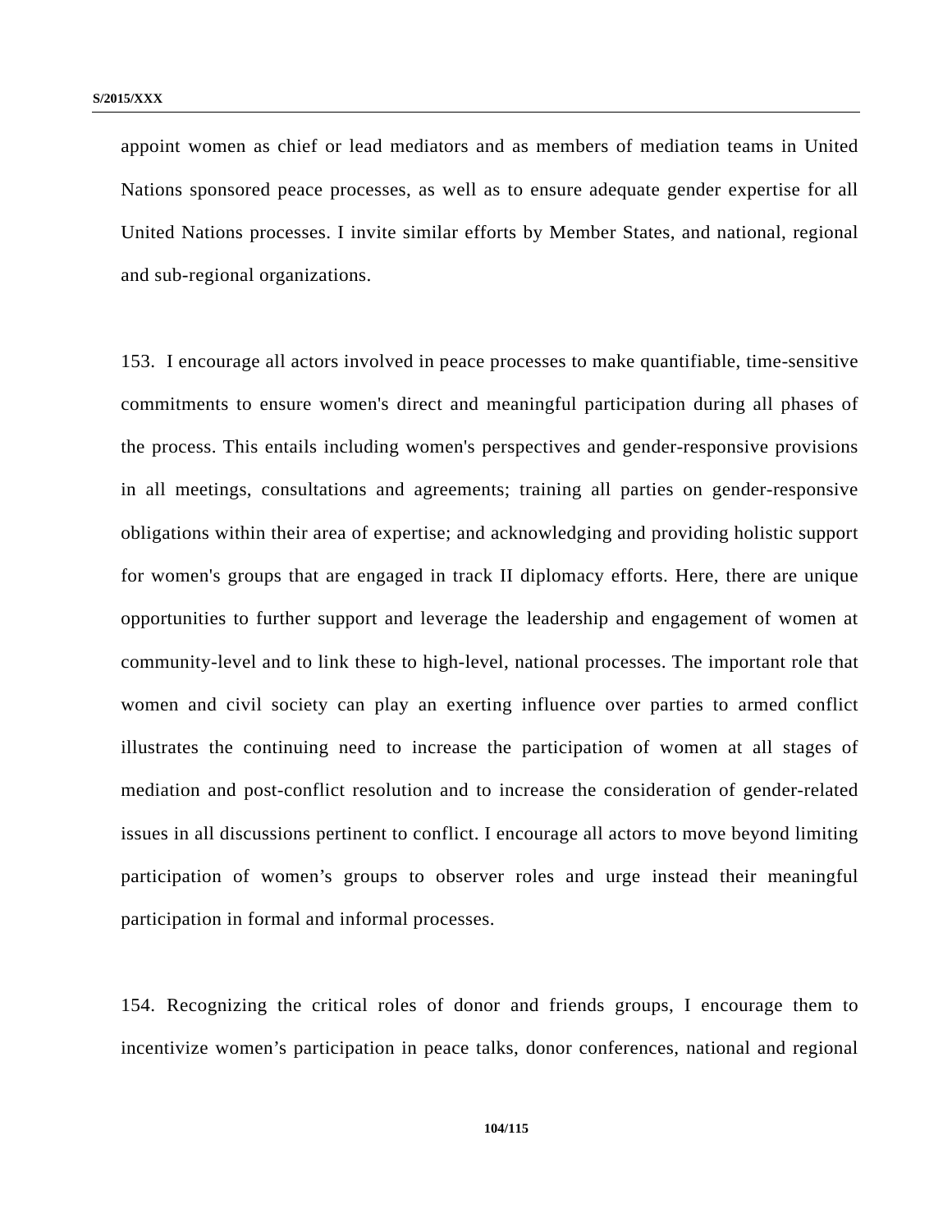appoint women as chief or lead mediators and as members of mediation teams in United Nations sponsored peace processes, as well as to ensure adequate gender expertise for all United Nations processes. I invite similar efforts by Member States, and national, regional and sub-regional organizations.

153. I encourage all actors involved in peace processes to make quantifiable, time-sensitive commitments to ensure women's direct and meaningful participation during all phases of the process. This entails including women's perspectives and gender-responsive provisions in all meetings, consultations and agreements; training all parties on gender-responsive obligations within their area of expertise; and acknowledging and providing holistic support for women's groups that are engaged in track II diplomacy efforts. Here, there are unique opportunities to further support and leverage the leadership and engagement of women at community-level and to link these to high-level, national processes. The important role that women and civil society can play an exerting influence over parties to armed conflict illustrates the continuing need to increase the participation of women at all stages of mediation and post-conflict resolution and to increase the consideration of gender-related issues in all discussions pertinent to conflict. I encourage all actors to move beyond limiting participation of women's groups to observer roles and urge instead their meaningful participation in formal and informal processes.

154. Recognizing the critical roles of donor and friends groups, I encourage them to incentivize women's participation in peace talks, donor conferences, national and regional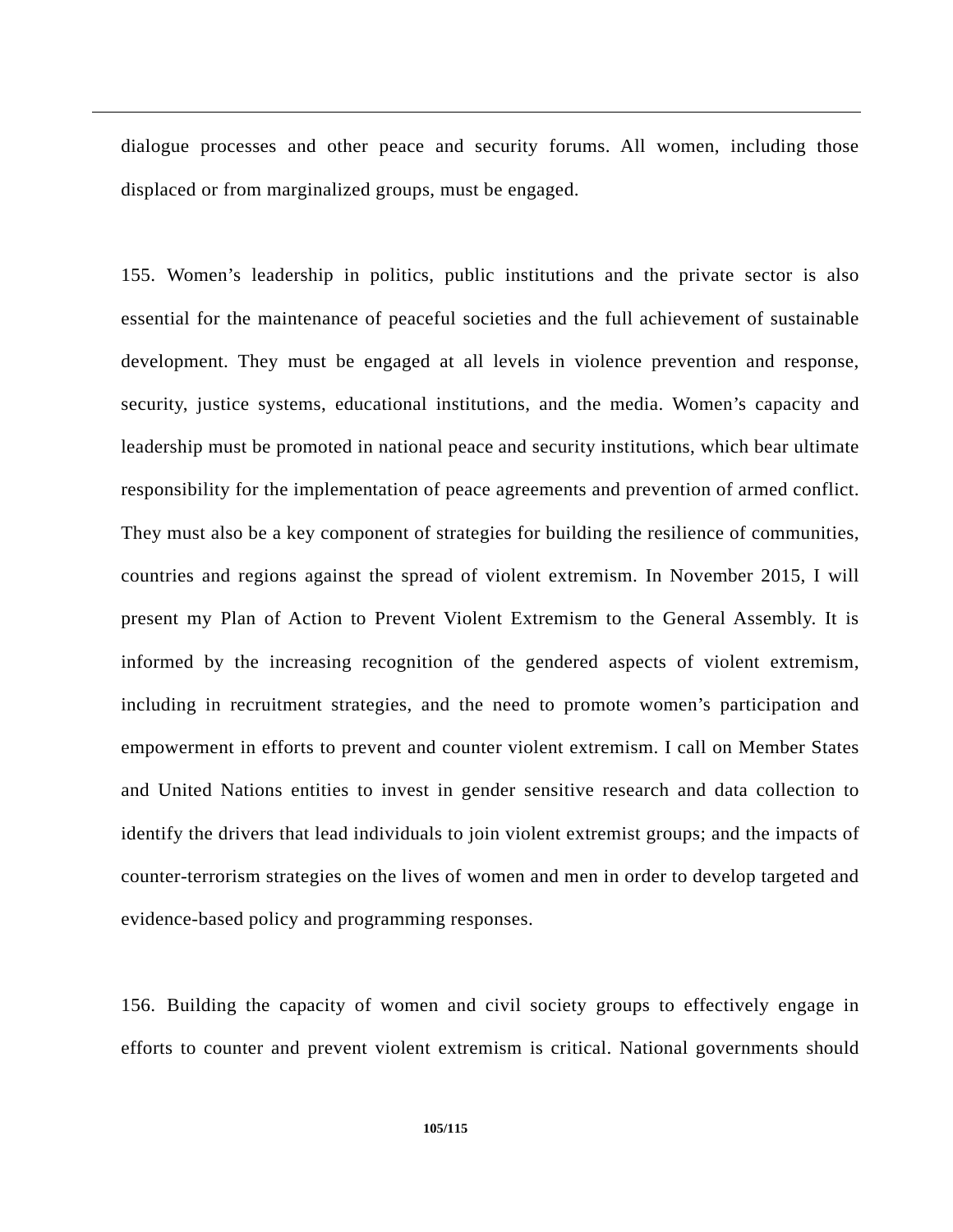dialogue processes and other peace and security forums. All women, including those displaced or from marginalized groups, must be engaged.

155. Women's leadership in politics, public institutions and the private sector is also essential for the maintenance of peaceful societies and the full achievement of sustainable development. They must be engaged at all levels in violence prevention and response, security, justice systems, educational institutions, and the media. Women's capacity and leadership must be promoted in national peace and security institutions, which bear ultimate responsibility for the implementation of peace agreements and prevention of armed conflict. They must also be a key component of strategies for building the resilience of communities, countries and regions against the spread of violent extremism. In November 2015, I will present my Plan of Action to Prevent Violent Extremism to the General Assembly. It is informed by the increasing recognition of the gendered aspects of violent extremism, including in recruitment strategies, and the need to promote women's participation and empowerment in efforts to prevent and counter violent extremism. I call on Member States and United Nations entities to invest in gender sensitive research and data collection to identify the drivers that lead individuals to join violent extremist groups; and the impacts of counter-terrorism strategies on the lives of women and men in order to develop targeted and evidence-based policy and programming responses.

156. Building the capacity of women and civil society groups to effectively engage in efforts to counter and prevent violent extremism is critical. National governments should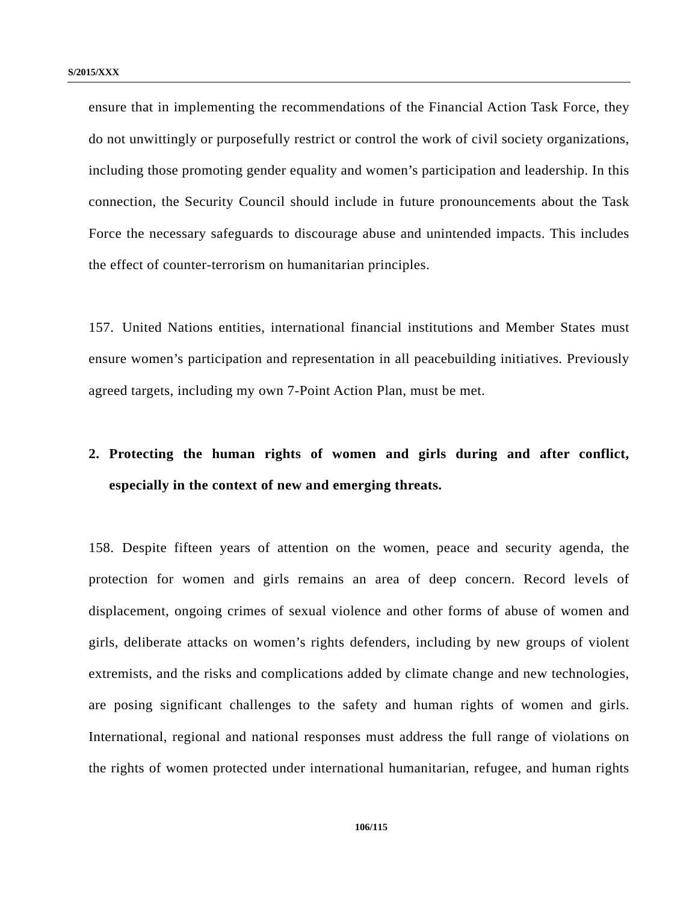ensure that in implementing the recommendations of the Financial Action Task Force, they do not unwittingly or purposefully restrict or control the work of civil society organizations, including those promoting gender equality and women's participation and leadership. In this connection, the Security Council should include in future pronouncements about the Task Force the necessary safeguards to discourage abuse and unintended impacts. This includes the effect of counter-terrorism on humanitarian principles.

157. United Nations entities, international financial institutions and Member States must ensure women's participation and representation in all peacebuilding initiatives. Previously agreed targets, including my own 7-Point Action Plan, must be met.

**2. Protecting the human rights of women and girls during and after conflict, especially in the context of new and emerging threats.**

158. Despite fifteen years of attention on the women, peace and security agenda, the protection for women and girls remains an area of deep concern. Record levels of displacement, ongoing crimes of sexual violence and other forms of abuse of women and girls, deliberate attacks on women's rights defenders, including by new groups of violent extremists, and the risks and complications added by climate change and new technologies, are posing significant challenges to the safety and human rights of women and girls. International, regional and national responses must address the full range of violations on the rights of women protected under international humanitarian, refugee, and human rights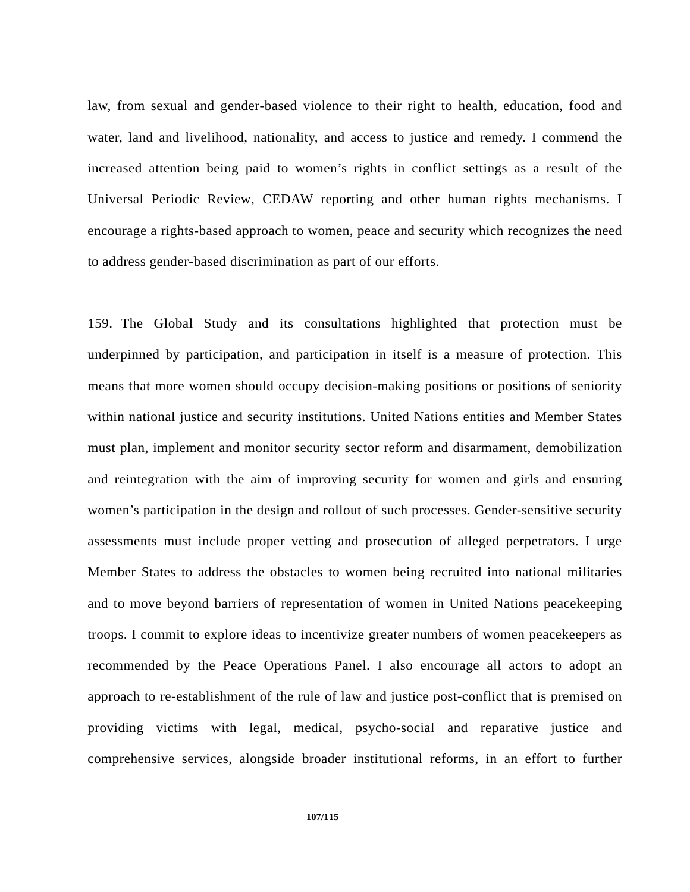law, from sexual and gender-based violence to their right to health, education, food and water, land and livelihood, nationality, and access to justice and remedy. I commend the increased attention being paid to women's rights in conflict settings as a result of the Universal Periodic Review, CEDAW reporting and other human rights mechanisms. I encourage a rights-based approach to women, peace and security which recognizes the need to address gender-based discrimination as part of our efforts.

159. The Global Study and its consultations highlighted that protection must be underpinned by participation, and participation in itself is a measure of protection. This means that more women should occupy decision-making positions or positions of seniority within national justice and security institutions. United Nations entities and Member States must plan, implement and monitor security sector reform and disarmament, demobilization and reintegration with the aim of improving security for women and girls and ensuring women's participation in the design and rollout of such processes. Gender-sensitive security assessments must include proper vetting and prosecution of alleged perpetrators. I urge Member States to address the obstacles to women being recruited into national militaries and to move beyond barriers of representation of women in United Nations peacekeeping troops. I commit to explore ideas to incentivize greater numbers of women peacekeepers as recommended by the Peace Operations Panel. I also encourage all actors to adopt an approach to re-establishment of the rule of law and justice post-conflict that is premised on providing victims with legal, medical, psycho-social and reparative justice and comprehensive services, alongside broader institutional reforms, in an effort to further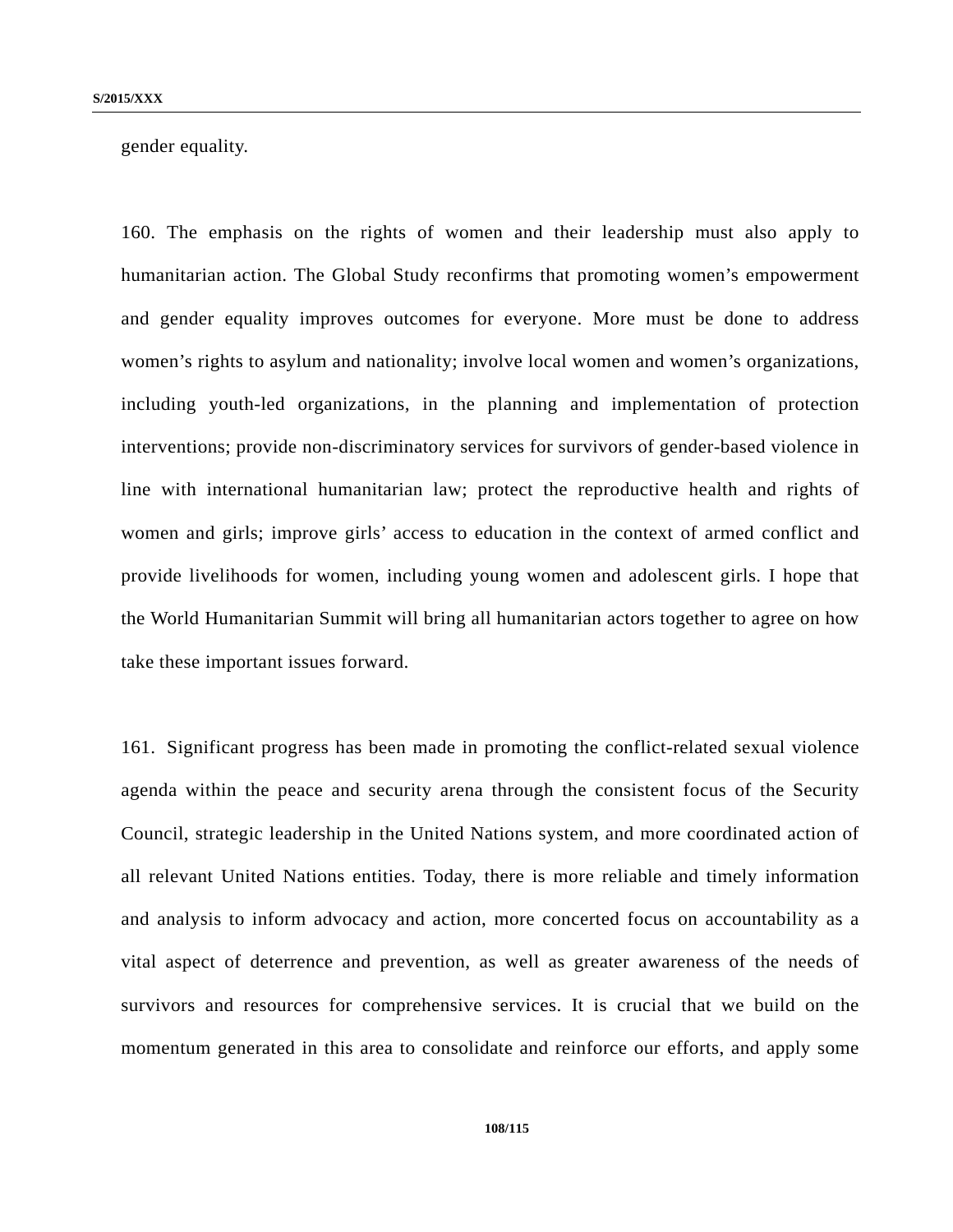gender equality.

160. The emphasis on the rights of women and their leadership must also apply to humanitarian action. The Global Study reconfirms that promoting women's empowerment and gender equality improves outcomes for everyone. More must be done to address women's rights to asylum and nationality; involve local women and women's organizations, including youth-led organizations, in the planning and implementation of protection interventions; provide non-discriminatory services for survivors of gender-based violence in line with international humanitarian law; protect the reproductive health and rights of women and girls; improve girls' access to education in the context of armed conflict and provide livelihoods for women, including young women and adolescent girls. I hope that the World Humanitarian Summit will bring all humanitarian actors together to agree on how take these important issues forward.

161. Significant progress has been made in promoting the conflict-related sexual violence agenda within the peace and security arena through the consistent focus of the Security Council, strategic leadership in the United Nations system, and more coordinated action of all relevant United Nations entities. Today, there is more reliable and timely information and analysis to inform advocacy and action, more concerted focus on accountability as a vital aspect of deterrence and prevention, as well as greater awareness of the needs of survivors and resources for comprehensive services. It is crucial that we build on the momentum generated in this area to consolidate and reinforce our efforts, and apply some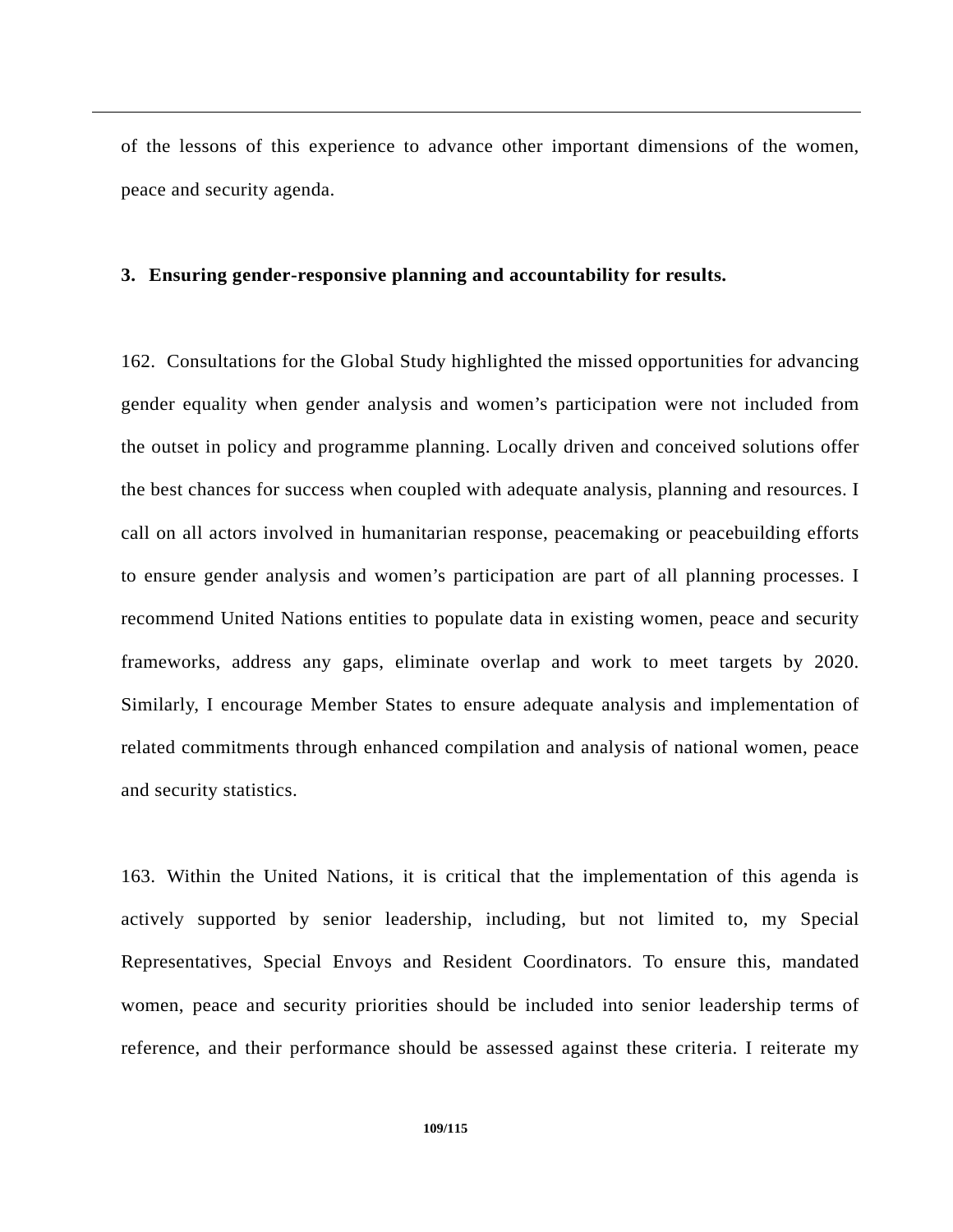of the lessons of this experience to advance other important dimensions of the women, peace and security agenda.

### 3. Ensuring gender-responsive planning and accountability for results.

162. Consultations for the Global Study highlighted the missed opportunities for advancing gender equality when gender analysis and women's participation were not included from the outset in policy and programme planning. Locally driven and conceived solutions offer the best chances for success when coupled with adequate analysis, planning and resources. I call on all actors involved in humanitarian response, peacemaking or peacebuilding efforts to ensure gender analysis and women's participation are part of all planning processes. I recommend United Nations entities to populate data in existing women, peace and security frameworks, address any gaps, eliminate overlap and work to meet targets by 2020. Similarly, I encourage Member States to ensure adequate analysis and implementation of related commitments through enhanced compilation and analysis of national women, peace and security statistics.

163. Within the United Nations, it is critical that the implementation of this agenda is actively supported by senior leadership, including, but not limited to, my Special Representatives, Special Envoys and Resident Coordinators. To ensure this, mandated women, peace and security priorities should be included into senior leadership terms of reference, and their performance should be assessed against these criteria. I reiterate my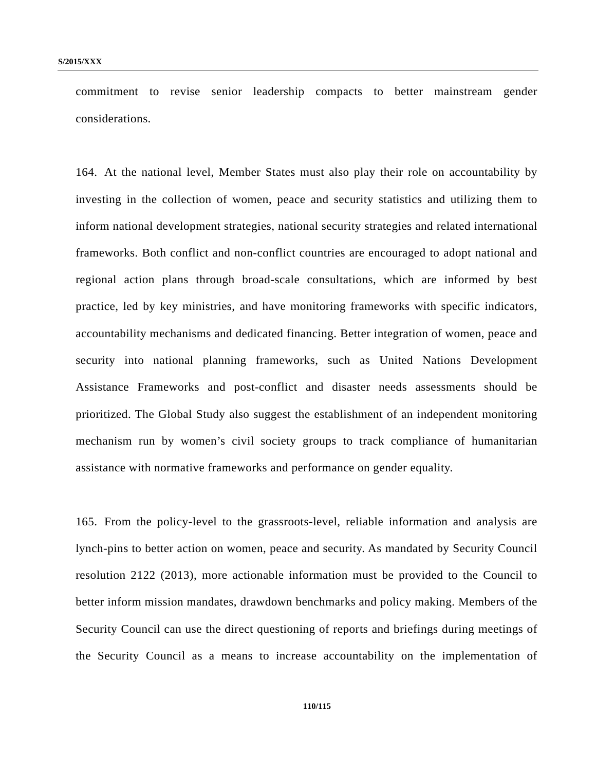commitment to revise senior leadership compacts to better mainstream gender considerations.

164. At the national level, Member States must also play their role on accountability by investing in the collection of women, peace and security statistics and utilizing them to inform national development strategies, national security strategies and related international frameworks. Both conflict and non-conflict countries are encouraged to adopt national and regional action plans through broad-scale consultations, which are informed by best practice, led by key ministries, and have monitoring frameworks with specific indicators, accountability mechanisms and dedicated financing. Better integration of women, peace and security into national planning frameworks, such as United Nations Development Assistance Frameworks and post-conflict and disaster needs assessments should be prioritized. The Global Study also suggest the establishment of an independent monitoring mechanism run by women's civil society groups to track compliance of humanitarian assistance with normative frameworks and performance on gender equality.

165. From the policy-level to the grassroots-level, reliable information and analysis are lynch-pins to better action on women, peace and security. As mandated by Security Council resolution 2122 (2013), more actionable information must be provided to the Council to better inform mission mandates, drawdown benchmarks and policy making. Members of the Security Council can use the direct questioning of reports and briefings during meetings of the Security Council as a means to increase accountability on the implementation of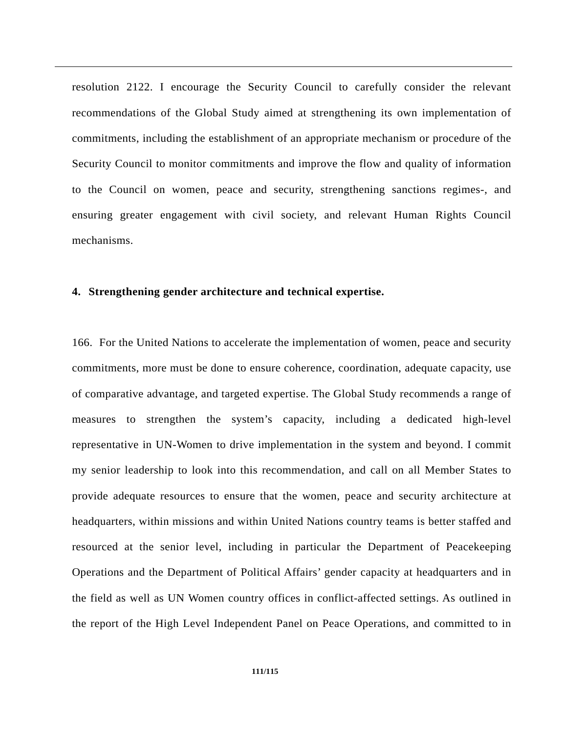resolution 2122. I encourage the Security Council to carefully consider the relevant recommendations of the Global Study aimed at strengthening its own implementation of commitments, including the establishment of an appropriate mechanism or procedure of the Security Council to monitor commitments and improve the flow and quality of information to the Council on women, peace and security, strengthening sanctions regimes-, and ensuring greater engagement with civil society, and relevant Human Rights Council mechanisms.

**4. Strengthening gender architecture and technical expertise.**

166. For the United Nations to accelerate the implementation of women, peace and security commitments, more must be done to ensure coherence, coordination, adequate capacity, use of comparative advantage, and targeted expertise. The Global Study recommends a range of measures to strengthen the system's capacity, including a dedicated high-level representative in UN-Women to drive implementation in the system and beyond. I commit my senior leadership to look into this recommendation, and call on all Member States to provide adequate resources to ensure that the women, peace and security architecture at headquarters, within missions and within United Nations country teams is better staffed and resourced at the senior level, including in particular the Department of Peacekeeping Operations and the Department of Political Affairs' gender capacity at headquarters and in the field as well as UN Women country offices in conflict-affected settings. As outlined in the report of the High Level Independent Panel on Peace Operations, and committed to in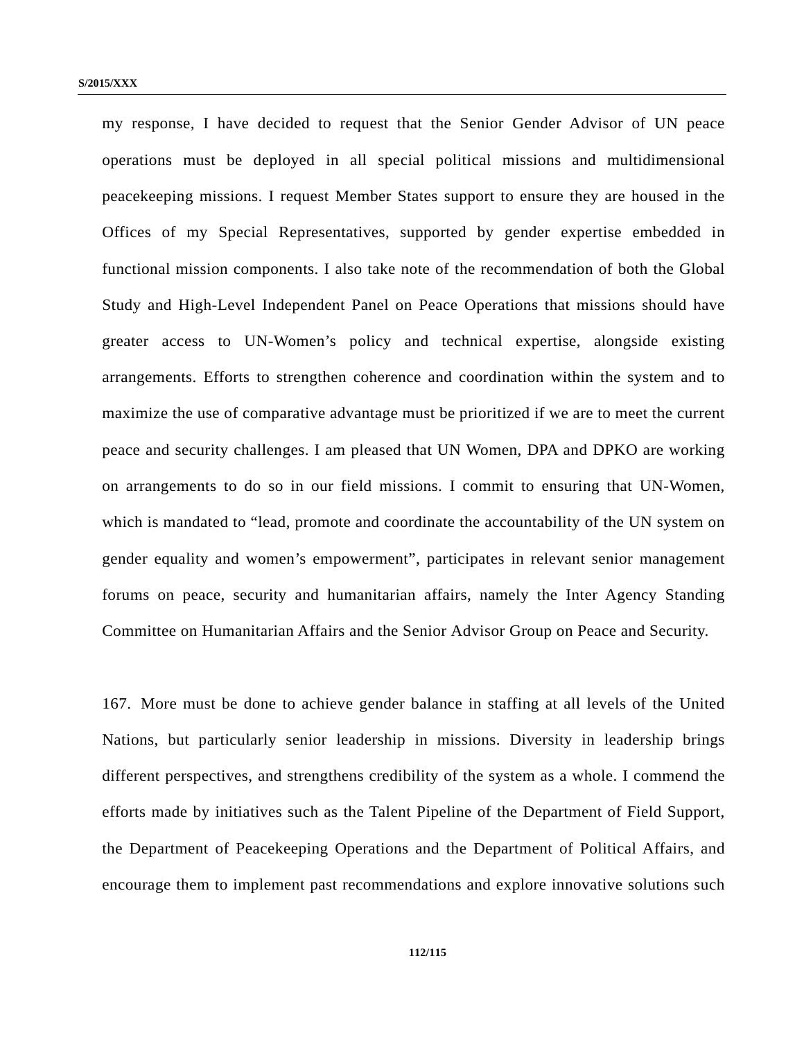my response, I have decided to request that the Senior Gender Advisor of UN peace operations must be deployed in all special political missions and multidimensional peacekeeping missions. I request Member States support to ensure they are housed in the Offices of my Special Representatives, supported by gender expertise embedded in functional mission components. I also take note of the recommendation of both the Global Study and High-Level Independent Panel on Peace Operations that missions should have greater access to UN-Women's policy and technical expertise, alongside existing arrangements. Efforts to strengthen coherence and coordination within the system and to maximize the use of comparative advantage must be prioritized if we are to meet the current peace and security challenges. I am pleased that UN Women, DPA and DPKO are working on arrangements to do so in our field missions. I commit to ensuring that UN-Women, which is mandated to "lead, promote and coordinate the accountability of the UN system on gender equality and women's empowerment", participates in relevant senior management forums on peace, security and humanitarian affairs, namely the Inter Agency Standing Committee on Humanitarian Affairs and the Senior Advisor Group on Peace and Security.

167. More must be done to achieve gender balance in staffing at all levels of the United Nations, but particularly senior leadership in missions. Diversity in leadership brings different perspectives, and strengthens credibility of the system as a whole. I commend the efforts made by initiatives such as the Talent Pipeline of the Department of Field Support, the Department of Peacekeeping Operations and the Department of Political Affairs, and encourage them to implement past recommendations and explore innovative solutions such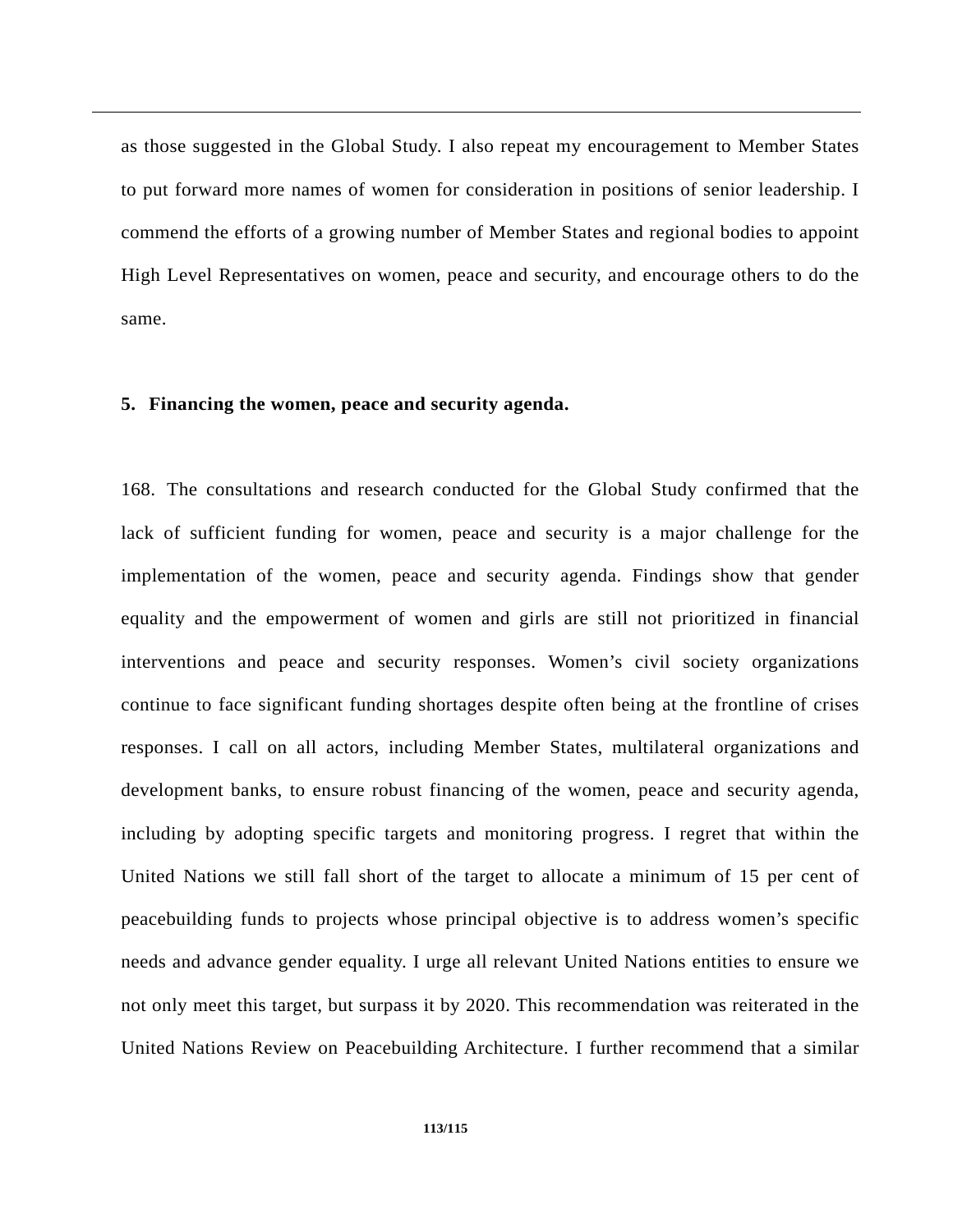as those suggested in the Global Study. I also repeat my encouragement to Member States to put forward more names of women for consideration in positions of senior leadership. I commend the efforts of a growing number of Member States and regional bodies to appoint High Level Representatives on women, peace and security, and encourage others to do the same.

**5. Financing the women, peace and security agenda.**

168. The consultations and research conducted for the Global Study confirmed that the lack of sufficient funding for women, peace and security is a major challenge for the implementation of the women, peace and security agenda. Findings show that gender equality and the empowerment of women and girls are still not prioritized in financial interventions and peace and security responses. Women's civil society organizations continue to face significant funding shortages despite often being at the frontline of crises responses. I call on all actors, including Member States, multilateral organizations and development banks, to ensure robust financing of the women, peace and security agenda, including by adopting specific targets and monitoring progress. I regret that within the United Nations we still fall short of the target to allocate a minimum of 15 per cent of peacebuilding funds to projects whose principal objective is to address women's specific needs and advance gender equality. I urge all relevant United Nations entities to ensure we not only meet this target, but surpass it by 2020. This recommendation was reiterated in the United Nations Review on Peacebuilding Architecture. I further recommend that a similar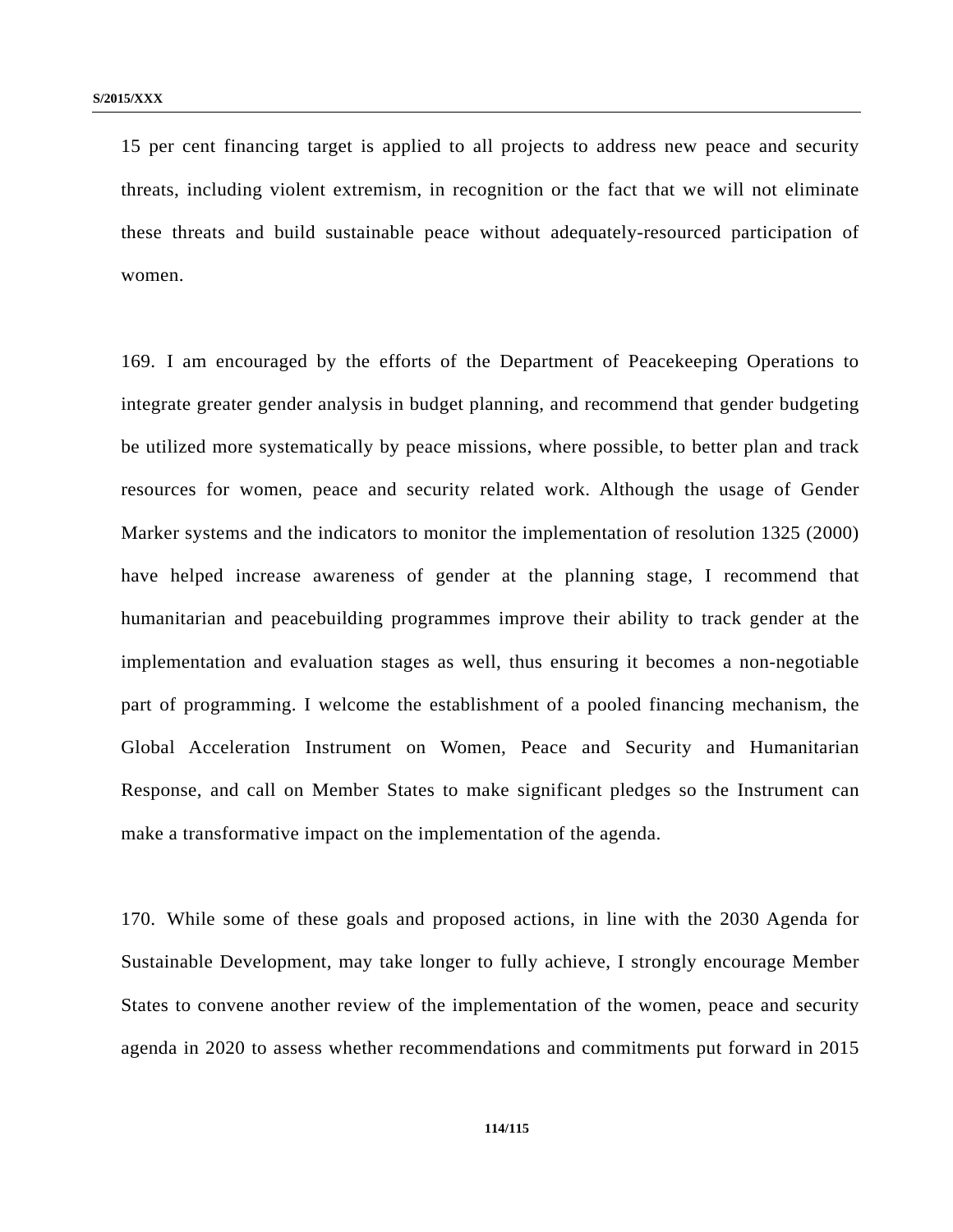15 per cent financing target is applied to all projects to address new peace and security threats, including violent extremism, in recognition or the fact that we will not eliminate these threats and build sustainable peace without adequately-resourced participation of women.

169. I am encouraged by the efforts of the Department of Peacekeeping Operations to integrate greater gender analysis in budget planning, and recommend that gender budgeting be utilized more systematically by peace missions, where possible, to better plan and track resources for women, peace and security related work. Although the usage of Gender Marker systems and the indicators to monitor the implementation of resolution 1325 (2000) have helped increase awareness of gender at the planning stage, I recommend that humanitarian and peacebuilding programmes improve their ability to track gender at the implementation and evaluation stages as well, thus ensuring it becomes a non-negotiable part of programming. I welcome the establishment of a pooled financing mechanism, the Global Acceleration Instrument on Women, Peace and Security and Humanitarian Response, and call on Member States to make significant pledges so the Instrument can make a transformative impact on the implementation of the agenda.

170. While some of these goals and proposed actions, in line with the 2030 Agenda for Sustainable Development, may take longer to fully achieve, I strongly encourage Member States to convene another review of the implementation of the women, peace and security agenda in 2020 to assess whether recommendations and commitments put forward in 2015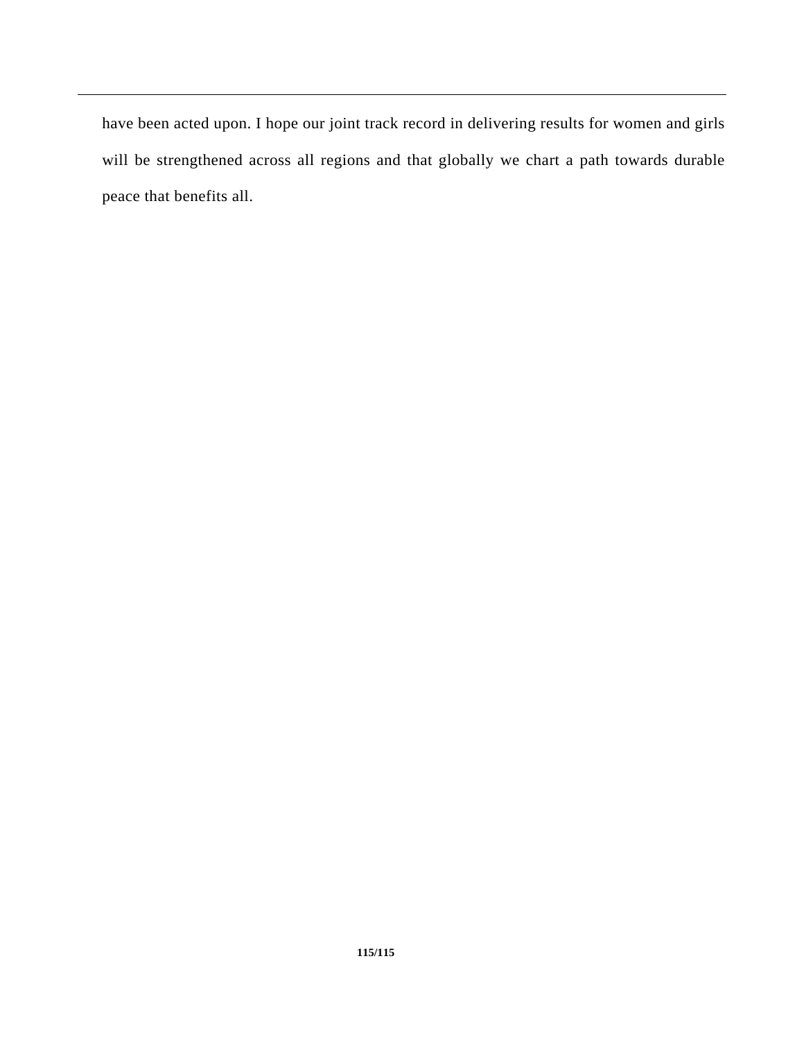have been acted upon. I hope our joint track record in delivering results for women and girls will be strengthened across all regions and that globally we chart a path towards durable peace that benefits all.